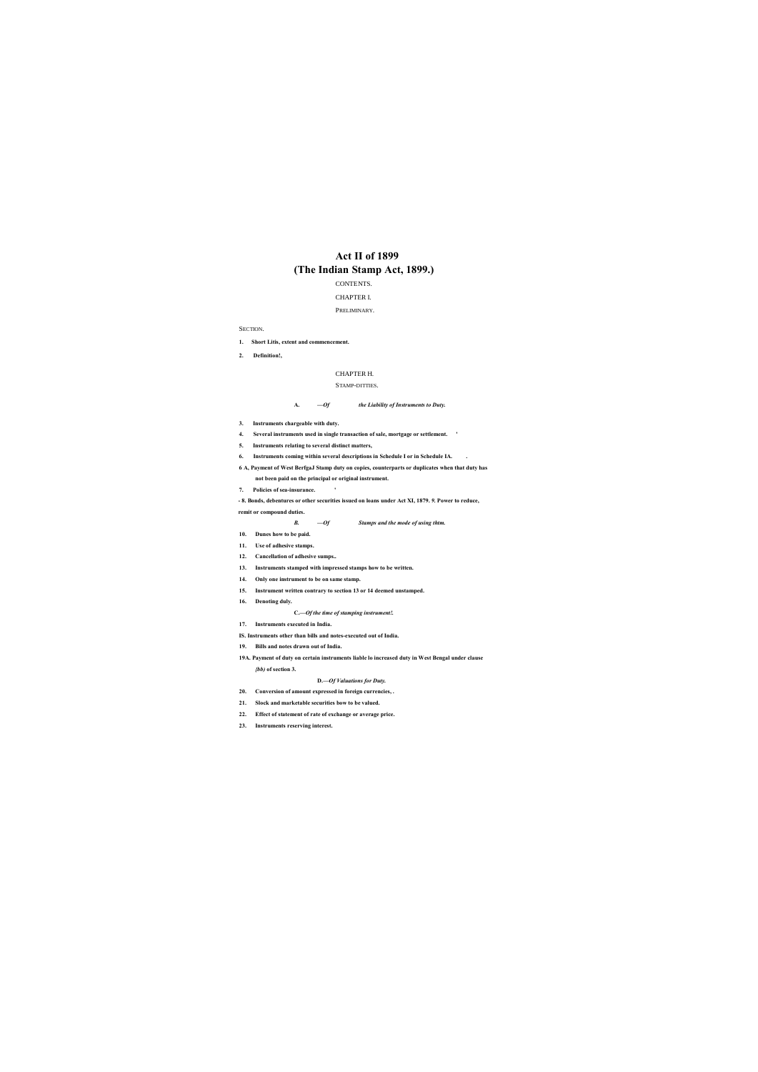# Act II of 1899
# (The Indian Stamp Act, 1899.)

CONTENTS.

CHAPTER I.

PRELIMINARY.

SECTION.

1. **Short Litis, extent and commencement.**

2. **Definition!,**

CHAPTER H.

STAMP-DITTIES.

**A. —*Of the Liability of Instruments to Duty.***

3. **Instruments chargeable with duty.**
4. **Several instruments used in single transaction of sale, mortgage or settlement. '**
5. **Instruments relating to several distinct matters,**
6. **Instruments coming within several descriptions in Schedule I or in Schedule IA. .**

**6 A. Payment of West BerfgaJ Stamp duty on copies, counterparts or duplicates when that duty has not been paid on the principal or original instrument.**

7. **Policies of sea-insurance. '**

**- 8. Bonds, debentures or other securities issued on loans under Act XI, 1879. 9. Power to reduce, remit or compound duties.**

***B. —Of Stamps and the mode of using thtm.***

10. **Dunes how to be paid.**
11. **Use of adhesive stamps.**
12. **Cancellation of adhesive sumps..**
13. **Instruments stamped with impressed stamps how to be written.**
14. **Only one instrument to be on same stamp.**
15. **Instrument written contrary to section 13 or 14 deemed unstamped.**
16. **Denoting duly.**

**C.—*Of the time of stamping instrument!.***

17. **Instruments executed in India.**

**IS. Instruments other than bills and notes-executed out of India.**

19. **Bills and notes drawn out of India.**

**19A. Payment of duty on certain instruments liable lo increased duty in West Bengal under clause *(bb)* of section 3.**

**D.—*Of Valuations for Duty.***

20. **Conversion of amount expressed in foreign currencies, .**
21. **Slock and marketable securities bow to be valued.**
22. **Effect of statement of rate of exchange or average price.**
23. **Instruments reserving interest.**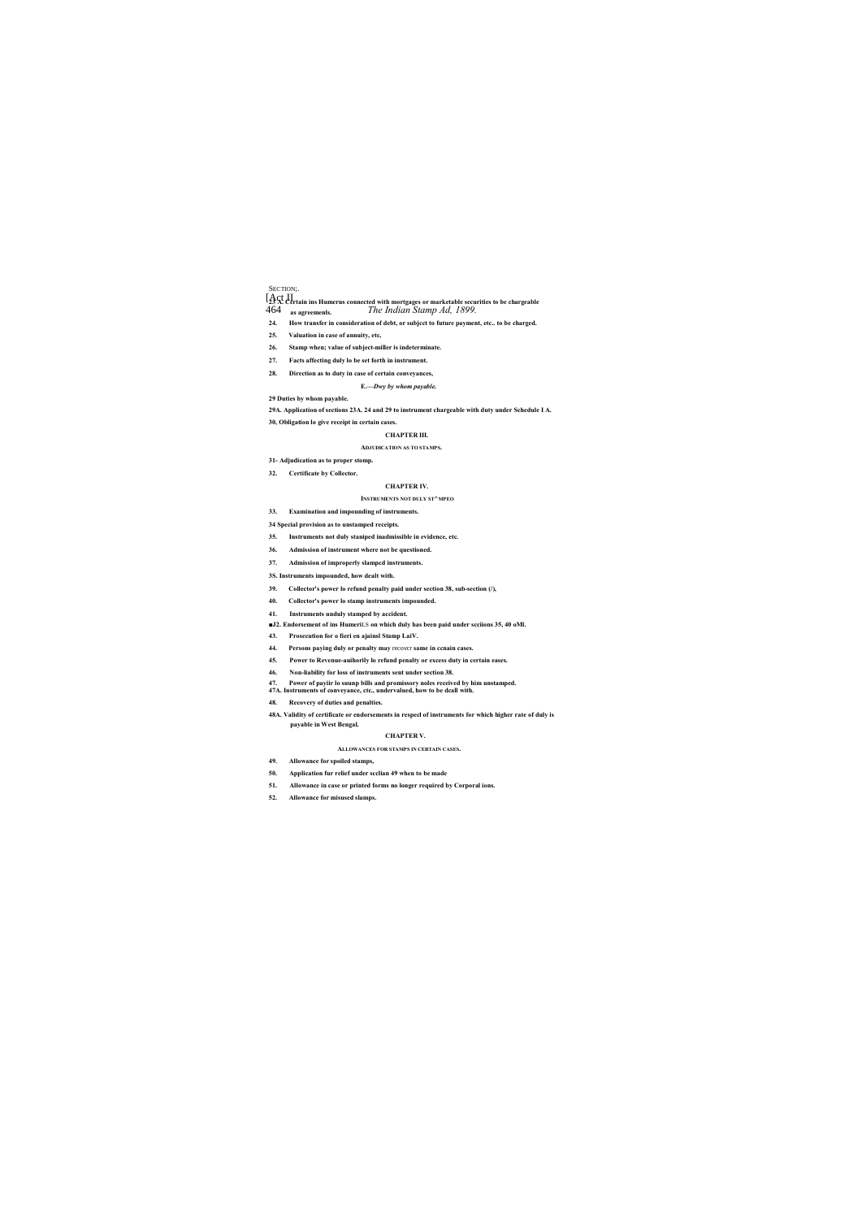SECTION;.

**23A. Certain ins Humerus connected with mortgages or marketable securities to be chargeable as agreemenls.**

**24. How transfer in consideration of debt, or subjcct to future payment, etc.. to be charged.**

**25. Valuation in case of annuity, etc,**

**26. Stamp when; value of subject-miller is indeterminate.**

**27. Facts affecting duly lo be set forth in instrument.**

**28. Direction as to duty in case of certain conveyances,**

***E.—Dwy by whom payable.***

**29 Duties by whom payable.**

**29A. Application of sections 23A. 24 and 29 to instrument chargeable with duty under Schedule I A.**

**30, Obligation lo give receipt in certain cases.**

## CHAPTER III.

### ADJUDICATION AS TO STAMPS.

**31- Adjudication as to proper stomp.**

**32. Certificate by Collector.**

## CHAPTER IV.

### INSTRUMENTS NOT DULY ST^MPEO

**33. Examination and impounding of instruments.**

**34 Special provision as to unstamped receipts.**

**35. Instruments not duly staniped inadmissible in evidence, etc.**

**36. Admission of instrument where not be questioned.**

**37. Admission of improperly slamped instruments.**

**3S. Instruments impounded, how dealt with.**

**39. Collector's power lo refund penalty paid under section 38, sub-section (/).**

**40. Collector's power lo stamp instruments impounded.**

**41. Instruments unduly stamped by accident.**

**■J2. Endorsement of ins HumeriLS on which duly has been paid under scciions 35, 40 oMl.**

**43. Prosecution for o fieri en ajainsl Stamp LaiV.**

**44. Persons paying duly or penalty may recovcr same in ccnain cases.**

**45. Power to Revenue-auihorily lo refund penalty or excess duty in certain eases.**

**46. Non-liability for loss of instruments sent under section 38.**

**47. Power of payiir lo suunp bills and promissory noles received by him unstamped.**

**47A. Instruments of conveyance, etc., undervalued, how to be dcall with.**

**48. Recovery of duties and penalties.**

**48A. Validity of certificate or endorsements in respecl of instruments for which higher rate of duly is payable in West Bengal.**

## CHAPTER V.

### ALLOWANCES FOR STAMPS IN CERTAIN CASES.

**49. Allowance for spoiled stamps,**

**50. Application fur relief under scclian 49 when to be made**

**51. Allowance in case or printed forms no longer required by Corporal ions.**

**52. Allowance for misused slamps.**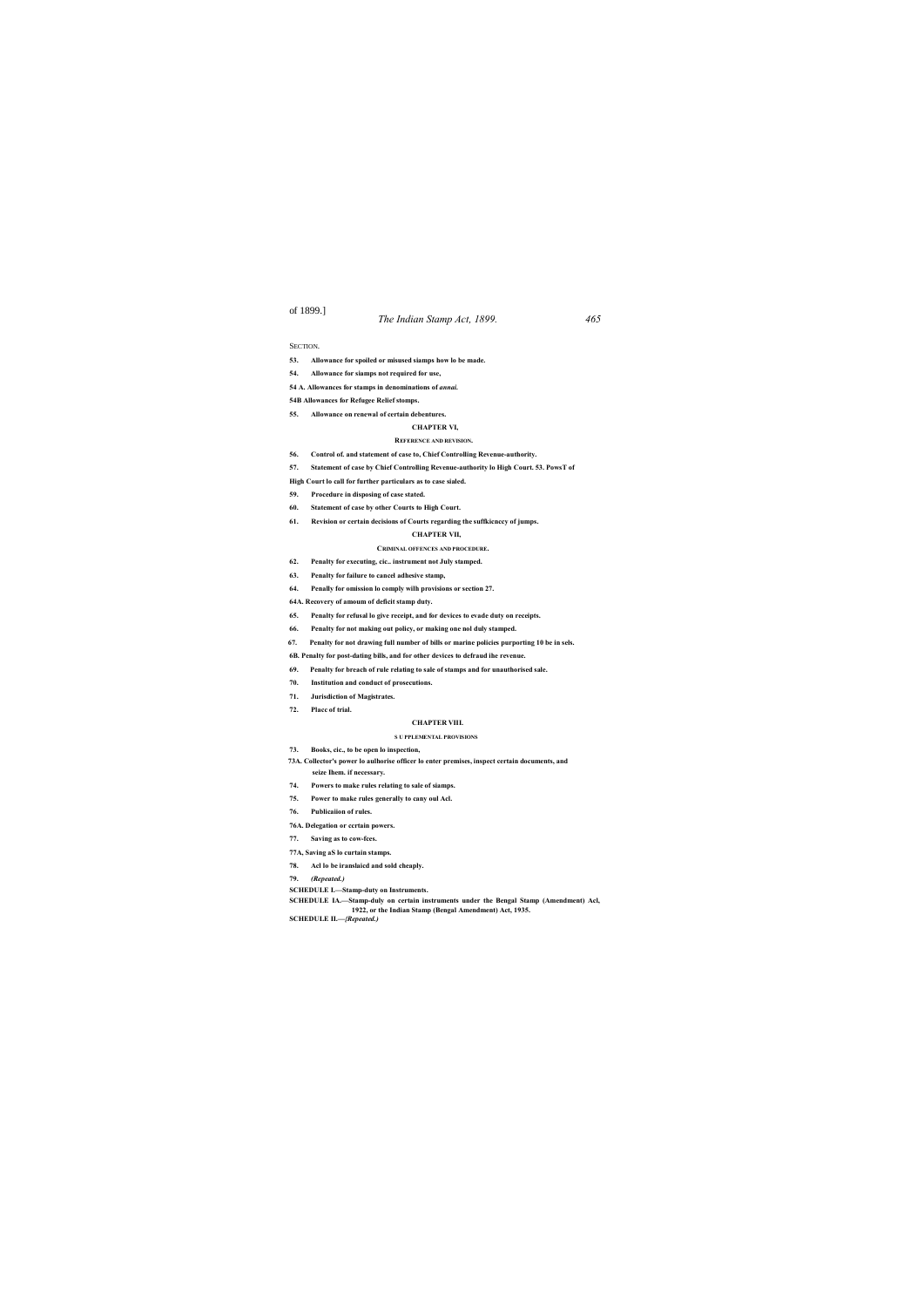SECTION.

**53. Allowance for spoiled or misused siamps how lo be made.**

**54. Allowance for siamps not required for use,**

**54 A. Allowances for stamps in denominations of *annai.***

**54B Allowances for Refugee Relief stomps.**

**55. Allowance on renewal of certain debentures.**

## CHAPTER VI,

### REFERENCE AND REVISION.

**56. Control of. and statement of case to, Chief Controlling Revenue-authority.**

**57. Statement of case by Chief Controlling Revenue-authority lo High Court. 53. PowsT of High Court lo call for further particulars as to case sialed.**

**59. Procedure in disposing of case stated.**

**60. Statement of case by other Courts to High Court.**

**61. Revision or certain decisions of Courts regarding the suffkiencey of jumps.**

## CHAPTER VII,

### CRIMINAL OFFENCES AND PROCEDURE.

**62. Penalty for executing, cic.. instrument not July stamped.**

**63. Penalty for failure to cancel adhesive stamp,**

**64. Penally for omission lo comply wilh provisions or section 27.**

**64A. Recovery of amoum of deficit stamp duty.**

**65. Penalty for refusal lo give receipt, and for devices to evade duty on receipts.**

**66. Penalty for not making out policy, or making one nol duly stamped.**

**67. Penalty for not drawing full number of bills or marine policies purporting 10 be in sels.**

**6B. Penalty for post-dating bills, and for other devices to defraud ihe revenue.**

**69. Penalty for breach of rule relating to sale of stamps and for unauthorised sale.**

**70. Institution and conduct of prosecutions.**

**71. Jurisdiction of Magistrates.**

**72. Placc of trial.**

## CHAPTER VIII.

### S U PPLEMENTAL PROVISIONS

**73. Books, cic., to be open lo inspection,**

**73A. Collector's power lo aulhorise officer lo enter premises, inspect certain documents, and seize Ihem. if necessary.**

**74. Powers to make rules relating to sale of siamps.**

**75. Power to make rules generally to cany oul Acl.**

**76. Publicaiion of rules.**

**76A. Delegation or ccrtain powers.**

**77. Saving as to cow-fces.**

**77A, Saving aS lo curtain stamps.**

**78. Acl lo be iranslaicd and sold cheaply.**

**79. *(Repeated.)***

**SCHEDULE I.—Stamp-duty on Instruments.**

**SCHEDULE IA.—Stamp-duly on certain instruments under the Bengal Stamp (Amendment) Acl, 1922, or the Indian Stamp (Bengal Amendment) Act, 1935.**

**SCHEDULE II.—*[Repeated.)***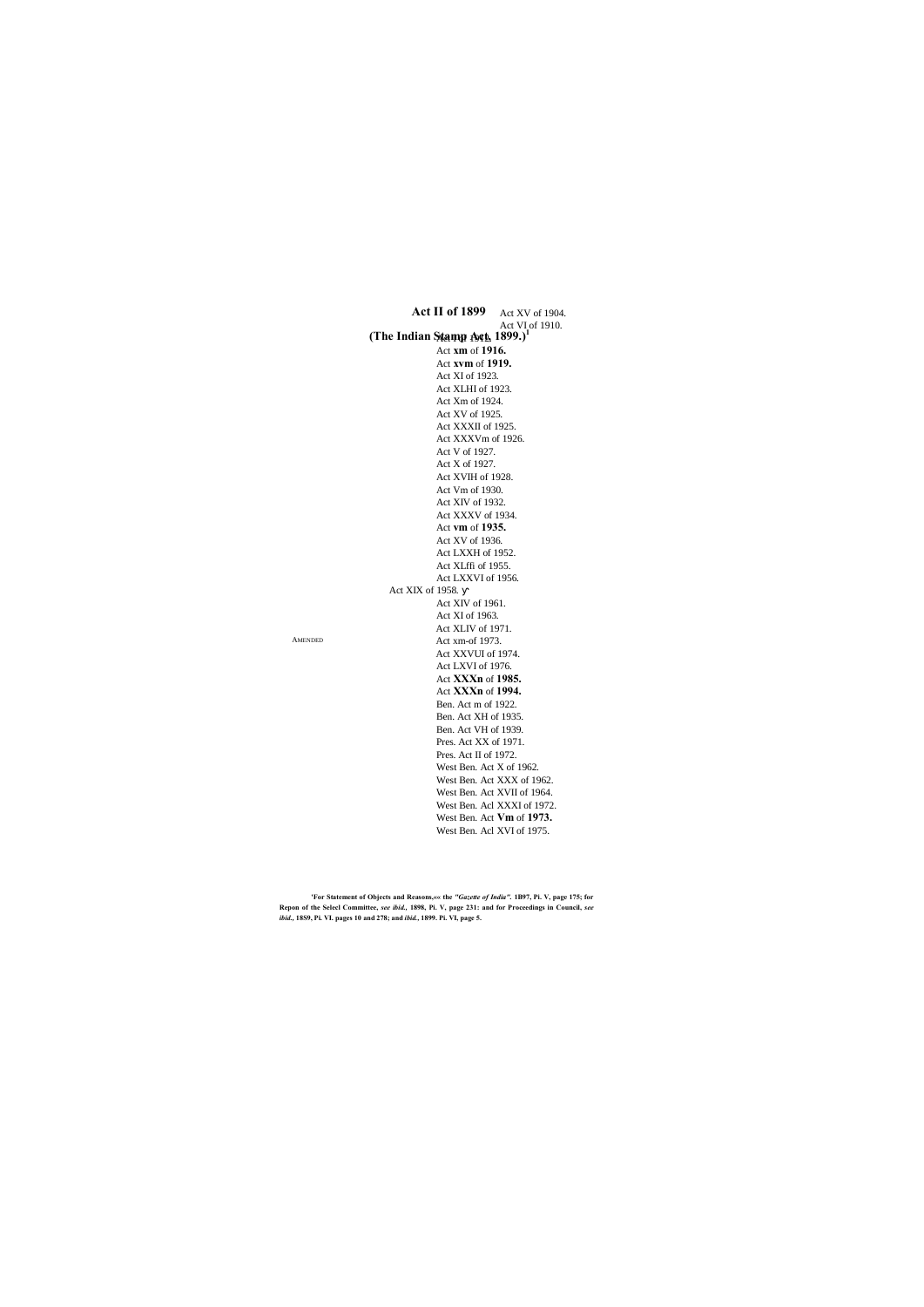# Act II of 1899

## (The Indian Stamp Act, 1899.)[1]

AMENDED

Act XV of 1904.
Act VI of 1910.
Act VII of 1913.
Act **xm** of **1916.**
Act **xvm** of **1919.**
Act XI of 1923.
Act XLHI of 1923.
Act Xm of 1924.
Act XV of 1925.
Act XXXII of 1925.
Act XXXVm of 1926.
Act V of 1927.
Act X of 1927.
Act XVIH of 1928.
Act Vm of 1930.
Act XIV of 1932.
Act XXXV of 1934.
Act **vm** of **1935.**
Act XV of 1936.
Act LXXH of 1952.
Act XLffi of 1955.
Act LXXVI of 1956.
Act XIX of 1958.
Act XIV of 1961.
Act XI of 1963.
Act XLIV of 1971.
Act xm-of 1973.
Act XXVUI of 1974.
Act LXVI of 1976.
Act **XXXn** of **1985.**
Act **XXXn** of **1994.**
Ben. Act m of 1922.
Ben. Act XH of 1935.
Ben. Act VH of 1939.
Pres. Act XX of 1971.
Pres. Act II of 1972.
West Ben. Act X of 1962.
West Ben. Act XXX of 1962.
West Ben. Act XVII of 1964.
West Ben. Acl XXXI of 1972.
West Ben. Act **Vm** of **1973.**
West Ben. Acl XVI of 1975.

**[1]For Statement of Objects and Reasons,«« the *"Gazette of India".* 1B97, Pi. V, page 175; for Repon of the Selecl Committee, *see ibid.,* 1898, Pi. V, page 231: and for Proceedings in Council, *see ibid.,* 18S9, Pi. VI. pages 10 and 278; and *ibid.,* 1899. Pi. VI, page 5.**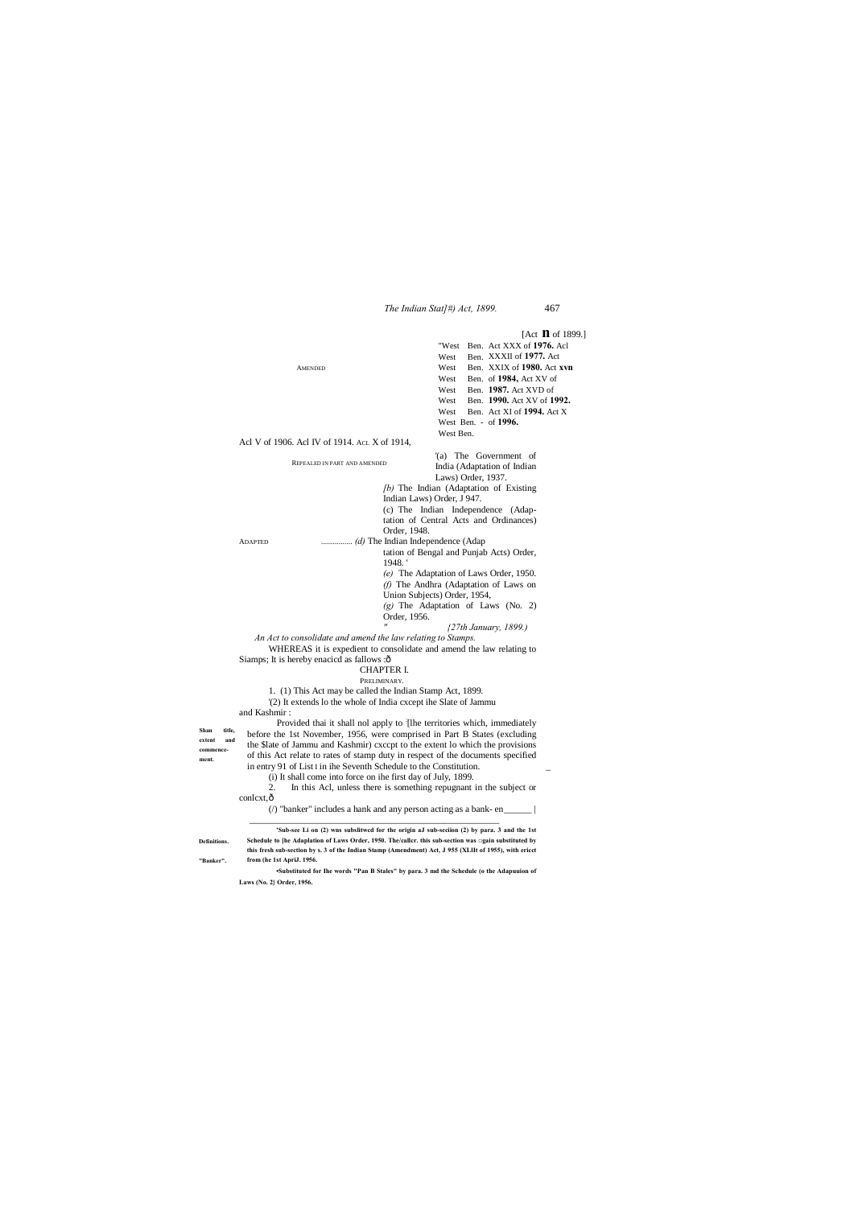[Act II of 1899.]

AMENDED

"West Ben. Act XXX of **1976.** Acl West Ben. XXXII of **1977.** Act West Ben. XXIX of **1980.** Act **xvn** West Ben. of **1984,** Act XV of West Ben. **1987.** Act XVD of West Ben. **1990.** Act XV of **1992.** West Ben. Act XI of **1994.** Act X West Ben. - of **1996.** West Ben.

Acl V of 1906. Acl IV of 1914. ACL X of 1914,

REPEALED IN PART AND AMENDED

ADAPTED ................

'(a) The Government of India (Adaptation of Indian Laws) Order, 1937.

*[b)* The Indian (Adaptation of Existing Indian Laws) Order, J 947.

(c) The Indian Independence (Adaptation of Central Acts and Ordinances) Order, 1948.

*(d)* The Indian Independence (Adaptation of Bengal and Punjab Acts) Order, 1948. '

*(e)* The Adaptation of Laws Order, 1950.

*(f)* The Andhra (Adaptation of Laws on Union Subjects) Order, 1954,

*(g)* The Adaptation of Laws (No. 2) Order, 1956.

" *{27th January, 1899.)*

*An Act to consolidate and amend the law relating to Stamps.*

WHEREAS it is expedient to consolidate and amend the law relating to Siamps; It is hereby enacicd as fallows :ô

## CHAPTER I.

### PRELIMINARY.

**Shan title, extent and commencement.**

1. (1) This Act may be called the Indian Stamp Act, 1899.

'(2) It extends lo the whole of India cxcept ihe Slate of Jammu and Kashmir :

Provided thai it shall nol apply to [lhe territories which, immediately before the 1st November, 1956, were comprised in Part B States (excluding the $late of Jammu and Kashmir) cxccpt to the extent lo which the provisions of this Act relate to rates of stamp duty in respect of the documents specified in entry 91 of List t in ihe Seventh Schedule to the Constitution.

(i) It shall come into force on ihe first day of July, 1899.

**Definitions.**

2. In this Acl, unless there is something repugnant in the subject or conlcxt,ô

**"Banker".**

(/) "banker" includes a hank and any person acting as a bank- en______ |

---

**'Sub-see Li on (2) wns subslitwed for the origin aJ sub-seciion (2) by para. 3 and the 1st Schedule to [he Adaplation of Laws Order, 1950. The/callcr. this sub-section was □gain substituted by this fresh sub-section by s. 3 of the Indian Stamp (Amendment) Act, J 955 (XLIIt of 1955), with ericct from (he 1st AprlJ. 1956.**

**•Substituted for Ihe words "Pan B Stales" by para. 3 md the Schedule (o the Adapuuion of Laws (No. 2} Order, 1956.**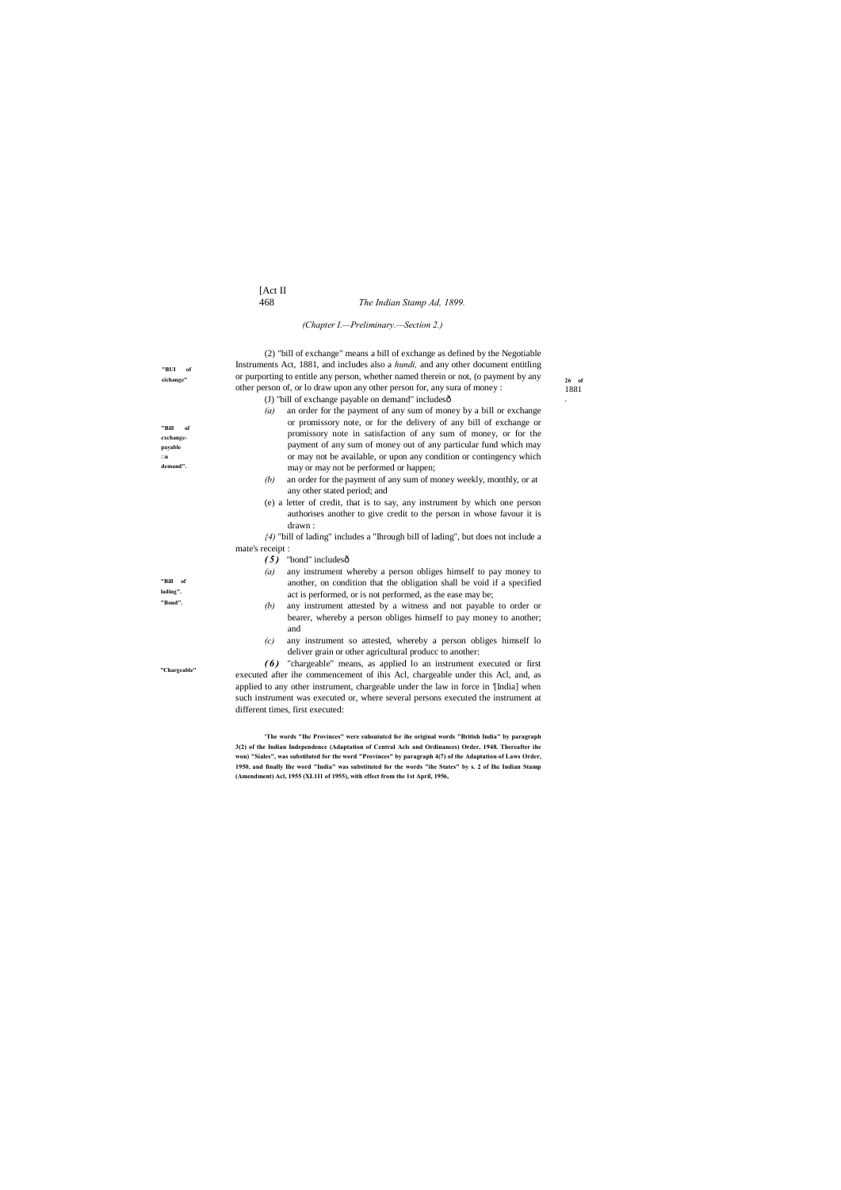*(Chapter I.—Preliminary.—Section 2.)*

"BUI of cichange"

(2) "bill of exchange" means a bill of exchange as defined by the Negotiable Instruments Act, 1881, and includes also a *hundi,* and any other document entitling or purporting to entitle any person, whether named therein or not, (o payment by any other person of, or lo draw upon any other person for, any sura of money :

26 of 1881.

"Bill of cxchange-payable □n demand".

(J) "bill of exchange payable on demand" includesô

*(a)* an order for the payment of any sum of money by a bill or exchange or promissory note, or for the delivery of any bill of exchange or promissory note in satisfaction of any sum of money, or for the payment of any sum of money out of any particular fund which may or may not be available, or upon any condition or contingency which may or may not be performed or happen;

*(b)* an order for the payment of any sum of money weekly, monthly, or at any other stated period; and

(e) a letter of credit, that is to say, any instrument by which one person authorises another to give credit to the person in whose favour it is drawn :

"Bill of lading".

*{4)* "bill of lading" includes a "Ihrough bill of lading", but does not include a mate's receipt :

"Bond".

***(5)*** "bond" includesô

*(a)* any instrument whereby a person obliges himself to pay money to another, on condition that the obligation shall be void if a specified act is performed, or is not performed, as the ease may be;

*(b)* any instrument attested by a witness and not payable to order or bearer, whereby a person obliges himself to pay money to another; and

*(c)* any instrument so attested, whereby a person obliges himself lo deliver grain or other agricultural producc to another:

"Chargeable"

***(6)*** "chargeable" means, as applied lo an instrument executed or first executed after ihe commencement of ihis Acl, chargeable under this Acl, and, as applied to any other instrument, chargeable under the law in force in '[India] when such instrument was executed or, where several persons executed the instrument at different times, first executed:

**'The words "Ihc Provinces" were suhsuiuted for ihe original words "British India" by paragraph 3(2) of the Indian Independence (Adaptation of Central Acls and Ordinances) Order, 1948. Thereafter ihe won) "Sialcs", was substiluted for the word "Provinces" by paragraph 4(7) of the Adaptation of Laws Order, 1950, and finally Ihe word "India" was substituted for the words "ihe States" by s. 2 of Ihc Indian Stamp (Amendment) Acl, 1955 (XL1I1 of 1955), with effect from the 1st April, 1956,**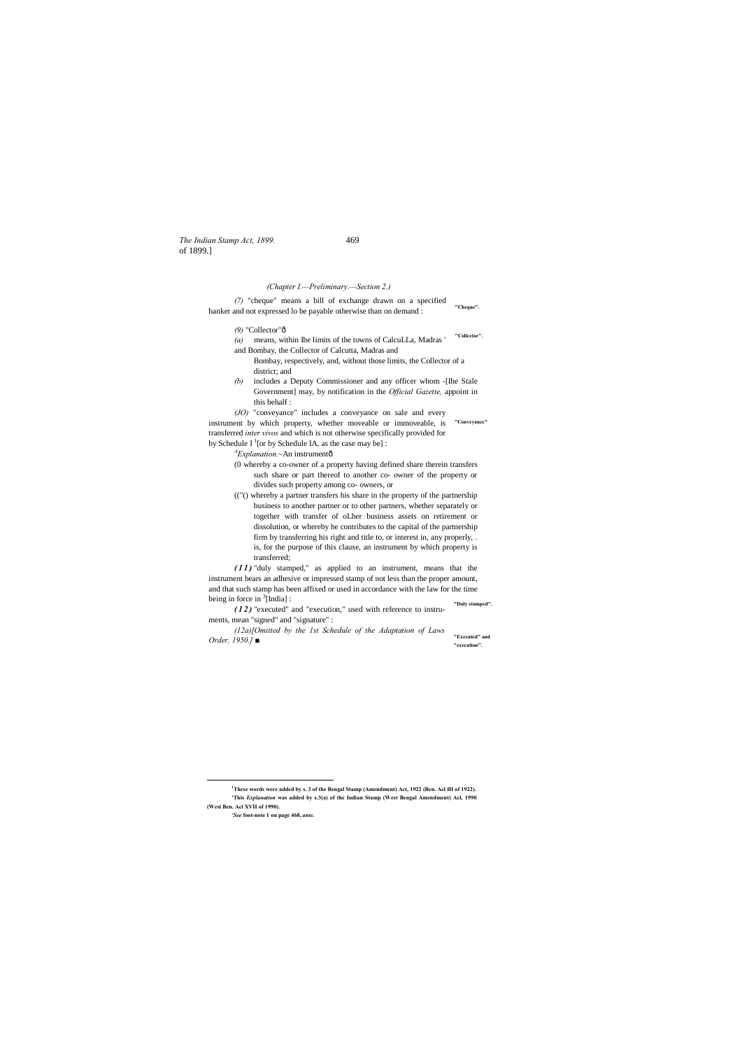(*Chapter I.—Preliminary.—Section 2.*)

(*7*) "cheque" means a bill of exchange drawn on a specified banker and not expressed lo be payable otherwise than on demand :

**"Cheque".**

(*9*) "Collector"ô

**"Collector".**

(*a*) means, within Ihe limits of the towns of CalcuLLa, Madras ' and Bombay, the Collector of Calcutta, Madras and Bombay, respectively, and, without those limits, the Collector of a district; and

(*b*) includes a Deputy Commissioner and any officer whom -[Ihe Stale Government] may, by notification in the *Official Gazette,* appoint in this behalf :

(*JO*) "conveyance" includes a conveyance on sale and every instrument by which property, whether moveable or immoveable, is transferred *inter vivos* and which is not otherwise specifically provided for by Schedule I [1][or by Schedule IA, as the case may be] :

**"Conveyance"**

[A]*Explanation.*~An instrumentô

(0 whereby a co-owner of a property having defined share therein transfers such share or part thereof to another co- owner of the property or divides such property among co- owners, or

(("() whereby a partner transfers his share in the property of the partnership business to another partner or to other partners, whether separately or together with transfer of oLher business assets on retirement or dissolution, or whereby he contributes to the capital of the partnership firm by transferring his right and title to, or interest in, any properly, . is, for the purpose of this clause, an instrument by which property is transferred;

***(11)*** "duly stamped," as applied to an instrument, means that the instrument bears an adhesive or impressed stamp of not less than the proper amount, and that such stamp has been affixed or used in accordance with the law for the time being in force in [3][India] :

**"Duly stamped".**

***(12)*** "executed" and "execution," used with reference to instruments, mean "signed" and "signature" :

**"Executed" and "execution".**

*(12a)[Omitted by the 1st Schedule of the Adaptation of Laws Order, 1950.]* ■

---

[1]**These words were added by s. 3 of the Bengal Stamp (Amendment) Act, 1922 (Ben. Acl III of 1922).**

**'This *Explanation* was added by s.3(a) of the Indian Stamp (West Bengal Amendment) Acl, 1990 (Wesi Ben. Acl XVII of 1990).**

***'See* foot-note 1 on page 468, *ante.***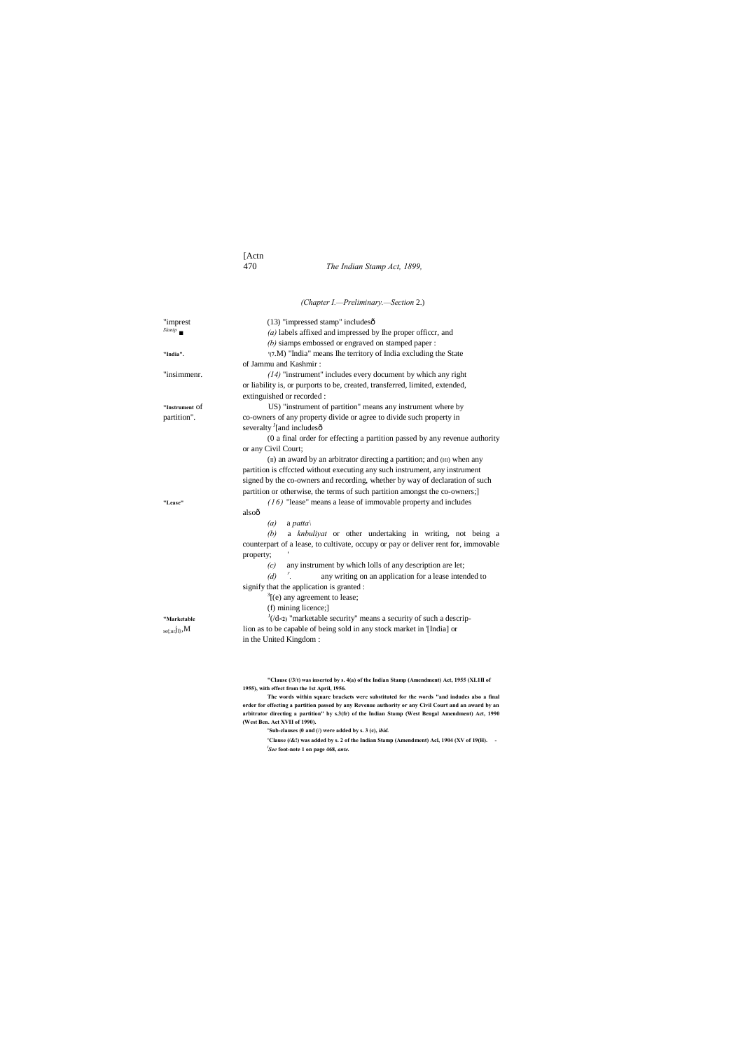*(Chapter I.—Preliminary.—Section 2.)*

"impressed Stamp".

(13) "impressed stamp" includesô

*(a)* labels affixed and impressed by Ihe proper officcr, and

*(b)* siamps embossed or engraved on stamped paper :

"India".

'(7.M) "India" means Ihe territory of India excluding the State of Jammu and Kashmir :

"insimmenr.

*(14)* "instrument" includes every document by which any right or liability is, or purports to be, created, transferred, limited, extended, extinguished or recorded :

"Instrument of partition".

US) "instrument of partition" means any instrument where by co-owners of any property divide or agree to divide such property in severalty [2][and includesô

(0 a final order for effecting a partition passed by any revenue authority or any Civil Court;

(II) an award by an arbitrator directing a partition; and (HI) when any partition is cffccted without executing any such instrument, any instrument signed by the co-owners and recording, whether by way of declaration of such partition or otherwise, the terms of such partition amongst the co-owners;]

"Lease"

*(16)* "lease" means a lease of immovable property and includes alsoô

*(a)* a *patta\*

*(b)* a *knbuliyat* or other undertaking in writing, not being a counterpart of a lease, to cultivate, occupy or pay or deliver rent for, immovable property; '

*(c)* any instrument by which lolls of any description are let;

*(d)* any writing on an application for a lease intended to signify that the application is granted :

[3][(e) any agreement to lease;

(f) mining licence;]

"Marketable security".

[1](/d<2) "marketable security" means a security of such a description as to be capable of being sold in any stock market in '[India] or in the United Kingdom :

---

**"Clause (/3/t) was inserted by s. 4(a) of the Indian Stamp (Amendment) Act, 1955 (XL1II of 1955), with effect from the 1st April, 1956.**

**The words within square brackets were substituted for the words "and indudes also a final order for effecting a partition passed by any Revenue authority or any Civil Court and an award by an arbitrator directing a partition" by s.3(fr) of the Indian Stamp (West Bengal Amendment) Act, 1990 (West Ben. Act XVII of 1990).**

**'Sub-clauses (0 and (/) were added by s. 3 (c), *ibid.***

**'Clause (/&!) was added by s. 2 of the Indian Stamp (Amendment) Acl, 1904 (XV of 19(H).**

**'*See* foot-note 1 on page 468, *ante.***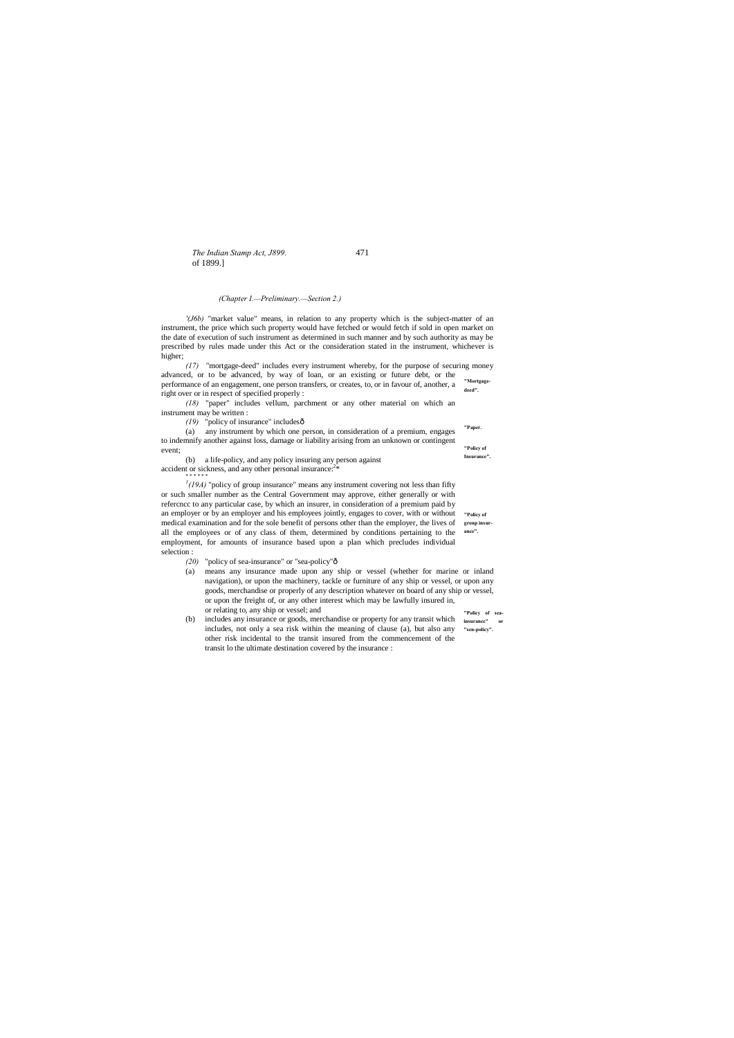*(Chapter I.—Preliminary.—Section 2.)*

'*(J6b)* "market value" means, in relation to any property which is the subject-matter of an instrument, the price which such property would have fetched or would fetch if sold in open market on the date of execution of such instrument as determined in such manner and by such authority as may be prescribed by rules made under this Act or the consideration stated in the instrument, whichever is higher;

**"Mortgage-deed".**

*(17)* "mortgage-deed" includes every instrument whereby, for the purpose of securing money advanced, or to be advanced, by way of loan, or an existing or future debt, or the performance of an engagement, one person transfers, or creates, to, or in favour of, another, a right over or in respect of specified properly :

**"Paper.**

*(18)* "paper" includes vellum, parchment or any other material on which an instrument may be written :

**"Policy of Insurance".**

*(19)* "policy of insurance" includesô

(a) any instrument by which one person, in consideration of a premium, engages to indemnify another against loss, damage or liability arising from an unknown or contingent event;

(b) a life-policy, and any policy insuring any person against accident or sickness, and any other personal insurance:[2]*

\* \* \* \* \* \*

**"Policy of group insurance".**

[1]*(19A)* "policy of group insurance" means any instrument covering not less than fifty or such smaller number as the Central Government may approve, either generally or with refercncc to any particular case, by which an insurer, in consideration of a premium paid by an employer or by an employer and his employees jointly, engages to cover, with or without medical examination and for the sole benefit of persons other than the employer, the lives of all the employees or of any class of them, determined by conditions pertaining to the employment, for amounts of insurance based upon a plan which precludes individual selection :

**"Policy of sea-insurance" or "sea-policy".**

*(20)* "policy of sea-insurance" or "sea-policy"ô

(a) means any insurance made upon any ship or vessel (whether for marine or inland navigation), or upon the machinery, tackle or furniture of any ship or vessel, or upon any goods, merchandise or properly of any description whatever on board of any ship or vessel, or upon the freight of, or any other interest which may be lawfully insured in, or relating to, any ship or vessel; and

(b) includes any insurance or goods, merchandise or property for any transit which includes, not only a sea risk within the meaning of clause (a), but also any other risk incidental to the transit insured from the commencement of the transit lo the ultimate destination covered by the insurance :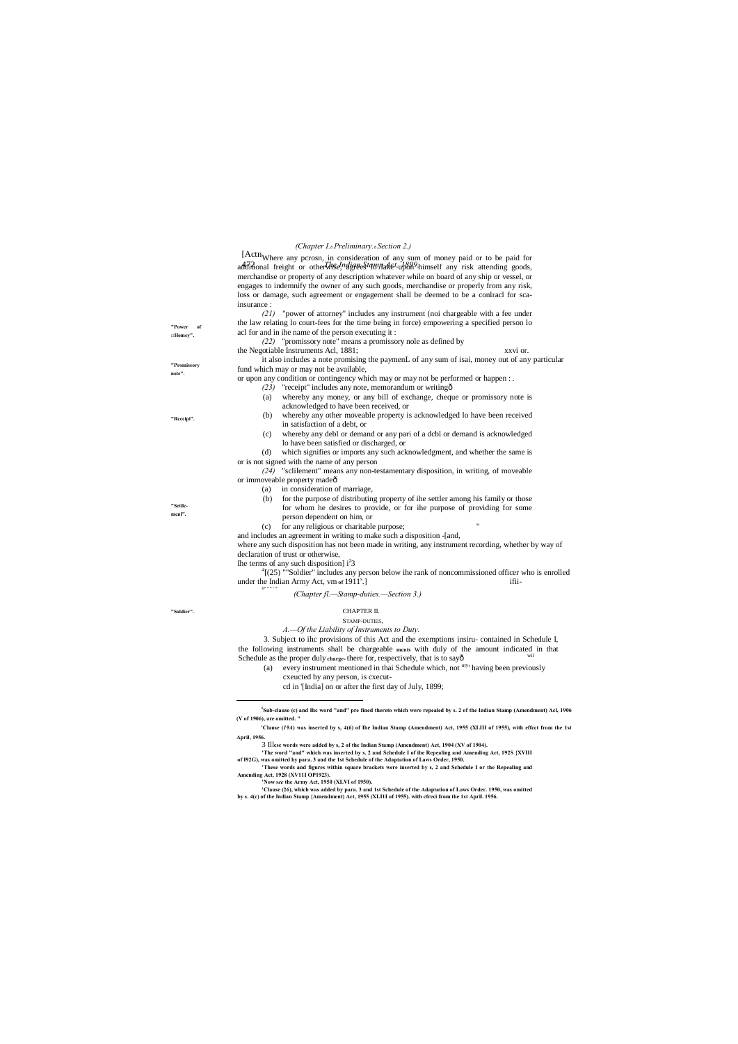*(Chapter I.—Preliminary.—Section 2.)*

Where any pcrosn, in consideration of any sum of money paid or to be paid for additional freight or otherwise, agrees to take upon himself any risk attending goods, merchandise or property of any description whatever while on board of any ship or vessel, or engages to indemnify the owner of any such goods, merchandise or properly from any risk, loss or damage, such agreement or engagement shall be deemed to be a conlracl for sca-insurance :

"Power of Attorney".

*(21)* "power of attorney" includes any instrument (noi chargeable with a fee under the law relating lo court-fees for the time being in force) empowering a specified person lo acl for and in ihe name of the person executing it :

"Promissory note".

*(22)* "promissory note" means a promissory nole as defined by the Negotiable Instruments Acl, 1881; xxvi or.

it also includes a note promising the paymenL of any sum of isai, money out of any particular fund which may or may not be available,

or upon any condition or contingency which may or may not be performed or happen : .

"Receipt".

*(23)* "receipt" includes any note, memorandum or writing—

(a) whereby any money, or any bill of exchange, cheque or promissory note is acknowledged to have been received, or

(b) whereby any other moveable property is acknowledged lo have been received in satisfaction of a debt, or

(c) whereby any debl or demand or any pari of a dcbl or demand is acknowledged lo have been satisfied or discharged, or

(d) which signifies or imports any such acknowledgment, and whether the same is or is not signed with the name of any person

"Settlement".

*(24)* "sclilement" means any non-testamentary disposition, in writing, of moveable or immoveable property made—

(a) in consideration of marriage,

(b) for the purpose of distributing property of ihe settler among his family or those for whom he desires to provide, or for ihe purpose of providing for some person dependent on him, or

(c) for any religious or charitable purpose;

and includes an agreement in writing to make such a disposition -[and,

where any such disposition has not been made in writing, any instrument recording, whether by way of declaration of trust or otherwise,

Ihe terms of any such disposition] [2][3]

"Soldier".

[4][(25) "Soldier" includes any person below ihe rank of noncommissioned officer who is enrolled under the Indian Army Act, [6]of 1911[5].]

*(Chapter II.—Stamp-duties.—Section 3.)*

## CHAPTER II.

## STAMP-DUTIES,

*A.—Of the Liability of Instruments to Duty.*

3. Subject to ihc provisions of this Act and the exemptions contained in Schedule I, the following instruments shall be chargeable with duly of the amount indicated in that Schedule as the proper duly there for, respectively, that is to say—

(a) every instrument mentioned in thai Schedule which, not having been previously cxeucted by any person, is cxecut-cd in '[India] on or after the first day of July, 1899;

---

[2]Sub-clause (c) and Ihc word "and" pre fined thereto which were repealed by s. 2 of the Indian Stamp (Amendment) Acl, 1906 (V of 1906), are omitted.

'Clause (*19A*) was inserted by s, 4(6) of Ihe Indian Stamp (Amendment) Act, 1955 (XLIII of 1955), with effect from the 1st April, 1956.

3 These words were added by s, 2 of the Indian Stamp (Amendment) Act, 1904 (XV of 1904).

'The word "and" which was inserted by s. 2 and Schedule I of ihe Repealing and Amending Act, 192S {XVIII of I92G), was omitted by para. 3 and the 1st Schedule of the Adaptation of Laws Order, 1950.

'These words and figures within square brackets were inserted by s, 2 and Schedule I or the Repealing and Amending Act, 1928 (XV11I OP1923).

'Now *see* the Army Act, 1950 (XLVI of 1950).

'Clause (26), which was added by para. 3 and 1st Schedule of the Adaptation of Laws Order. 1950, was omitted by s. 4(c) of the Indian Stamp {Amendment) Act, 1955 (XLIII of 1955). with efreci from the 1st April. 1956.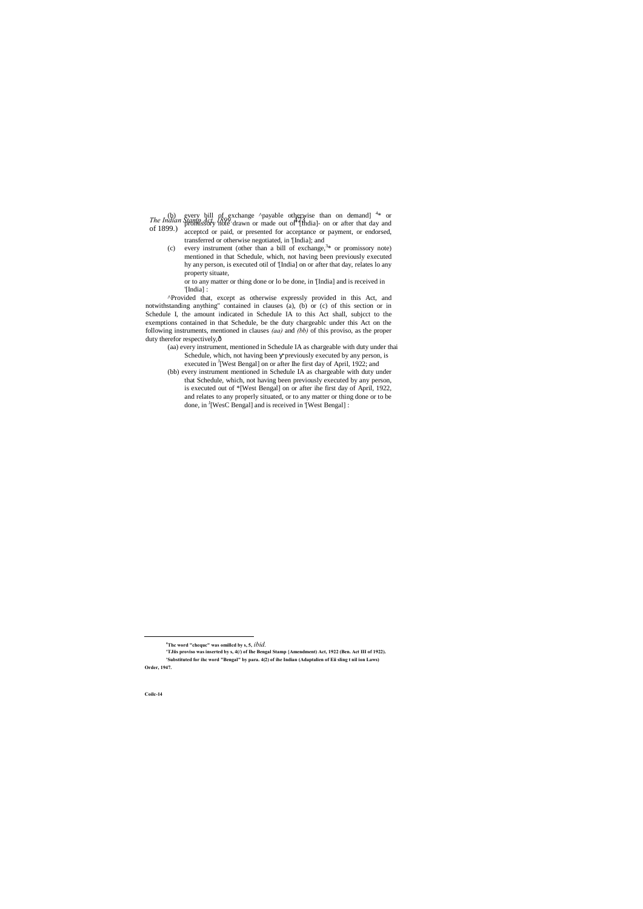(b) every bill of exchange ^payable otherwise than on demand] [4]* or promissory note drawn or made out of [1][India]- on or after that day and acceptcd or paid, or presented for acceptance or payment, or endorsed, transferred or otherwise negotiated, in '[India]; and

(c) every instrument (other than a bill of exchange,[3]* or promissory note) mentioned in that Schedule, which, not having been previously executed hy any person, is executed otil of '[India] on or after that day, relates lo any property situate,

or to any matter or thing done or lo be done, in '[India] and is received in '[India] :

^Provided that, except as otherwise expressly provided in this Act, and notwithstanding anything" contained in clauses (a), (b) or (c) of this section or in Schedule I, the amount indicated in Schedule IA to this Act shall, subjcct to the exemptions contained in that Schedule, be the duty chargeablc under this Act on the following instruments, mentioned in clauses *(aa)* and *(bb)* of this proviso, as the proper duty therefor respectively,—

(aa) every instrument, mentioned in Schedule IA as chargeable with duty under thai Schedule, which, not having been previously executed by any person, is executed in [J][West Bengal] on or after Ihe first day of April, 1922; and

(bb) every instrument mentioned in Schedule IA as chargeable with duty under that Schedule, which, not having been previously executed by any person, is executed out of *[West Bengal] on or after ihe first day of April, 1922, and relates to any properly situated, or to any matter or thing done or to be done, in [J][WesC Bengal] and is received in '[West Bengal] :

---

[4]**The word "chequc" was omillcd by s, 5,** *ibid.*

'**TJiis proviso was inserted by s, 4(/) of Ihe Bengal Stamp {Amendment) Act, 1922 (Ben. Act III of 1922).**

'**Substituted for ihc word "Bengal" by para. 4(2) of ihe Indian (Adaptalien of Eii sling t nil ion Laws) Order, 1947.**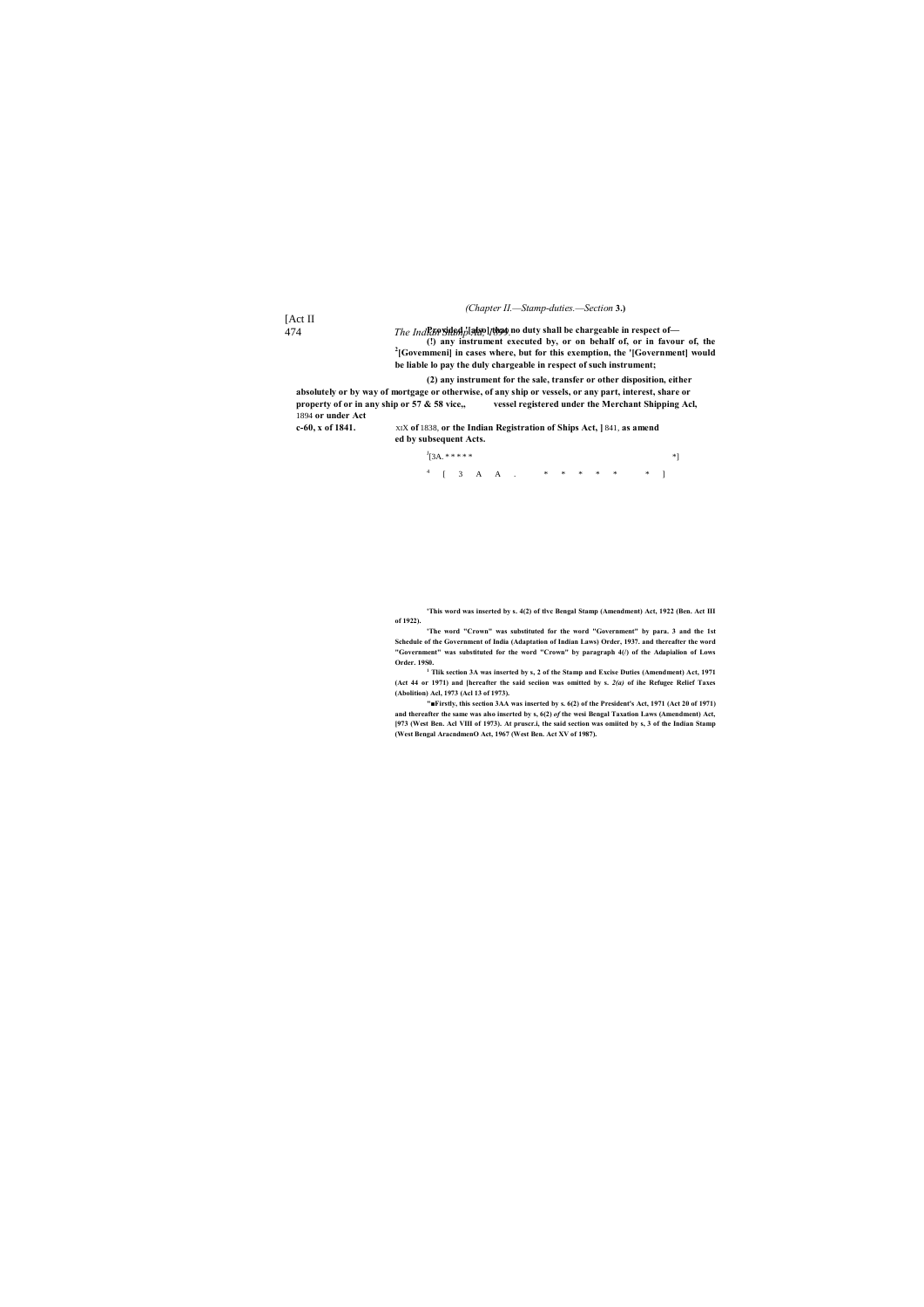Provided [1][also] that no duty shall be chargeable in respect of—

(1) any instrument executed by, or on behalf of, or in favour of, the [2][Government] in cases where, but for this exemption, the '[Government] would be liable lo pay the duly chargeable in respect of such instrument;

(2) any instrument for the sale, transfer or other disposition, either absolutely or by way of mortgage or otherwise, of any ship or vessels, or any part, interest, share or property of or in any ship or vessel registered under the Merchant Shipping Acl, 1894 or under Act XIX of 1838, or the Indian Registration of Ships Act, 1841, as amended by subsequent Acts.

57 & 58 vice., c-60, x of 1841.

[3][3A. * * * * * *]

[4][3AA. * * * * * * ]

---

[1] This word was inserted by s. 4(2) of the Bengal Stamp (Amendment) Act, 1922 (Ben. Act III of 1922).

[2] The word "Crown" was substituted for the word "Government" by para. 3 and the 1st Schedule of the Government of India (Adaptation of Indian Laws) Order, 1937. and thereafter the word "Government" was substituted for the word "Crown" by paragraph 4(/) of the Adapialion of Lows Order. 19S0.

[3] This section 3A was inserted by s, 2 of the Stamp and Excise Duties (Amendment) Act, 1971 (Act 44 or 1971) and thereafter the said section was omitted by s. 2(a) of ihe Refugee Relief Taxes (Abolition) Acl, 1973 (Acl 13 of 1973).

[4] Firstly, this section 3AA was inserted by s. 6(2) of the President's Act, 1971 (Act 20 of 1971) and thereafter the same was also inserted by s, 6(2) of the west Bengal Taxation Laws (Amendment) Act, 1973 (West Ben. Acl VIII of 1973). At prusen, the said section was omiited by s, 3 of the Indian Stamp (West Bengal Amendment) Act, 1967 (West Ben. Act XV of 1987).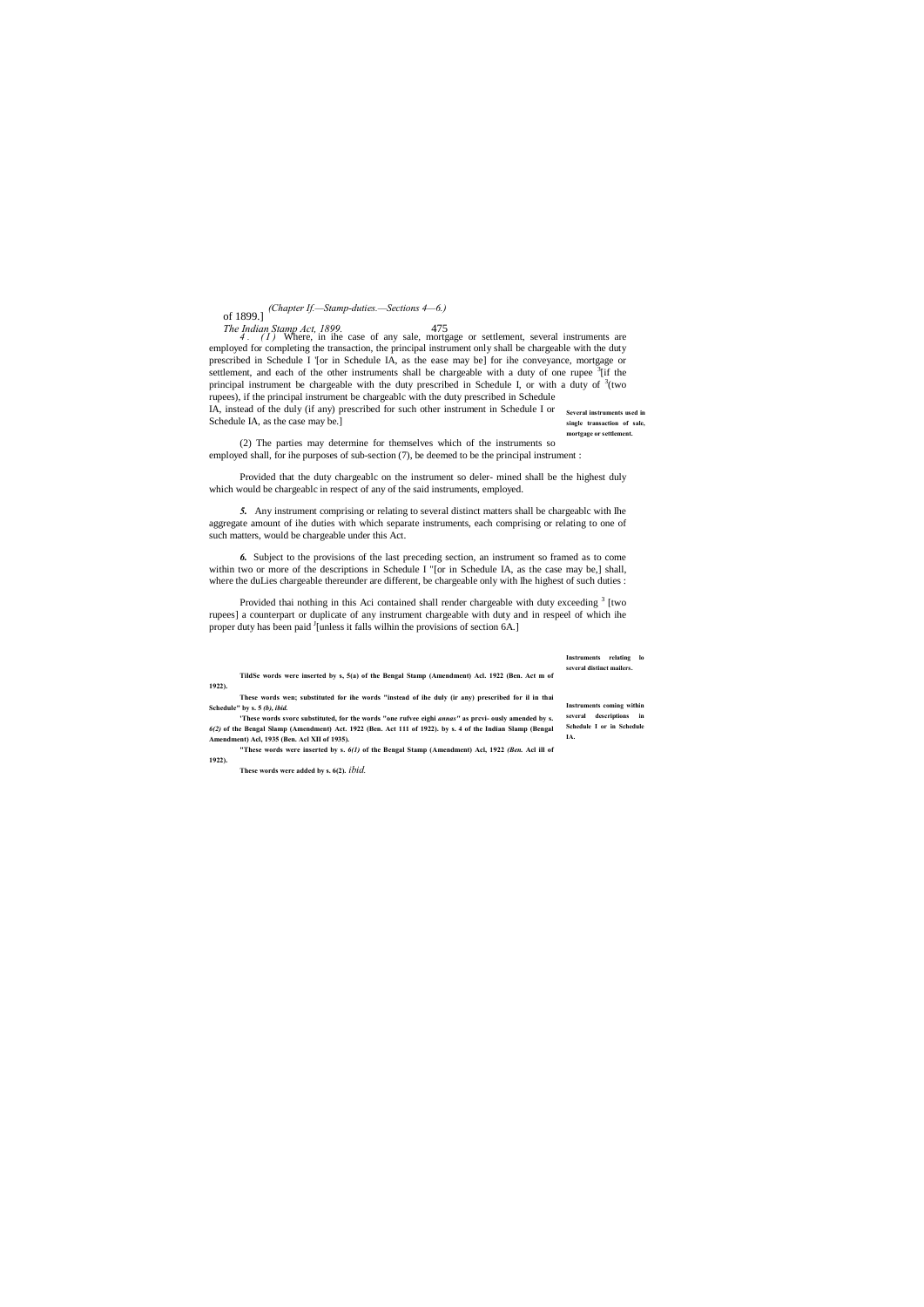**4.** (1) Where, in ihe case of any sale, mortgage or settlement, several instruments are employed for completing the transaction, the principal instrument only shall be chargeable with the duty prescribed in Schedule I '[or in Schedule IA, as the ease may be] for ihe conveyance, mortgage or settlement, and each of the other instruments shall be chargeable with a duty of one rupee [3][if the principal instrument be chargeable with the duty prescribed in Schedule I, or with a duty of [3](two rupees), if the principal instrument be chargeablc with the duty prescribed in Schedule IA, instead of the duly (if any) prescribed for such other instrument in Schedule I or Schedule IA, as the case may be.]

**Several instruments used in single transaction of sale, mortgage or settlement.**

(2) The parties may determine for themselves which of the instruments so employed shall, for ihe purposes of sub-section (7), be deemed to be the principal instrument :

Provided that the duty chargeablc on the instrument so deler- mined shall be the highest duly which would be chargeablc in respect of any of the said instruments, employed.

***5.*** Any instrument comprising or relating to several distinct matters shall be chargeablc with Ihe aggregate amount of ihe duties with which separate instruments, each comprising or relating to one of such matters, would be chargeable under this Act.

**Instruments relating lo several distinct mailers.**

***6.*** Subject to the provisions of the last preceding section, an instrument so framed as to come within two or more of the descriptions in Schedule I "[or in Schedule IA, as the case may be,] shall, where the duLies chargeable thereunder are different, be chargeable only with Ihe highest of such duties :

**Instruments coming within several descriptions in Schedule I or in Schedule IA.**

Provided thai nothing in this Aci contained shall render chargeable with duty exceeding [3] [two rupees] a counterpart or duplicate of any instrument chargeable with duty and in respeel of which ihe proper duty has been paid [J][unless it falls wilhin the provisions of section 6A.]

---

**TildSe words were inserted by s, 5(a) of the Bengal Stamp (Amendment) Acl. 1922 (Ben. Act m of 1922).**

**These words wen; substituted for ihe words "instead of ihe duly (ir any) prescribed for il in thai Schedule" by s. 5 *(b), ibid.***

**'These words svorc substituted, for the words "one rufvee eighi *annas*" as previ- ously amended by s. *6(2)* of the Bengal Slamp (Amendment) Act. 1922 (Ben. Act 111 of 1922). by s. 4 of the Indian Slamp (Bengal Amendment) Acl, 1935 (Ben. Acl XII of 1935).**

**"These words were inserted by s. *6(1)* of the Bengal Stamp (Amendment) Acl, 1922 *(Ben.* Acl ill of 1922).**

**These words were added by s. 6(2).** *ibid.*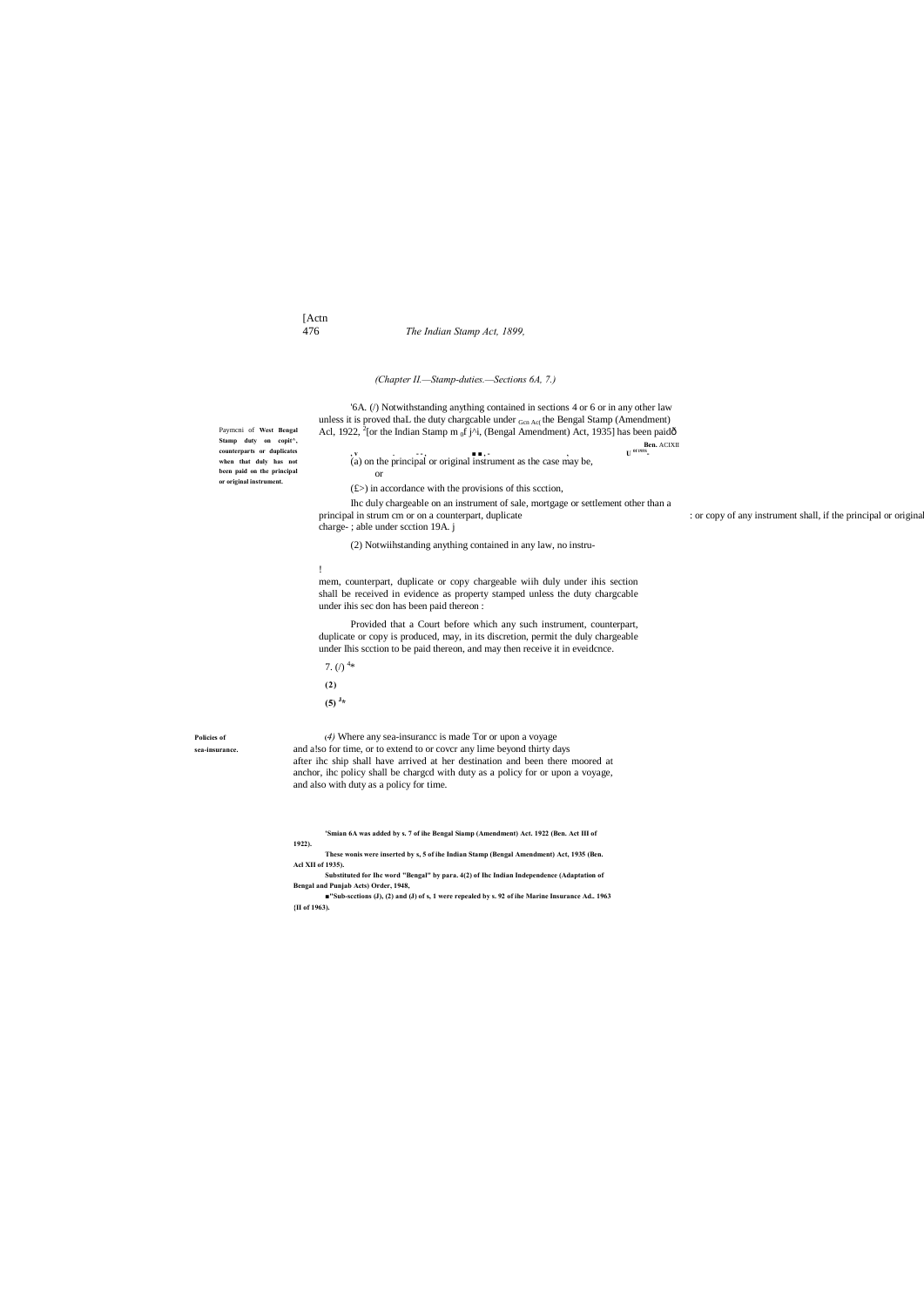*(Chapter II.—Stamp-duties.—Sections 6A, 7.)*

Paymcni of **West Bengal Stamp duty on copit^, counterparts or duplicates when that duly has not been paid on the principal or original instrument.**

'6A. (/) Notwithstanding anything contained in sections 4 or 6 or in any other law unless it is proved thaL the duty chargcable under Gcn Ac( the Bengal Stamp (Amendment) Acl, 1922, [2][or the Indian Stamp m 0f j^i, (Bengal Amendment) Act, 1935] has been paid—

**Ben.** ACIXII U of 1935.

(a) on the principal or original instrument as the case may be,

or

(£>) in accordance with the provisions of this scction,

Ihc duly chargeable on an instrument of sale, mortgage or settlement other than a principal in strum cm or on a counterpart, duplicate : or copy of any instrument shall, if the principal or original charge- ; able under scction 19A. j

(2) Notwiihstanding anything contained in any law, no instru-

!

mem, counterpart, duplicate or copy chargeable wiih duly under ihis section shall be received in evidence as property stamped unless the duty chargcable under ihis sec don has been paid thereon :

Provided that a Court before which any such instrument, counterpart, duplicate or copy is produced, may, in its discretion, permit the duly chargeable under Ihis scction to be paid thereon, and may then receive it in eveidcnce.

7. (/) [4]*

**(2)**

**(5)** [3]*

**Policies of sea-insurance.**

*(4)* Where any sea-insurancc is made Tor or upon a voyage and a!so for time, or to extend to or covcr any lime beyond thirty days after ihc ship shall have arrived at her destination and been there moored at anchor, ihc policy shall be chargcd with duty as a policy for or upon a voyage, and also with duty as a policy for time.

**'Smian 6A was added by s. 7 of ihe Bengal Siamp (Amendment) Act. 1922 (Ben. Act III of 1922).**

**These wonis were inserted by s, 5 of ihe Indian Stamp (Bengal Amendment) Act, 1935 (Ben. Acl XII of 1935).**

**Substituted for Ihc word "Bengal" by para. 4(2) of Ihc Indian Independence (Adaptation of Bengal and Punjab Acts) Order, 1948,**

**■"Sub-scctions (J), (2) and (J) of s, 1 were repealed by s. 92 of ihe Marine Insurance Ad.. 1963 {II of 1963).**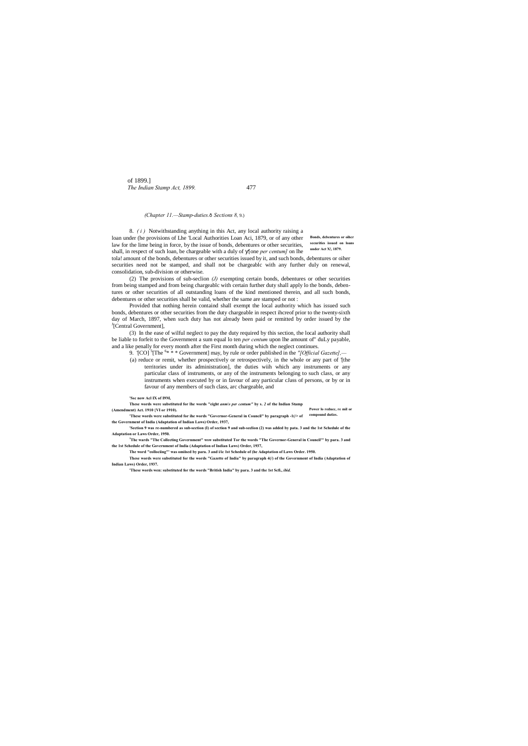(Chapter 11.—Stamp-duties.—Sections 8, 9.)

**Bonds, debentures or oiher securities issued on loans under Act X!, 1879.**

8. *(i)* Notwithstanding anything in this Act, any local authority raising a loan under (he provisions of Lhe 'Local Authorities Loan Aci, 1879, or of any other law for the lime being in force, by the issue of bonds, debentures or other securities, shall, in respect of such loan, be chargeable with a duly of [one *per centum]* on lhe tola! amount of the bonds, debentures or other securities issued by it, and such bonds, debentures or oiher securities need not be stamped, and shall not be chargeablc with any further duly on renewal, consolidation, sub-division or otherwise.

(2) The provisions of sub-seclion *(J)* exempting certain bonds, debentures or other securities from being stamped and from being chargeablc with certain further duty shall apply lo the bonds, debentures or other securities of all outstanding loans of the kind mentioned therein, and all such bonds, debentures or other securities shall be valid, whether the same are stamped or not :

Provided that nothing herein containd shall exempt the local authority which has issued such bonds, debentures or other securities from the duty chargeable in respect ihcreof prior to the twenty-sixth day of March, 1897, when such duty has not already been paid or remitted by order issued by the [3][Central Government],

(3) In the ease of wilful neglect to pay the duty required by this section, the local authority shall be liable to forfeit to the Government a sum equal lo ten *per centum* upon lhe amount of" duLy payable, and a like penalty for every month after the First month during which the neglect continues.

**Power lo reducc, re mil or compound duties.**

9. '[CO] [5][The [6]* * * Government] may, by rule or order published in the *"[Official Gazette]*.—

(a) reduce or remit, whether prospectively or retrospectively, in the whole or any part of '[the territories under its administration], the duties wiih which any instruments or any particular class of instruments, or any of the instruments belonging to such class, or any instruments when executed by or in favour of any particular cJass of persons, or by or in favour of any members of such class, arc chargeable, and

---

'Ssc now Acl IX of I9M,

These words were substituted for lhe words "eight *anm|s per centum"* by s. *2* of the Indian Stamp (Amendment) Act. 1910 [VI or 1910).

'These words were substituted for ihe words "Governor-General in Council" by paragraph -1(/> of the Government of India (Adaptation of Indian Laws) Order, 1937,

'Section 9 was re-numbered as sub-section (I) of section 9 and sub-seclion (2) was added by pata. 3 and the 1st Schedule of the Adaptation or Laws Order, 1950.

[1]Thc wards "The Collecting Government" wsw substituted Tor the words "The Governor-General in Council'" by para. 3 and the 1st Schedule of the Government of India (Adaptation of Indian Laws) Order, 1937,

The word "eollociing"' was omiised by para. 3 and i/ic 1st Schedule of (he Adaptation of Laws Order. 1950.

These words were substituted for the words "Gazette of India" by paragraph 4(/) of the Government of India (Adaptation of Indian Laws) Order, 1937.

'These words wen: substituted for the words "British India" by para. 3 and the 1st Scfi., *ibid.*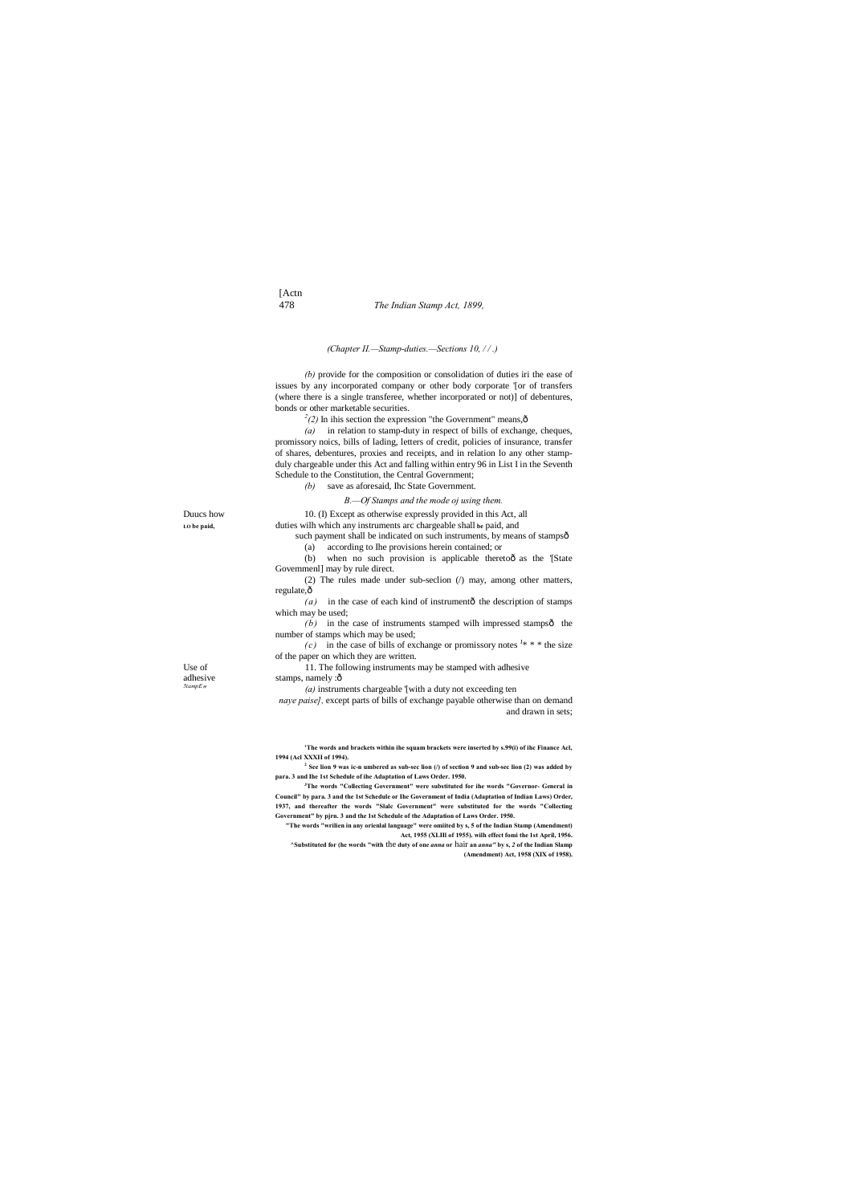*(Chapter II.—Stamp-duties.—Sections 10, / / .)*

*(b)* provide for the composition or consolidation of duties iri the ease of issues by any incorporated company or other body corporate '[or of transfers (where there is a single transferee, whether incorporated or not)] of debentures, bonds or other marketable securities.

[2]*(2)* In ihis section the expression "the Government" means,—

*(a)* in relation to stamp-duty in respect of bills of exchange, cheques, promissory noics, bills of lading, letters of credit, policies of insurance, transfer of shares, debentures, proxies and receipts, and in relation lo any other stamp-duly chargeable under this Act and falling within entry 96 in List I in the Seventh Schedule to the Constitution, the Central Government;

*(b)* save as aforesaid, Ihc State Government.

*B.—Of Stamps and the mode oj using them.*

Duucs how **LO be paid,**

10. (I) Except as otherwise expressly provided in this Act, all duties wilh which any instruments arc chargeable shall be paid, and such payment shall be indicated on such instruments, by means of stamps—

(a) according to Ihe provisions herein contained; or

(b) when no such provision is applicable thereto— as the '[State Govemmenl] may by rule direct.

(2) The rules made under sub-seclion (/) may, among other matters, regulate,—

*(a)* in the case of each kind of instrument— the description of stamps which may be used;

*(b)* in the case of instruments stamped wilh impressed stamps— the number of stamps which may be used;

*(c)* in the case of bills of exchange or promissory notes [1]* * * the size of the paper on which they are written.

Use of adhesive *5tampE»*

11. The following instruments may be stamped with adhesive stamps, namely :—

*(a)* instruments chargeable '[with a duty not exceeding ten *naye paise],* except parts of bills of exchange payable otherwise than on demand and drawn in sets;

**'The words and brackets within ihe squam brackets were inserted by s.99(i) of ihc Finance Acl, 1994 (Acl XXXII of 1994).**

**[2] See lion 9 was ic-n umbered as sub-sec lion (/) of section 9 and sub-sec lion (2) was added by para. 3 and Ihe 1st Schedule of ihc Adaptation of Laws Order. 1950.**

**'The words "Collecting Government" were substituted for ihe words "Governor- General in Council" by para. 3 and the 1st Schedule or Ihe Government of India (Adaptation of Indian Laws) Order, 1937, and thereafter the words "Slalc Government" were substituted for the words "Collecting Government" by pjrn. 3 and the 1st Schedule of the Adaptation of Laws Order. 1950.**

**"The words "wrilien in any orienlal language" were omiited by s, 5 of the Indian Stamp (Amendment) Act, 1955 (XLIII of 1955). wilh effect fomi the 1st April, 1956.**

**^Substituted for (he words "with the duty of one *anna* or hair an *anna"* by s, 2 of the Indian Slamp (Amendment) Act, 1958 (XIX of 1958).**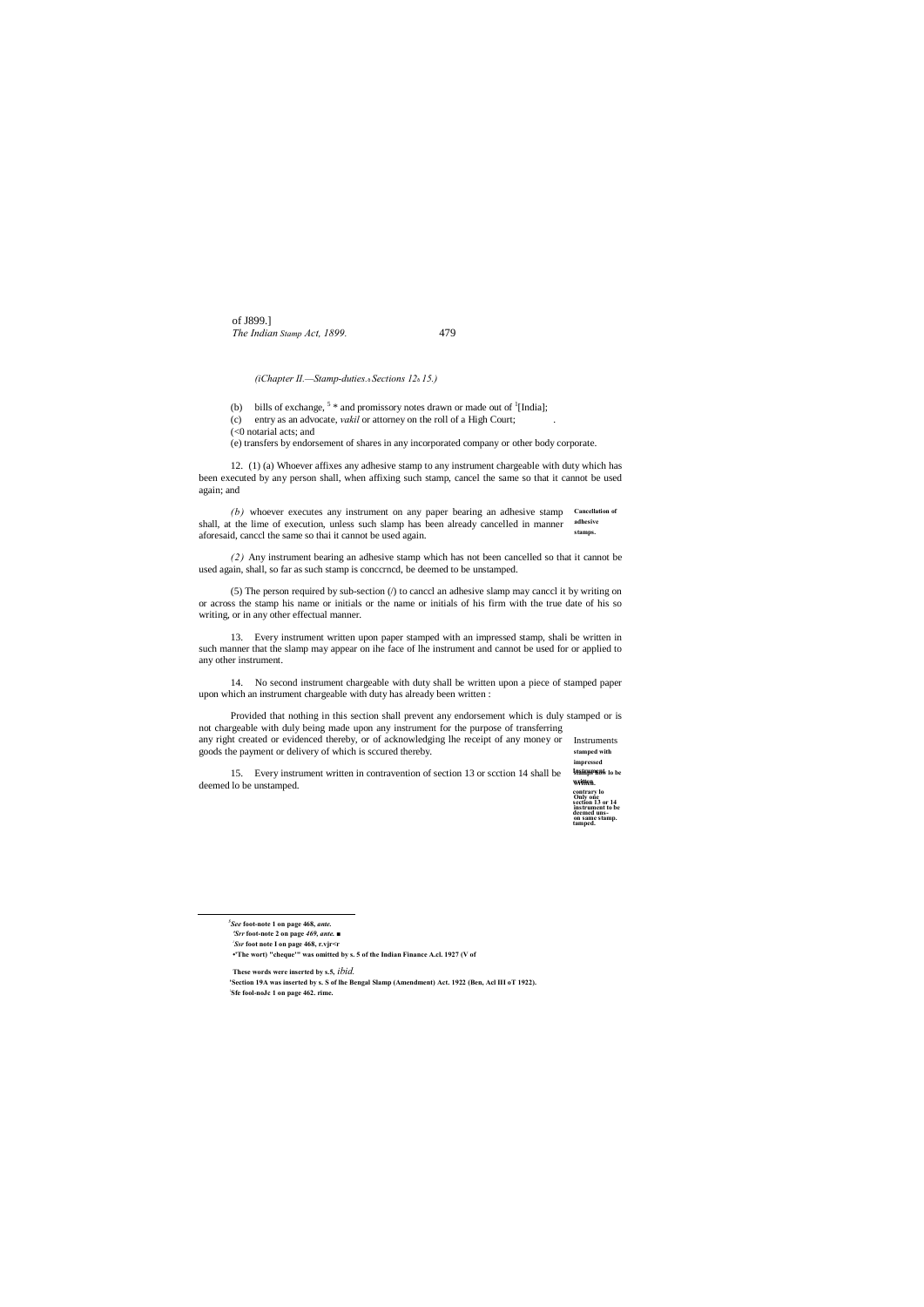*(iChapter II.—Stamp-duties.s Sections 12s 15.)*

(b) bills of exchange, [5] * and promissory notes drawn or made out of [1][India];

(c) entry as an advocate, *vakil* or attorney on the roll of a High Court; .

(<0 notarial acts; and

(e) transfers by endorsement of shares in any incorporated company or other body corporate.

**Cancellation of adhesive stamps.**

12. (1) (a) Whoever affixes any adhesive stamp to any instrument chargeable with duty which has been executed by any person shall, when affixing such stamp, cancel the same so that it cannot be used again; and

*(b)* whoever executes any instrument on any paper bearing an adhesive stamp shall, at the lime of execution, unless such slamp has been already cancelled in manner aforesaid, canccl the same so thai it cannot be used again.

*(2)* Any instrument bearing an adhesive stamp which has not been cancelled so that it cannot be used again, shall, so far as such stamp is conccrncd, be deemed to be unstamped.

(5) The person required by sub-section (/) to canccl an adhesive slamp may canccl it by writing on or across the stamp his name or initials or the name or initials of his firm with the true date of his so writing, or in any other effectual manner.

**Instruments stamped with impressed stamps how lo be written.**

13. Every instrument written upon paper stamped with an impressed stamp, shali be written in such manner that the slamp may appear on ihe face of lhe instrument and cannot be used for or applied to any other instrument.

**Only one instrument to be on same stamp.**

14. No second instrument chargeable with duty shall be written upon a piece of stamped paper upon which an instrument chargeable with duty has already been written :

Provided that nothing in this section shall prevent any endorsement which is duly stamped or is not chargeable with duly being made upon any instrument for the purpose of transferring any right created or evidenced thereby, or of acknowledging lhe receipt of any money or goods the payment or delivery of which is sccured thereby.

**Instrument written contrary lo section 13 or 14 deemed unstamped.**

15. Every instrument written in contravention of section 13 or scction 14 shall be deemed lo be unstamped.

---

[3]*See* foot-note I on page 468, *ante.*

[2]*Srr* foot-note 2 on page *469, ante.* ■

[3]*Ssr* foot note I on page 468, *r.vjr<r*

•'The wort) "cheque'" was omitted by s. 5 of the Indian Finance A.cl. 1927 (V of

These words were inserted by s.5, *ibid.*

'Section 19A was inserted by s. S of lhe Bengal Slamp (Amendment) Act. 1922 (Ben, Acl III oT 1922).

[1]Sfe fool-noJc 1 on page 462. rime.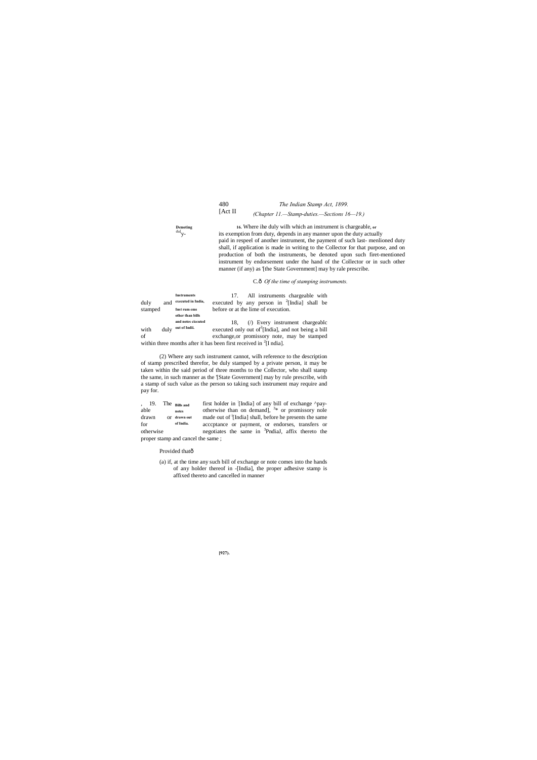*(Chapter 11.—Stamp-duties.—Sections 16—19.)*

**Denoting duly.**

**16.** Where ihe duly wilh which an instrument is chargeable, or its exemption from duty, depends in any manner upon the duty actually paid in respeel of another instrument, the payment of such last- menlioned duty shall, if application is made in writing to the Collector for that purpose, and on production of both the instruments, be denoted upon such firet-mentioned instrument by endorsement under the hand of the Collector or in such other manner (if any) as '[the State Government] may by rale prescribe.

### C.ô *Of the time of stamping instruments.*

**Instruments executed in India, duly and stamped**

17. All instruments chargeable with duly and executed by any person in [2][India] shall be stamped before or at the lime of execution.

**Inst rum ems other than bills and notes ciccuted out of Indii.**

18, (/) Every instrument chargeablc with duly executed only out of [2][India], and not being a bill of exchange,or promissory note, may be stamped within three months after it has been first received in [2][I ndia].

(2) Where any such instrument cannot, wilh reference to the description of stamp prescribed therefor, be duly stamped by a private person, it may be taken within the said period of three months to the Collector, who shall stamp the same, in such manner as the '[State Government] may by rule prescribe, with a stamp of such value as the person so taking such instrument may require and pay for.

**Bills and notes drawn out of India.**

, 19. The first holder in [-][India] of any bill of exchange ^payable otherwise than on demand], [3]* or promissory nole drawn or made out of [l][India] shall, before he presents the same for acccptance or payment, or endorses, transfers or otherwise negotiates the same in [3]PndiaJ, affix thereto the proper stamp and cancel the same ;

Provided thatô

(a) if, at the time any such bill of exchange or note comes into the hands of any holder thereof in -[India], the proper adhesive stamp is affixed thereto and cancelled in manner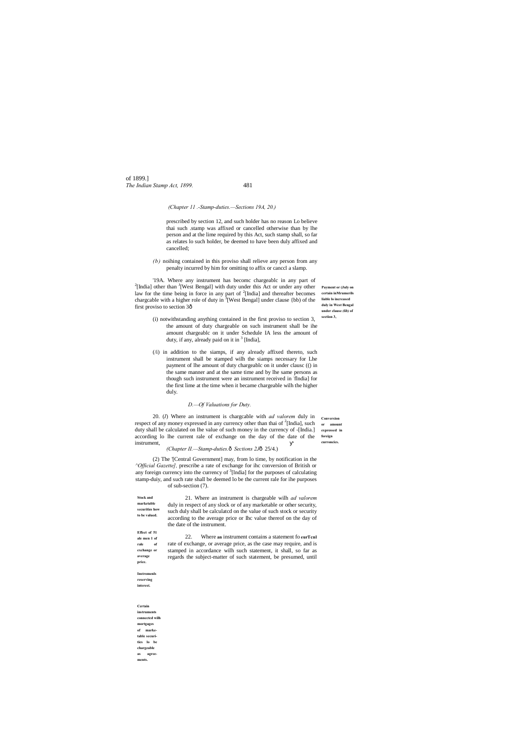*(Chapter 11 .-Stamp-duties.—Sections 19A, 20.)*

prescribed by section 12, and such holder has no reason Lo believe thai such .stamp was affixed or cancelled otherwise than by lhe person and at the lime required by this Act, such stamp shall, so far as relates lo such holder, be deemed to have been duly affixed and cancelled;

*(b)* noihing contained in this proviso shall relieve any person from any penalty incurred by him for omitting to affix or canccl a slamp.

**Payment or (July on certain inMrumerils liable lo increased duly in West Bengal under clause *(lib)* of section 3,**

'19A. Where any instrument has becomc chargeablc in any part of [2][India] other than [1][West Bengal] with duty under this Act or under any other law for the time being in force in any part of [2][India] and thereafter becomes chargcable with a higher role of duty in [3][West Bengal] under clause {bb) of the first proviso to section 3ô

(i) notwithstanding anything contained in the first proviso to section 3, the amount of duty chargeable on such instrument shall be ihe amount chargeablc on it under Schedule IA less the amount of duty, if any, already paid on it in [3] [India],

(/i) in addition to the siamps, if any already affixed thereto, such instrument shall be stamped wilh the siamps necessary for Lhe payment of lhe amount of duty chargeablc on it under clausc (() in the same manner and at the same time and by lhe same persons as though such instrument were an instrument received in [-]flndia] for the first lime at the time when it became chargeable wilh the higher duly.

*D.—Of Valuations for Duty.*

**Conversion or amount expressed in foreign curroncics.**

20. (*I*) Where an instrument is chargcable with *ad valorem* duly in respect of any money expressed in any currency other than thai of [2][India], such duty shall be calculated on lhe value of such money in the currency of -[India.] according lo lhe current rale of exchange on the day of the date of the instrument,

*(Chapter II.—Stamp-duties.ô Sections 2J*ô 25/4.)

(2) The '[Central Government] may, from lo time, by notification in the *^Official Gazette],* prescribe a rate of exchange for ihc conversion of British or any foreign currency into the currency of [3][lndia] for the purposes of calculating stamp-duiy, and such rate shall be deemed lo be the current rale for ihe purposes of sub-section (7).

**Stock and marketable securitiss how to be valued.**

21. Where an instrument is chargeable wilh *ad valorem* duly in respect of any slock or of any marketable or other security, such duly shall be calculatcd on the value of such stock or security according to the average price or Ihc value thereof on the day of the date of the instrument.

**Effect of 51 ale men 1 of rale of exchange or average price.**

22. Where **an** instrument contains a statement fo **eurTcnl** rate of exchange, or average price, as the case may require, and is stamped in accordance wilh such statement, it shall, so far as regards the subject-matter of such statement, be presumed, until

**Instromenls reserving interest.**

**Certain instruments connected wilh mortgages of marke-table securi-ties lo be chargeable as agree-ments.**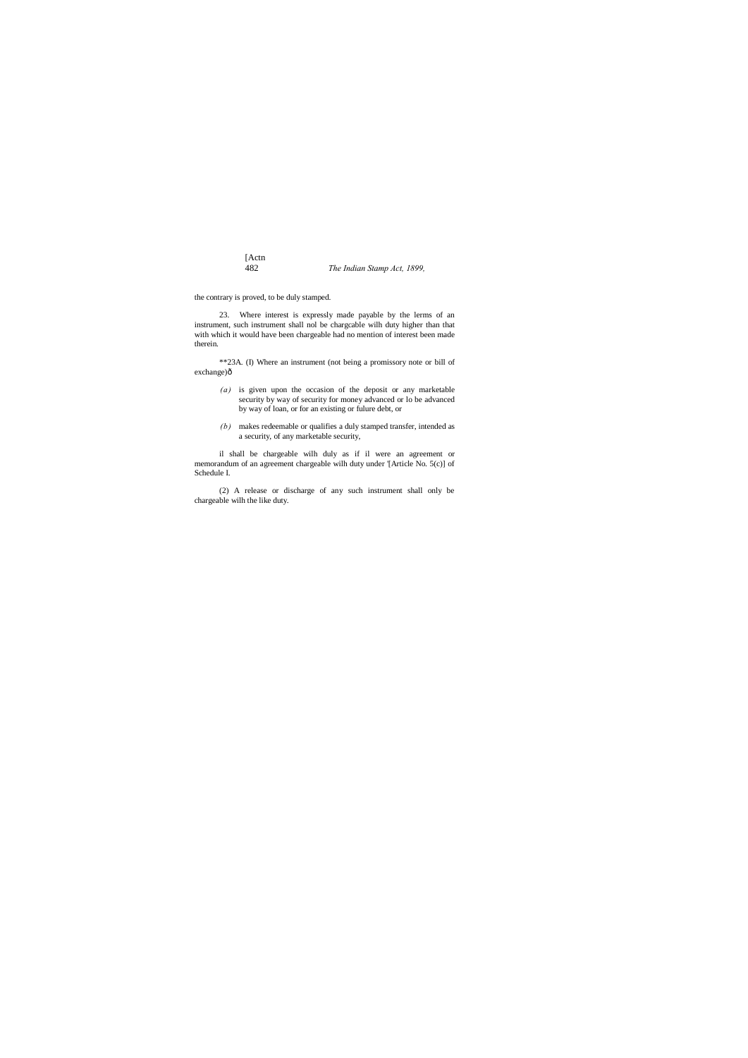the contrary is proved, to be duly stamped.

23. Where interest is expressly made payable by the lerms of an instrument, such instrument shall nol be chargcable wilh duty higher than that with which it would have been chargeable had no mention of interest been made therein.

**23A. (I) Where an instrument (not being a promissory note or bill of exchange)ð

*(a)* is given upon the occasion of the deposit or any marketable security by way of security for money advanced or lo be advanced by way of loan, or for an existing or fulure debt, or

*(b)* makes redeemable or qualifies a duly stamped transfer, intended as a security, of any marketable security,

il shall be chargeable wilh duly as if il were an agreement or memorandum of an agreement chargeable wilh duty under '[Article No. 5(c)] of Schedule I.

(2) A release or discharge of any such instrument shall only be chargeable wilh the like duty.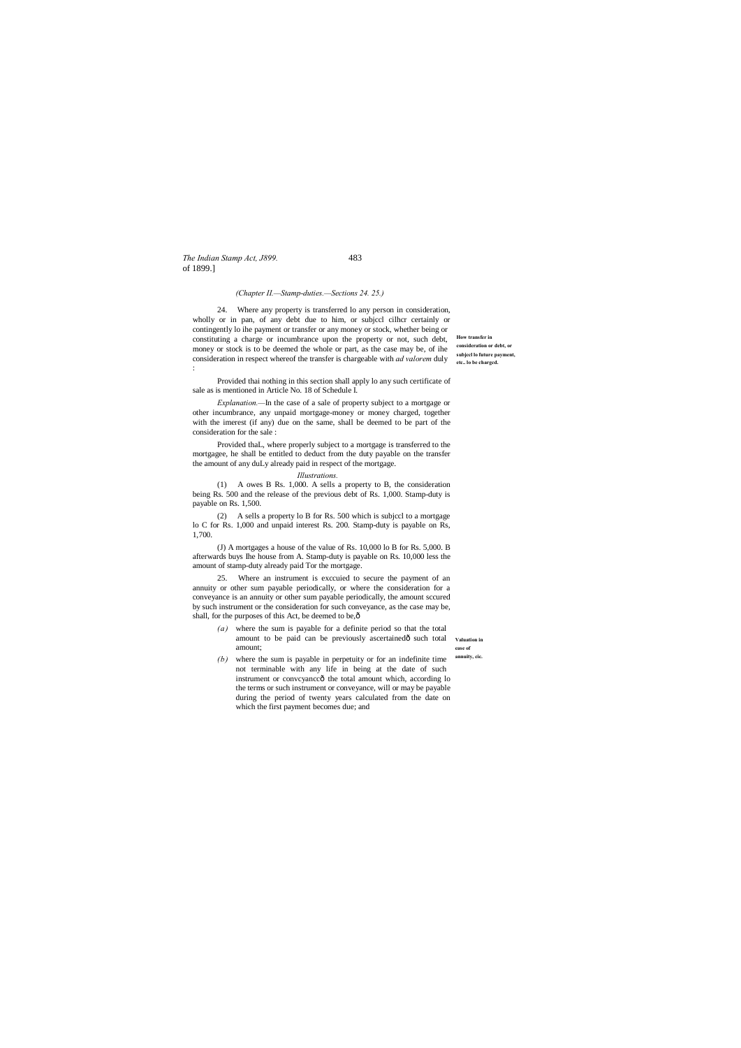*(Chapter II.—Stamp-duties.—Sections 24. 25.)*

**How transfer in consideration or debt, or subjccl lo future payment, etc.. lo be charged.**

24. Where any property is transferred lo any person in consideration, wholly or in pan, of any debt due to him, or subjccl cilhcr certainly or contingently lo ihe payment or transfer or any money or stock, whether being or constituting a charge or incumbrance upon the property or not, such debt, money or stock is to be deemed the whole or part, as the case may be, of ihe consideration in respect whereof the transfer is chargeable with *ad valorem* duly :

Provided thai nothing in this section shall apply lo any such certificate of sale as is mentioned in Article No. 18 of Schedule I.

*Explanation.*—In the case of a sale of property subject to a mortgage or other incumbrance, any unpaid mortgage-money or money charged, together with the imerest (if any) due on the same, shall be deemed to be part of the consideration for the sale :

Provided thaL, where properly subject to a mortgage is transferred to the mortgagee, he shall be entitled to deduct from the duty payable on the transfer the amount of any duLy already paid in respect of the mortgage.

*Illustrations.*

(1) A owes B Rs. 1,000. A sells a property to B, the consideration being Rs. 500 and the release of the previous debt of Rs. 1,000. Stamp-duty is payable on Rs. 1,500.

(2) A sells a property lo B for Rs. 500 which is subjccl to a mortgage lo C for Rs. 1,000 and unpaid interest Rs. 200. Stamp-duty is payable on Rs, 1,700.

(J) A mortgages a house of the value of Rs. 10,000 lo B for Rs. 5,000. B afterwards buys Ihe house from A. Stamp-duty is payable on Rs. 10,000 less the amount of stamp-duty already paid Tor the mortgage.

**Valuation in case of annuity, cic.**

25. Where an instrument is exccuied to secure the payment of an annuity or other sum payable periodically, or where the consideration for a conveyance is an annuity or other sum payable periodically, the amount sccured by such instrument or the consideration for such conveyance, as the case may be, shall, for the purposes of this Act, be deemed to be,ô

*(a)* where the sum is payable for a definite period so that the total amount to be paid can be previously ascertainedô such total amount;

*(b)* where the sum is payable in perpetuity or for an indefinite time not terminable with any life in being at the date of such instrument or convcyanccô the total amount which, according lo the terms or such instrument or conveyance, will or may be payable during the period of twenty years calculated from the date on which the first payment becomes due; and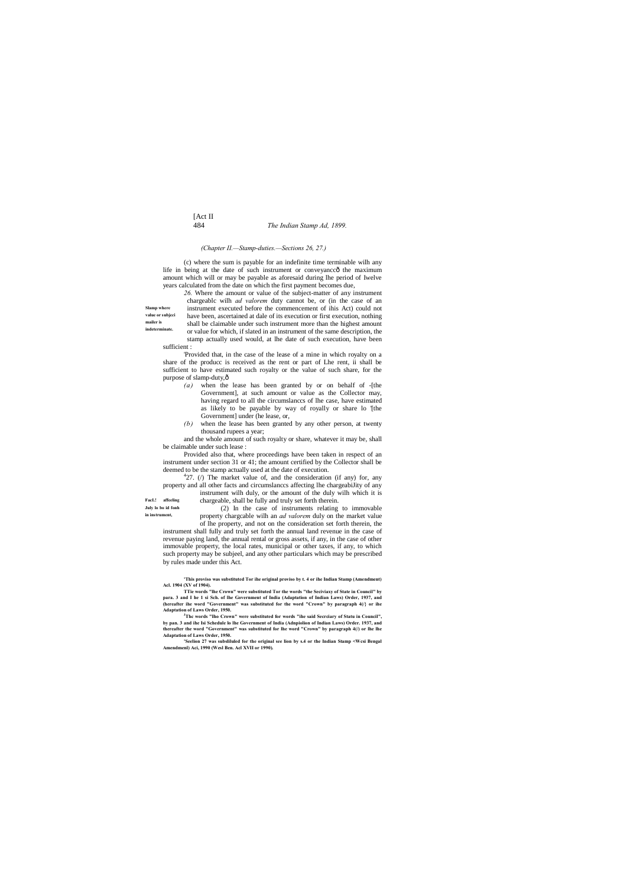*(Chapter II.—Stamp-duties.—Sections 26, 27.)*

(c) where the sum is payable for an indefinite time terminable wilh any life in being at the date of such instrument or conveyanccô the maximum amount which will or may be payable as aforesaid during lhe period of Iwelve years calculated from the date on which the first payment becomes due,

**Slamp where value or subjeci mailer is indeterminate.**

*26.* Where the amount or value of the subject-matter of any instrument chargeablc wilh *ad valorem* duty cannot be, or (in the case of an instrument executed before the commencement of ihis Act) could not have been, ascertained at dale of its execution or first execution, nothing shall be claimable under such instrument more than the highest amount or value for which, if slated in an instrument of the same description, the stamp actually used would, at lhe date of such execution, have been sufficient :

'Provided that, in the case of the lease of a mine in which royalty on a share of the producc is received as the rent or part of Lhe rent, ii shall be sufficient to have estimated such royalty or the value of such share, for the purpose of slamp-duty,ô

*(a)* when the lease has been granted by or on behalf of -[the Government], at such amount or value as the Collector may, having regard to all the circumslanccs of lhe case, have estimated as likely to be payable by way of royally or share lo '[the Government] under (he lease, or,

*(b)* when the lease has been granted by any other person, at twenty thousand rupees a year;

and the whole amount of such royalty or share, whatever it may be, shall be claimable under such lease :

Provided also that, where proceedings have been taken in respect of an instrument under section 31 or 41; the amount certified by the Collector shall be deemed to be the stamp actually used at the date of execution.

**FacI.! affeeling July lo bo id fonh in instrument,**

[4]27. (/) The market value of, and the consideration (if any) for, any property and all other facts and circumslanccs affecting lhe chargeabiJity of any instrument wilh duly, or the amount of the duly wilh which it is chargeable, shall be fully and truly set forth therein.

(2) In the case of instruments relating to immovable property chargcable wilh an *ad valorem* duly on the market value of lhe property, and not on the consideration set forth therein, the instrument shall fully and truly set forth the annual land revenue in the case of revenue paying land, the annual rental or gross assets, if any, in the case of other immovable property, the local rates, municipal or other taxes, if any, to which such property may be subjeel, and any other particulars which may be prescribed by rules made under this Act.

**'This proviso was substituted Tor ihe original proviso by t. 4 or ihe Indian Stamp (Amendment) Acl. 1904 (XV of 1904).**

**TTie words "lhe Crown" were substituted Tor the words "the Seciviaxy of State in Council" by para. 3 and I he 1 si Sch. of lhe Government of India (Adaptation of Indian Laws) Order, 1937, and (hereafter ihe word "Government" was substituted for the word "Crown" by paragraph 4(/} or ihe Adaptation of Laws Order, 1950.**

**[J]The words "Iho Crown" were substituted for words "ihe said Secrciary of Statu in Council", by pan. 3 and ihe Isi Schedule lo lhe Government of India (Adnpiolion of Indian Laws) Order. 1937, and thereafter the word "Government" was substituted for lhe word "Crown" by paragraph 4(/) or lhe lhe Adaptation of Laws Order, 1950.**

**'Seelion 27 was subsliluled for the original see lion by s.4 or the Indian Stamp <Wcsi Bengal Amendmenl) Aci, 1990 (Wesl Ben. Acl XVII or 1990).**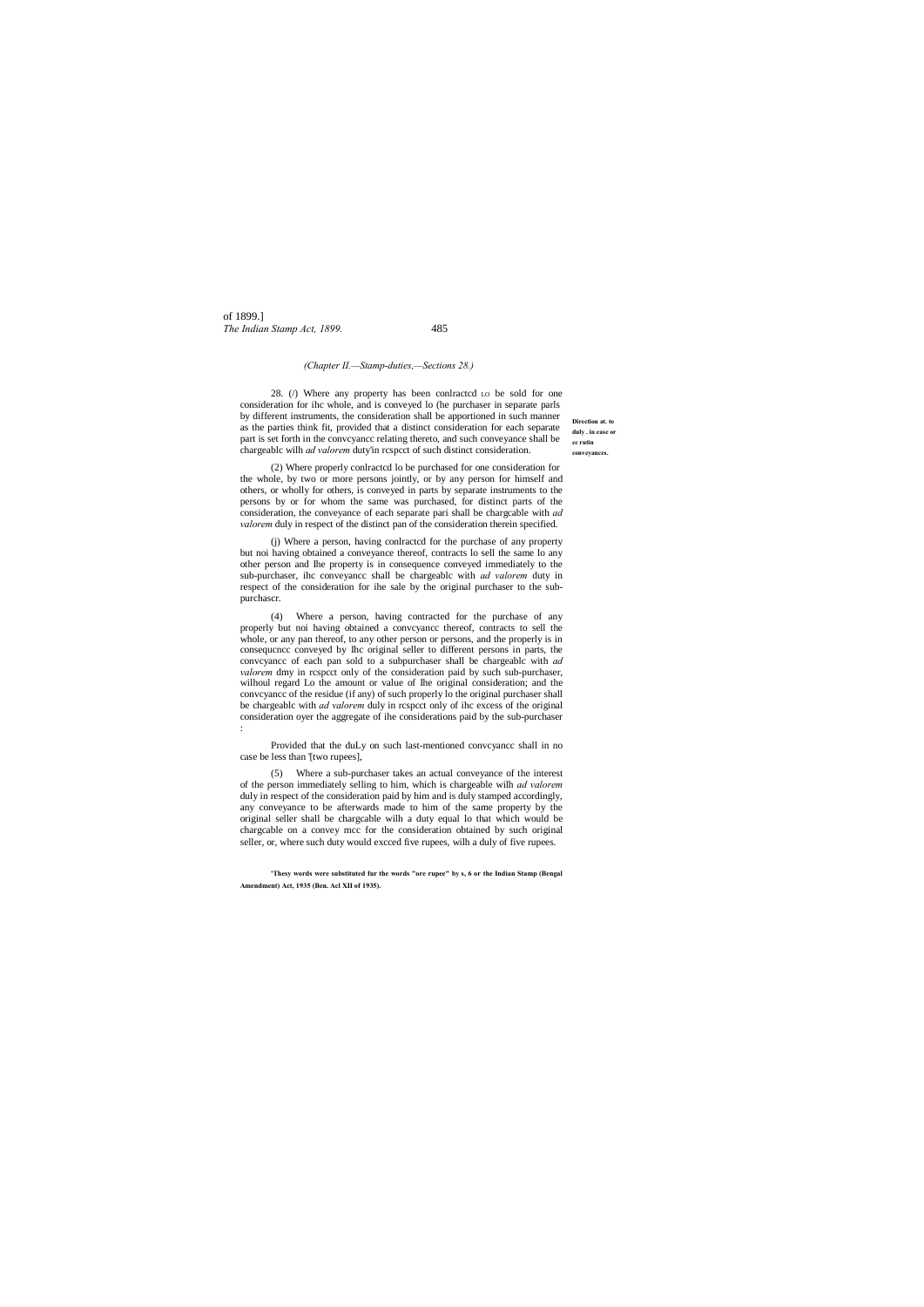(Chapter II.—Stamp-duties,—Sections 28.)

**Direction at. to duly . in ease or ce rutin conveyances.**

28. (/) Where any property has been conlractcd LO be sold for one consideration for ihc whole, and is conveyed lo (he purchaser in separate parls by different instruments, the consideration shall be apportioned in such manner as the parties think fit, provided that a distinct consideration for each separate part is set forth in the convcyancc relating thereto, and such conveyance shall be chargeablc wilh *ad valorem* duty'in rcspcct of such distinct consideration.

(2) Where properly conlractcd lo be purchased for one consideration for the whole, by two or more persons jointly, or by any person for himself and others, or wholly for others, is conveyed in parts by separate instruments to the persons by or for whom the same was purchased, for distinct parts of the consideration, the conveyance of each separate pari shall be chargcable with *ad valorem* duly in respect of the distinct pan of the consideration therein specified.

(j) Where a person, having conlractcd for the purchase of any property but noi having obtained a conveyance thereof, contracts lo sell the same lo any other person and Ihe property is in consequence conveyed immediately to the sub-purchaser, ihc conveyancc shall be chargeablc with *ad valorem* duty in respect of the consideration for ihe sale by the original purchaser to the sub-purchascr.

(4) Where a person, having contracted for the purchase of any properly but noi having obtained a convcyancc thereof, contracts to sell the whole, or any pan thereof, to any other person or persons, and the properly is in consequcncc conveyed by Ihc original seller to different persons in parts, the convcyancc of each pan sold to a subpurchaser shall be chargeablc with *ad valorem* dmy in rcspcct only of the consideration paid by such sub-purchaser, wilhoul regard Lo the amount or value of Ihe original consideration; and the convcyancc of the residue (if any) of such properly lo the original purchaser shall be chargeablc with *ad valorem* duly in rcspcct only of ihc excess of the original consideration oyer the aggregate of ihe considerations paid by the sub-purchaser :

Provided that the duLy on such last-mentioned convcyancc shall in no case be less than '[two rupees],

(5) Where a sub-purchaser takes an actual conveyance of the interest of the person immediately selling to him, which is chargeable wilh *ad valorem* duly in respect of the consideration paid by him and is duly stamped accordingly, any conveyance to be afterwards made to him of the same property by the original seller shall be chargcable wilh a duty equal lo that which would be chargcable on a convey mcc for the consideration obtained by such original seller, or, where such duty would excced five rupees, wilh a duly of five rupees.

**'Thesy words were substituted fur the words "ore rupee" by s, 6 or the Indian Stamp (Bengal Amendment) Act, 1935 (Ben. Acl XII of 1935).**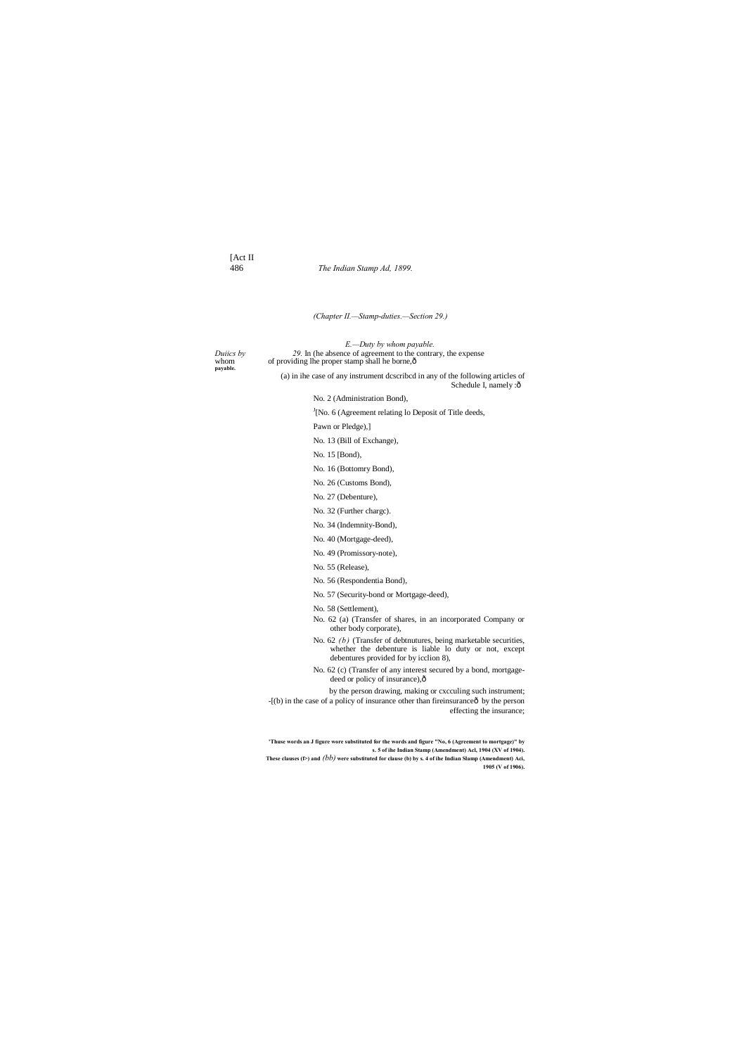(Chapter II.—Stamp-duties.—Section 29.)

*E.—Duty by whom payable.*

*Duiics by whom payable.*

*29.* In (he absence of agreement to the contrary, the expense of providing lhe proper stamp shall he borne,ô

(a) in ihe case of any instrument dcscribcd in any of the following articles of Schedule I, namely :ô

No. 2 (Administration Bond),

[1][No. 6 (Agreement relating lo Deposit of Title deeds,

Pawn or Pledge),]

No. 13 (Bill of Exchange),

No. 15 [Bond),

No. 16 (Bottomry Bond),

No. 26 (Customs Bond),

No. 27 (Debenture),

No. 32 (Further chargc).

No. 34 (Indemnity-Bond),

No. 40 (Mortgage-deed),

No. 49 (Promissory-note),

No. 55 (Release),

No. 56 (Respondentia Bond),

No. 57 (Security-bond or Mortgage-deed),

No. 58 (Settlement),

No. 62 (a) (Transfer of shares, in an incorporated Company or other body corporate),

No. 62 *(b)* (Transfer of debtnutures, being marketable securities, whether the debenture is liable lo duty or not, except debentures provided for by icclion 8),

No. 62 (c) (Transfer of any interest secured by a bond, mortgage-deed or policy of insurance),ô

by the person drawing, making or cxcculing such instrument;

-[(b) in the case of a policy of insurance other than fireinsuranceô by the person effecting the insurance;

**'Thuse words an J figure wore substituted for the words and figure "No, 6 (Agreement to mortgage)" by s. 5 of ihe Indian Stamp (Amendment) Acl, 1904 (XV of 1904).**

**These clauses (f>) and *(bb)* were substituted for clause (b) by s. 4 of ihe Indian Slamp (Amendment) Aci, 1905 (V of 1906).**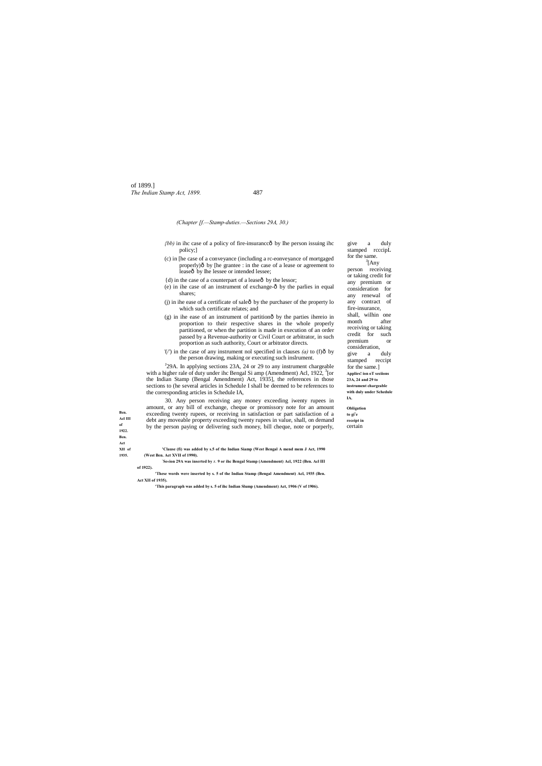*(Chapter [f.—Stamp-duties.—Sections 29A, 30.)*

*{bb)* in ihc case of a policy of fire-insuranceô by Ihe person issuing ihc policy;]

(c) in [he case of a conveyance (including a rc-eonveyance of mortgaged properly)ô by [he grantee : in the case of a lease or agreement to leaseô by Ihe lessee or intended lessee;

{d) in the case of a counterpart of a leaseô by the lessor;

(e) in ihe case of an instrument of exchange-ô by the parlies in equal shares;

(j) in ihe ease of a certificate of saleô by the purchaser of the property lo which such certificate relates; and

(g) in ihe ease of an instrument of partitionô by the parties ihereio in proportion to their respective shares in the whole properly partitioned, or when the partition is made in execution of an order passed by a Revenue-authority or Civil Court or arbitrator, in such proportion as such authority, Court or arbitrator directs.

'(/') in the case of any instrument nol specified in clauses *(a)* to (f)ô by the person drawing, making or executing such inslrument.

**Applies! ion oT seciions 23A, 24 and 29 to instrument chargeable with duly under Schedule IA.**

[J]29A. In applying sections 23A, 24 or 29 to any instrument chargeable with a higher rale of duty under ihc Bengal Si amp (Amendment) Acl, 1922, [3][or the Indian Stamp (Bengal Amendment) Act, 1935], the references in those sections to (he several articles in Schedule I shall be deemed to be references to the corresponding articles in Schedule IA,

Ben. Acl III of 1922.

Ben. Act XII of 1935.

**Obligation to gi'e receipt in certain**

30. Any person receiving any money exceeding iwenty rupees in amount, or any bill of exchange, cheque or promissory note for an amount exceeding twenty rupees, or receiving in satisfaction or part satisfaction of a debt any moveable property exceeding twenty rupees in value, shall, on demand by the person paying or delivering such money, bill cheque, note or porperly, give a duly stamped rcccipL for the same.

[J][Any person receiving or taking credit for any premium or consideration for any renewal of any contract of fire-insurance, shall, wilhin one month after receiving or taking credit for such premium or consideration, give a duly stamped reccipt for the same.]

'Clause (fi) was added by s.5 of the Indian Siamp (West Bengal A mend mem J Act, 1990 (West Ben. Act XVII of 1990).

[:]Se«ion 29A was inserted by *s.* 9 or ihc Bengal Stamp (Amendment) Acl, 1922 (Ben. Acl III of 1922).

'These words were inserted by s. 5 of the Indian Stamp (Bengal Amendment) Acl, 1935 (Ben. Act XII of 1935).

'This paragraph was added by s. 5 of ihc Indian Slump (Amendment) Act, 1906 (V of 1906).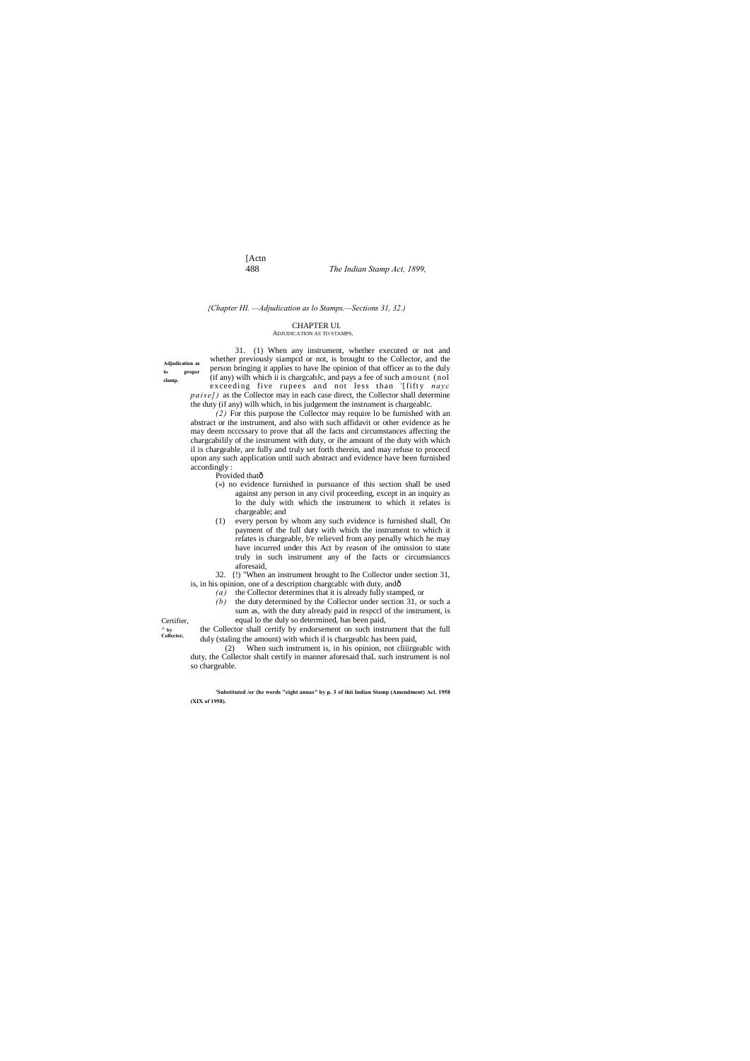*{Chapter III. —Adjudication as lo Stamps.—Sections 31, 32.)*

# CHAPTER UI.

## ADJUDICATION AS TO STAMPS.

**Adjudication as to proper slamp.**

31. (1) When any instrument, whether executed or not and whether previously siampcd or not, is brought to the Collector, and the person bringing it applies to have lhe opinion of that officer as to the duty (if any) wilh which ii is chargcabJc, and pays a fee of such amount (nol exceeding five rupees and not less than '[fifty *nayc paise])* as the Collector may in each case direct, the Collector shall determine the duty (if any) wilh which, in his judgement the instrument is chargeablc.

*(2)* For this purpose the Collector may require lo be furnished with an abstract or the instrument, and also with such affidavit or other evidence as he may deem ncccssary to prove that all the facts and circumstances affecting the chargcabilily of the instrument with duty, or ihe amount of the duty with which il is chargeable, are fully and truly set forth therein, and may refuse to procecd upon any such application until such abstract and evidence have been furnished accordingly :

Provided thatô

(«) no evidence furnished in pursuance of this section shall be used against any person in any civil proceeding, except in an inquiry as lo the duly with which the instrument to which it relates is chargeable; and

(1) every person by whom any such evidence is furnished shall, On payment of the full duty with which the instrument to which it relates is chargeable, b'e relieved from any penally which he may have incurred under this Act by reason of ihe omission to state truly in such instrument any of the facts or circumsianccs aforesaid,

**Certifier, ^ by Collector,**

32. {!) "When an instrument brought to lhe Collector under section 31, is, in his opinion, one of a description chargcablc with duty, andô

*(a)* the Collector determines that it is already fully stamped, or

*(b)* the duty determined by the Collector under section 31, or such a sum as, with the duty already paid in respccl of the instrument, is equal lo the duly so determined, has been paid,

the Collector shall certify by endorsement on such instrument that the full duly (staling the amount) with which il is chargeablc has been paid,

(2) When such instrument is, in his opinion, not cliiirgeablc with duty, the Collector shalt certify in manner aforesaid thaL such instrument is nol so chargeable.

**'Substituted /or (he words "eight annas" by p. 3 of ihii Indian Stamp (Amendment) Acl. 1958 (XIX of 1958).**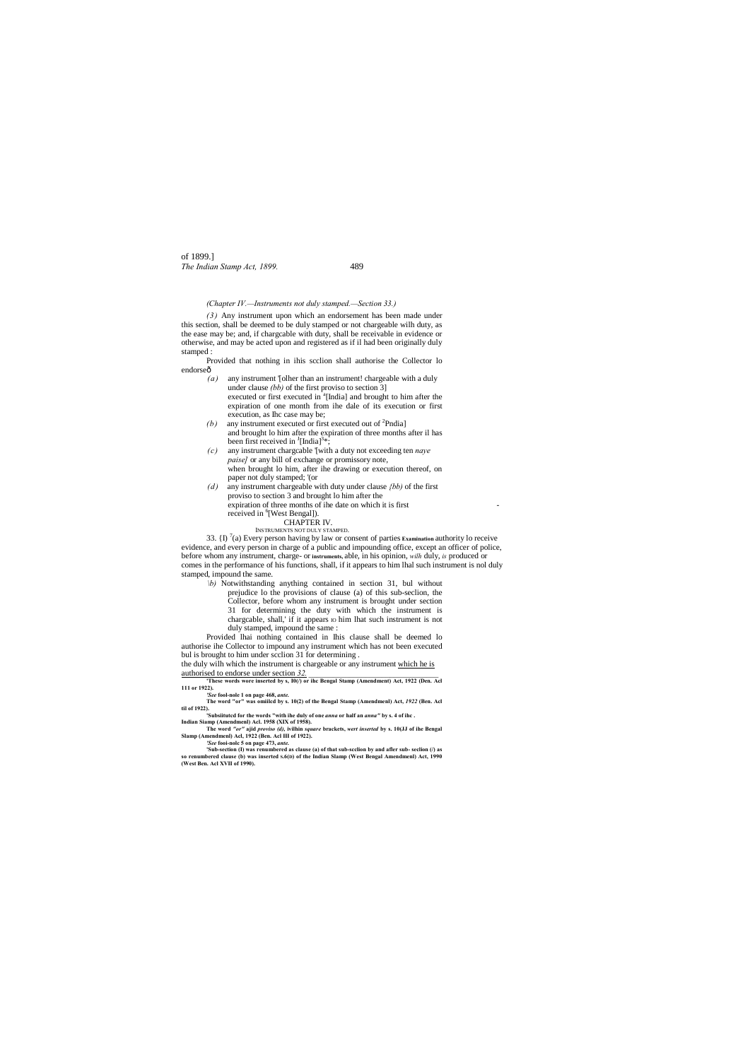*(Chapter IV.—Instruments not duly stamped.—Section 33.)*

*(3)* Any instrument upon which an endorsement has been made under this section, shall be deemed to be duly stamped or not chargeable wilh duty, as the ease may be; and, if chargcable with duty, shall be receivable in evidence or otherwise, and may be acted upon and registered as if il had been originally duly stamped :

Provided that nothing in ihis scclion shall authorise the Collector lo endorseô

*(a)* any instrument '[olher than an instrument! chargeable with a duly under clause *(bb)* of the first proviso to section 3] executed or first executed in [a][India] and brought to him after the expiration of one month from ihe dale of its execution or first execution, as Ihc case may be;

*(b)* any instrument executed or first executed out of [2]Pndia] and brought lo him after the expiration of three months after il has been first received in [J][India][3]*;

*(c)* any instrument chargcable '[with a duty not exceeding ten *naye paise]* or any bill of exchange or promissory note, when brought lo him, after ihe drawing or execution thereof, on paper not duly stamped; '(or

*(d)* any instrument chargeable with duty under clause *{bb)* of the first proviso to section 3 and brought lo him after the expiration of three months of ihe date on which it is first received in [6][West Bengal]).

## CHAPTER IV.

### INSTRUMENTS NOT DULY STAMPED.

33. {I) [7](a) Every person having by law or consent of parties **Examination** authority lo receive evidence, and every person in charge of a public and impounding office, except an officer of police, before whom any instrument, charge- **of instruments**, able, in his opinion, *wilh* duly, *is* produced or comes in the performance of his functions, shall, if it appears to him lhal such instrument is nol duly stamped, impound the same.

*\b)* Notwithstanding anything contained in section 31, bul without prejudice lo the provisions of clause (a) of this sub-seclion, the Collector, before whom any instrument is brought under section 31 for determining the duty with which the instrument is chargcable, shall,' if it appears IO him lhat such instrument is not duly stamped, impound the same :

Provided lhai nothing contained in Ihis clause shall be deemed lo authorise ihe Collector to impound any instrument which has not been executed bul is brought to him under scclion 31 for determining .

the duly wilh which the instrument is chargeable or any instrument which he is authorised to endorse under section *32.*

---

**'These words wore inserted by s, I0(/) or ihc Bengal Stamp (Amendment) Act, 1922 (Den. Acl 111 or 1922).**

***'See* fool-nole 1 on page 468, *ante.***

**The word "or" was omiilcd by s. 10(2) of the Bengal Stamp (Amendmenl) Act, *1922* (Ben. Acl til of 1922).**

**'Subsiituted for the words "with ihe duly of one *anna* or half an *anna"* by s. 4 of ihc . Indian Siamp (Amendmenl) Acl. 1958 (XIX of 1958).**

**The word *"or"* ajid *proviso (d)*, ivilhin *square* brackets, *wert inserted* by s. 10(JJ of ihe Bengal Slamp (Amendmenl) Acl, 1922 (Ben. Acl III of 1922).**

***'See* fooi-nolc 5 on page 473, *ante.***

**'Sub-section (I) was renumbered as clause (a) of that sub-scclion by and afler sub- seclion (/) as so renumbered clause (b) was inserted s.6(D) of the Indian Slamp (West Bengal Amendmenl) Act, 1990 (West Ben. Acl XVII of 1990).**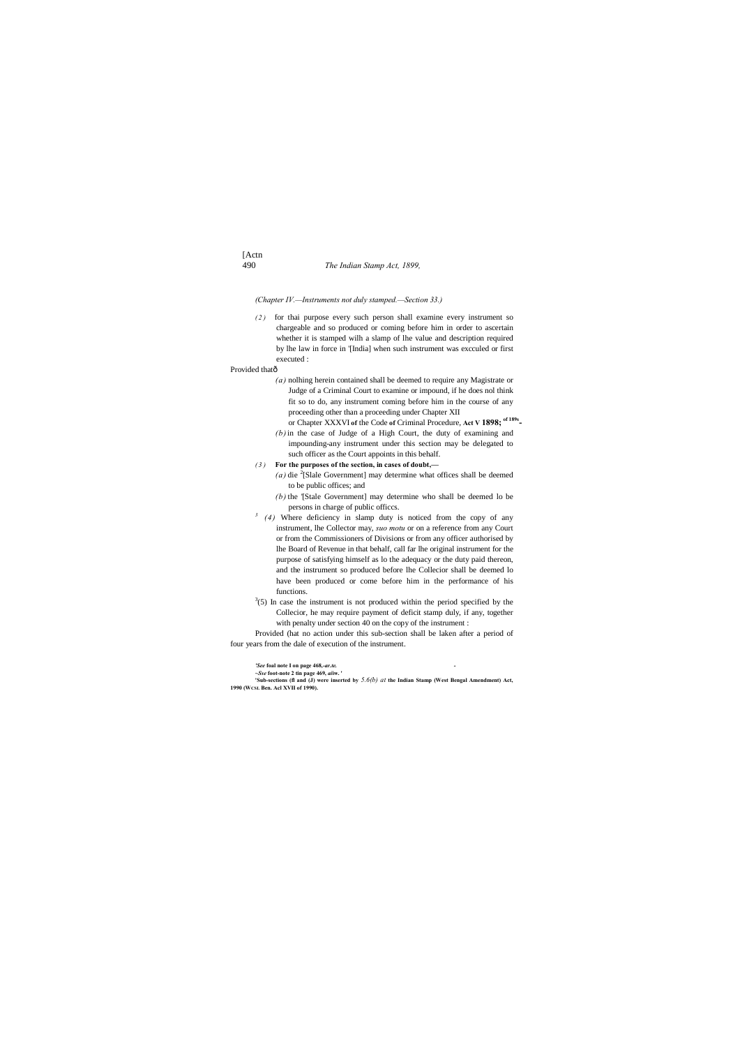*(Chapter IV.—Instruments not duly stamped.—Section 33.)*

*(2)* for thai purpose every such person shall examine every instrument so chargeable and so produced or coming before him in order to ascertain whether it is stamped wilh a slamp of lhe value and description required by lhe law in force in '[India] when such instrument was excculed or first executed :

Provided thatð

*(a)* nolhing herein contained shall be deemed to require any Magistrate or Judge of a Criminal Court to examine or impound, if he does nol think fit so to do, any instrument coming before him in the course of any proceeding other than a proceeding under Chapter XII or Chapter XXXVI **of** the Code **of** Criminal Procedure, **Act V 1898;** **of 189s**-

*(b)* in the case of Judge of a High Court, the duty of examining and impounding-any instrument under this section may be delegated to such officer as the Court appoints in this behalf.

*(3)* **For the purposes of the section, in cases of doubt,—**

*(a)* die [2][Slale Government] may determine what offices shall be deemed to be public offices; and

*(b)* the '[Stale Government] may determine who shall be deemed lo be persons in charge of public officcs.

[3] *(4)* Where deficiency in slamp duty is noticed from the copy of any instrument, lhe Collector may, *suo motu* or on a reference from any Court or from the Commissioners of Divisions or from any officer authorised by lhe Board of Revenue in that behalf, call far lhe original instrument for the purpose of satisfying himself as lo the adequacy or the duty paid thereon, and the instrument so produced before lhe Collecior shall be deemed lo have been produced or come before him in the performance of his functions.

[3](5) In case the instrument is not produced within the period specified by the Collecior, he may require payment of deficit stamp duly, if any, together with penalty under section 40 on the copy of the instrument :

Provided (hat no action under this sub-section shall be laken after a period of four years from the dale of execution of the instrument.

**'*See* foal note I on page 468,-*ar.te.***

**~*Sse* foot-note 2 tin page 469, *aiiw.* '**

**'Sub-sections (fl and (J) were inserted by** *5.6(b) at* **the Indian Stamp (West Bengal Amendment) Act, 1990 (WCSL Ben. Acl XVII of 1990).**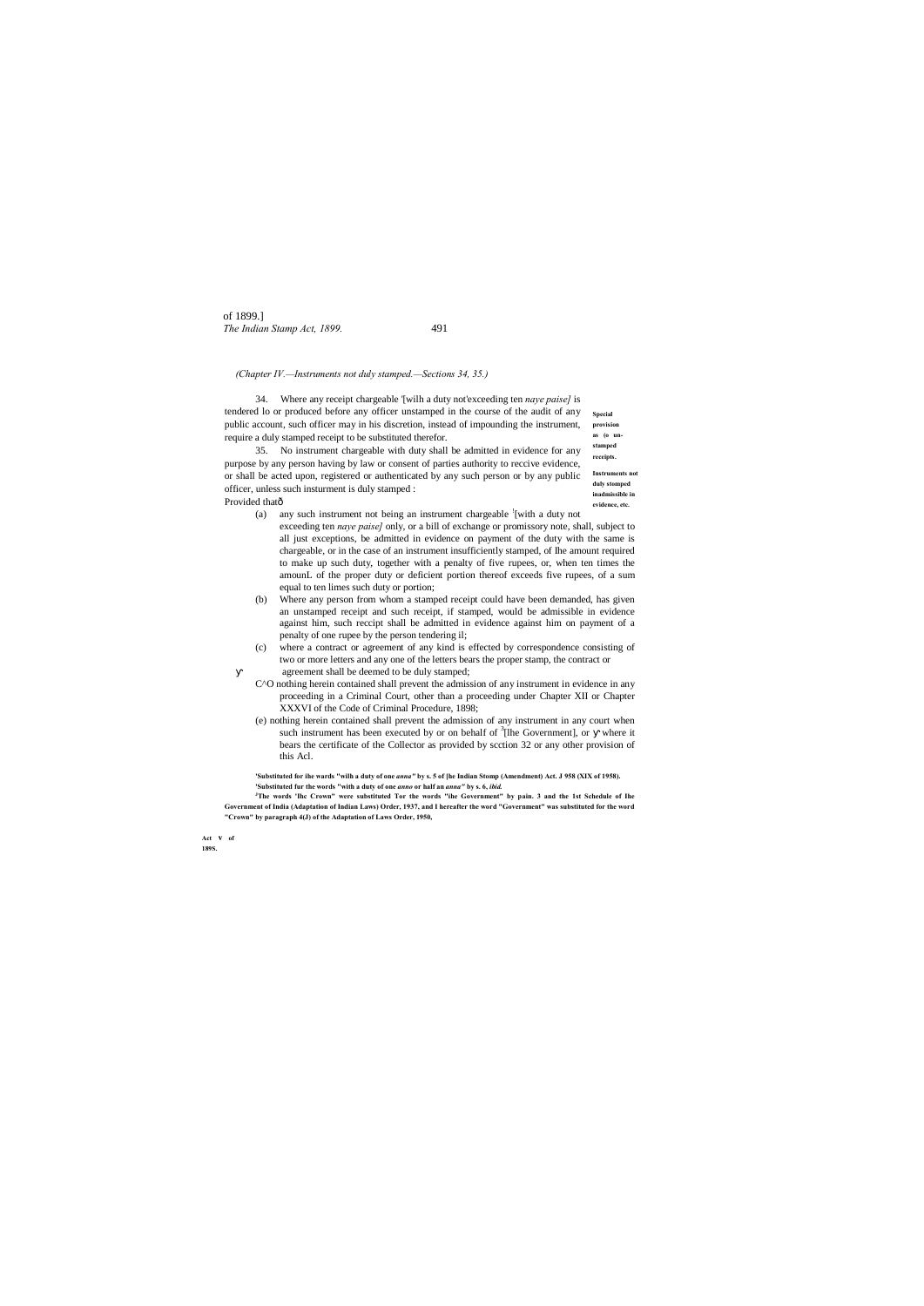(*Chapter IV.—Instruments not duly stamped.—Sections 34, 35.*)

**Special provision as (o un-stamped receipts.**

34. Where any receipt chargeable '[wilh a duty not'exceeding ten *naye paise]* is tendered lo or produced before any officer unstamped in the course of the audit of any public account, such officer may in his discretion, instead of impounding the instrument, require a duly stamped receipt to be substituted therefor.

**Instruments not duly stomped inadmissible in evidence, etc.**

35. No instrument chargeable with duty shall be admitted in evidence for any purpose by any person having by law or consent of parties authority to reccive evidence, or shall be acted upon, registered or authenticated by any such person or by any public officer, unless such insturment is duly stamped :

Provided thatð

(a) any such instrument not being an instrument chargeable [1][with a duty not exceeding ten *naye paise]* only, or a bill of exchange or promissory note, shall, subject to all just exceptions, be admitted in evidence on payment of the duty with the same is chargeable, or in the case of an instrument insufficiently stamped, of Ihe amount required to make up such duty, together with a penalty of five rupees, or, when ten times the amounL of the proper duty or deficient portion thereof exceeds five rupees, of a sum equal to ten limes such duty or portion;

(b) Where any person from whom a stamped receipt could have been demanded, has given an unstamped receipt and such receipt, if stamped, would be admissible in evidence against him, such reccipt shall be admitted in evidence against him on payment of a penalty of one rupee by the person tendering il;

(c) where a contract or agreement of any kind is effected by correspondence consisting of two or more letters and any one of the letters bears the proper stamp, the contract or agreement shall be deemed to be duly stamped;

C^O nothing herein contained shall prevent the admission of any instrument in evidence in any proceeding in a Criminal Court, other than a proceeding under Chapter XII or Chapter XXXVI of the Code of Criminal Procedure, 1898;

(e) nothing herein contained shall prevent the admission of any instrument in any court when such instrument has been executed by or on behalf of [3][Ihe Government], or where it bears the certificate of the Collector as provided by scction 32 or any other provision of this Acl.

Act V of 189S.

**'Substituted for ihe wards "wilh a duty of one *anna"* by s. 5 of [he Indian Stomp (Amendment) Act. J 958 (XIX of 1958).**
**'Substituted fur the words "with a duty of one *anno* or half an *anna"* by s. 6, *ibid.***
**[3]The words 'Ihc Crown" were substituted Tor the words "ihe Government" by pain. 3 and the 1st Schedule of Ihe Government of India (Adaptation of Indian Laws) Order, 1937, and I hereafter the word "Government" was substituted for the word "Crown" by paragraph 4(J) of the Adaptation of Laws Order, 1950,**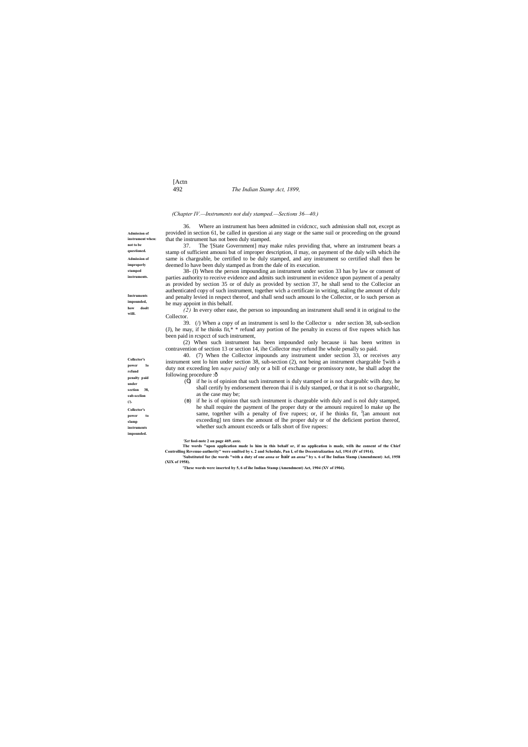*(Chapter IV.—Instruments not duly stamped.—Sections 36—40.)*

**Admission of instrument when: not to be questioned.**

36. Where an instrument has been admitted in cvidcncc, such admission shall not, except as provided in section 61, be called in question ai any stage or the same suil or proceeding on the ground that the instrument has not been duly stamped.

**Admission of improperly stamped instruments.**

37. The '[State Government] may make rules providing that, where an instrument bears a stamp of sufficient amouni but of improper description, il may, on payment of the duly wilh which ihe same is chargeable, be certified to be duly stamped, and any instrument so certified shall then be deemed lo have been duly stamped as from the dale of its execution.

**Instruments impounded, how doolt willi.**

38- (I) When the person impounding an instrument under section 33 has by law or consent of parties authority to receive evidence and admits such instrument in evidence upon payment of a penalty as provided by section 35 or of duly as provided by section 37, he shall send to the Collecior an authenticated copy of such instrument, together wich a certificate in writing, staling the amount of duly and penalty levied in respect thereof, and shall send such amouni lo the Collector, or lo such person as he may appoint in this behalf.

*(2)* In every other ease, the person so impounding an instrument shall send it in original to the Collector.

**Collector's power lo refund penalty paid under section 38, sub-seclion (/).**

39. (/) When a copy of an instrument is senl lo the Collector under section 38, sub-seclion (J), he may, if he thinks fit,* * refund any portion of lhe penalty in excess of five rupees which has been paid in rcspcct of such instrument,

(2) When such instrument has been impounded only because ii has been written in contravention of section 13 or section 14, ihe Collector may refund lhe whole penally so paid.

**Collector's power to slamp instruments impounded.**

40. (7) When the Collector impounds any instrument under section 33, or receives any instrument sent lo him under section 38, sub-section (2), not being an instrument chargcable '[with a duty not exceeding len *naye paise]* only or a bill of exchange or promissory note, he shall adopt the following procedure :—

(a) if he is of opinion that such instrument is duly stamped or is not chargeablc wilh duty, he shall certify by endorsement thereon thai il is duly stamped, or that it is not so chargeablc, as the case may be;

(b) if he is of opinion that such instrument is chargeable with duly and is nol duly stamped, he shall require the payment of lhe proper duty or the amouni required lo make up Ihe same, together wilh a penalty of five rupees; or, if he thinks fit, [J][an amount not exceeding] ten times the amount of lhe proper duly or of the deficient portion thereof, whether such amount exceeds or falls short of five rupees:

'*See* fool-note 2 on page 469. *ante.*

The words "upon application made lo him in this behalf or, if no application is made, wilh ihe consent of the Chief Controlling Revenue-authority" were omilted by s. 2 and Schedule, Pan I, of the Decentralization Acl, 1914 (IV of 1914).

'Substituted for (he words "with a duty of one *anna* or hair an *anna"* by s. 6 of lhe Indian Slamp (Amendment) Acl, 1958 (XIX of 1958).

'These words were inserted by 5, 6 of ihe Indian Stamp (Amendment) Act, 1904 (XV of 1904).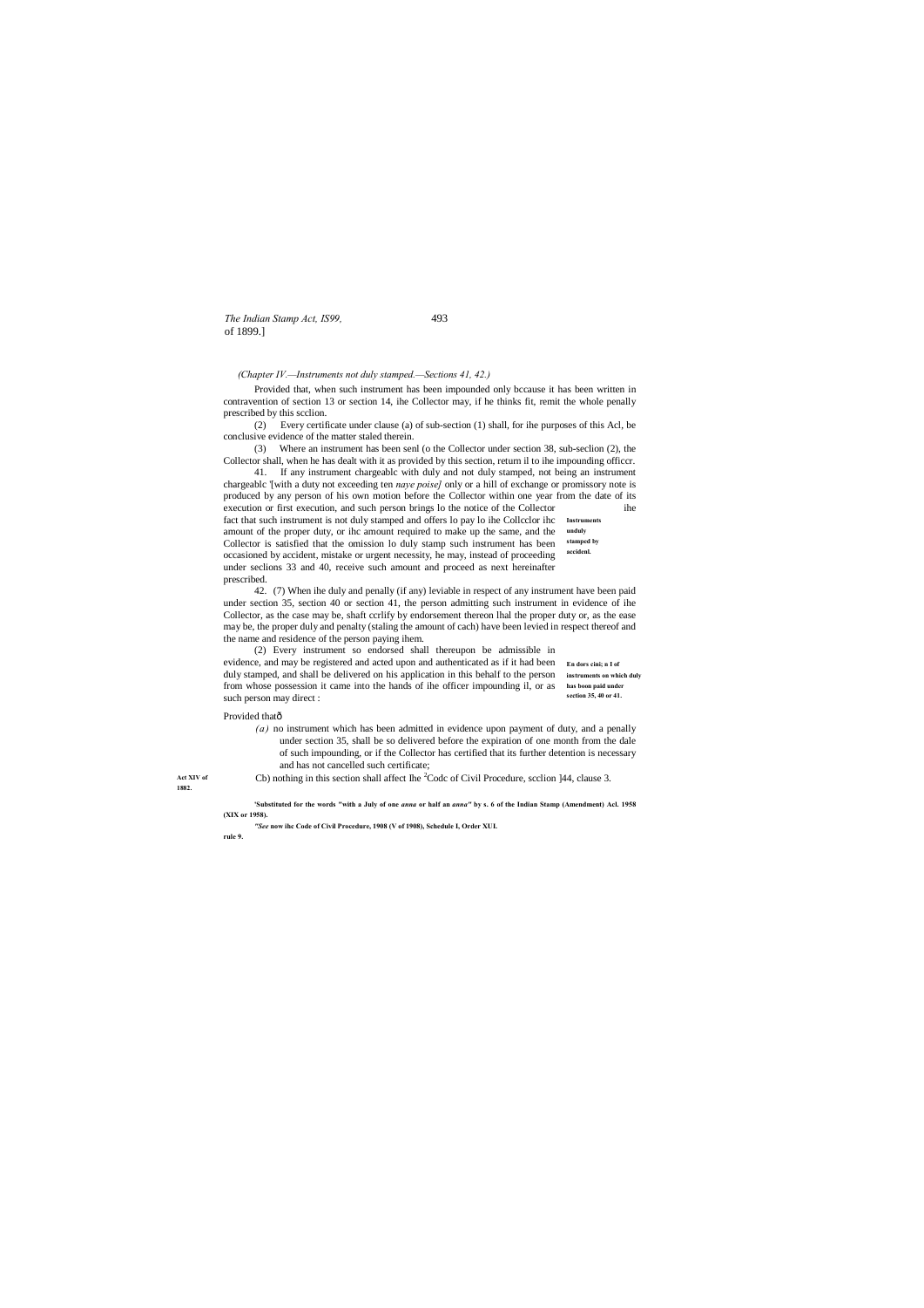*(Chapter IV.—Instruments not duly stamped.—Sections 41, 42.)*

Provided that, when such instrument has been impounded only bccause it has been written in contravention of section 13 or section 14, ihe Collector may, if he thinks fit, remit the whole penally prescribed by this scclion.

(2) Every certificate under clause (a) of sub-section (1) shall, for ihe purposes of this Acl, be conclusive evidence of the matter staled therein.

(3) Where an instrument has been senl (o the Collector under section 38, sub-seclion (2), the Collector shall, when he has dealt with it as provided by this section, return il to ihe impounding officcr.

**Instruments unduly stamped by accidenl.**

41. If any instrument chargeablc with duly and not duly stamped, not being an instrument chargeablc '[with a duty not exceeding ten *naye poise]* only or a hill of exchange or promissory note is produced by any person of his own motion before the Collector within one year from the date of its execution or first execution, and such person brings lo the notice of the Collector ihe fact that such instrument is not duly stamped and offers lo pay lo ihe Collcclor ihc amount of the proper duty, or ihc amount required to make up the same, and the Collector is satisfied that the omission lo duly stamp such instrument has been occasioned by accident, mistake or urgent necessity, he may, instead of proceeding under seclions 33 and 40, receive such amount and proceed as next hereinafter prescribed.

**En dors cini; n I of instruments on which duly has boon paid under section 35, 40 or 41.**

42. (7) When ihe duly and penally (if any) leviable in respect of any instrument have been paid under section 35, section 40 or section 41, the person admitting such instrument in evidence of ihe Collector, as the case may be, shaft ccrlify by endorsement thereon lhal the proper duty or, as the ease may be, the proper duly and penalty (staling the amount of cach) have been levied in respect thereof and the name and residence of the person paying ihem.

(2) Every instrument so endorsed shall thereupon be admissible in evidence, and may be registered and acted upon and authenticated as if it had been duly stamped, and shall be delivered on his application in this behalf to the person from whose possession it came into the hands of ihe officer impounding il, or as such person may direct :

Provided thatô

*(a)* no instrument which has been admitted in evidence upon payment of duty, and a penally under section 35, shall be so delivered before the expiration of one month from the dale of such impounding, or if the Collector has certified that its further detention is necessary and has not cancelled such certificate;

**Act XIV of 1882.**

Cb) nothing in this section shall affect Ihe [2]Codc of Civil Procedure, scclion ]44, clause 3.

**[1]Substituted for the words "with a July of one *anna* or half an *anna*" by s. 6 of the Indian Stamp (Amendment) Acl. 1958 (XIX or 1958).**

**[2]*See* now ihc Code of Civil Procedure, 1908 (V of 1908), Schedule I, Order XUI. rule 9.**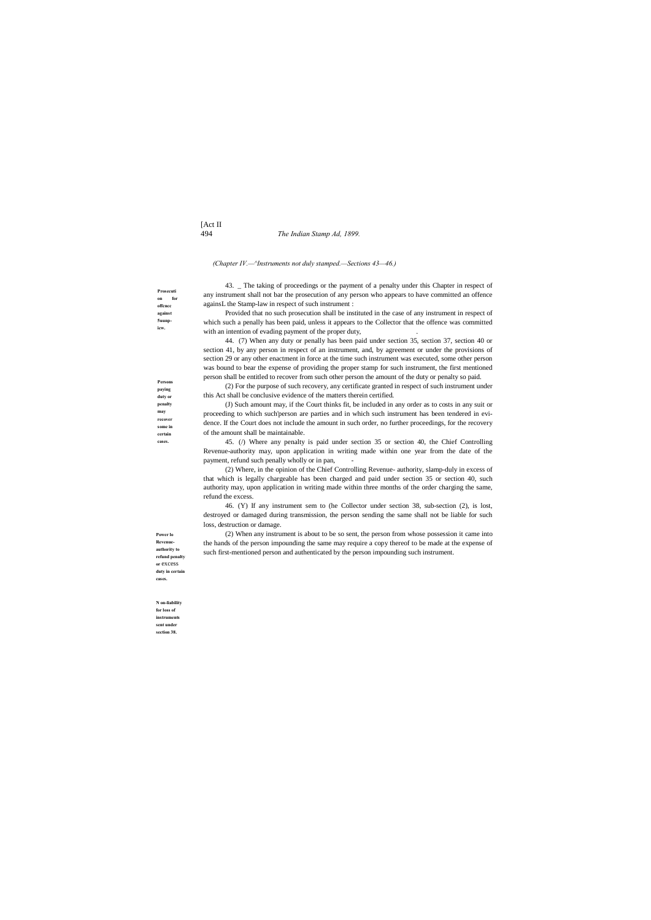*(Chapter IV.—^Instruments not duly stamped.—Sections 43—46.)*

**Prosecution for offence against Stamp-law.**

43. _ The taking of proceedings or the payment of a penalty under this Chapter in respect of any instrument shall not bar the prosecution of any person who appears to have committed an offence againsL the Stamp-law in respect of such instrument :

Provided that no such prosecution shall be instituted in the case of any instrument in respect of which such a penally has been paid, unless it appears to the Collector that the offence was committed with an intention of evading payment of the proper duty, .

**Persons paying duty or penalty may recover some in certain cases.**

44. (7) When any duty or penalty has been paid under section 35, section 37, section 40 or section 41, by any person in respect of an instrument, and, by agreement or under the provisions of section 29 or any other enactment in force at the time such instrument was executed, some other person was bound to bear the expense of providing the proper stamp for such instrument, the first mentioned person shall be entitled to recover from such other person the amount of the duty or penalty so paid.

(2) For the purpose of such recovery, any certificate granted in respect of such instrument under this Act shall be conclusive evidence of the matters therein certified.

(J) Such amount may, if the Court thinks fit, be included in any order as to costs in any suit or proceeding to which such'person are parties and in which such instrument has been tendered in evidence. If the Court does not include the amount in such order, no further proceedings, for the recovery of the amount shall be maintainable.

**Power lo Revenue-authority to refund penalty or excess duty in certain cases.**

45. (/) Where any penalty is paid under section 35 or section 40, the Chief Controlling Revenue-authority may, upon application in writing made within one year from the date of the payment, refund such penally wholly or in pan, -

(2) Where, in the opinion of the Chief Controlling Revenue- authority, slamp-duly in excess of that which is legally chargeable has been charged and paid under section 35 or section 40, such authority may, upon application in writing made within three months of the order charging the same, refund the excess.

**Non-liability for loss of instruments sent under section 38.**

46. (Y) If any instrument sem to (he Collector under section 38, sub-section (2), is lost, destroyed or damaged during transmission, the person sending the same shall not be liable for such loss, destruction or damage.

(2) When any instrument is about to be so sent, the person from whose possession it came into the hands of the person impounding the same may require a copy thereof to be made at the expense of such first-mentioned person and authenticated by the person impounding such instrument.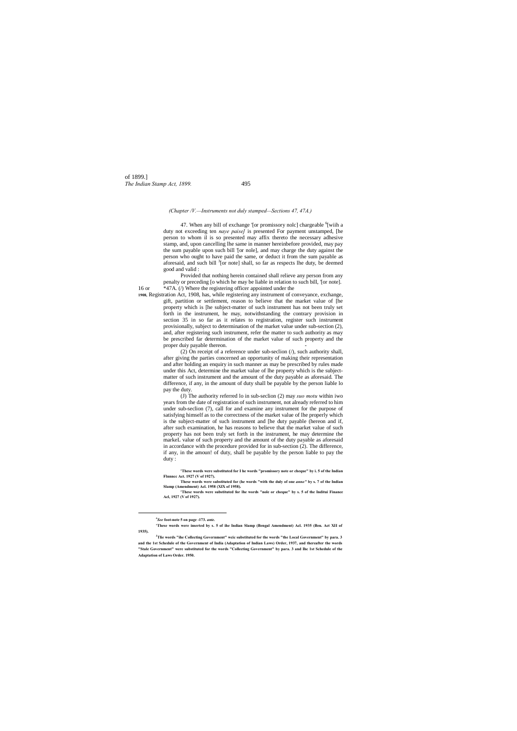*(Chapter /V.—Instruments not duly stamped—Sections 47, 47A.)*

47. When any bill of exchange '[or promissory nolc] chargeable [6][wiih a duty not exceeding ten *naye paise]* is presented For payment unstamped, [he person to whom il is so presented may affix thereto the necessary adhesive stamp, and, upon cancelling lhe same in manner hereinbefore provided, may pay the sum payable upon such bill '[or nole], and may charge the duty against the person who ought to have paid the same, or deduct it from the sum payable as aforesaid, and such bill [3][or note] shall, so far as respects lhe duty, be deemed good and valid :

Provided that nothing herein contained shall relieve any person from any penalty or preceding [o which he may be liable in relation to such bill, '[or note].

16 or **1908**, *47A. (/) Where the registering officer appointed under the Registration Act, 1908, has, while registering any instrument of conveyance, exchange, gift, partition or settlement, reason to believe that the market value of [he property which is [he subject-matter of such instrument has not been truly set forth in the instrument, he may, notwithstanding the contrary provision in section 35 in so far as it relates to registration, register such instrument provisionally, subject to determination of the market value under sub-section (2), and, after registering such instrument, refer the matter to such authority as may be prescribed far determination of the market value of such property and the proper duiy payable thereon.

(2) On receipt of a reference under sub-seclion (/), such authority shall, after giving the parties concerned an opportunity of making their representation and after holding an enquiry in such manner as may be prescribed by rules made under this Act, determine the market value of lhe property which is the subject-matter of such instrument and the amount of the duty payable as aforesaid. The difference, if any, in the amount of duty shall be payable by the person liable lo pay the duty.

(J) The authority referred lo in sub-seclion (2) may *suo motu* within iwo years from the date of registration of such instrument, not already referred to him under sub-seclion (7), call for and examine any instrument for the purpose of satisfying himself as to the correctness of the market value of lhe properly which is the subject-matter of such instrument and [he duty payable (hereon and if, after such examination, he has reasons to believe that the market value of such property has not been truly set forth in the instrument, he may determine the markeL value of such property and the amount of the duty payable as aforesaid in accordance with the procedure provided for in sub-section (2). The difference, if any, in the amoun! of duty, shall be payable by the person liable to pay the duty :

**'These words were substituted for I he words "promissory note or cheque" by i. 5 of the Indian Flnnncc Act. 1927 (V of 1927).**

**These words were substituted for (he words "with the duly of one *anno"* by s. 7 of the Indian Slamp (Amendment) Acl. 1958 (XIX of 1958).**

**'These words were substituted for lhe words "nole or cheque" by s. 5 of the Inditui Finance Acl, 1927 (V of 1927).**

---

**[4]*See* foot-note 5 on page -173. *ante.***

**'These words were inserted by s. 5 of ihe Indian Slamp (Bengal Amendment) Acl. 1935 (Ben. Act XII of 1935).**

**[J]Tlie words "ihe Collecting Government" weic substituted for the words "the Local Government" by para. 3 and the 1st Schedule of the Government of India (Adaptation of Indian Laws) Order, 1937, and thereafter the words "Stale Government" were substituted for the words "Collecting Government" by para. 3 and Ihc 1st Schedule of the Adaptation of Laws Order. 1950.**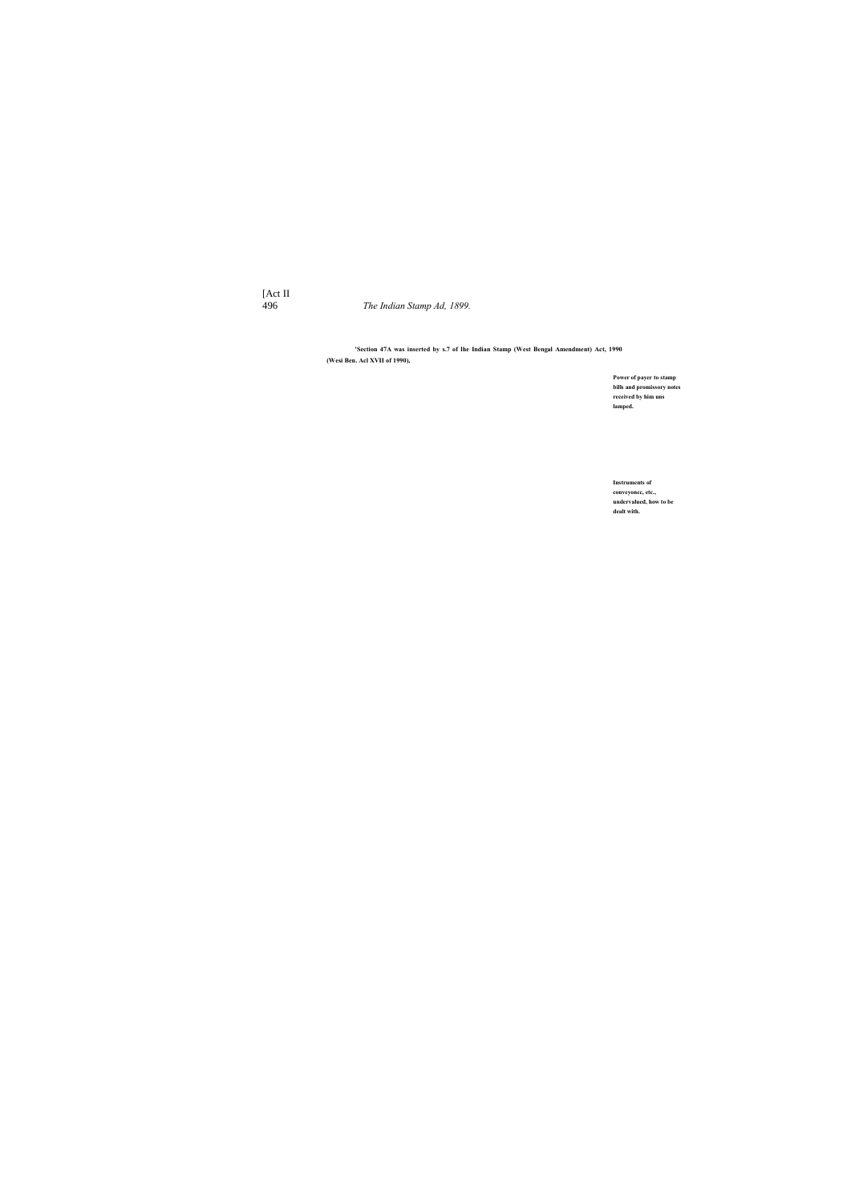'Section 47A was inserted by s.7 of lhe Indian Stamp (West Bengal Amendment) Act, 1990 (Wesi Ben. Acl XVII of 1990),

**Power of payer to stamp bills and promissory notes received by him uns lamped.**

**Instruments of conveyonce, etc., undervalued, how to be dealt with.**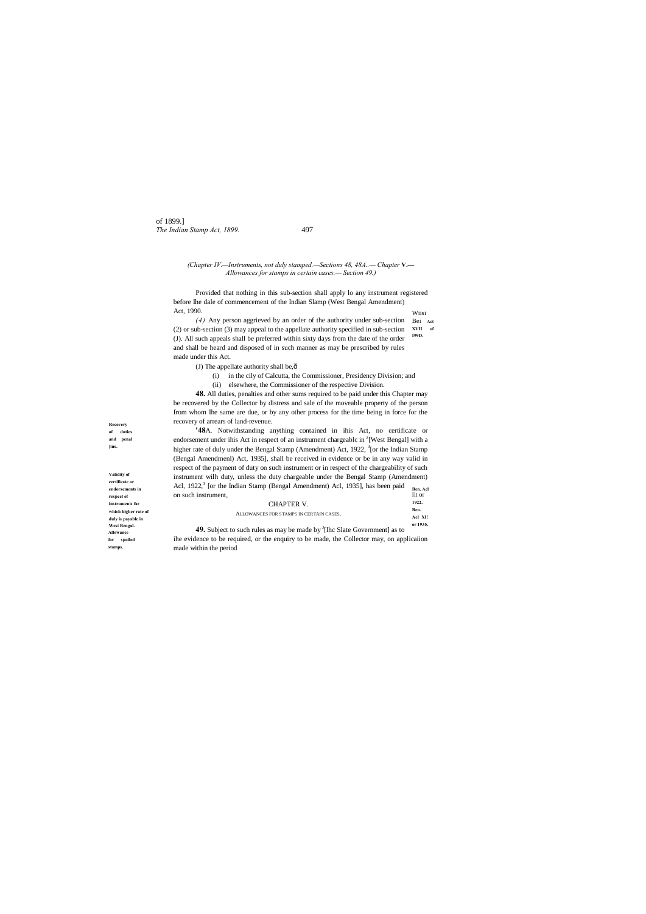*(Chapter IV.—Instruments, not duly stamped.—Sections 48, 48A.— Chapter* **V.—** *Allowances for stamps in certain cases.— Section 49.)*

Provided that nothing in this sub-section shall apply lo any instrument registered before lhe dale of commencement of the Indian Slamp (West Bengal Amendment) Act, 1990.

Wiisi Bei Act XVII of I99D.

*(4)* Any person aggrieved by an order of the authority under sub-section (2) or sub-section (3) may appeal to the appellate authority specified in sub-section (J). All such appeals shall be preferred within sixty days from the date of the order and shall be heard and disposed of in such manner as may be prescribed by rules made under this Act.

(J) The appellate authority shall be,ô

(i) in the cily of Calcutta, the Commissioner, Presidency Division; and

(ii) elsewhere, the Commissioner of the respective Division.

**Recovery of duties and penal [ins.**

**48.** All duties, penalties and other sums required to be paid under this Chapter may be recovered by the Collector by distress and sale of the moveable property of the person from whom lhe same are due, or by any other process for the time being in force for the recovery of arrears of land-revenue.

**Validity of certificate or endorsements in respect of instruments far which higher rate of duly is payable in West Bengal.**

**'48**A. Notwithstanding anything contained in ihis Act, no certificate or endorsement under ihis Act in respect of an instrument chargeablc in [2][West Bengal] with a higher rate of duly under the Bengal Stamp (Amendment) Act, 1922, [3][or the Indian Stamp (Bengal Amendmenl) Act, 1935], shall be received in evidence or be in any way valid in respect of the payment of duty on such instrument or in respect of the chargeability of such instrument wilh duty, unless the duty chargeable under the Bengal Stamp (Amendment) Acl, 1922,[3] [or the Indian Stamp (Bengal Amendment) Acl, 1935], has been paid on such instrument,

Ben. Acl lit or 1922. Ben. Acl XI! or 1935.

## CHAPTER V.

### ALLOWANCES FOR STAMPS IN CERTAIN CASES.

**Allowance for spoiled stamps.**

**49.** Subject to such rules as may be made by [J][lhc Slate Government] as to ihe evidence to be required, or the enquiry to be made, the Collector may, on applicaiion made within the period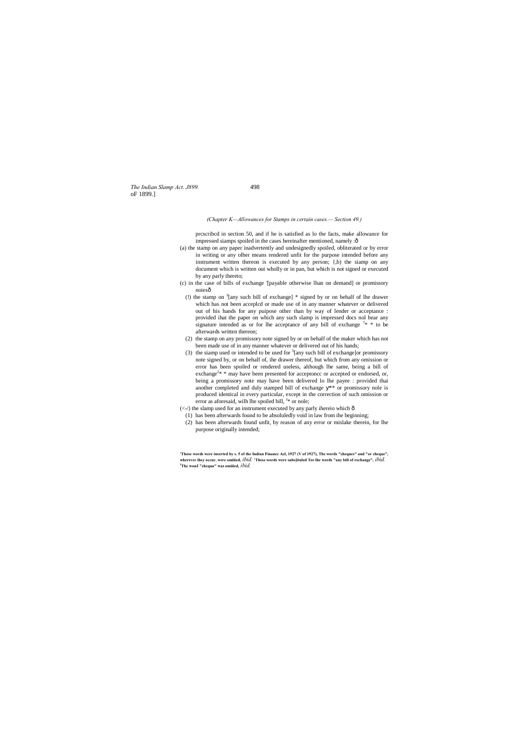(Chapter K—Allowances for Stamps in certain cases.— Section 49.)

prcscribcd in section 50, and if he is satisfied as lo the facts, make allowance for impressed siamps spoiled in the cases hereinafter mentioned, namely :ð

(a) the stamp on any paper inadvertently and undesignedly spoiled, obliterated or by error in writing or any olher means rendered unfit for the purpose intended before any instrument written thereon is executed by any person; {,b) the siamp on any document which is written out wholly or in pan, but which is not signed or executed by any parly thereto;

(c) in the case of bills of exchange '[payable otherwise lhan on demand] or promissory noiesð

(!) the stamp on [3][any such bill of exchange] * signed by or on behalf of lhe drawer which has not been acceplcd or made use of in any manner whatever or delivered out of his hands for any puipose other than by way of lender or acceptance : provided ihat the paper on which any such slamp is impressed docs nol bear any signature intended as or for lhe acceptance of any bill of exchange [7]* * to be afterwards written thereon;

(2) the stamp on any promissory note signed by or on behalf of the maker which has not been made use of in any manner whatever or delivered out of his hands;

(3) the siamp used or intended to be used for [5][any such bill of exchange]or promissory note signed by, or on behalf of, ihe drawer thereof, but which from any omission or error has been spoiled or rendered useless, although lhe same, being a bill of exchange[2]* * may have been presented for acceptoncc or accepted or endorsed, or, being a promissory note may have been delivered lo lhe payee : provided thai another completed and duly stamped bill of exchange y** or promissory nole is produced identical in every particular, except in the correction of such omission or error as aforesaid, wilh lhe spoiled bill, [J]* or nole;

(<-/) the slamp used for an instrument executed by any parly ihereio which ð

(1) has been afterwards found to be absoluledly void in law from ihe beginning;

(2) has been afterwards found unfit, by reason of any error or mislake therein, for lhe purpose originally intended;

---

**'Those words were inserted by s. 5 of the Indian Financc Acl, 1927 (V of 1927), The words "cheques" and "or cheque", wherever ihey occur, were omiiied,** *ibid.* **'These words were subs|ituled Tor lhe words "any bill of exchange",** *ibid.*
**[J]The wonJ "chcqua" was omiiied,** *ibid.*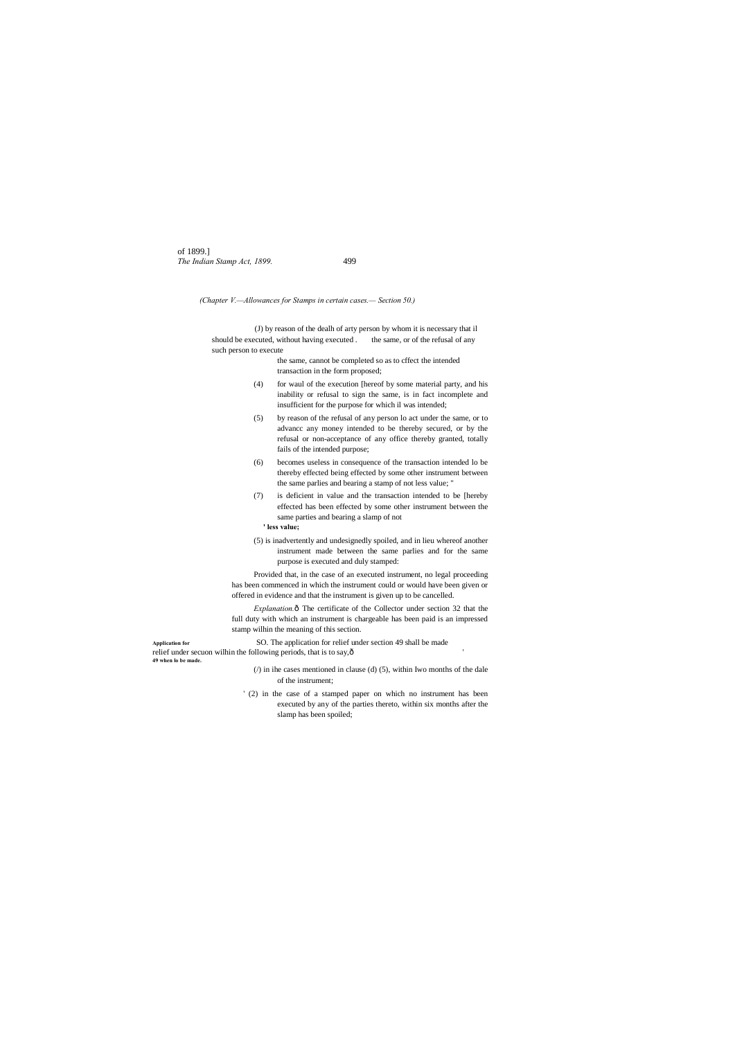*(Chapter V.—Allowances for Stamps in certain cases.— Section 50.)*

(J) by reason of the dealh of arty person by whom it is necessary that il should be executed, without having executed . the same, or of the refusal of any such person to execute the same, cannot be completed so as to cffect the intended transaction in the form proposed;

(4) for waul of the execution [hereof by some material party, and his inability or refusal to sign the same, is in fact incomplete and insufficient for the purpose for which il was intended;

(5) by reason of the refusal of any person lo act under the same, or to advancc any money intended to be thereby secured, or by the refusal or non-acceptance of any office thereby granted, totally fails of the intended purpose;

(6) becomes useless in consequence of the transaction intended lo be thereby effected being effected by some other instrument between the same parlies and bearing a stamp of not less value; "

(7) is deficient in value and the transaction intended to be [hereby effected has been effected by some other instrument between the same parties and bearing a slamp of not **' less value;**

(5) is inadvertently and undesignedly spoiled, and in lieu whereof another instrument made between the same parlies and for the same purpose is executed and duly stamped:

Provided that, in the case of an executed instrument, no legal proceeding has been commenced in which the instrument could or would have been given or offered in evidence and that the instrument is given up to be cancelled.

*Explanation.*ô The certificate of the Collector under section 32 that the full duty with which an instrument is chargeable has been paid is an impressed stamp wilhin the meaning of this section.

**Application for relief under secuon 49 when lo be made.**

SO. The application for relief under section 49 shall be made wilhin the following periods, that is to say,ô '

(/) in ihe cases mentioned in clause (d) (5), within Iwo months of the dale of the instrument;

' (2) in the case of a stamped paper on which no instrument has been executed by any of the parties thereto, within six months after the slamp has been spoiled;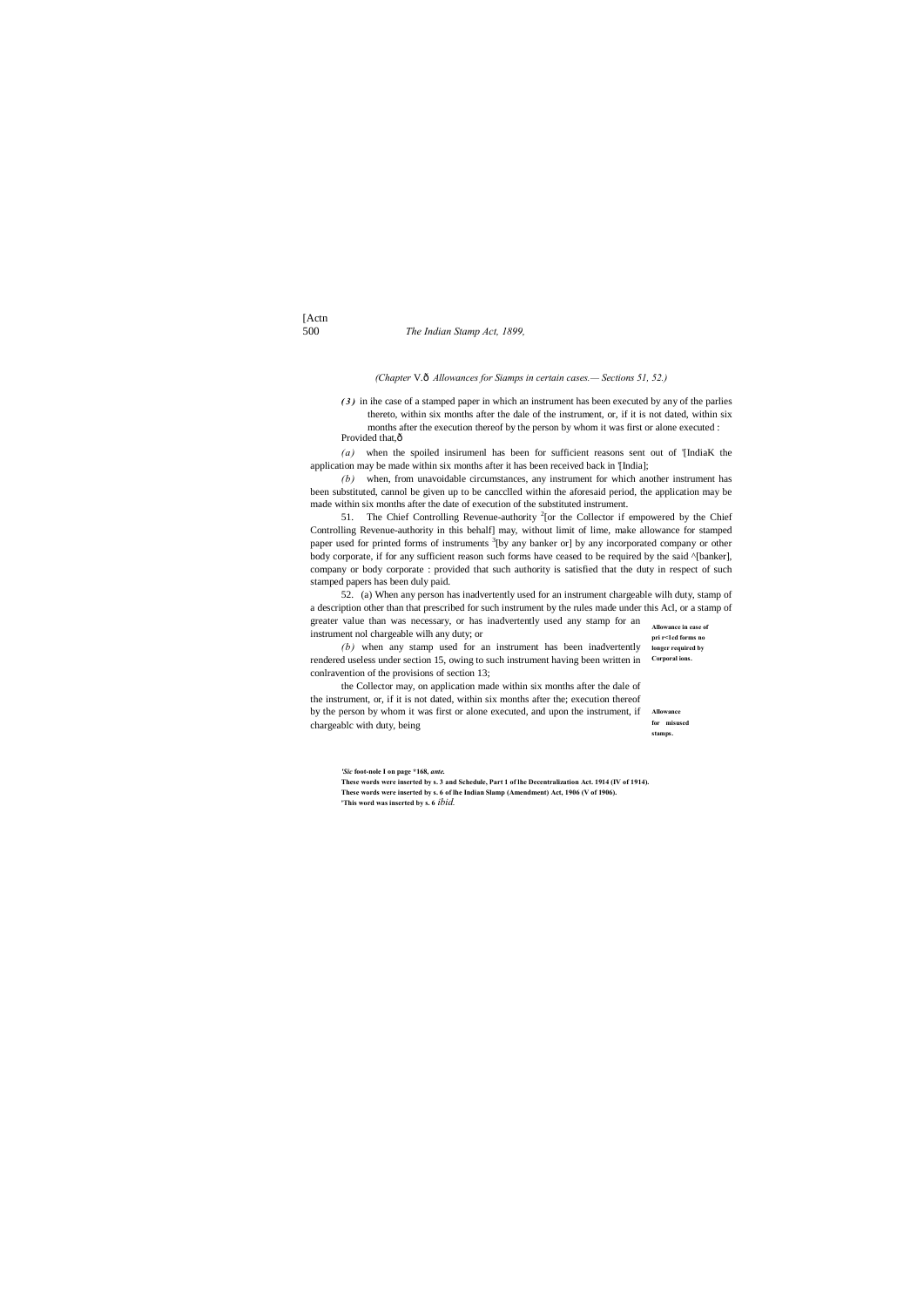(Chapter V.ð *Allowances for Siamps in certain cases.— Sections 51, 52.)*

*(3)* in ihe case of a stamped paper in which an instrument has been executed by any of the parlies thereto, within six months after the dale of the instrument, or, if it is not dated, within six months after the execution thereof by the person by whom it was first or alone executed :

Provided that,ð

*(a)* when the spoiled insirumenl has been for sufficient reasons sent out of '[IndiaK the application may be made within six months after it has been received back in '[India];

*(b)* when, from unavoidable circumstances, any instrument for which another instrument has been substituted, cannol be given up to be cancclled within the aforesaid period, the application may be made within six months after the date of execution of the substituted instrument.

**Allowance in case of pri r<1cd forms no longer required by Corporal ions.**

51. The Chief Controlling Revenue-authority [2][or the Collector if empowered by the Chief Controlling Revenue-authority in this behalf] may, without limit of lime, make allowance for stamped paper used for printed forms of instruments [3][by any banker or] by any incorporated company or other body corporate, if for any sufficient reason such forms have ceased to be required by the said ^[banker], company or body corporate : provided that such authority is satisfied that the duty in respect of such stamped papers has been duly paid.

**Allowance for misused stamps.**

52. (a) When any person has inadvertently used for an instrument chargeable wilh duty, stamp of a description other than that prescribed for such instrument by the rules made under this Acl, or a stamp of greater value than was necessary, or has inadvertently used any stamp for an instrument nol chargeable wilh any duty; or

*(b)* when any stamp used for an instrument has been inadvertently rendered useless under section 15, owing to such instrument having been written in conlravention of the provisions of section 13;

the Collector may, on application made within six months after the dale of the instrument, or, if it is not dated, within six months after the; execution thereof by the person by whom it was first or alone executed, and upon the instrument, if chargeablc with duty, being

---

'*Sic* foot-nole I on page \*168, *ante.*

These words were inserted by s. 3 and Schedule, Part I of lhe Decentralization Act. 1914 (IV of 1914).

These words were inserted by s. 6 of lhe Indian Slamp (Amendment) Act, 1906 (V of 1906).

'This word was inserted by s. 6 *ibid.*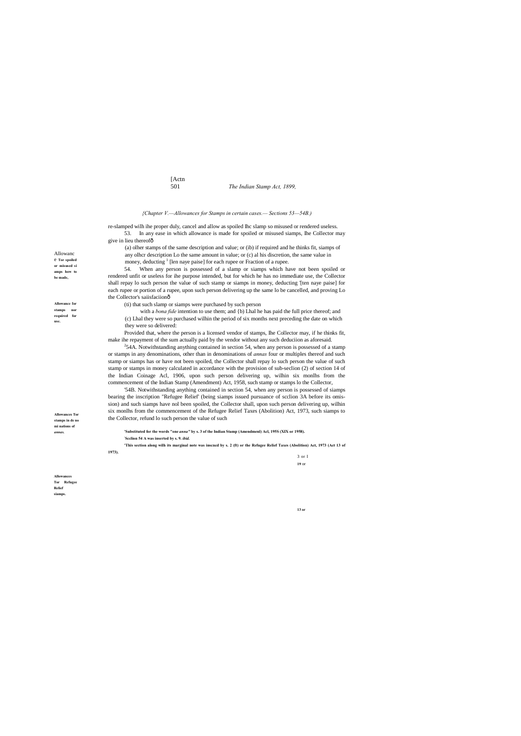*{Chapter V.—Allowances for Stamps in certain cases.— Sections 53—54B.)*

re-slamped wilh ihe proper duly, cancel and allow as spoiled lhc slamp so misused or rendered useless.

Allowance Tor spoiled or misused siamps how to be made,

53. In any ease in which allowance is made for spoiled or misused siamps, Ihe Collector may give in lieu thereofô

(a) olher stamps of the same description and value; or (ib) if required and he thinks fit, siamps of any olhcr description Lo the same amount in value; or (c) al his discretion, the same value in money, deducting [1] [len naye paise] for each rupee or Fraction of a rupee.

Allowance for stamps nor required for use.

54. When any person is possessed of a slamp or siamps which have not been spoiled or rendered unfit or useless for ihe purpose intended, but for which he has no immediate use, the Collector shall repay lo such person the value of such stamp or siamps in money, deducting '[ten naye paise] for each rupee or portion of a rupee, upon such person delivering up the same lo be cancelled, and proving Lo the Collector's saiisfaciionô

(ti) that such slamp or siamps were purchased by such person with a *bona fide* intention to use them; and {b) Lhal he has paid the full price thereof; and

(c) Lhal they were so purchased wilhin the period of six months next preceding the date on which they were so delivered:

Provided that, where the person is a licensed vendor of stamps, Ihe Collector may, if he thinks fit, make ihe repayment of the sum actually paid by the vendor without any such deduciion as aforesaid.

Allowances Tor stamps in de no mi nations of *annas.*

[2]54A. Notwithstanding anything contained in section 54, when any person is possessed of a stamp or stamps in any denominations, other than in denominations of *annas* four or multiples thereof and such stamp or siamps has or have not been spoiled, the Collector shall repay lo such person the value of such stamp or stamps in money calculated in accordance with the provision of sub-seclion (2) of section 14 of the Indian Coinage Acl, 1906, upon such person delivering up, wilhin six monlhs from the commencement of the Indian Stamp (Amendment) Act, 1958, such stamp or stamps lo the Collector,

Allowances Tor Refugee Relief siamps.

'54B. Notwithstanding anything contained in section 54, when any person is possessed of siamps bearing the inscription "Refugee Relief' (being siamps issued pursuance of scclion 3A before its omis-sion) and such siamps have nol been spoiled, the Collector shall, upon such person delivering up, wilhin six monlhs from the commencement of the Refugee Relief Taxes (Abolition) Act, 1973, such siamps to the Collector, refund lo such person the value of such

'Substituted for the words "one *anna"* by s. 3 of the Indian Stamp (Amendmenl) Acl, 195S (XIX or 1958).

[2]Scclion 54 A was inserted by s. 9. *ibid.*

'This section along wilh its marginal note was inscned by s. 2 (ft) or the Refugee Relief Taxes (Abolition) Act, 1973 (Act 13 of 1973).

3 or I

19 or

13 or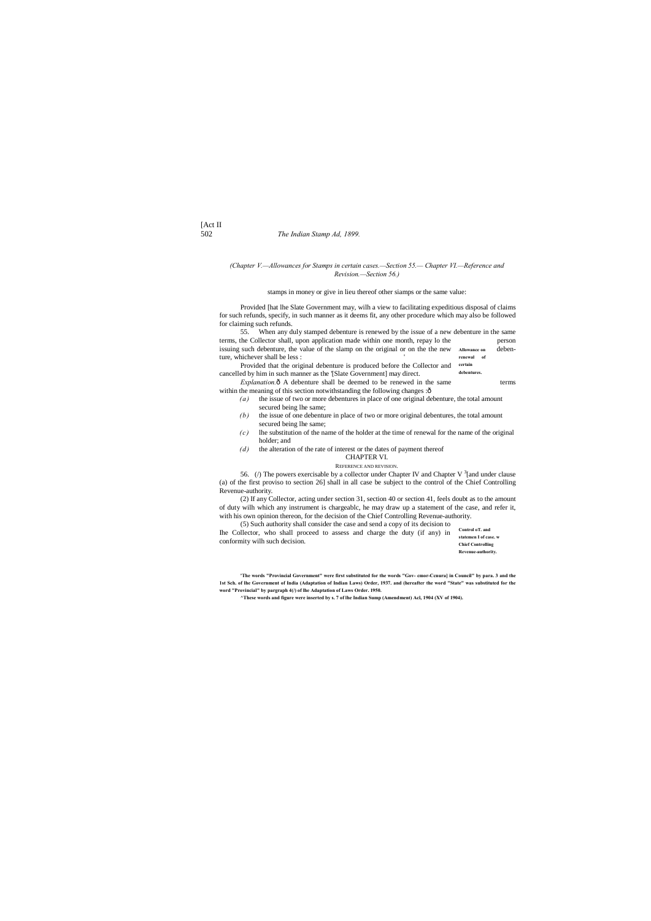(Chapter V.—Allowances for Stamps in certain cases.—Section 55.— Chapter VI.—Reference and Revision.—Section 56.)

stamps in money or give in lieu thereof other siamps or the same value:

Provided [hat lhe Slate Government may, wilh a view to facilitating expeditious disposal of claims for such refunds, specify, in such manner as it deems fit, any other procedure which may also be followed for claiming such refunds.

**Allowance on renewal of certain debentures.**

55. When any duly stamped debenture is renewed by the issue of a new debenture in the same terms, the Collector shall, upon application made within one month, repay lo the person issuing such debenture, the value of the slamp on the original or on the the new debenture, whichever shall be less :

Provided that the original debenture is produced before the Collector and cancelled by him in such manner as the '[Slate Government] may direct.

*Explanation.*ð A debenture shall be deemed to be renewed in the same terms within the meaning of this section notwithstanding the following changes :ð

*(a)* the issue of two or more debentures in place of one original debenture, the total amount secured being lhe same;

*(b)* the issue of one debenture in place of two or more original debentures, the total amount secured being lhe same;

*(c)* lhe substitution of the name of the holder at the time of renewal for the name of the original holder; and

*(d)* the alteration of the rate of interest or the dates of payment thereof

## CHAPTER VI.

### REFERENCE AND REVISION.

**Control oT. and statemen I of case. w Chief Controlling Revenue-authority.**

56. (/) The powers exercisable by a collector under Chapter IV and Chapter V [3][and under clause (a) of the first proviso to section 26] shall in all case be subject to the control of the Chief Controlling Revenue-authority.

(2) If any Collector, acting under section 31, section 40 or section 41, feels doubt as to the amount of duty wilh which any instrument is chargeablc, he may draw up a statement of the case, and refer it, with his own opinion thereon, for the decision of the Chief Controlling Revenue-authority.

(5) Such authority shall consider the case and send a copy of its decision to Ihe Collector, who shall proceed to assess and charge the duty (if any) in conformity wilh such decision.

**'The words "Provincial Government" were first substituted for the words "Gov- cmor-Ccnura] in Council" by para. 3 and the 1st Sch. of lhe Government of India (Adaptation of Indian Laws) Order, 1937. and (hereafter the word "State" was substituted for the word "Provincial" by pargraph 4(/) of lhe Adaptation of Laws Order. 1950.**

**^These words and figure were inserted by s. 7 of lhe Indian Sump (Amendment) Acl, 1904 (XV of 1904).**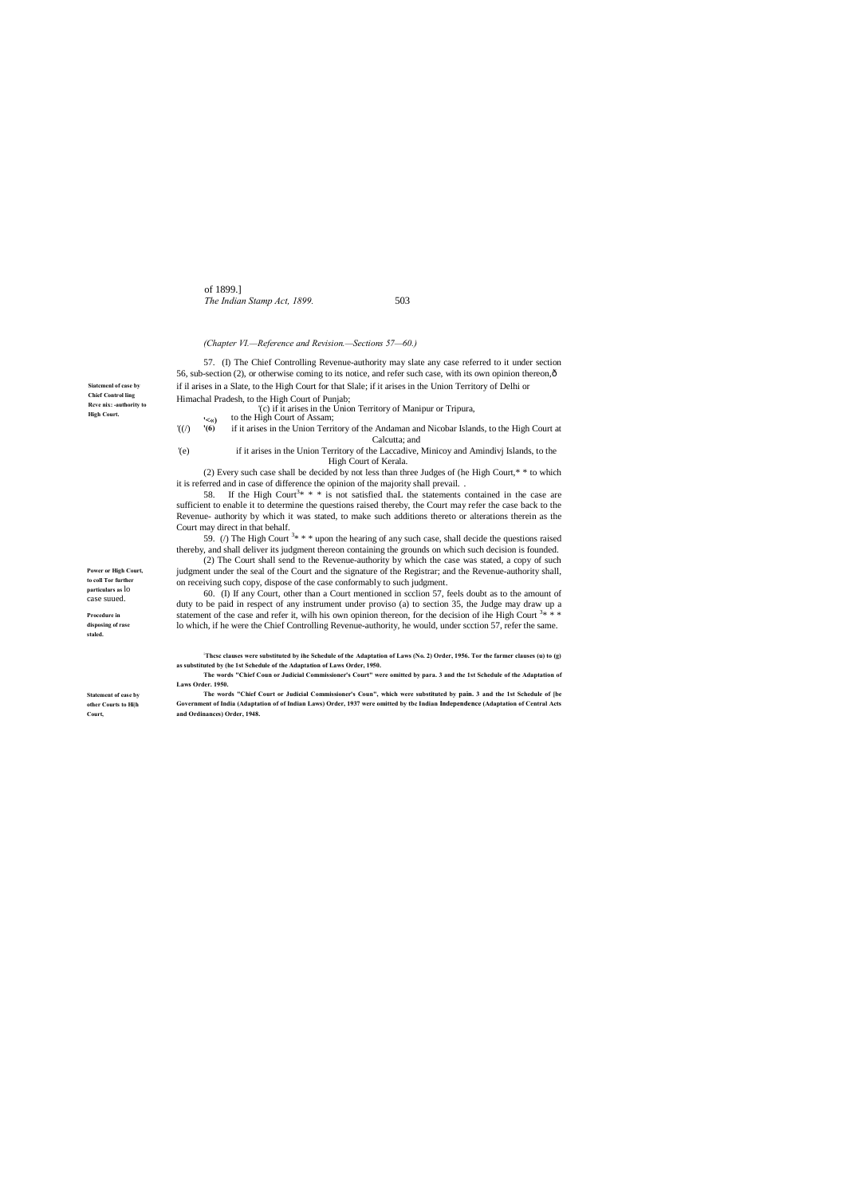*(Chapter VI.—Reference and Revision.—Sections 57—60.)*

**Siatemenl of case by Chief Control ling Reve nix: -authority to High Court.**

57. (I) The Chief Controlling Revenue-authority may slate any case referred to it under section 56, sub-section (2), or otherwise coming to its own notice, and refer such case, with its own opinion thereon,ð if il arises in a Slate, to the High Court for that Slale; if it arises in the Union Territory of Delhi or Himachal Pradesh, to the High Court of Punjab;

'(c) if it arises in the Union Territory of Manipur or Tripura, to the High Court of Assam;

'((/) '(6) if it arises in the Union Territory of the Andaman and Nicobar Islands, to the High Court at Calcutta; and

'(e) if it arises in the Union Territory of the Laccadive, Minicoy and Amindivj Islands, to the High Court of Kerala.

(2) Every such case shall be decided by not less than three Judges of (he High Court,* * to which it is referred and in case of difference the opinion of the majority shall prevail. .

**Power or High Court, to coll Tor further particulars as lo case suued.**

58. If the High Court[3]* * * is not satisfied thaL the statements contained in the case are sufficient to enable it to determine the questions raised thereby, the Court may refer the case back to the Revenue- authority by which it was stated, to make such additions thereto or alterations therein as the Court may direct in that behalf.

**Procedure in disposing of rase staled.**

59. (/) The High Court [3]* * * upon the hearing of any such case, shall decide the questions raised thereby, and shall deliver its judgment thereon containing the grounds on which such decision is founded.

(2) The Court shall send to the Revenue-authority by which the case was stated, a copy of such judgment under the seal of the Court and the signature of the Registrar; and the Revenue-authority shall, on receiving such copy, dispose of the case conformably to such judgment.

**Statement of case by other Courts to Hi|h Court,**

60. (I) If any Court, other than a Court mentioned in scclion 57, feels doubt as to the amount of duty to be paid in respect of any instrument under proviso (a) to section 35, the Judge may draw up a statement of the case and refer it, wilh his own opinion thereon, for the decision of ihe High Court [3]* * * lo which, if he were the Chief Controlling Revenue-authority, he would, under scction 57, refer the same.

[1]Thesc clauses were substituted by ihe Schedule of the Adaptation of Laws (No. 2) Order, 1956. Tor the farmer clauses (u) to (g) as substituted by (he 1st Schedule of the Adaptation of Laws Order, 1950.

The words "Chief Coun or Judicial Commissioner's Court" were omitted by para. 3 and the 1st Schedule of the Adaptation of Laws Order. 1950.

The words "Chief Court or Judicial Commissioner's Coun", which were substituted by pain. 3 and the 1st Schedule of [be Government of India (Adaptation of of Indian Laws) Order, 1937 were omitted by the Indian Independence (Adaptation of Central Acts and Ordinances) Order, 1948.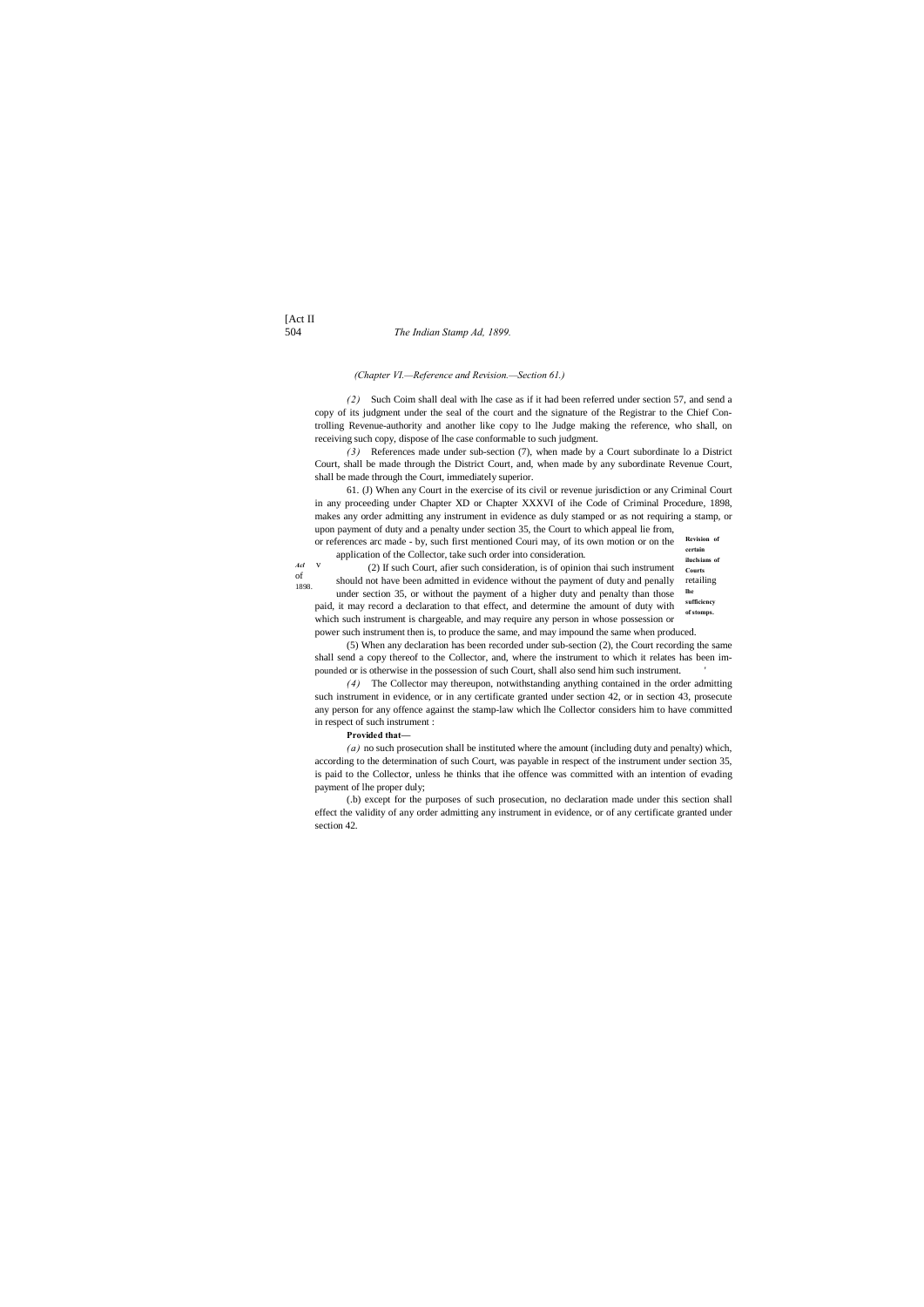*(Chapter VI.—Reference and Revision.—Section 61.)*

*(2)* Such Coim shall deal with lhe case as if it had been referred under section 57, and send a copy of its judgment under the seal of the court and the signature of the Registrar to the Chief Controlling Revenue-authority and another like copy to lhe Judge making the reference, who shall, on receiving such copy, dispose of lhe case conformable to such judgment.

*(3)* References made under sub-section (7), when made by a Court subordinate lo a District Court, shall be made through the District Court, and, when made by any subordinate Revenue Court, shall be made through the Court, immediately superior.

**Revision of certain iluclsions of Courts retailing lhe sufficiency of stomps.**

61. (J) When any Court in the exercise of its civil or revenue jurisdiction or any Criminal Court in any proceeding under Chapter XD or Chapter XXXVI of ihe Code of Criminal Procedure, 1898, makes any order admitting any instrument in evidence as duly stamped or as not requiring a stamp, or upon payment of duty and a penalty under section 35, the Court to which appeal lie from, or references arc made - by, such first mentioned Couri may, of its own motion or on the application of the Collector, take such order into consideration.

*Act* V of 1898.

(2) If such Court, afier such consideration, is of opinion thai such instrument should not have been admitted in evidence without the payment of duty and penally under section 35, or without the payment of a higher duty and penalty than those paid, it may record a declaration to that effect, and determine the amount of duty with which such instrument is chargeable, and may require any person in whose possession or power such instrument then is, to produce the same, and may impound the same when produced.

(5) When any declaration has been recorded under sub-section (2), the Court recording the same shall send a copy thereof to the Collector, and, where the instrument to which it relates has been impounded or is otherwise in the possession of such Court, shall also send him such instrument.

*(4)* The Collector may thereupon, notwithstanding anything contained in the order admitting such instrument in evidence, or in any certificate granted under section 42, or in section 43, prosecute any person for any offence against the stamp-law which lhe Collector considers him to have committed in respect of such instrument :

**Provided that—**

*(a)* no such prosecution shall be instituted where the amount (including duty and penalty) which, according to the determination of such Court, was payable in respect of the instrument under section 35, is paid to the Collector, unless he thinks that ihe offence was committed with an intention of evading payment of lhe proper duly;

(.b) except for the purposes of such prosecution, no declaration made under this section shall effect the validity of any order admitting any instrument in evidence, or of any certificate granted under section 42.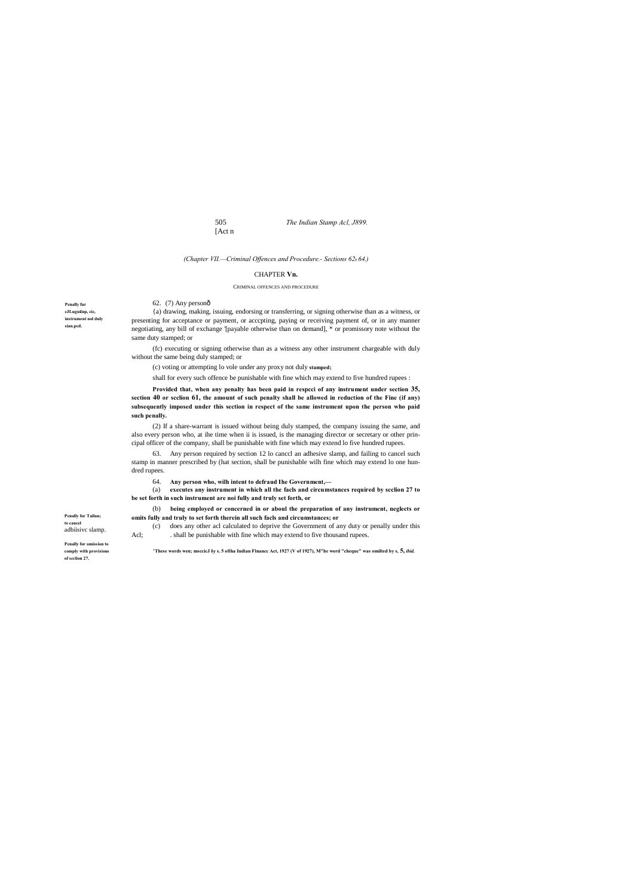*(Chapter VII.—Criminal Offences and Procedure.- Sections 62₀ 64.)*

## CHAPTER Vn.

CRIMINAL OFFENCES AND PROCEDURE

**Penally fur cJLuguinp, cic, instrument nol duly sian.pcd.**

62. (7) Any personô

{a) drawing, making, issuing, endorsing or transferring, or signing otherwise than as a witness, or presenting for acceptance or payment, or acccpting, paying or receiving payment of, or in any manner negotiating, any bill of exchange '[payable otherwise than on demand], * or promissory note without the same duty stamped; or

(fc) executing or signing otherwise than as a witness any other instrument chargeable with duly without the same being duly stamped; or

(c) voting or attempting lo vole under any proxy not duly **stamped;**

shall for every such offence be punishable with fine which may extend to five hundred rupees :

**Provided that, when any penalty has been paid in respcci of any instrument under section 35, section 40 or scclion 61, the amount of such penalty shall be allowed in reduction of the Fine (if any) subsequently imposed under this section in respect of the same instrument upon the person who paid such penalty.**

(2) If a share-warrant is issued without being duly stamped, the company issuing the same, and also every person who, at ihe time when ii is issued, is the managing director or secretary or other principal officer of the company, shall be punishable with fine which may extend lo five hundred rupees.

**Penally for Tailun; to cancel** adbiisivc slamp.

63. Any person required by section 12 lo canccl an adhesive slamp, and failing to cancel such stamp in manner prescribed by (hat section, shall be punishable wilh fine which may extend lo one hundred rupees.

**Penally for omission to comply with provisions of scclion 27.**

64. **Any person who, wilh intent to defraud Ihe Government,—**

(a) **executes any instrument in which all the facls and circumstances required by scclion 27 to be set forth in such instrument are noi fully and truly set forth, or**

(b) **being employed or concerned in or aboul the preparation of any instrument, neglects or omits fully and truly to set forth therein all such facls and circumstances; or**

(c) does any other acl calculated to deprive the Government of any duty or penally under this Acl; . shall be punishable with fine which may extend to five thousand rupees.

**'These words wen; msccicJ *by* s. 5 ofiha Indian Flnancc Act, 1927 (V of 1927), M"he word "cheque" was omilted by s, 5, *ibid.***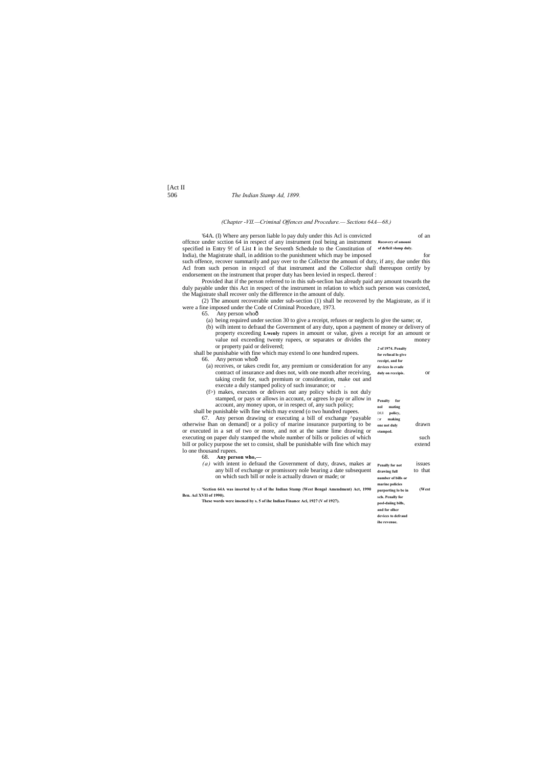*(Chapter -VII.—Criminal Offences and Procedure.— Sections 64A—68.)*

'64A. (I) Where any person liable lo pay duly under this Acl is convicted of an offcnce under scction 64 in respect of any instrument (nol being an instrument specified in Entry 9! of List I in the Seventh Schedule to the Constitution of India), the Magistrate shall, in addition to the punishment which may be imposed for such offence, recover summarily and pay over to the Collector the amouni of duty, if any, due under this Acl from such person in respccl of that instrument and the Collector shall thereupon certify by endorsement on the instrument that proper duty has been levied in respecL thereof :

**Recovery of amouni of deficil slamp duly.**

Provided ihat if the person referred to in this sub-seclion has already paid any amount towards the duly payable under this Act in respect of the instrument in relation to which such person was convicted, the Magistrate shall recover only the difference in the amount of duly.

(2) The amount recoverable under sub-section (1) shall be recovered by the Magistrate, as if it were a fine imposed under the Code of Criminal Procedure, 1973.

*2* **of 1974.**

65. Any person whoð

(a) being required under section 30 to give a receipt, refuses or neglects lo give the same; or,

(b) wilh intent to defraud the Government of any duty, upon a payment of money or delivery of property exceeding **Lwenly** rupees in amount or value, gives a receipt for an amount or value nol exceeding twenty rupees, or separates or divides the money or property paid or delivered;

shall be punishabie with fine which may extend lo one hundred rupees.

**Penalty for refusal lo give receipt, and for devices lo evade duly on rcccipis.**

66. Any person whoð

(a) receives, or takes credit for, any premium or consideration for any contract of insurance and does not, with one month after receiving, taking credit for, such premium or consideration, make out and execute a duly stamped policy of such insurance; or

(f>) makes, executes or delivers out any policy which is not duly stamped, or pays or allows in account, or agrees lo pay or allow in account, any money upon, or in respect of, any such policy;

shall be punishable wilh fine which may extend (o two hundred rupees.

**Penalty for nol mating DUl policy, or making one not duly stamped.**

67. Any person drawing or executing a bill of exchange ^payable otherwise lhan on demand] or a policy of marine insurance purporting to be drawn or executed in a set of two or more, and not at the same lime drawing or executing on paper duly stamped the whole number of bills or policies of which such bill or policy purpose the set to consist, shall be punishable wilh fine which may extend lo one thousand rupees.

**Penally for not drawing full number of bills or marine policies purporting lo be in scls.**

68. **Any person who,—**

*(a)* with intent io defraud the Government of duty, draws, makes ar issues any bill of exchange or promissory nole bearing a date subsequent to that on which such bill or nole is actually drawn or made; or

**Penalty for posl-daiing bills, and for olhcr devices to defraud ihe revenue.**

**'Scction 64A was inserted by s.8 of lhe Indian Stamp (West Bengal Amendment) Act, 1990 (West Ben. Acl XVII of 1990).**

**These words were insened by s. 5 of ihe Indian Finance Acl, 1927 (V of 1927).**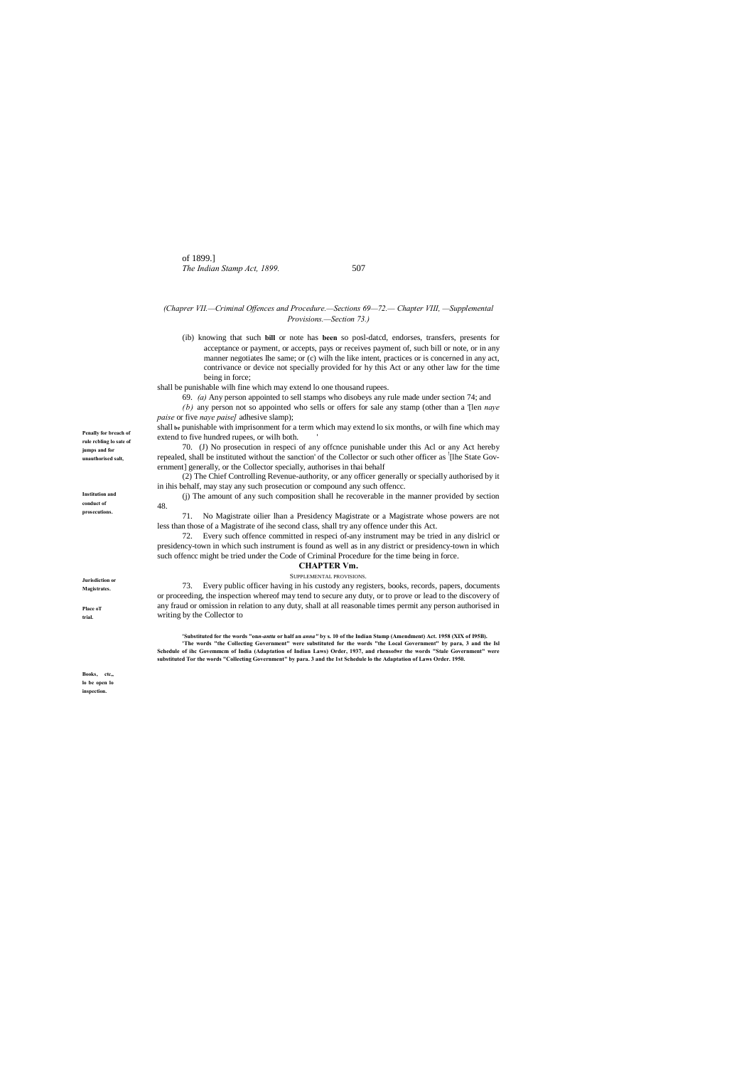(Chaprer VII.—Criminal Offences and Procedure.—Sections 69—72.— Chapter VIII, —Supplemental Provisions.—Section 73.)

(ib) knowing that such **bill** or note has **been** so posl-datcd, endorses, transfers, presents for acceptance or payment, or accepts, pays or receives payment of, such bill or note, or in any manner negotiates lhe same; or (c) wilh the like intent, practices or is concerned in any act, contrivance or device not specially provided for hy this Act or any other law for the time being in force;

shall be punishable wilh fine which may extend lo one thousand rupees.

**Penally for breach of rule rcbling lo sate of jumps and for unauthorised salt,**

69. *(a)* Any person appointed to sell stamps who disobeys any rule made under section 74; and

*(b)* any person not so appointed who sells or offers for sale any stamp (other than a '[len *naye paise* or five *naye paise]* adhesive slamp);

shall be punishable with imprisonment for a term which may extend lo six months, or wilh fine which may extend to five hundred rupees, or wilh both.

**Institution and conduct of prosecutions.**

70. (J) No prosecution in respeci of any offcnce punishable under this Acl or any Act hereby repealed, shall be instituted without the sanction' of the Collector or such other officer as [l][lhe State Government] generally, or the Collector specially, authorises in thai behalf

(2) The Chief Controlling Revenue-authority, or any officer generally or specially authorised by it in ihis behalf, may stay any such prosecution or compound any such offencc.

(j) The amount of any such composition shall he recoverable in the manner provided by section 48.

**Jurisdiction or Magistrates.**

71. No Magistrate oilier lhan a Presidency Magistrate or a Magistrate whose powers are not less than those of a Magistrate of ihe second class, shall try any offence under this Act.

**Place oT trial.**

72. Every such offence committed in respeci of-any instrument may be tried in any dislricl or presidency-town in which such instrument is found as well as in any district or presidency-town in which such offencc might be tried under the Code of Criminal Procedure for the time being in force.

## CHAPTER Vm.

### SUPPLEMENTAL PROVISIONS.

**Books, ctc,, lo be open lo inspection.**

73. Every public officer having in his custody any registers, books, records, papers, documents or proceeding, the inspection whereof may tend to secure any duty, or to prove or lead to the discovery of any fraud or omission in relation to any duty, shall at all reasonable times permit any person authorised in writing by the Collector to

'Substituted for the words "on*n-antta* or half an *anna"* by s. 10 of the Indian Stamp (Amendment) Act. 1958 (XIX of I95B).

'The words "the Collecting Government" were substituted for the words "the Local Government" by para, 3 and the Isl Schedule of ihc Govemmcm of India (Adaptation of Indian Laws) Order, 1937, and rhensofwr the words "Stale Government" were substituted Tor the words "Collecting Government" by para. 3 and the 1st Schedule lo the Adaptation of Laws Order. 1950.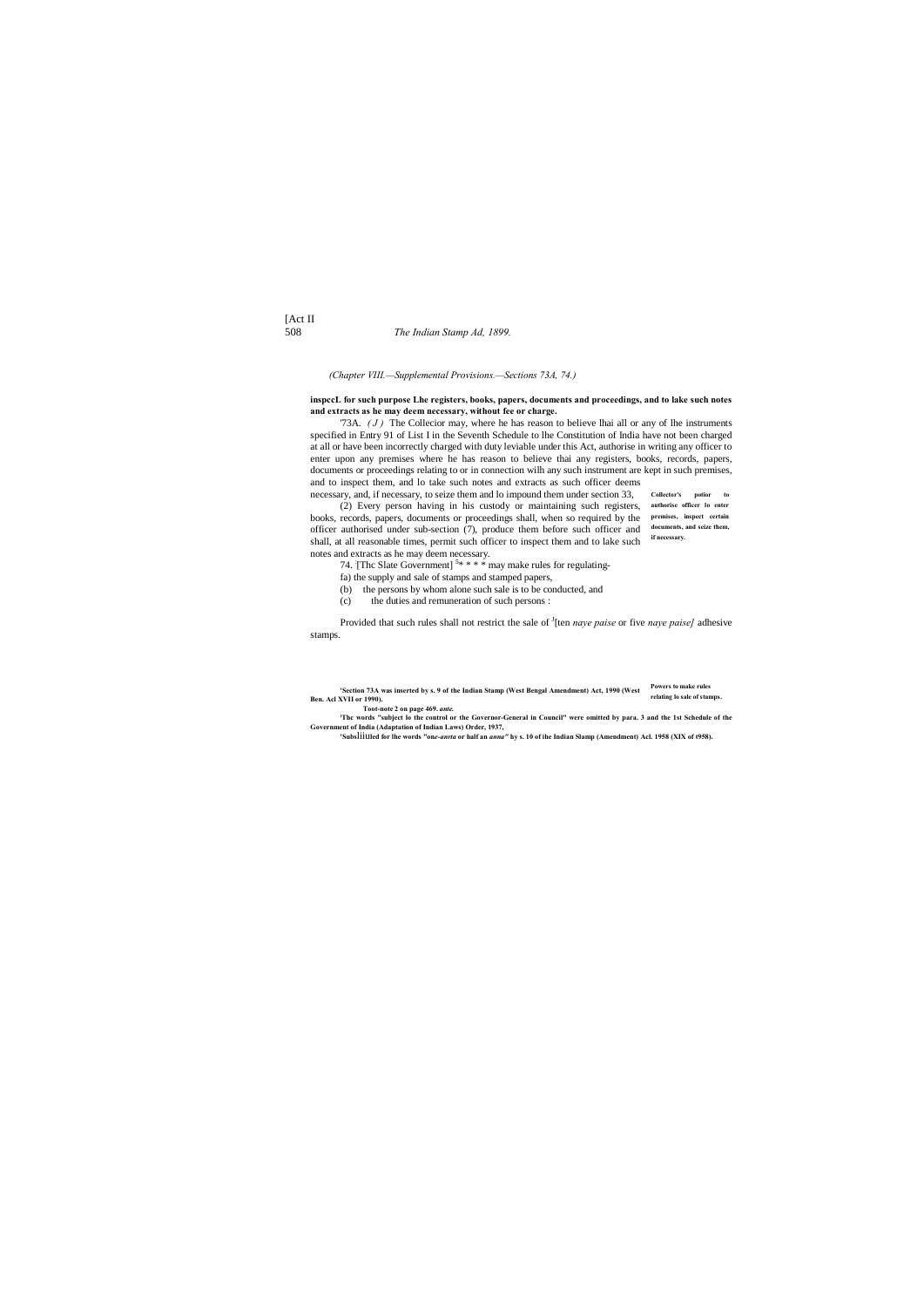(Chapter VIII.—Supplemental Provisions.—Sections 73A, 74.)

**inspccL for such purpose Lhe registers, books, papers, documents and proceedings, and to lake such notes and extracts as he may deem necessary, without fee or charge.**

'73A. *( J )* The Collecior may, where he has reason to believe lhai all or any of lhe instruments specified in Entry 91 of List I in the Seventh Schedule to lhe Constitution of India have not been charged at all or have been incorrectly charged with duty leviable under this Act, authorise in writing any officer to enter upon any premises where he has reason to believe thai any registers, books, records, papers, documents or proceedings relating to or in connection wilh any such instrument are kept in such premises, and to inspect them, and lo take such notes and extracts as such officer deems necessary, and, if necessary, to seize them and lo impound them under section 33,

**Collector's potior to authorise officer lo enter premises, inspect certain documents, and seize them, if necessary.**

(2) Every person having in his custody or maintaining such registers, books, records, papers, documents or proceedings shall, when so required by the officer authorised under sub-section (7), produce them before such officer and shall, at all reasonable times, permit such officer to inspect them and to lake such notes and extracts as he may deem necessary.

**Powers to make rules relating lo sale of stamps.**

74. [Thc Slate Government] [5]* * * * may make rules for regulating-

fa) the supply and sale of stamps and stamped papers,

(b) the persons by whom alone such sale is to be conducted, and

(c) the duties and remuneration of such persons :

Provided that such rules shall not restrict the sale of [J][ten *naye paise* or five *naye paise]* adhesive stamps.

**'Section 73A was inserted by s. 9 of the Indian Stamp (West Bengal Amendment) Act, 1990 (West Ben. Acl XVII or 1990).**

**Toot-note 2 on page 469. *ante.***

**'Thc words "subject lo the control or the Governor-General in Council" were omitted by para. 3 and the 1st Schedule of the Government of India (Adaptation of Indian Laws) Order, 1937,**

**'SubsÍiiUled for lhe words "on*e-anrta* or half an *anna"* hy s. 10 of ihe Indian Slamp (Amendment) Acl. 1958 (XIX of t958).**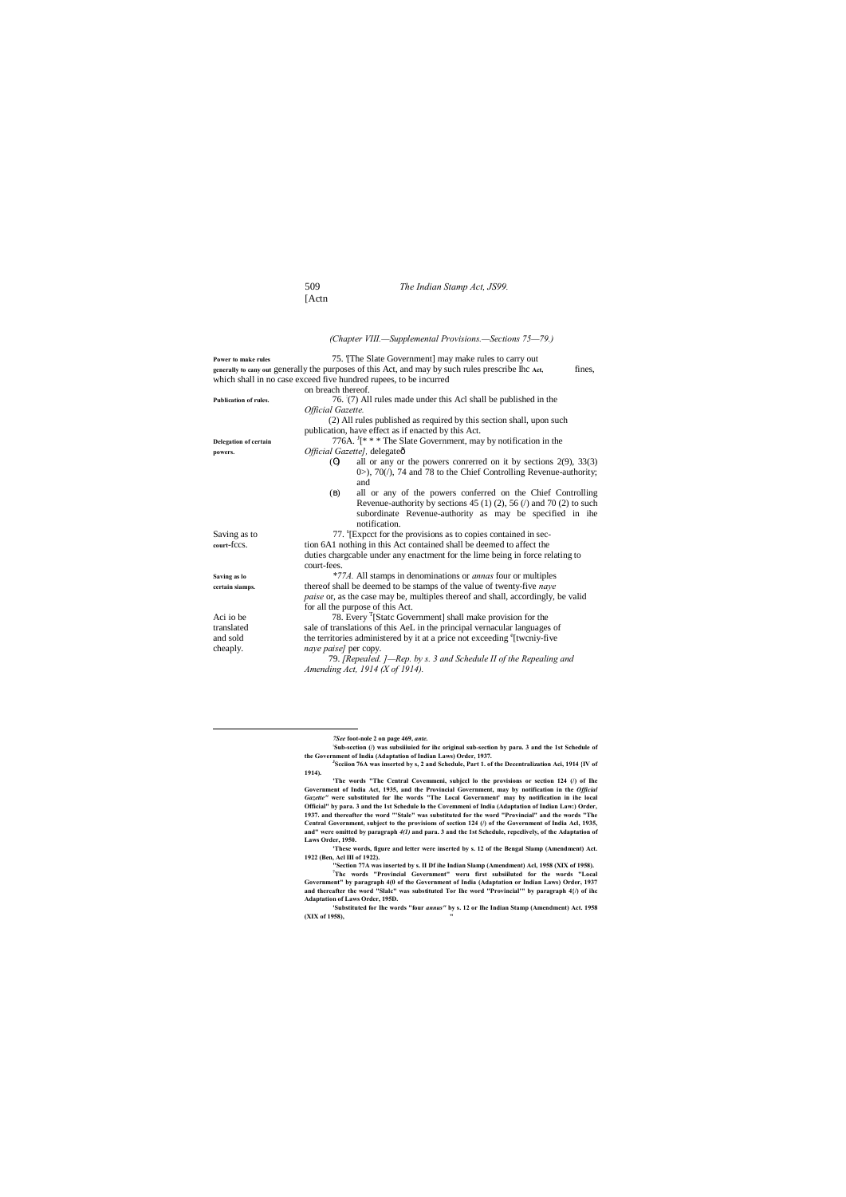*(Chapter VIII.—Supplemental Provisions.—Sections 75—79.)*

**Power to make rules generally to cany out** 75. '[The Slate Government] may make rules to carry out generally the purposes of this Act, and may by such rules prescribe Ihc **Act,** fines, which shall in no case exceed five hundred rupees, to be incurred on breach thereof.

**Publication of rules.** 76. :(7) All rules made under this Acl shall be published in the *Official Gazette.*

(2) All rules published as required by this section shall, upon such publication, have effect as if enacted by this Act.

**Delegation of certain powers.** 776A. [J][* * * The Slate Government, may by notification in the *Official Gazette],* delegateô

(O) all or any or the powers conrerred on it by sections 2(9), 33(3) 0>), 70(/), 74 and 78 to the Chief Controlling Revenue-authority; and

(B) all or any of the powers conferred on the Chief Controlling Revenue-authority by sections 45 (1) (2), 56 (/) and 70 (2) to such subordinate Revenue-authority as may be specified in ihe notification.

Saving as to **court-**fccs. 77. [s][Expcct for the provisions as to copies contained in section 6A1 nothing in this Act contained shall be deemed to affect the duties chargcable under any enactment for the lime being in force relating to court-fees.

**Saving as lo certain siamps.** *\*77A.* All stamps in denominations or *annas* four or multiples thereof shall be deemed to be stamps of the value of twenty-five *naye paise* or, as the case may be, multiples thereof and shall, accordingly, be valid for all the purpose of this Act.

Aci io be translated and sold cheaply. 78. Every [7][Statc Government] shall make provision for the sale of translations of this AeL in the principal vernacular languages of the territories administered by it at a price not exceeding [a][twcniy-five *naye paise]* per copy.

79. *[Repealed. ]—Rep. by s. 3 and Schedule II of the Repealing and Amending Act, 1914 (X of 1914).*

---

***7See* foot-nole 2 on page 469, *ante.***

**:Sub-scction (/) was subsiiiuied for ihc original sub-section by para. 3 and the 1st Schedule of the Government of India (Adaptation of Indian Laws) Order, 1937.**

**[J]Scciion 76A was inserted by s, 2 and Schedule, Part 1. of the Decentralization Aci, 1914 {IV of 1914).**

**'The words "The Central Covemmeni, subjccl lo the provisions or section 124 (/) of Ihe Government of India Act, 1935, and the Provincial Government, may by notification in the *Official Gazette"* were substituted for Ihe words "The Local Government' may by notification in ihe local Official" by para. 3 and the 1st Schedule lo the Covemmeni of India (Adaptation of Indian Law:) Order, 1937. and thereafter the word "'Stale" was substituted for the word "Provincial" and the words "The Central Government, subject to the provisions of section 124 (/) of the Government of India Acl, 1935, and" were omitted by paragraph *4(1)* and para. 3 and the 1st Schedule, repcclively, of the Adaptation of Laws Order, 1950.**

**'These words, figure and letter were inserted by s. 12 of the Bengal Slamp (Amendment) Act. 1922 (Ben, Acl III of 1922).**

**"Section 77A was inserted by s. II Df ihe Indian Slamp (Amendment) Acl, 1958 (XIX of 1958).**

**[7]The words "Provincial Government" weru first subsiiluted for the words "Local Government" by paragraph 4(0 of the Government of India (Adaptation or Indian Laws) Order, 1937 and thereafter the word "Slalc" was substituted Tor Ihe word "Provincial'" by paragraph 4{/) of ihc Adaptation of Laws Order, 195D.**

**'Substituted for Ihe words "four *annus"* by s. 12 or Ihe Indian Stamp (Amendment) Act. 1958 (XIX of 1958),**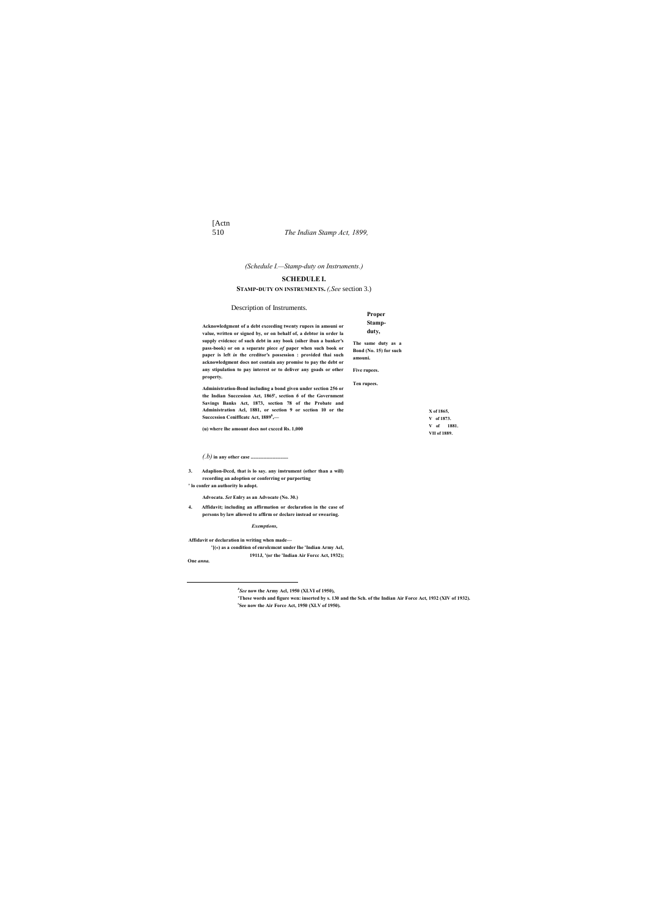*(Schedule I.—Stamp-duty on Instruments.)*

## SCHEDULE I.

**STAMP-DUTY ON INSTRUMENTS.** *(,See* section 3.)

| Description of Instruments. | Proper Stamp-duty, | |
|---|---|---|
| **Acknowledgment of a debt exceeding twenty rupees in amouni or value, written or signed by, or on behalf of, a debtor in order la supply evidcnce of such debt in any book (oiher iban a banker's pass-book) or on a separate piece *of* paper when such book or paper is left *in* the creditor's possession : provided thai such acknowledgment docs not contain any promise to pay the debt or any stipulation to pay interest or to deliver any goads or other property.** | **The same duty as a Bond (No. 15) for such amouni.** | |
| **Administration-Bond including a bond given under section 256 or the Indian Succession Act, 1865', section 6 of the Government Savings Banks Act, 1873, section 78 of the Probate and Administration Acl, 1881, or section 9 or section 10 or the Succcssion Ceniflcatc Act, 1889[8],—** | | **X of 1865. V of 1873. V of 1881. VII of 1889.** |
| **(u) where lhe amount docs not cxcecd Rs. 1,000** | **Five rupees.** | |
| *(.b)* **in any other case ..............................** | **Ten rupees.** | |
| **3. Adaplion-Dccd, that is lo say. any instrument (other than a will) recording an adoption or conferring or purporting ' lo confer an authority lo adopt.** | | |
| **Advocata.** ***Set*** **Enlry as an Advocate (No. 30.)** | | |
| **4. Affidavit; including an affirmation or declaration in the case of persons by law allowed to affirm or declare instead or swearing.** | | |
| ***Exemptions,*** | | |
| **Affidavit or declaration in writing when made—** | | |
| **'[(«) as a condition of enrolcmcnt under lhe 'Indian Army Acl, 1911J, '(or the 'Indian Air Forcc Act, 1932);** | | |
| **One** ***anna.*** | | |

---

[8]*See* **now the Army Acl, 1950 (XLVI of 1950),**

**'These words and figure wen: inserted by s. 130 and the Sch. of the Indian Air Force Act, 1932 (XIV of 1932).**

**'See now the Air Force Act, 1950 (XLV of 1950).**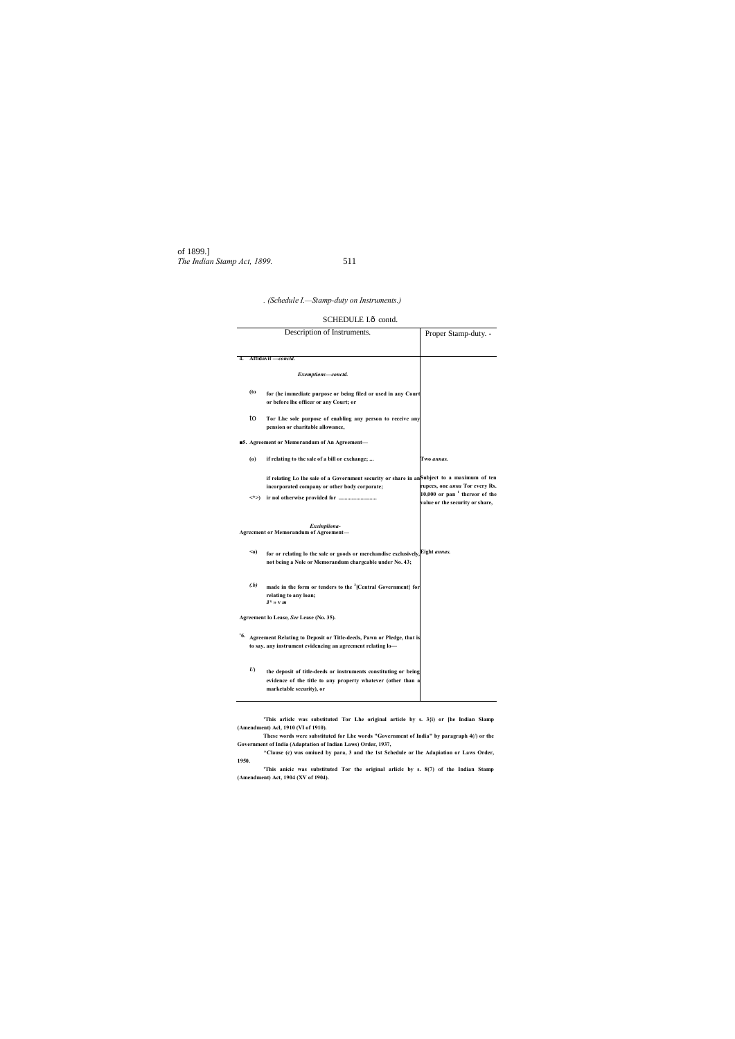*. (Schedule I.—Stamp-duty on Instruments.)*

SCHEDULE I.ô contd.

| Description of Instruments. | Proper Stamp-duty. - |
|---|---|
| **4. Affidavit —*concld.*** | |
| ***Exemptions—conctd.*** | |
| **(to for (he immediate purpose or being filed or used in any Court or before lhe officer or any Court; or** | |
| **tO Tor Lhe sole purpose of enabling any person to receive any pension or charitable allowance,** | |
| **■5. Agreement or Memorandum of An Agreement—** | |
| **(o) if relating to the sale of a bill or exchange; ...** | **Two *annas.*** |
| **if relating Lo lhe sale of a Government security or share in an incorporated company or other body corporate;** | **Subject to a maximum of ten rupees, one *anna* Tor every Rs. 10,000 or pan [1] thereor of the value or the security or share,** |
| **<*>) ir nol otherwise provided for ...........................** | |
| ***Exeinpliona-*** **Agrccment or Memorandum of Agreement—** | |
| **<o) for or relating lo the sale or goods or merchandise exclusively, not being a Nole or Memorandum chargcable under No. 43;** | **Eight *annas.*** |
| ***(.b)* made in the form or tenders to the [3][Central Government} for relating to any loan; J* » v *m*** | |
| **Agreement lo Lease, *See* Lease (No. 35).** | |
| **'6. Agreement Relating to Deposit or Title-deeds, Pawn or Pledge, that is to say. any instrument evidencing an agreement relating lo—** | |
| ***U*) the deposit of title-deeds or instruments constituting or being evidence of the title to any property whatever (other than a marketable security), or** | |

**'This arlielc was substituted Tor Lhe original article by s. 3{i) or [he Indian Slamp (Amendment) Acl, 1910 (VI of 1910).**

**These words were substituted for Lhe words "Government of India" by paragraph 4(/) or the Government of India (Adaptation of Indian Laws) Order, 1937,**

**^Clause (c) was omiued by para, 3 and the 1st Schedule or lhe Adapiation or Laws Order, 1950.**

**'This anicic was substituted Tor the original articlc by s. 8(7) of the Indian Stamp (Amendment) Act, 1904 (XV of 1904).**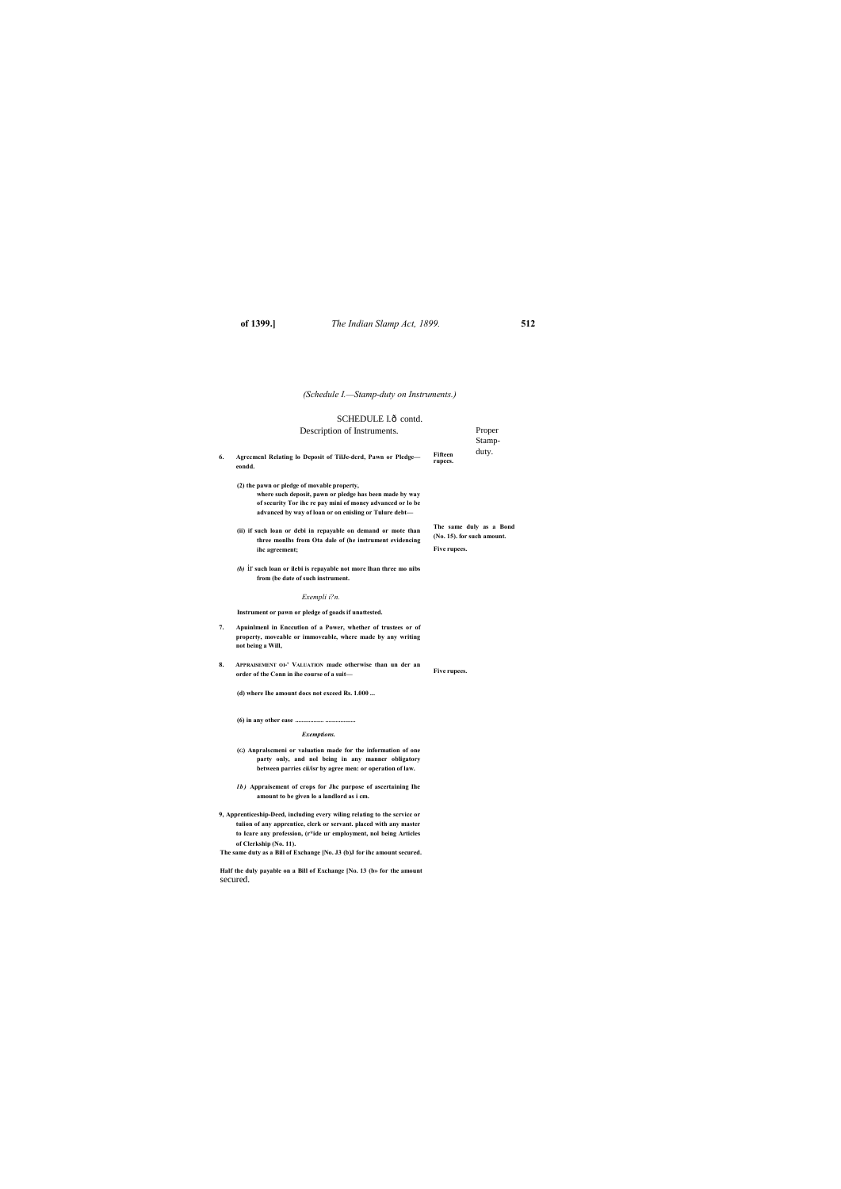*(Schedule I.—Stamp-duty on Instruments.)*

SCHEDULE I.ð contd.

| Description of Instruments. | Proper Stamp-duty. |
|---|---|
| **6. Agrecmcnl Relating lo Deposit of TilJe-dcrd, Pawn or Pledge—eondd.** | **Fifteen rupees.** |
| **(2) the pawn or pledge of movable property, where such deposit, pawn or pledge has been made by way of security Tor ihc re pay mini of money advanced or lo be advanced by way of loan or on enisling or Tulure debt—** | |
| **(ii) if such loan or debi in repayable on demand or mote than three monlhs from Ota dale of (he instrument evidencing ihc agreement;** | **The same duly as a Bond (No. 15). for such amount.** |
| ***(b)* ir such loan or ilebi is repayable not more lhan three mo nibs from (be date of such instrument.** | **Five rupees.** |
| *Exempli i?n.* | |
| **Instrument or pawn or pledge of goads if unattested.** | |
| **7. Apuinlmenl in Enccutlon of a Power, whether of trustees or of property, moveable or immoveable, where made by any writing not being a Will,** | |
| **8. Appraisement oi-' Valuation made otherwise than un der an order of the Conn in ihe course of a suit—** | **Five rupees.** |
| **(d) where Ihe amount docs not exceed Rs. 1.000 ...** | |
| **(6) in any other case .................. ..................** | |
| ***Exemptions.*** | |
| **(G) Anpralscmeni or valuation made for the information of one party only, and nol being in any manner obligatory between parries cii/isr by agree men: or operation of law.** | |
| ***1b)* Appraisement of crops for Jhc purpose of ascertaining Ihe amount to be given lo a landlord as i cm.** | |
| **9. Apprenticeship-Deed, including every wiling relating to the scrvicc or tuiion of any apprentice, clerk or servant. placed with any master to Icare any profession, (r\*ide ur employment, nol being Articles of Clerkship (No. 11).** | |
| **The same duty as a Bill of Exchange [No. J3 (b)J for ihc amount secured.** | |
| **Half the duly payable on a Bill of Exchange [No. 13 (b» for the amount** secured. | |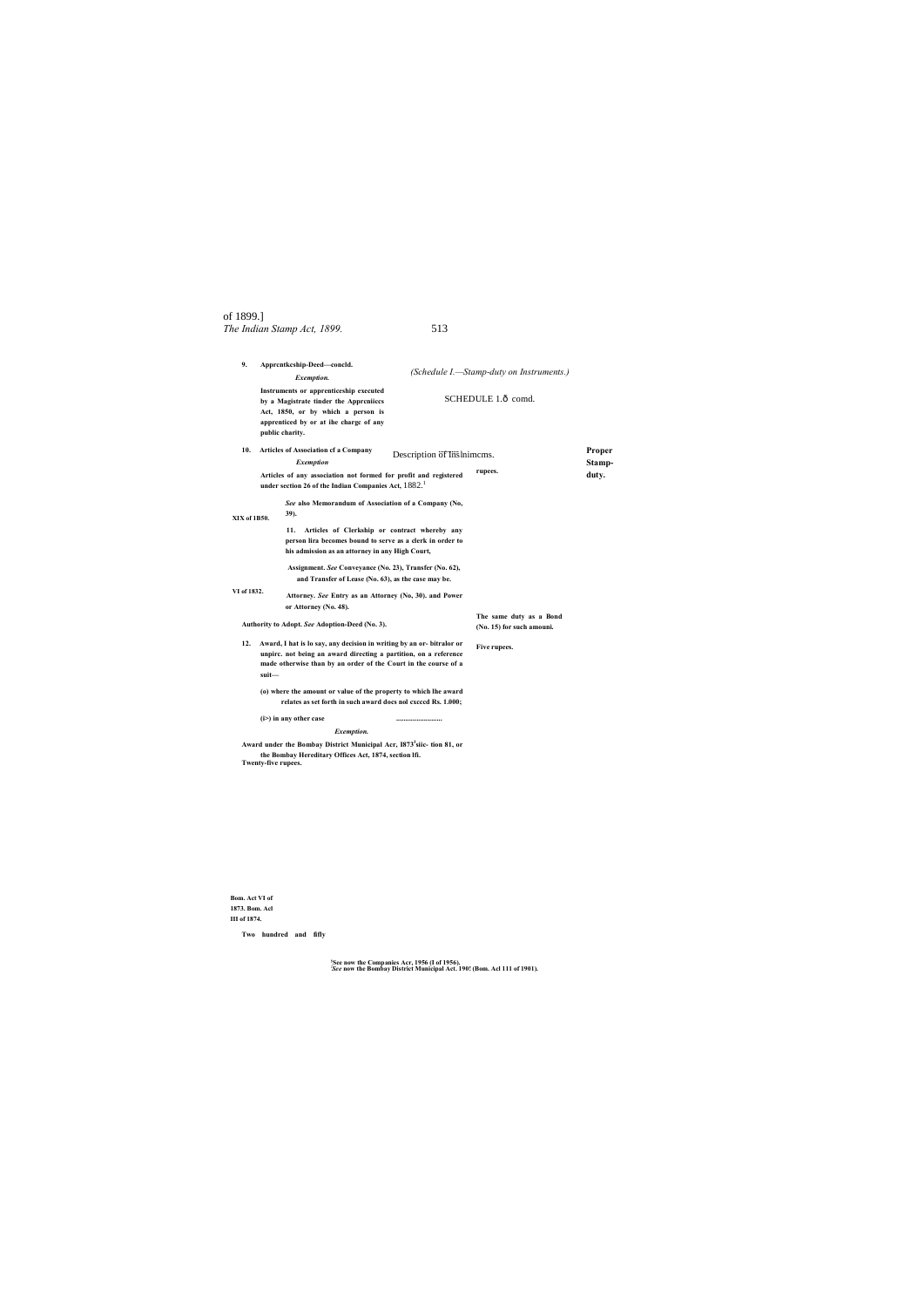(Schedule I.—Stamp-duty on Instruments.)

SCHEDULE 1.ô comd.

| Description of Instruments. | Proper Stamp-duty. |
|---|---|
| **9. Apprentkeship-Deed—concld.** | |
| ***Exemption.*** | |
| **Instruments or apprenticeship executed by a Magistrate tinder the Apprcniiccs Act, 1850, or by which a person is apprenticed by or at ihe chargc of any public charity.** | |
| **10. Articles of Association cf a Company** | |
| ***Exemption*** | |
| **Articles of any association not formed for profit and registered under section 26 of the Indian Companies Act, 1882.[1]** | **rupees.** |
| ***See* also Memorandum of Association of a Company (No, 39).** | |
| **11. Articles of Clerkship or contract whereby any person lira becomes bound to serve as a clerk in order to his admission as an attorney in any High Court,** | |
| **Assignment. *See* Conveyance (No. 23), Transfer (No. 62), and Transfer of Lease (No. 63), as the case may be.** | |
| **Attorney. *See* Entry as an Attorney (No, 30). and Power or Attorney (No. 48).** | |
| **Authority to Adopt. *See* Adoption-Deed (No. 3).** | **The same duty as a Bond (No. 15) for such amouni.** |
| **12. Award, I hat is lo say, any decision in writing by an or- bitralor or unpirc. not being an award directing a partition, on a reference made otherwise than by an order of the Court in the course of a suit—** | **Five rupees.** |
| **(o) where the amount or value of the property to which lhe award relates as set forth in such award docs nol cxcccd Rs. 1.000;** | |
| **(i>) in any other case** | **Twenty-five rupees.** |
| ***Exemption.*** | |
| **Award under the Bombay District Municipal Acr, I873[2] siic- tion 81, or the Bombay Hereditary Offices Act, 1874, section lfi.** | |

**XIX of 1B50.**

**VI of 1832.**

**Bom. Act VI of 1873. Bom. Acl III of 1874.**

**Two hundred and fifly**

[1]**See now the Companies Acr, 1956 (I of 1956).**
[2]***See* now the Bombay District Municipal Act. 190! (Bom. Acl 111 of 1901).**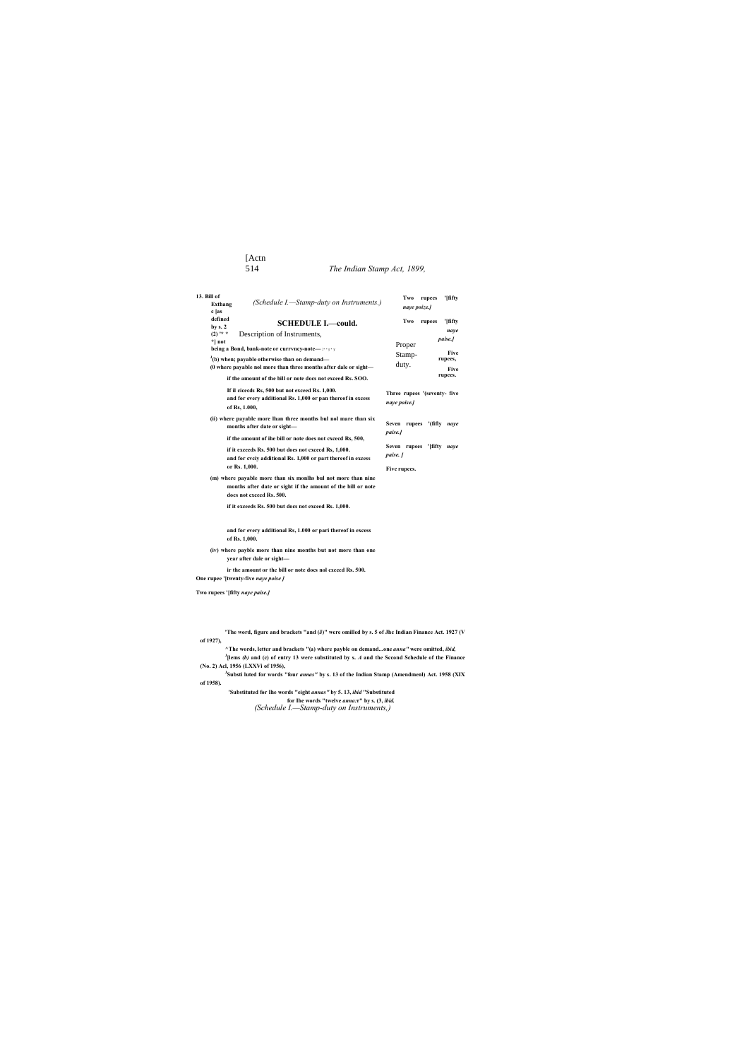*(Schedule I.—Stamp-duty on Instruments.)*

## SCHEDULE I.—could.

| Description of Instruments, | Proper Stamp-duty. |
|---|---|
| **13. Bill of Exthange [as defined by s. 2 (2) "* *] not being a Bond, bank-note or currvncy-note—** | |
| **[3](b) when; payable otherwise than on demand—** | |
| **(0 where payable nol more than three months after dale or sight—** | |
| **if the amount of the bill or note docs not exceed Rs. SOO.** | **Two rupees '[fifty *naye poize.]*** |
| **If il ciceeds Rs, 500 but not exceed Rs. 1,000.** | **Two rupees '[fifty *naye paise.]*** |
| **and for every additional Rs. 1,000 or pan thereof in excess of Rs, 1.000,** | **Five rupees,** |
| **(ii) where payable more lhan three months bul nol mare than six months after date or sight—** | |
| **if the amount of ihe bill or note does not cxcecd Rs, 500,** | **Five rupees.** |
| **if it exceeds Rs. 500 but does not cxcecd Rs, 1,000.** | **Three rupees '(seventy- five *naye poise.]*** |
| **and for evciy additional Rs. 1,000 or part thereof in excess or Rs. 1,000.** | **Seven rupees '(fifly *naye paise.]*** |
| **(m) where payable more than six monlhs bul not more than nine months after date or sight if the amount of the bill or note docs not cxcecd Rs. 500.** | **Seven rupees '[fifty *naye paise. ]*** |
| **if it exceeds Rs. 500 but docs not exceed Rs. 1,000.** | **Five rupees.** |
| **and for every additional Rs, 1.000 or pari thereof in excess of Rs. 1,000.** | |
| **(iv) where payble more than nine months but not more than one year after dale or sight—** | |
| **ir the amount or the bill or note docs nol cxceed Rs. 500.** | **One rupee '[twenty-five *naye poise ]*** |
| | **Two rupees '[fifty *naye paise.]*** |

'The word, figure and brackets "and (J)" were omilled by s. 5 of Jhc Indian Finance Act. 1927 (V of 1927),

^The words, letter and brackets "(a) where payble on demand...one *anna"* were omitted, *ibid,*

[3][lems *(b)* and (c) of entry 13 were substituted by s. *A* and the Sccond Schedule of the Finance (No. 2) Acl, 1956 (LXXVi of 1956),

[J]Substi luted for words "four *annas"* by s. 13 of the Indian Stamp (Amendmenl) Act. 1958 (XIX of 1958).

'Substituted for lhe words "eight *annas"* by 5. 13, *ibid* "Substituted for lhe words "twelve *anna:r*" by s. (3, *ibid.*

*(Schedule I.—Stamp-duty on Instruments,)*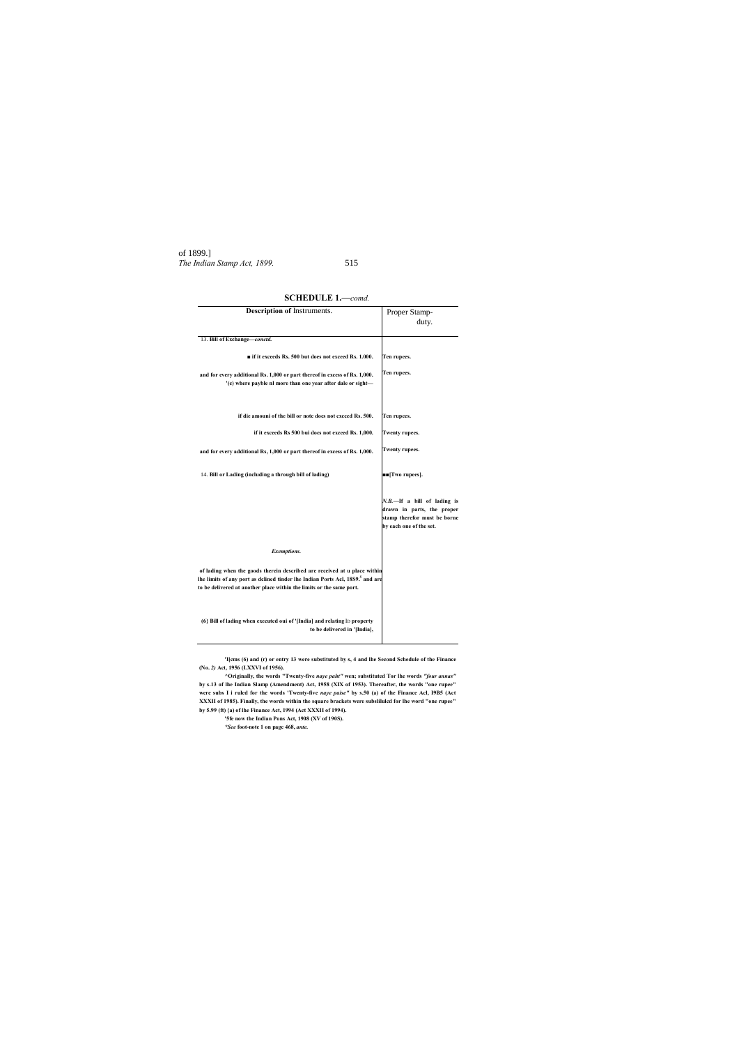## SCHEDULE 1.—*comd.*

| Description of Instruments. | Proper Stamp-duty. |
|---|---|
| 13. **Bill of Exchange—*conctd.*** | |
| **■ if it exceeds Rs. 500 but does not exceed Rs. 1.000.** | **Ten rupees.** |
| **and for every additional Rs. 1,000 or part thereof in excess of Rs. 1,000.** | **Ten rupees.** |
| **'(c) where payble nl more than one year after dale or sight—** | |
| **if die amouni of the bill or note docs nol cxcccd Rs. 500.** | **Ten rupees.** |
| **if it exceeds Rs 500 bui docs not exceed Rs. 1,000.** | **Twenty rupees.** |
| **and for every additional Rs, 1,000 or part thereof in excess of Rs. 1,000.** | **Twenty rupees.** |
| 14. **Bill or Lading (including a through bill of lading)** | **■■[Two rupees].** |
| | ***N.B.*—If a bill of lading is drawn in parts, the proper stamp therefor must be borne by each one of the set.** |
| ***Exemptions.*** | |
| **of lading when the goods therein described are received at u place within lhe limits of any port as dclined tinder lhe Indian Ports Acl, 18S9.[3] and are to be delivered at another place within the limits or the same port.** | |
| **(6} Bill of lading when executed oui of '[India] and relating ID property to be delivered in '[India],** | |

**'I[cms (6) and (r) or entry 13 were substituted by s, 4 and lhe Second Schedule of the Finance (No. 2) Act, 1956 (LXXVI of 1956).**

**^Originally, the words "Twenty-five *naye paht"* wen; substituted Tor lhe words *"four annas"* by s.13 of lhe Indian Slamp (Amendment) Act, 1958 (XIX of 1953). Thereafter, the words "one rupee" were subs I i ruled for the words 'Twenty-five *naye paise"* by s.50 (a) of the Finance Acl, I9B5 (Act XXXII of 1985). Finally, the words within the square brackets were subsliluled for lhe word "one rupee" by 5.99 (ft) {a) of lhe Finance Act, 1994 (Act XXXII of 1994).**

**'5fe now the Indian Pons Act, 1908 (XV of 190S).**

***See* foot-note 1 on page 468, *ante.***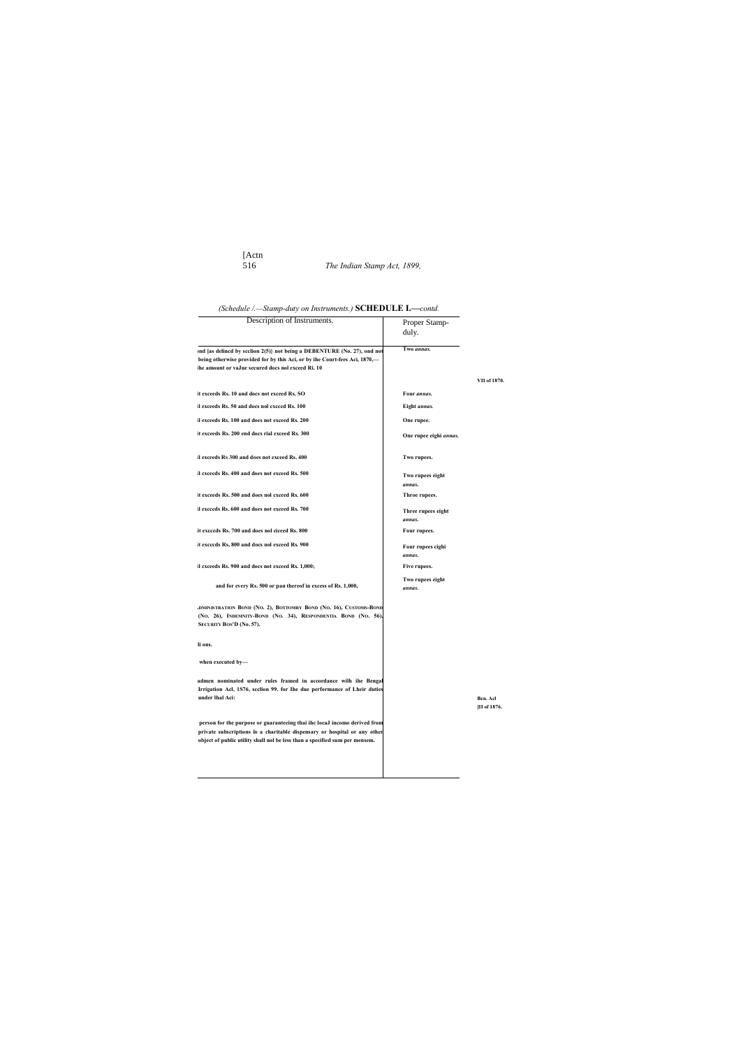*(Schedule I.—Stamp-duty on Instruments.)* **SCHEDULE I.—***contd.*

| Description of Instruments. | Proper Stamp-duly. | |
|---|---|---|
| ond [as delined by scclion 2(5)] not being a DEBENTURE (No. 27), ond not being otherwise provided for by this Aci, or by ihe Court-fees Aci, 1870,—ihc amount or vaJue secured docs nol exceed Ri. 10 | Two *annas.* | VII of 1870. |
| it exceeds Rs. 10 and docs not exceed Rs. SO | Four *annas.* | |
| il exceeds Rs. 50 and docs nol cxceed Rs. 100 | Eight *annas.* | |
| il exceeds Rs. 100 and does not exceed Rs. 200 | One rupee. | |
| it exceeds Rs. 200 end docs rial exceed Rs. 300 | One rupee eighi *annas.* | |
| il exceeds Rs 300 and does not exceed Rs. 400 | Two rupees. | |
| il cxceeds Rs. 400 and does not exceed Rs. 500 | Two rupees eight *annas.* | |
| it exceeds Rs. 500 and does nol cxceed Rs. 600 | Throe rupees. | |
| il excceds Rs. 600 and does not exceed Rs. 700 | Three rupees eight *annas.* | |
| it excceds Rs. 700 and does nol cicced Rs. 800 | Four rupees. | |
| it excccds Rs, 800 and docs nol exceed Rs. 900 | Four rupees cighi *annas.* | |
| il exceeds Rs. 900 and docs not exceed Rs. 1,000; | Five rupees. | |
| and for every Rs. 500 or pan thereof in excess of Rs. 1,000, | Two rupees eight *annas.* | |
| ADMINISTRATION BOND (NO. 2), BOTTOMRY BOND (NO. 16), CUSTOMS-BOND (NO. 26), INDEMNITY-BOND (NO. 34), RESPONDENTIA BOND (NO. 56), SECURITY BOS'D (No. 57). | | |
| li ons. | | |
| when executed by— | | |
| admen nominated under rules framed in accordance wilh ihe Bengal Irrigation Acl, 1S76, scclion 99. for Ihe due performance of Lheir duties under lhal Aci: | | Ben. Acl [II of 1876. |
| person for the purpose or guaranteeing thai ihc locaJ incomo derived from private subscriptions lo a charitable dispensary or hospital or any other object of public utility shall nol be less than a specified sum per mensem. | | |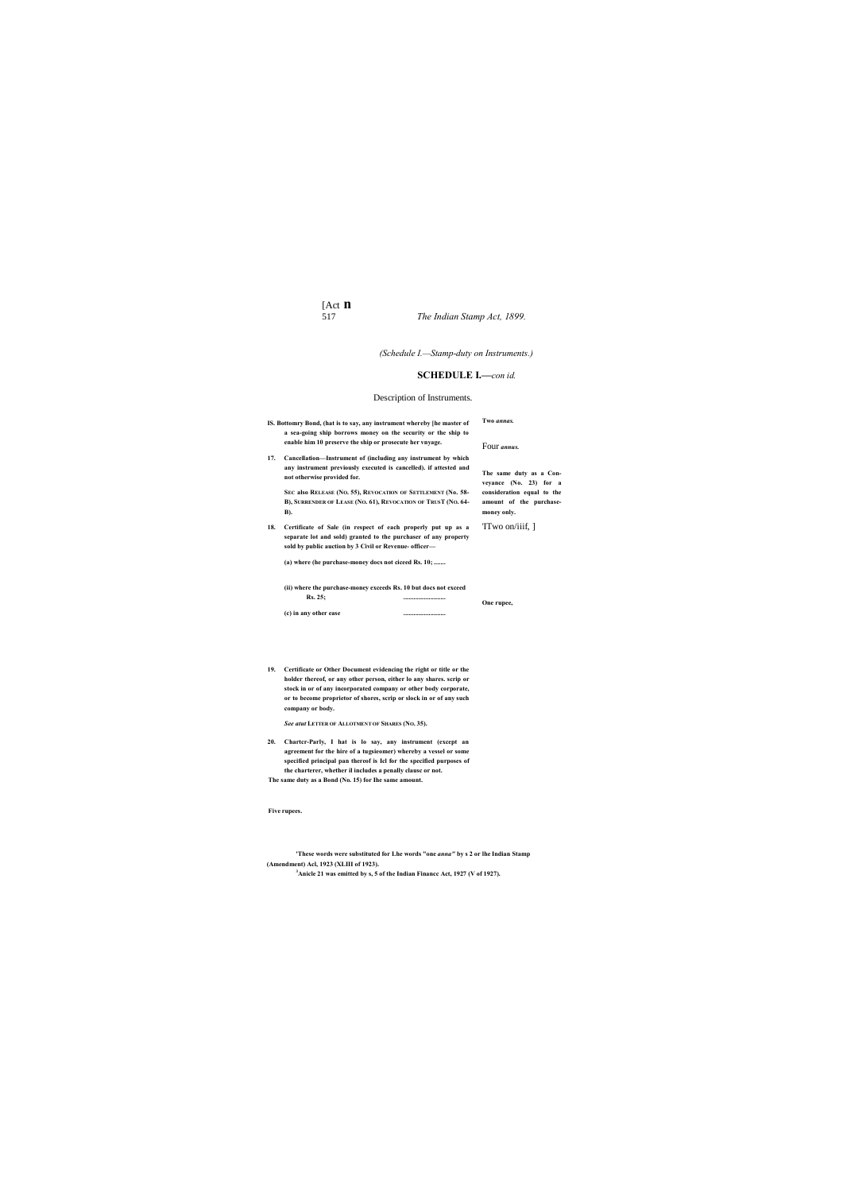*(Schedule I.—Stamp-duty on Instruments.)*

## SCHEDULE I.—*con id.*

Description of Instruments.

| Description of Instruments | Proper Stamp-duty |
|---|---|
| **IS. Bottomry Bond, (hat is to say, any instrument whereby [he master of a sea-going ship borrows money on the security or the ship to enable him 10 preserve the ship or prosecute her vnyage.** | **The same duty as a Bond (No. 15) for Ihe same amount.** |
| **17. Cancellation—Instrument of (including any instrument by which any instrument previously executed is cancelled). if attested and not otherwise provided for.** | **Five rupees.** |
| **SEC also RELEASE (NO. 55), REVOCATION OF SETTLEMENT (No. 58-B), SURRENDER OF LEASE (NO. 61), REVOCATION OF TRUST (NO. 64-B).** | |
| **18. Certificate of Sale (in respect of each properly put up as a separate lot and sold) granted to the purchaser of any property sold by public auction by 3 Civil or Revenue- officer—** | **The same duty as a Conveyance (No. 23) for a consideration equal to the amount of the purchase-money only.** |
| **(a) where (he purchase-money docs not ciceed Rs. 10; .......** | **Two *annas.*** |
| **(ii) where the purchase-money exceeds Rs. 10 but docs not exceed Rs. 25; ..........................** | Four ***annus.*** |
| **(c) in any other ease ..........................** | |
| **19. Certificate or Other Document evidencing the right or title or the holder thereof, or any other person, either lo any shares. scrip or stock in or of any incorporated company or other body corporate, or to become proprietor of shores, scrip or slock in or of any such company or body.** | 'TTwo on/iiif, ] |
| ***See atul* LETTER OF ALLOTMENT OF SHARES (NO. 35).** | |
| **20. Charter-Parly, I hat is lo say, any instrument (except an agreement for the hire of a tugsieomer) whereby a vessel or some specified principal pan theresf is Icl for the specified purposes of the charterer, whether il includes a penally clause or not.** | **One rupee,** |

**'These words were substituted for Lhe words "one *anna"* by s 2 or lhe Indian Stamp (Amendment) Acl, 1923 (XLIII of 1923).**

**[3]Anicle 21 was emitted by s, 5 of the Indian Financc Act, 1927 (V of 1927).**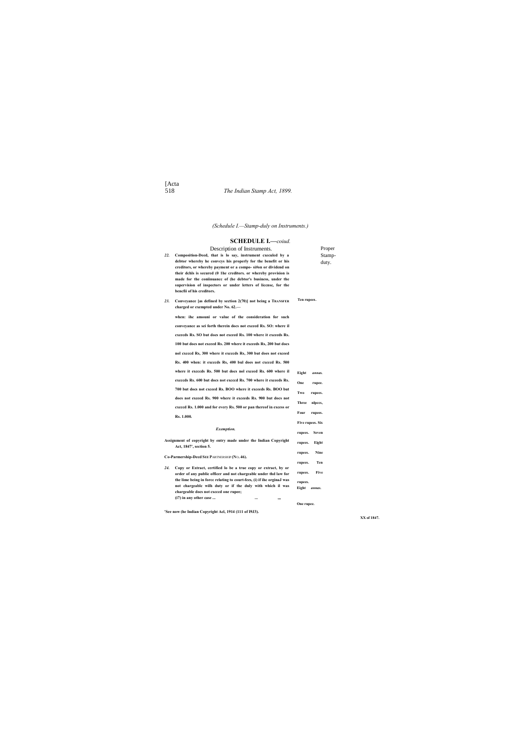*(Schedule I.—Stamp-duty on Instruments.)*

## SCHEDULE I.—*coiud.*

| Description of Instruments. | Proper Stamp-duty. |
|---|---|
| ***22.*** **Composition-Deed, that is lo say, instrument executed by a debtor whereby he conveys his properly for the benefit or his creditors, or whereby payment or a compo- si#on or dividend on their dchls is secured (0 1he creditors. or whereby provision is made for the coniinuance of (he debtor's business, under the supervision of inspectors or under letters of licensc, for the bencfii of his creditors.** | **Ten rupees.** |
| ***23.*** **Conveyance [as defined by section 2(70)] not being a TRANSFER charged or exempted under No. 62.—** | |
| **when: ihc amouni or value of the consideration for such conveyance as sei forth therein docs not exceed Rs. SO:** | **Eight** ***annas.*** |
| **where il exceeds Rs. SO but docs not exceed Rs. 100** | **One rupee.** |
| **where it exceeds Rs. 100 but docs not exceed Rs. 200** | **Two rupees.** |
| **where it exceeds Rs, 200 but docs nol exceed Rs, 300** | **Three nlpccs,** |
| **where it exceeds Rs, 300 but does not exceed Rs. 400** | **Four rupees.** |
| **when: it exceeds Rs, 400 bul does not exceed Rs. 500** | **Five rupees.** |
| **where it exceeds Rs. 500 but docs nol exceed Rs. 600** | **Six rupees.** |
| **where il exceeds Rs. 600 but docs not exceed Rs. 700** | **Seven rupees.** |
| **where it exceeds Rs. 700 but docs not exceed Rs. BOO** | **Eight rupees.** |
| **where it exceeds Rs. BOO but does not exceed Rs. 900** | **Nine rupees.** |
| **where it exceeds Rs. 900 but docs not exceed Rs. 1.000** | **Ten rupees.** |
| **and for every Rs. 500 or pan thereof in excess or Rs. 1.000.** | **Five rupees.** |
| ***Exemption.*** | |
| **Assignment of copyright by entry made under the Indian Copyright Act, 1847', section 5.** | |
| **Co-Parmership-Deed SEE PARTNERSHIP (NO. 46).** | |
| ***24.*** **Copy or Extract, certified lo be a true copy or extract, by or order of any public officer and not chargeable under thd law for the lime being in forcc relating to court-fees, (i) if ihc orginaJ was not chargeable wilh duty or if the duly with which il was chargeable docs not exceed one rupee;** | **Eight** ***annas.*** |
| **(i7) in any other case ... ... ,,,** | **One rupee.** |

**XX of 1847.**

**'See now (he Indian Copyright Acl, 1914 (111 of I9J3).**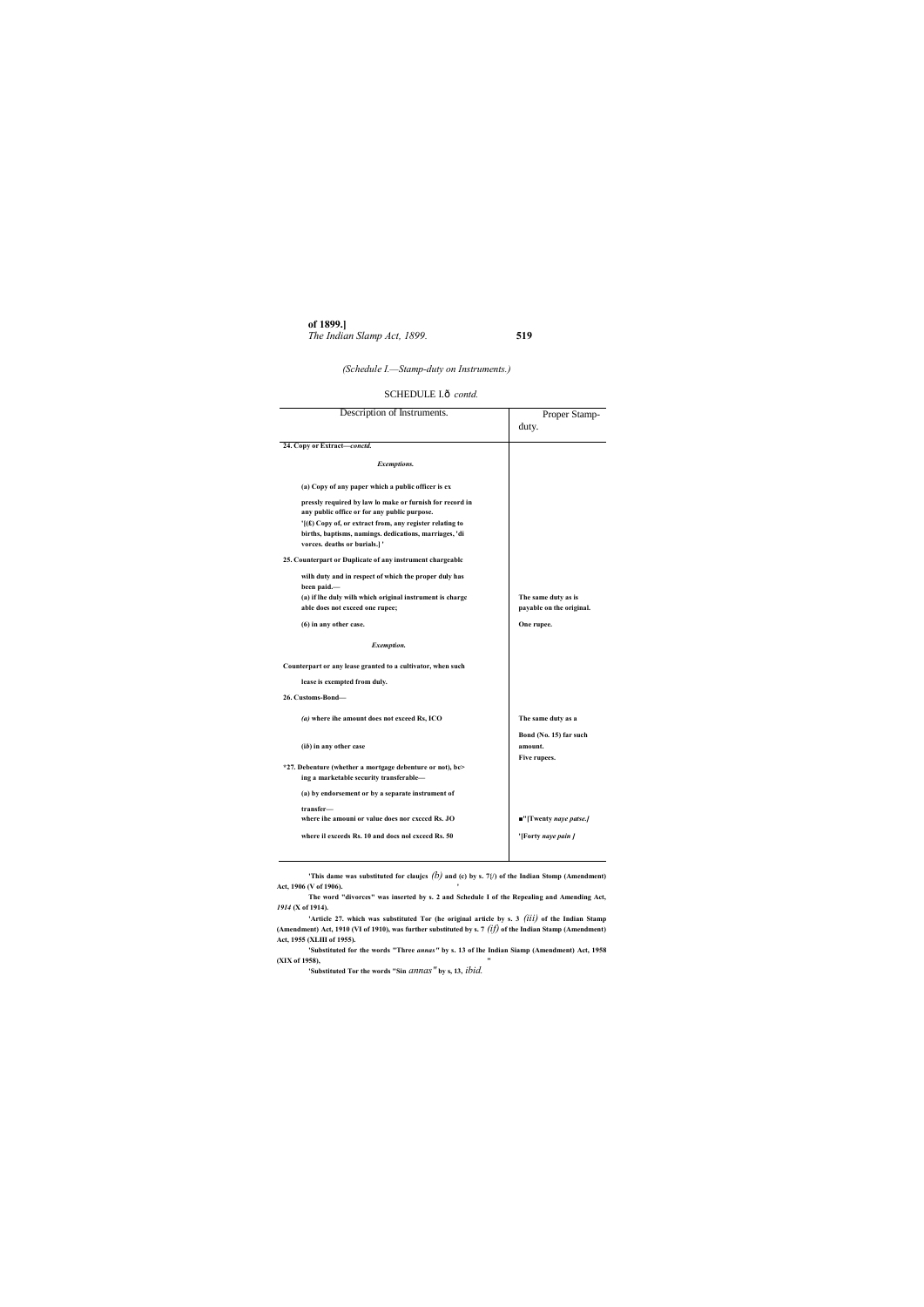*(Schedule I.—Stamp-duty on Instruments.)*

SCHEDULE I.ô *contd.*

| Description of Instruments. | Proper Stamp-duty. |
|---|---|
| **24. Copy or Extract—*conctd.*** | |
| ***Exemptions.*** | |
| **(a) Copy of any paper which a public officer is ex pressly required by law lo make or furnish for record in any public office or for any public purpose.** | |
| **'[(£) Copy of, or extract from, any register relating to births, baptisms, namings. dedications, marriages, 'di vorces. deaths or burials.] '** | |
| **25. Counterpart or Duplicate of any instrument chargeable wilh duty and in respect of which the proper duly has been paid.—** | |
| **(a) if lhe duly wilh which original instrument is charge able does not exceed one rupee;** | **The same duty as is payable on the original.** |
| **(6) in any other case.** | **One rupee.** |
| ***Exemption.*** | |
| **Counterpart or any lease granted to a cultivator, when such lease is exempted from duly.** | |
| **26. Customs-Bond—** | |
| ***(a)* where ihe amount does not exceed Rs, ICO** | **The same duty as a Bond (No. 15) far such amount.** |
| **(*ib*) in any other case** | **Five rupees.** |
| **\*27. Debenture (whether a mortgage debenture or not), bc> ing a marketable security transferable—** | |
| **(a) by endorsement or by a separate instrument of transfer—** | |
| **where ihe amouni or value does nor cxcccd Rs. JO** | **■"[Twenty *naye patse.]*** |
| **where il exceeds Rs. 10 and docs nol cxcecd Rs. 50** | **'[Forty *naye pain ]*** |

**'This dame was substituted for claujcs *(b)* and (c) by s. 7(/) of the Indian Stomp (Amendment) Act, 1906 (V of 1906).**

**The word "divorces" was inserted by s. 2 and Schedule I of the Repealing and Amending Act, *1914* (X of 1914).**

**'Article 27. which was substituted Tor (he original article by s. 3 *(iii)* of the Indian Stamp (Amendment) Act, 1910 (VI of 1910), was further substituted by s. 7 *(if)* of the Indian Stamp (Amendment) Act, 1955 (XLIII of 1955).**

**'Substituted for the words "Three *annas"* by s. 13 of lhe Indian Siamp (Amendment) Act, 1958 (XIX of 1958),**

**'Substituted Tor the words "Sin *annas"* by s, 13, *ibid.***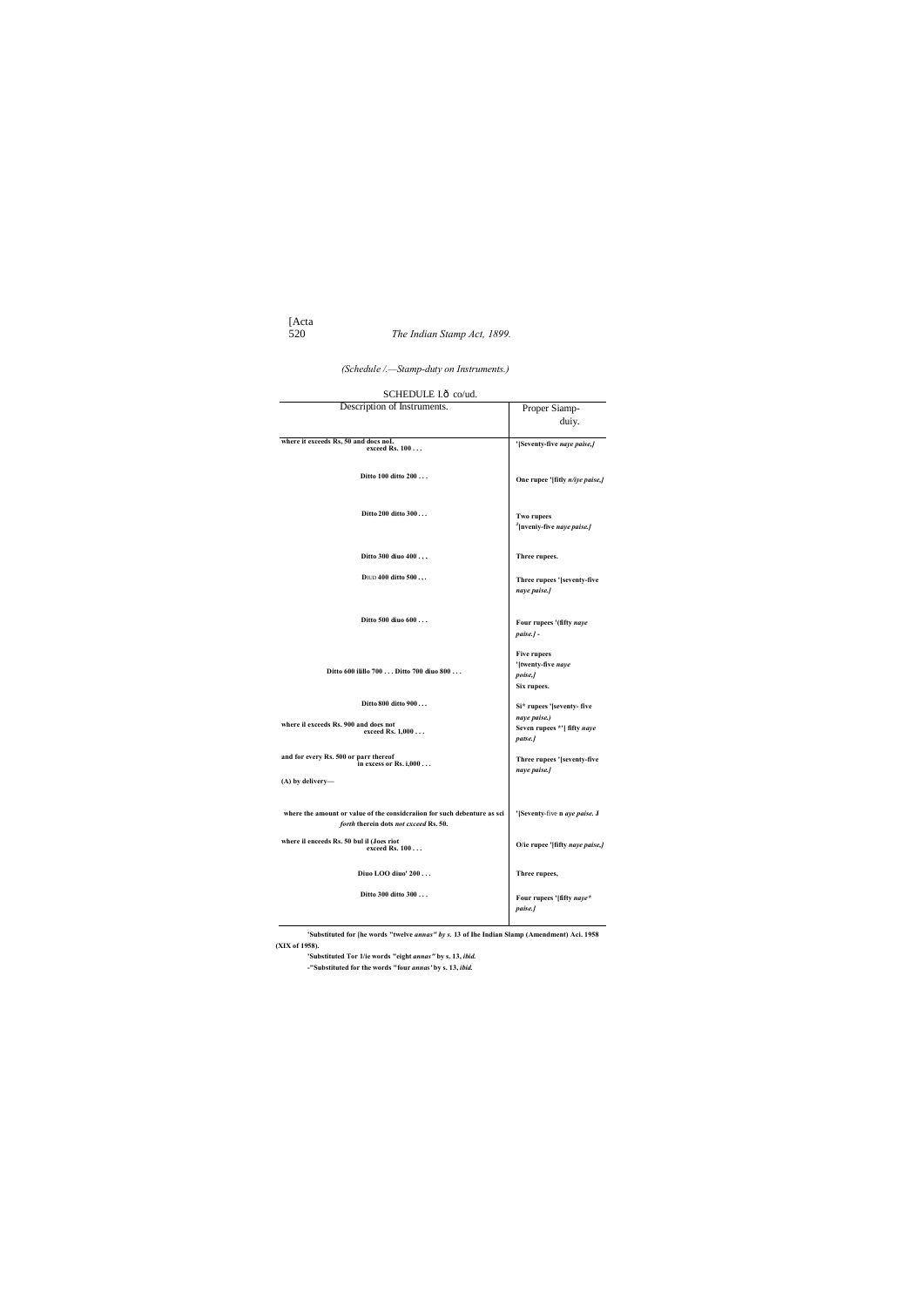(Schedule /.—Stamp-duty on Instruments.)

SCHEDULE Lð co/ud.

| Description of Instruments. | Proper Siamp-duiy. |
|---|---|
| where it exceeds Rs, 50 and docs nol. exceed Rs. 100 . . . | '[Seventy-five *naye paise,]* |
| Ditto 100 ditto 200 . . . | One rupee '[fitly *n/iye paise,]* |
| Ditto 200 ditto 300 . . . | Two rupees [2][nveniy-five *naye paise.]* |
| Ditto 300 diuo 400 . , , | Three rupees. |
| DIUD 400 ditto 500 . . . | Three rupees '[seventy-five *naye paise.]* |
| Ditto 500 diuo 600 . . . | Four rupees '(fifty *naye paise.]* - |
| Ditto 600 iliilo 700 . . . Ditto 700 diuo 800 . . . | Five rupees '[twenty-five *naye poise,]* Six rupees. |
| Ditto 800 ditto 900 . . . | Si* rupees '[seventy- five *naye paise.)* |
| where il exceeds Rs. 900 and does not exceed Rs. 1,000 . . . | Seven rupees *'[ fifty *naye patse.]* |
| and for every Rs. 500 or parr thereof in excess or Rs. i,000 . . . | Three rupees '[seventy-five *naye paise.]* |
| (A) by delivery— | |
| where the amount or value of the considcraiion for such debenture as sci *forth* therein dots *not cxceed* Rs. 50. | '[Seventy-five n *aye paise.* J |
| where il enceeds Rs. 50 bul il (Joes riot exceed Rs. 100 . . . | O/ie rupee '[fifty *naye paise,]* |
| Diuo LOO dino' 200 . . . | Three rupees, |
| Ditto 300 ditto 300 . . . | Four rupees '[fifty *naye* paise.]* |

'Substituted for [he words "twelve *annas" by s.* 13 of Ihe Indian Slamp (Amendment) Aci. 1958 (XIX of 1958).

'Substituted Tor 1/ie words "eight *annas"* by s. 13, *ibid.*

-"Substituted for the words "four *annas'* by s. 13, *ibid.*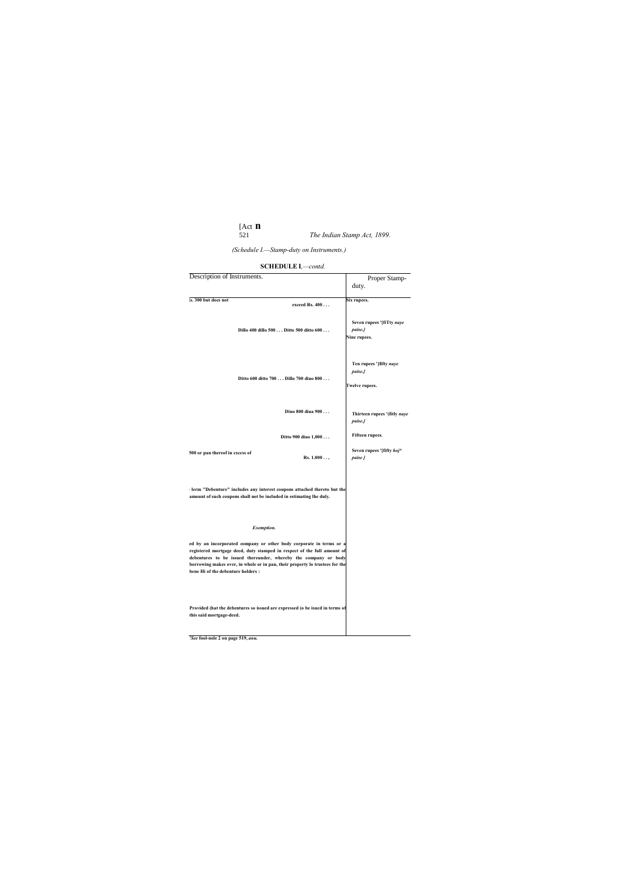(Schedule I.—Stamp-duty on Instruments.)

**SCHEDULE I**,*—contd.*

| Description of Instruments. | Proper Stamp-duty. |
|---|---|
| :s. 300 but docs not exceed Rs. 400 . . . | Six rupees. |
| Dillo 400 dillo 500 . . . | Seven rupees '[fiTty *naye paise.]* |
| Ditto 500 ditto 600 . . . | Nine rupees. |
| Ditto 600 ditto 700 . . . | Ten rupees '[fifty *naye paise.]* |
| Dillo 700 diuo 800 . . . | Twelve rupees. |
| Dino 800 diua 900 . . . | Thirteen rupees '(fitly *naye paise.]* |
| Ditto 900 diuo 1,000 . . . | Fifteen rupees. |
| 500 or pan thereof in cxcess of Rs. 1.000 . . , | Seven rupees '[fifty *hoj\* paise ]* |
| · lerm "Debenture" includes any interest coupons attached thereto but the amount of such coupons shall not be included in estimating lhe duly. | |
| *Exemption.* | |
| ed by an incorporated company or other body corporate in terms or a registered mortgage deed, duty stamped in respect of the full amount of debentures to be issued thereunder, whereby the company or body borrowing makes over, in whole or in pan, their property lo trustees for the bene Hi of the debenture holders : | |
| Provided (hat the debentures so issued are expressed (o be isued in terms of this said mortgage-deed. | |

*'See* fool-nole 2 on page 519, *anu.*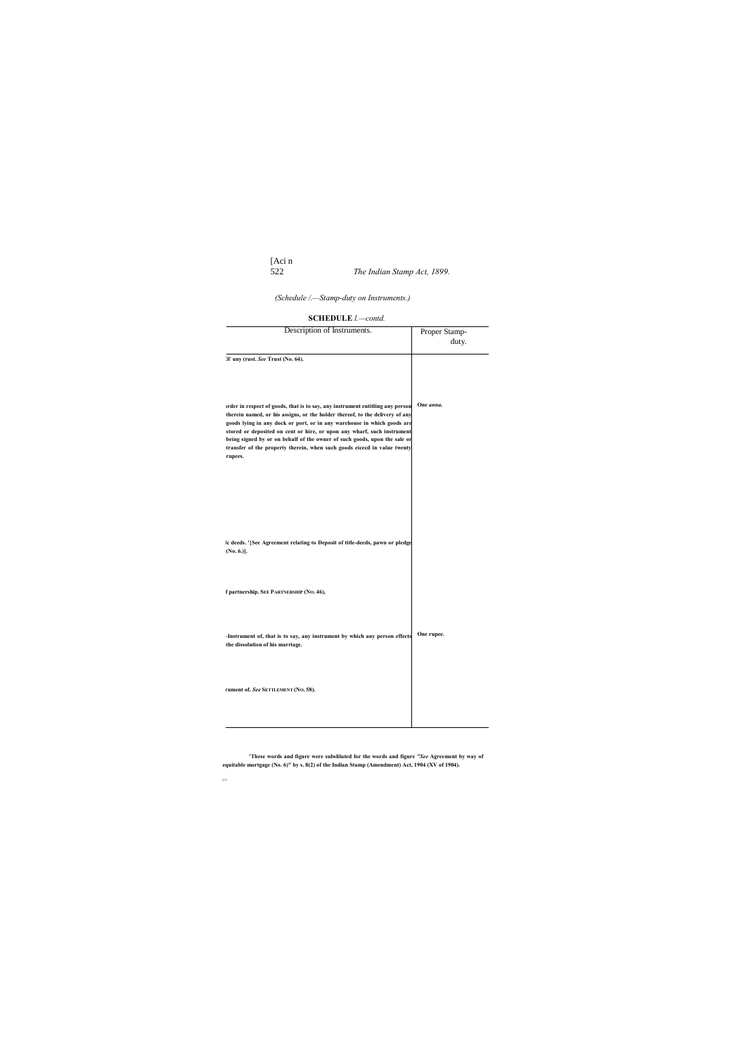*(Schedule I.—Stamp-duty on Instruments.)*

**SCHEDULE** *I.—contd.*

| Description of Instruments. | Proper Stamp-duty. |
|---|---|
| **Of any (rust. *See* Trust (No. 64).** | |
| **order in respect of goods, that is to say, any instrument entitling any person therein named, or his assigns, or the holder thereof, to the delivery of any goods lying in any dock or port, or in any warehouse in which goods are stored or deposited on cent or hire, or upon any wharf, such instrument being signed by or on behalf of the owner of such goods, upon the sale or transfer of the property therein, when such goods eiceed in value twenty rupees.** | **One *anna.*** |
| **lc deeds. '[See Agreement relating to Deposit of title-deeds, pawn or pledge (No. 6.)].** | |
| **f partnership. SEE PARTNERSHIP (NO. 46),** | |
| **-Instrument of, that is to say, any instrument by which any person effects the dissolution of his marriage.** | **One rupee.** |
| **rument of. *See* SETTLEMENT (NO. 58).** | |

**'These words and figure were subsliluted for the words and figure *"See* Agreement by way of equitable mortgage (No. 6)" by s. 8(2) of the Indian Stamp (Amendment) Act, 1904 (XV of 1904).**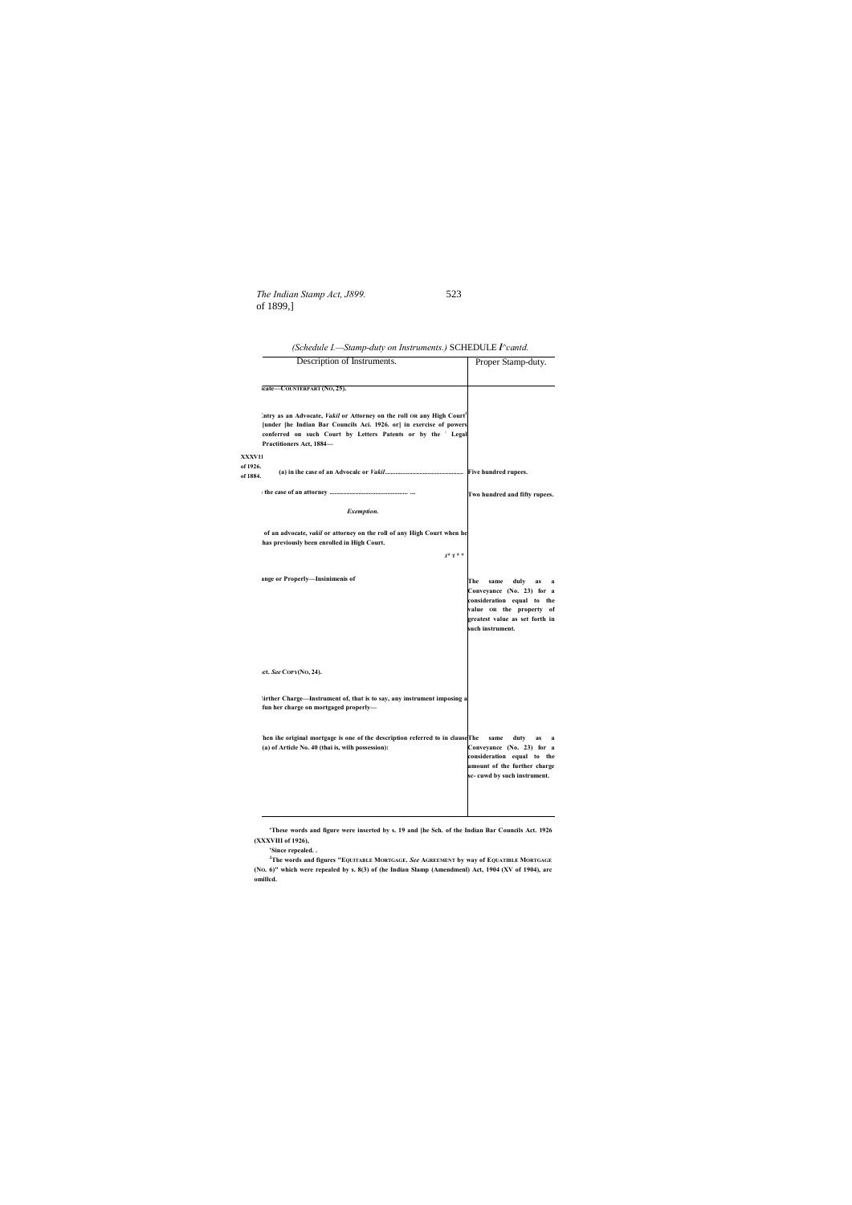(Schedule I.—Stamp-duty on Instruments.) SCHEDULE I^cantd.

| Description of Instruments. | Proper Stamp-duty. |
|---|---|
| icate—COUNTERPART (NO, 25). | |
| :ntry as an Advocate, *Vakil* or Attorney on the roll OR any High Court[1] [under [he Indian Bar Councils Aci. 1926. or] in exercise of powers conferred on such Court by Letters Patents or by the [2] Legal Practitioners Act, 1884— | |
| XXXVII of 1926. of 1884. (a) in ihe case of an Advocalc or *Vakil*................................................ | Five hundred rupees. |
| i the case of an attorney ................................................ ... | Two hundred and fifty rupees. |
| *Exemption.* | |
| of an advocate, *vakil* or attorney on the roll of any High Court when he has previously been enrolled in High Court. | |
| 3* T * * | |
| ange or Properly—Insinimenis of | The same duly as a Conveyance (No. 23) for a consideration equal to the value OR the property of greatest value as set forth in such instrument. |
| ıct. *See* COPY(NO, 24). | |
| \irther Charge—Instrument of, that is to say, any instrument imposing a fun her charge on mortgaged properly— | |
| :hen ihe original mortgage is one of the description referred to in clause (a) of Article No. 40 (thai is, wilh possession): | The same duty as a Conveyance (No. 23) for a consideration equal to the amount of the further charge sc- cuwd by such instrument. |

[1]These words and figure were inserted by s. 19 and [he Sch. of the Indian Bar Councils Act. 1926 (XXXVIII of 1926),

[2]Since repealed. .

[3]The words and figures "EQUITABLE MORTGAGE. *See* AGREEMENT by way of EQUATIBLE MORTGAGE (NO. 6)" which were repealed by s. 8(3) of (he Indian Slamp (Amendmenl) Act, 1904 (XV of 1904), arc omillcd.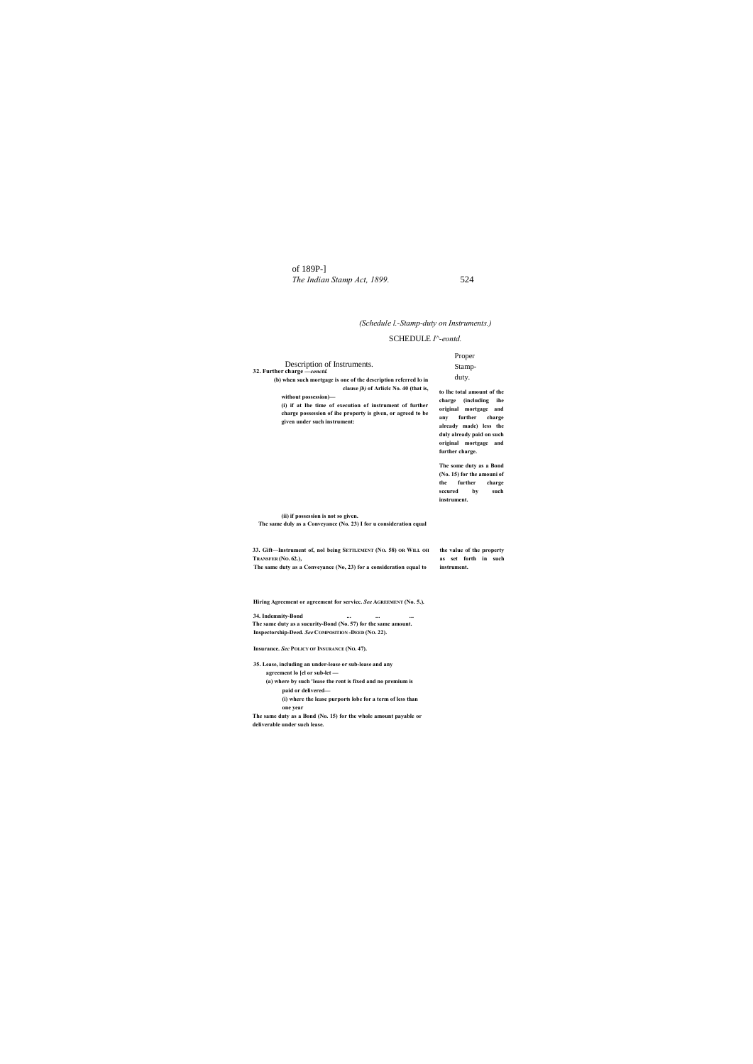(Schedule l.-Stamp-duty on Instruments.)

SCHEDULE I^-eontd.

| Description of Instruments. | Proper Stamp-duty. |
|---|---|
| **32. Further charge** —*conctd.* | |
| **(b) when such mortgage is one of the description referred lo in clause *(b)* of Arlicle No. 40 (that is, without possession)—** | |
| **(i) if at lhe time of execution of instrument of further charge possession of ihe property is given, or agreed to be given under such instrument:** | **The same duly as a Conveyance (No. 23) I for u consideration equal to lhe total amount of the charge (including ihe original mortgage and any further charge already made) less the duly already paid on such original mortgage and further charge.** |
| **(ii) if possession is not so given.** | **The some duty as a Bond (No. 15) for the amouni of the further charge sccured by such instrument.** |
| **33. Gift—Instrument of, nol being SETTLEMENT (NO. 58) OR WILL OH TRANSFER (NO. 62.),** | **The same duty as a Conveyance (No, 23) for a consideration equal to the value of the property as set forth in such instrument.** |
| **Hiring Agreement or agreement for servicc. *See* AGREEMENT (No. 5.).** | |
| **34. Indemnity-Bond ... ... ...** | **The same duty as a sucurity-Bond (No. 57) for the same amount.** |
| **Inspectorship-Deed. *See* COMPOSITION -DEED (NO. 22).** | |
| **Insurance. *Sec* POLICY OF INSURANCE (NO. 47).** | |
| **35. Lease, including an under-lease or sub-lease and any agreement lo [el or sub-let —** | |
| **(a) where by such 'lease the rent is fixed and no premium is paid or delivered—** | |
| **(i) where the lease purports lobe for a term of less than one year** | **The same duty as a Bond (No. 15) for the whole amount payable or deliverable under such lease.** |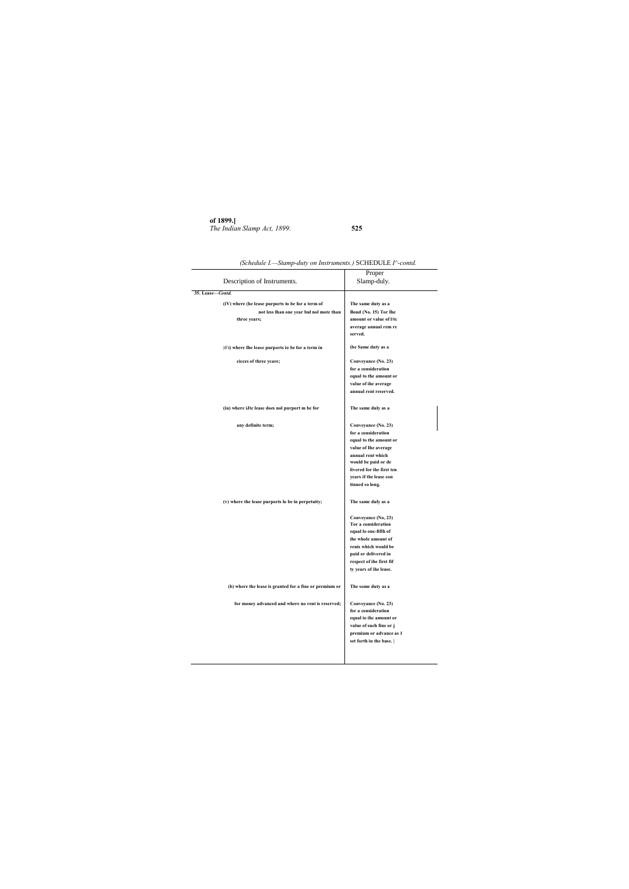(*Schedule I.—Stamp-duty on Instruments.*) SCHEDULE I^-contd.

| Description of Instruments. | Proper Slamp-duly. |
|---|---|
| **35. Lease—*Contd.*** | |
| **(iV) where (he lease purports to be for a term of not less lhan one year bul nol mote than three years;** | **The same duty as a Bond (No. 15) Tor Ihe amount or value of l/tc average annual rem reserved.** |
| **(i/i) where Ihe lease purports io be for a term in cicces of three ycare;** | **(be Same duty as a Conveyance (No. 23) for a consideration equal to the amount or value of ihe average annual rent reserved.** |
| **(iu) where iJtc lease does nol purport m be for any definite term;** | **The same duly as a Conveyance (No. 23) for a consideration equal to the amount or value of Ihe average annual rent which would be paid or de livered for ihe first ten years if the lease con tinued so long.** |
| **(v) where the lease purports lo be in perpetuity;** | **The same duly as a Conveyance (No, 23) Tor a consideration equal lo onc-fifth of ihe whole amount of renis which would be paid or delivered in respect of ihe first fif ty years of ihe lease.** |
| **(b) where the lease is granted for a fine or premium or for money advanced and where no rent is reserved;** | **The some duty as a Conveyance (No. 23) for a consideration equal io ihc amount or value of such fine or j premium or advance as 1 set forth in the base. \|** |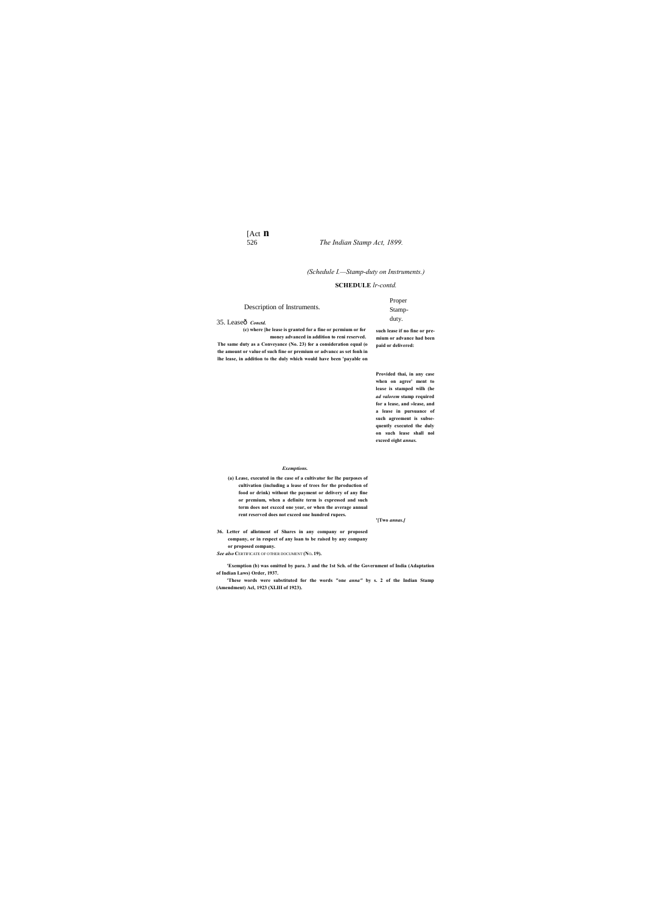(Schedule I.—Stamp-duty on Instruments.)

**SCHEDULE I**—*contd.*

| Description of Instruments. | Proper Stamp-duty. |
|---|---|
| 35. Lease— *Contd.* | |
| **(c) where the lease is granted for a fine or premium or for money advanced in addition to rent reserved.** | **The same duty as a Conveyance (No. 23) for a consideration equal to the amount or value of such fine or premium or advance as set forth in the lease, in addition to the duty which would have been payable on such lease if no fine or premium or advance had been paid or delivered:** |
| | **Provided that, in any case when an agreement to lease is stamped with the *ad valorem* stamp required for a lease, and a lease in pursuance of such agreement is subsequently executed the duty on such lease shall not exceed eight *annas.*** |
| ***Exemptions.*** | |
| **(a) Lease, executed in the case of a cultivator for the purposes of cultivation (including a lease of trees for the production of food or drink) without the payment or delivery of any fine or premium, when a definite term is expressed and such term does not exceed one year, or when the average annual rent reserved does not exceed one hundred rupees.**[1] | |
| **36. Letter of allotment of Shares in any company or proposed company, or in respect of any loan to be raised by any company or proposed company.** | **[2][Two *annas.*]** |
| ***See also* CERTIFICATE OR OTHER DOCUMENT (No. 19).** | |

**[1]Exemption (b) was omitted by para. 3 and the 1st Sch. of the Government of India (Adaptation of Indian Laws) Order, 1937.**

**[2]These words were substituted for the words "one *anna*" by s. 2 of the Indian Stamp (Amendment) Act, 1923 (XLIII of 1923).**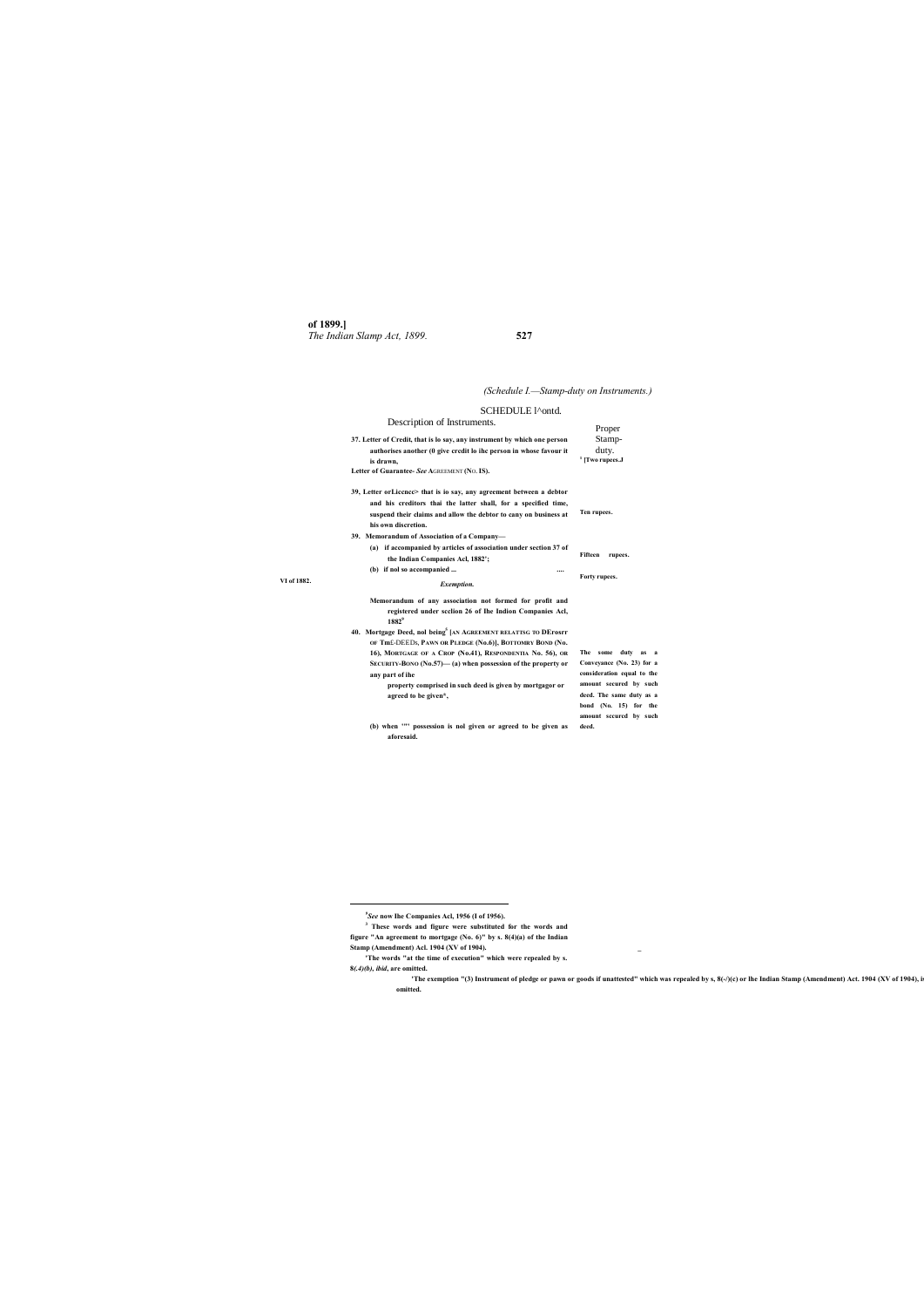(Schedule I.—Stamp-duty on Instruments.)

SCHEDULE I^ontd.

| Description of Instruments. | Proper Stamp-duty. |
|---|---|
| **37. Letter of Credit, that is lo say, any instrument by which one person authorises another (0 give credit lo ihc person in whose favour it is drawn,** | [1] **[Two rupees..J** |
| **Letter of Guarantee-** *See* AGREEMENT **(NO. IS).** | |
| **39, Letter orLiccncc> that is io say, any agreement between a debtor and his creditors thai the latter shall, for a specified time, suspend their claims and allow the debtor to cany on business at his own discretion.** | **Ten rupees.** |
| **39. Memorandum of Association of a Company—** | |
| **(a) if accompanied by articles of association under section 37 of the Indian Companies Acl, 1882'[2];** | **Fifteen rupees.** |
| **(b) if nol so accompanied ... ....** | **Forty rupees.** |
| *Exemption.* | |
| **Memorandum of any association not formed for profit and registered under scclion 26 of Ihe Indion Companies Acl, 1882**[2] | |
| **40. Mortgage Deed, nol being**[3] **[AN AGREEMENT RELATISG TO DEPOSIT OF TITLE-DEEDS, PAWN OR PLEDGE (No.6)], BOTTOMRY BOND (No. 16), MORTGAGE OF A CROP (No.41), RESPONDENTIA No. 56), OR SECURITY-BONO (No.57)— (a) when possession of the property or any part of ihe property comprised in such deed is given by mortgagor or agreed to be given**[4]**,** | **The some duty as a Conveyance (No. 23) for a consideration equal to the amount secured by such deed.** |
| **(b) when '"' possession is nol given or agreed to be given as aforesaid.** | **The same duty as a bond (No. 15) for the amount secured by such deed.** |

VI of 1882.

---

[2] *See* **now Ihe Companies Acl, 1956 (I of 1956).**

[3] **These words and figure were substituted for the words and figure "An agreement to mortgage (No. 6)" by s. 8(4)(a) of the Indian Stamp (Amendment) Acl. 1904 (XV of 1904).**

[4] **The words "at the time of execution" which were repealed by s. 8(.4)(b), ibid, are omitted.**

[5] **The exemption "(3) Instrument of pledge or pawn or goods if unattested" which was repealed by s, 8(-/)(c) or Ihe Indian Stamp (Amendment) Act. 1904 (XV of 1904), is omitted.**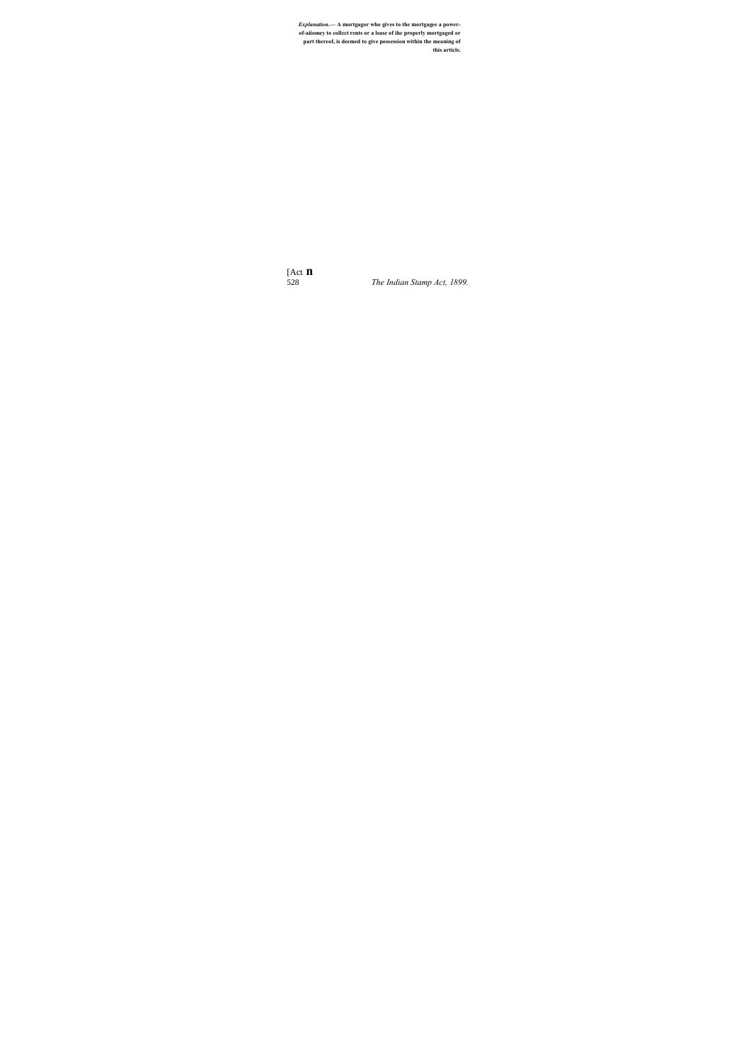***Explanation*.**— **A mortgagor who gives to the mortgagee a power-of-aiiomey to collect rents or a lease of ihc properly mortgaged or part thereof, is deemed to give possession within the meaning of this article.**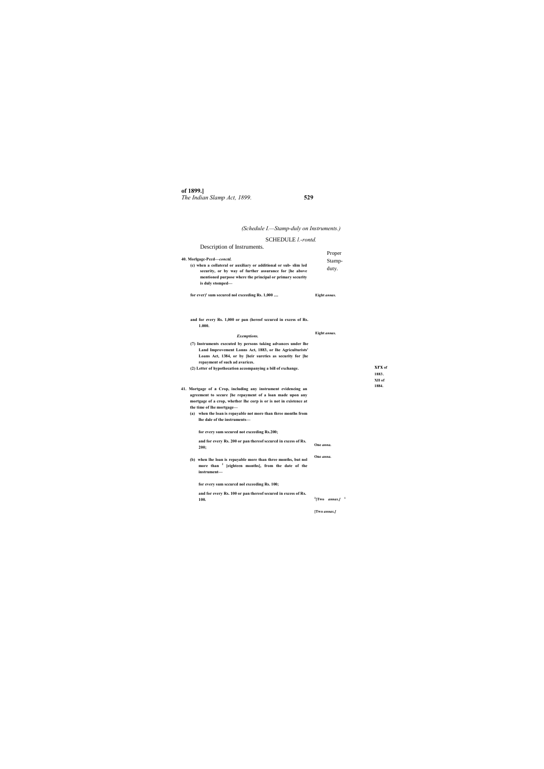(Schedule I.—Stamp-duty on Instruments.)

SCHEDULE I.-rontd.

| Description of Instruments. | Proper Stamp-duty. |
|---|---|
| **40. Morlgage-Pccd—*conctd.*** | |
| **(c) when a collateral or auxiliary or additional or sub- slim led security, or by way of further assurance for [he above mentioned purpose where the principal or primary security is duly stomped—** | |
| **for ever)' sum secured nol exceeding Rs. 1,000 ....** | **Eight *annas.*** |
| **and for every Rs. 1,000 or pan (hereof secured in excess of Rs. 1.000.** | **Eight *annas.*** |
| ***Excemptions.*** | |
| **(7) Instruments executed by persons taking advances under lhe Land Improvement Lonns Act, 1883, or lhe Agriculturists' Loans Act, 1384, or by [heir sureties as security for [he repayment of such ad avarices.** | |
| **(2) Letter of hypothecation accompanying a bill of exchange.** | |
| **41. Mortgage of a Crop, including any instrument evidencing an agreement to secure [he repayment of a loan made upon any mortgage of a crop, whether lhe corp is or is not in existence at the time of lhe mortgage—** | |
| **(a) when the loan is repayable not more than three months from lhe dale of the instruments—** | |
| **for every sum secured not exceeding Rs.200;** | **One *anna.*** |
| **and for every Rs. 200 or pan thereof secured in excess of Rs. 200;** | **One *anna.*** |
| **(b) when lhe loan is repayable more than three months, but nol more than [2] [eighteen months], from the date of the instrument—** | |
| **for every sum sccured nol exceeding Rs. 100;** | **[3][Two *annas.]* [1]** |
| **and for every Rs. 100 or pan thereof secured in excess of Rs. 100.** | **[Two *annas.]*** |

**XIX of 1883.**
**XII of 1884.**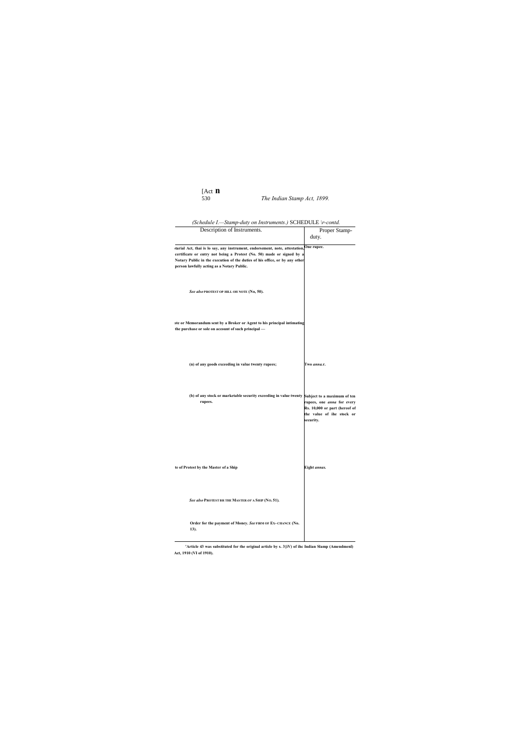*(Schedule I.—Stamp-duty on Instruments.)* SCHEDULE \r-contd.

| Description of Instruments. | Proper Stamp-duty. |
|---|---|
| **ıtarial Act, thai is lo say, any instrument, endorsement, note, attestation, certificate or entry not being a Protest (No. 50) made or signed by a Notary Public in the execution of the duties of his office, or by any other person lawfully acting as a Notary Public.** | **One rupee.** |
| ***See also* PROTEST OP HILL OH NOTE (No, 50).** | |
| **ıte or Memorandum sent by a Broker or Agent to his principal intimating the purchase or sole on account of such principal —** | |
| **(n) of any goods exceeding in value twenty rupees;** | **Two *anna.*r.** |
| **(b) of any stock or marketable security exceeding in value twenty rupees.** | **Subject to a maximum of ten rupees, one *anna* for every Rs. 10,000 or part (hereof of the value of ihe stock or security.** |
| **te of Protest by the Master of a Ship** | **Eight *annas.*** |
| ***See also* PROTEST BR THE MASTER *OF* A SHIP (NO. 51).** | |
| **Order for the payment of Money. *See* FIRM OF EX- CHANCE (No. 13).** | |

**'Article 43 was substituted for the original article by s. 3{iV) of ihc Indian Slamp (Amendmenl) Act, 1910 (VI of 1910).**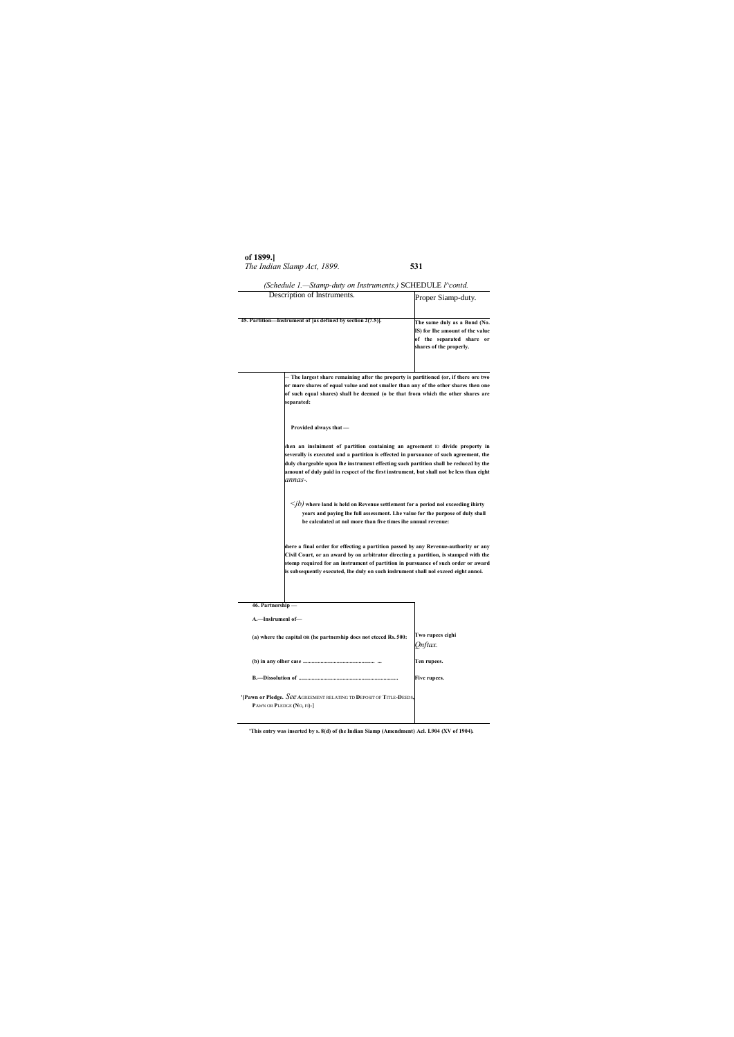*(Schedule 1.—Stamp-duty on Instruments.)* SCHEDULE *I°contd.*

| Description of Instruments. | Proper Siamp-duty. |
|---|---|
| **45. Partition—Instrument of [as defined by section 2(7.5)].** | **The same duly as a Bond (No. IS) for lhe amount of the value of the separated share or shares of the properly.** |
| **— The largest share remaining after the property is partitioned (or, if there ore two or mare shares of equal value and not smaller than any of the other shares then one of such equal shares) shall be deemed (o be that from which the other shares are separated:** | |
| **Provided always that —** | |
| **vhen an inslniment of partition containing an agreement** IO **divide property in severally is executed and a partition is effected in pursuance of such agreement, the duly chargeable upon lhe instrument effecting such partition shall be reduced by the amount of duly paid in rcspect of the first instrument, but shall not be less than eight** *annas-.* | |
| *<jb)* **where land is held on Revenue settlement for a period nol exceeding ihirty years and paying lhe full assessment. Lhe value for the purpose of duly shall be calculated at nol more than five times ihe annual revenue:** | |
| **)here a final order for effecting a partition passed by any Revenue-authority or any Civil Court, or an award by on arbitrator directing a partition, is stamped with the stomp required for an instrument of partition in pursuance of such order or award is subsequently executed, lhe duly on such inslrument shall nol exceed eight annoi.** | |
| **46. Partnership —** | |
| **A.—Inslrumenl of—** | |
| **(a) where the capital** OR **(he partnership docs not etcccd Rs. 500:** | **Two rupees cighi** *Qnftax.* |
| **(b) in any olher case ..................................................... ...** | **Ten rupees.** |
| **B.—Dissolution of .......................................................................** | **Five rupees.** |
| **'[Pawn or Pledge.** *See* AGREEMENT RELATING TD DEPOSIT OF TITLE-DEEDS, PAWN OR PLEDGE (NO, F0)-] | |

**'This entry was inserted by s. 8(d) of (he Indian Siamp (Amendment) Acl. L904 (XV of 1904).**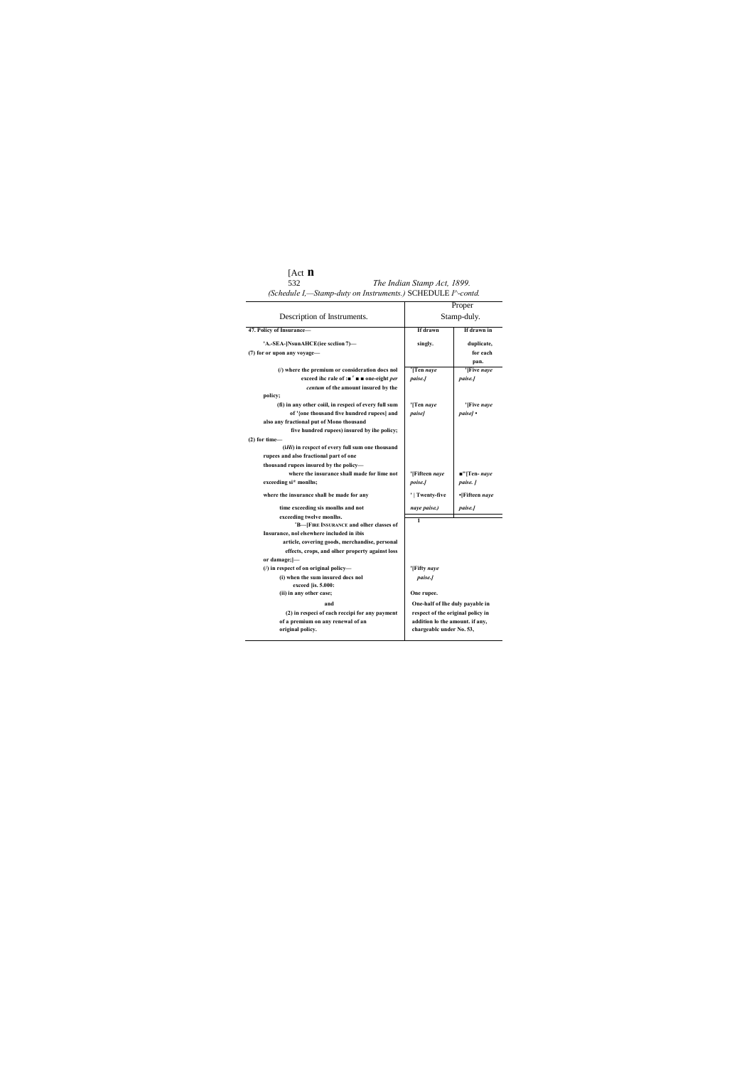[Act II

*(Schedule I,—Stamp-duty on Instruments.)* SCHEDULE I^-*contd.*

| Description of Instruments. | Proper Stamp-duly. | |
|---|---|---|
| **47. Policy of Insurance—** | **If drawn singly.** | **If drawn in duplicate, for each pan.** |
| **'A.-SEA-[NsunAHCE(iee section 7)—** | | |
| **(7) for or upon any voyage—** | | |
| **(/) where the premium or consideration docs nol exceed ihc rale of :■ ' ■ ■ one-eight *per centum* of the amount insured by the policy;** | **'[Ten *naye paise.]*** | **'[Five *naye paise.]*** |
| **(fi) in any other coiil, in respeci of every full sum of '[one thousand five hundred rupees] and also any fractional put of Mono thousand five hundred rupees) insured by ihe policy;** | **'[Ten *naye paise]*** | **'[Five *naye paise]* •** |
| **(2) for time—** | | |
| **(*iHi*) in respcct of every full sum one thousand rupees and also fractional part of one thousand rupees insured by the policy—** | | |
| **where the insurance shall made for lime not exceeding si* monlhs;** | **'[Fifteen *naye poise.]*** | **■"[Ten- *naye paise. ]*** |
| **where the insurance shall be made for any time exceeding sis monlhs and not exceeding twelve monlhs.** | **' \| Twenty-five *naye paise.)*** | **•[Fifteen *naye paise.]*** |
| **'B—[FIRE INSURANCE and olher classes of Insurance, nol elsewhere included in ibis article, covering goods, merchandise, personal effects, crops, and olher property against loss or damage;]—** | | |
| **(/) in respect of on original policy—** | | |
| **(i) when the sum insured docs nol exceed [is. 5.000:** | **'[Fifty *naye paise.]*** | |
| **(ii) in any other case;** | **One rupee.** | |
| **and** | | |
| **(2) in respeci of each reccipi for any payment of a premium on any renewal of an original policy.** | **One-half of Ihe duly payable in respect of the original policy in addition lo the amount. if any, chargeable under No. 53,** | |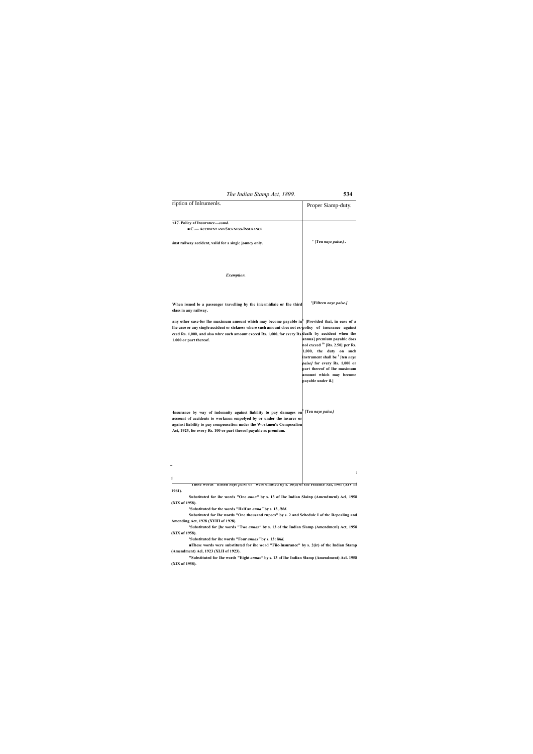| ription of Inlrumenls. | Proper Siamp-duty. |
|---|---|
| **<17. Policy af Insurance—*comd.*** | |
| **■ C.— ACCIDENT AND SICKNESS-INSURANCE** | |
| **ıinst railway accident, valid for a single jouney only.** | **' [Ten *naye paise.]* .** |
| ***Exemption.*** | |
| **When issued lo a passenger travelling by the iniermidiaie or Ihe third class in any railway.** | **'[Fifteen *naye paise.]*** |
| **any other casc-for Ihe maximum amount which may become payable in lhe case or any single accident or sickness where such amouni does not ex-ceed Rs. 1,000, and also whrc such amount exceed Rs. 1,000, for every Rs. 1.000 or part thereof.** | **[Provided thai, in ease of a policy of insurance against dcalh by accident when the annua] premium payable does nol exceed [10] [Rs. 2.50] per Rs. 1,000, the duty on such instrument shall be [1] [ten *naye paise]* for every Rs. 1,000 or part thereof of Ihe maximum amount which may become payable under il.]** |
| **-Insurance by way of indemnity against liability to pay damages on account of accidents to workmen empolyed by or under the insurer or against liability to pay compensation under the Workmen's Compcsalion Act, 1923, for every Rs. 100 or part thereof payable as premium.** | **[Ten *naye paise.]*** |

**'These words "fifteen *naye paise* or" were omitted by s. 10(a) of the Finance Act, 1961 (XIV of 1961).**

**Substituted for ihe words "One *anna"* by s. 13 of Ihe Indian Slainp (Amendmenl) Acl, 1958 (XIX of 1958).**

**'Substituted for the words "Half an *anna"* by s. 13, *ibid.***

**Substituted for Ihc words "One thousand rupees" by s. 2 and Schedule I of the Repealing and Amending Act, 1928 (XVIII of 1928).**

**'Substituted for [he words "Two *annas"* by s. 13 of the Indian Slamp (Amendmenl) Act, 1958 (XIX of 1958).**

**'Substituted for ihe words "Four *annas"* by s. 13: *ibid.***

**■These words were substituted for ihe word "Fiic-Insurance" by s. 2(ir) of the Indian Stamp (Amendment) Acl, 1923 (XLII of 1923).**

**"Substituted for Ihe words "Eight *annas"* by s. 13 of Ihe Indian Slamp (Amendment) Acl. 1958 (XIX of 1958).**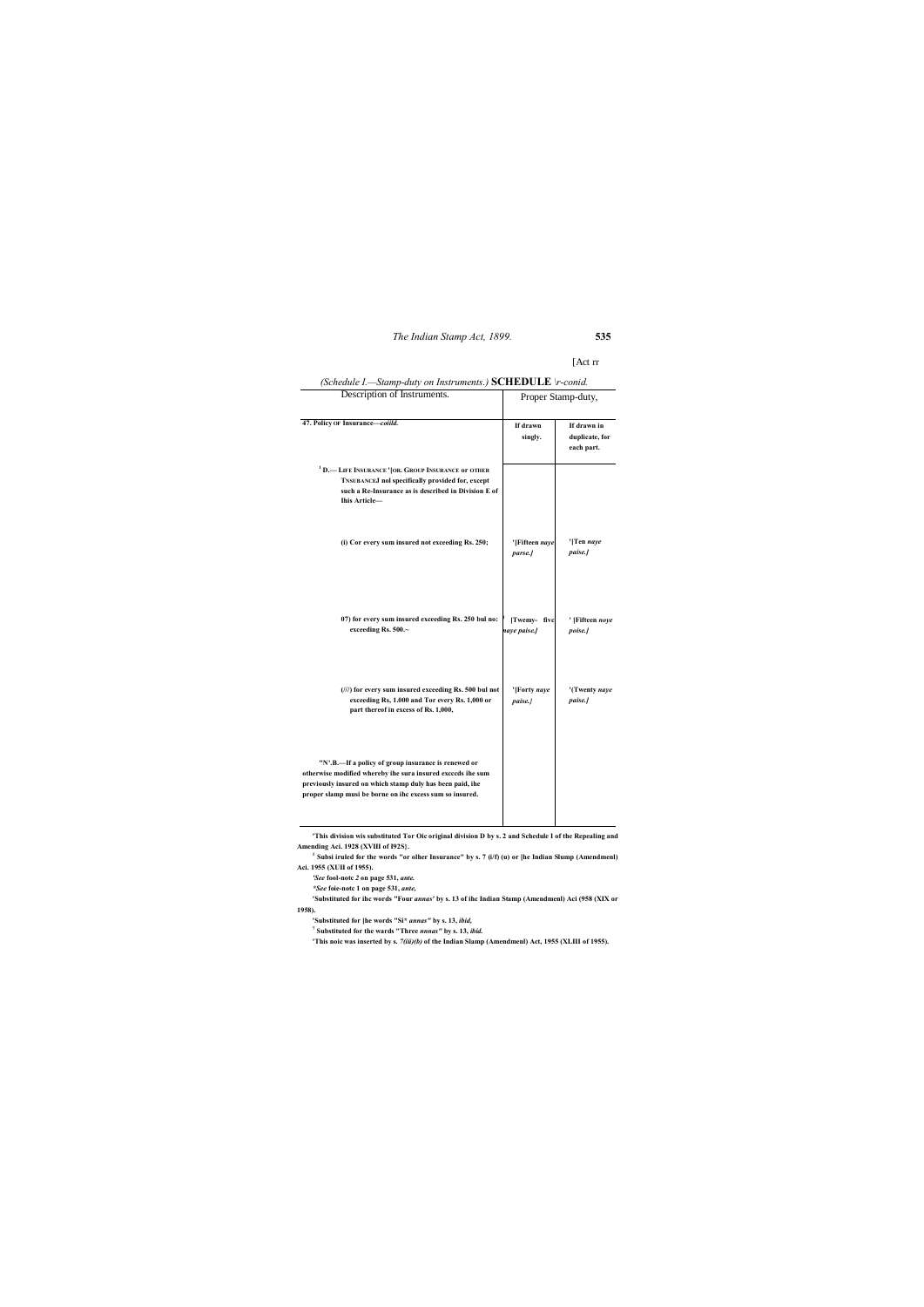[Act rr

*(Schedule I.—Stamp-duty on Instruments.)* **SCHEDULE** *\r-conid.*

| Description of Instruments. | Proper Stamp-duty, | |
|---|---|---|
| **47. Policy OF Insurance—*coiild.*** | **If drawn singly.** | **If drawn in duplicate, for each part.** |
| **[1] D.— LIFE INSURANCE '[OR. GROUP INSURANCE or OTHER TNSUBANCEJ nol specifically provided for, except such a Re-Insurance as is described in Division E of Ihis Article—** | | |
| **(i) Cor every sum insured not exceeding Rs. 250;** | **'[Fifteen *naye parse.]*** | **'[Ten *naye paise.]*** |
| **07) for every sum insured exceeding Rs. 250 bul no: exceeding Rs. 500.~** | **[Twemy- five *naye paise.]*** | **' [Fifteen *noye poise.]*** |
| **(///) for every sum insured exceeding Rs. 500 bul not exceeding Rs, 1.000 and Tor every Rs. 1,000 or part thereof in excess of Rs. 1,000,** | **'[Forty *naye paise.]*** | **'(Twenty *naye paise.]*** |
| **"N'.B.—If a policy of group insurance is renewed or otherwise modified whereby ihe sura insured excccds ihe sum previously insured on which stamp duly has been paid, ihe proper slamp musi be borne on ihc excess sum so insured.** | | |

**'This division wis substituted Tor Oic original division D by s. 2 and Schedule I of the Repealing and Amending Aci. 1928 (XVIII of I92S}.**

**[1] Subsi iruled for the words "or olher Insurance" by s. 7 (i/f) (u) or [he Indian Slump (Amendmenl) Aci. 1955 (XUII of 1955).**

***'See* fool-notc *2* on page 531, *ante.***

***"See* foie-notc 1 on page 531, *ante,***

**'Substituted for ihc words "Four *annas'* by s. 13 of ihc Indian Stamp (Amendmenl) Aci (958 (XIX or 1958).**

**'Substituted for [he words "Si\* *annas"* by s. 13, *ibid,***

**[7] Substituted for the wards "Three *nnnas"* by s. 13, *ibid.***

**'This noic was inserted by s. *7(iii)(b)* of the Indian Slamp (Amendmenl) Act, 1955 (XLIII of 1955).**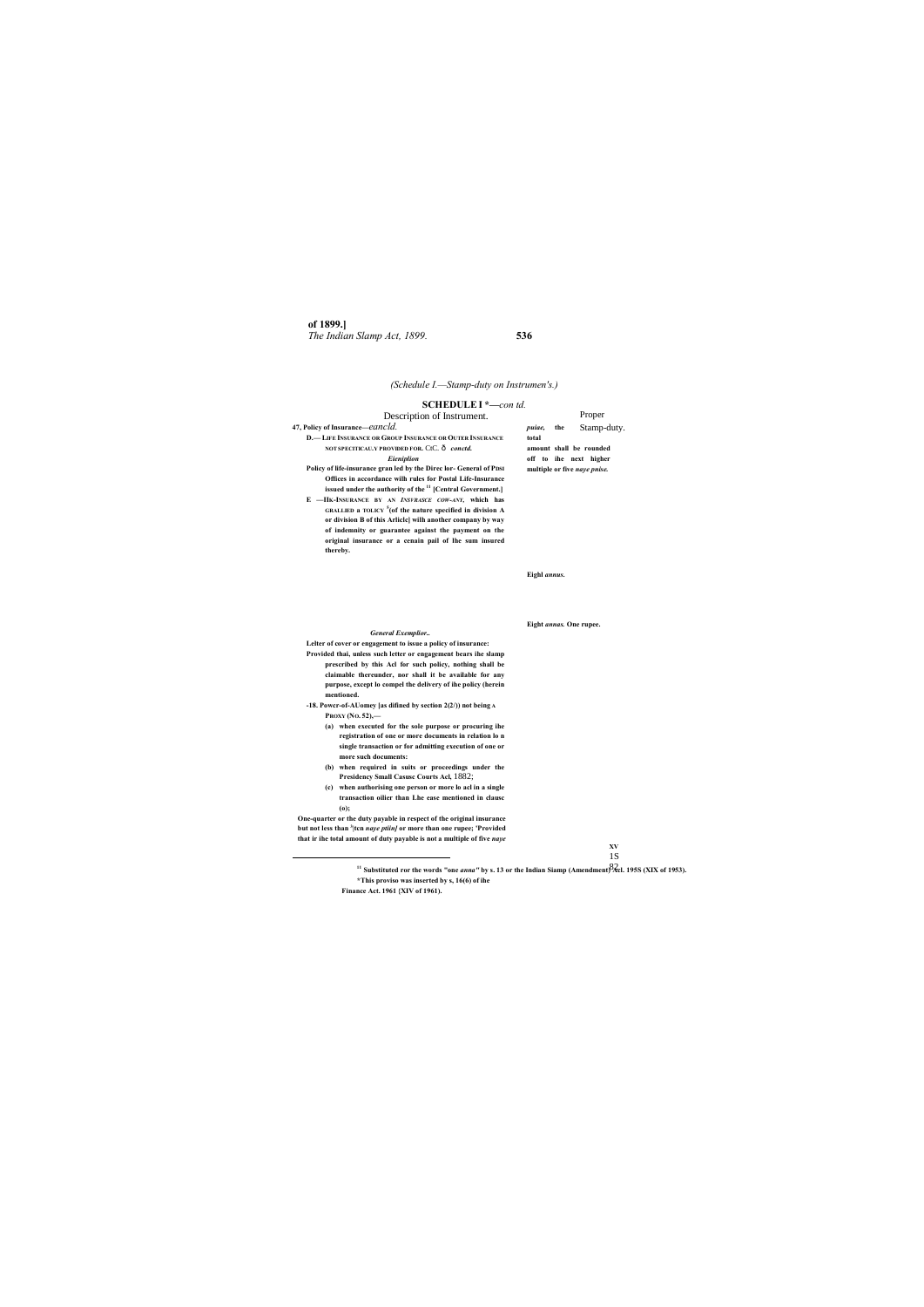(Schedule I.—Stamp-duty on Instrumen's.)

## SCHEDULE I *—con td.

| Description of Instrument. | Proper Stamp-duty. |
|---|---|
| **47, Policy of Insurance**—*cancld.* | |
| **D.— LIFE INSURANCE OR GROUP INSURANCE OR OUTER INSURANCE NOT SPECITICAU.Y PROVIDED FOR.** CtC. ð *conctd.* | *puiae,* **the total amount shall be rounded off to ihe next higher multiple or five** *naye pnise.* |
| *Eieniplion* | |
| **Policy of life-insurance gran led by the Direc lor- General of PDSI Offices in accordance wilh rules for Postal Life-Insurance issued under the authority of the [11] [Central Government.]** | |
| **E —IIK-INSURANCE BY AN** *INSVRASCE COW-ANY,* **which has GRALLIED a TOLICY [3](of the nature specified in division A or division B of this Arliclc] wilh another company by way of indemnity or guarantee against the payment on the original insurance or a cenain pail of lhe sum insured thereby.** | **Eighl** *annus.* |
| *General Exemplior..* | |
| **Lelter of cover or engagement to issue a policy of insurance:** | **Eight** *annas.* **One rupee.** |
| **Provided thai, unless such letter or engagement bears ihe slamp prescribed by this Acl for such policy, nothing shall be claimable thereunder, nor shall it be available for any purpose, except lo compel the delivery of ihe policy (herein mentioned.** | |
| **-18. Power-of-AUomey [as difined by section 2(2/)) not being A PROXY (NO. 52).—** | |
| **(a) when executed for the sole purpose or procuring ihe registration of one or more documents in relation lo n single transaction or for admitting execution of one or more such documents:** | |
| **(b) when required in suits or proceedings under the Presidency Small Casusc Courts Acl,** 1882; | |
| **(c) when authorising one person or more lo acl in a single transaction oilier than Lhe ease mentioned in clausc (o);** | |
| **One-quarter or the duty payable in respect of the original insurance but not less than [3]tcn** *naye ptiin]* **or more than one rupee; [3]Provided that ir ihe total amount of duty payable is not a multiple of five** *naye* | |

---

[11] **Substituted ror the words "one** *anna"* **by s. 13 or the Indian Siamp (Amendment) Acl. 195S (XIX of 1953).**

***This proviso was inserted by s, 16(6) of ihe Finance Act. 1961 {XIV of 1961).**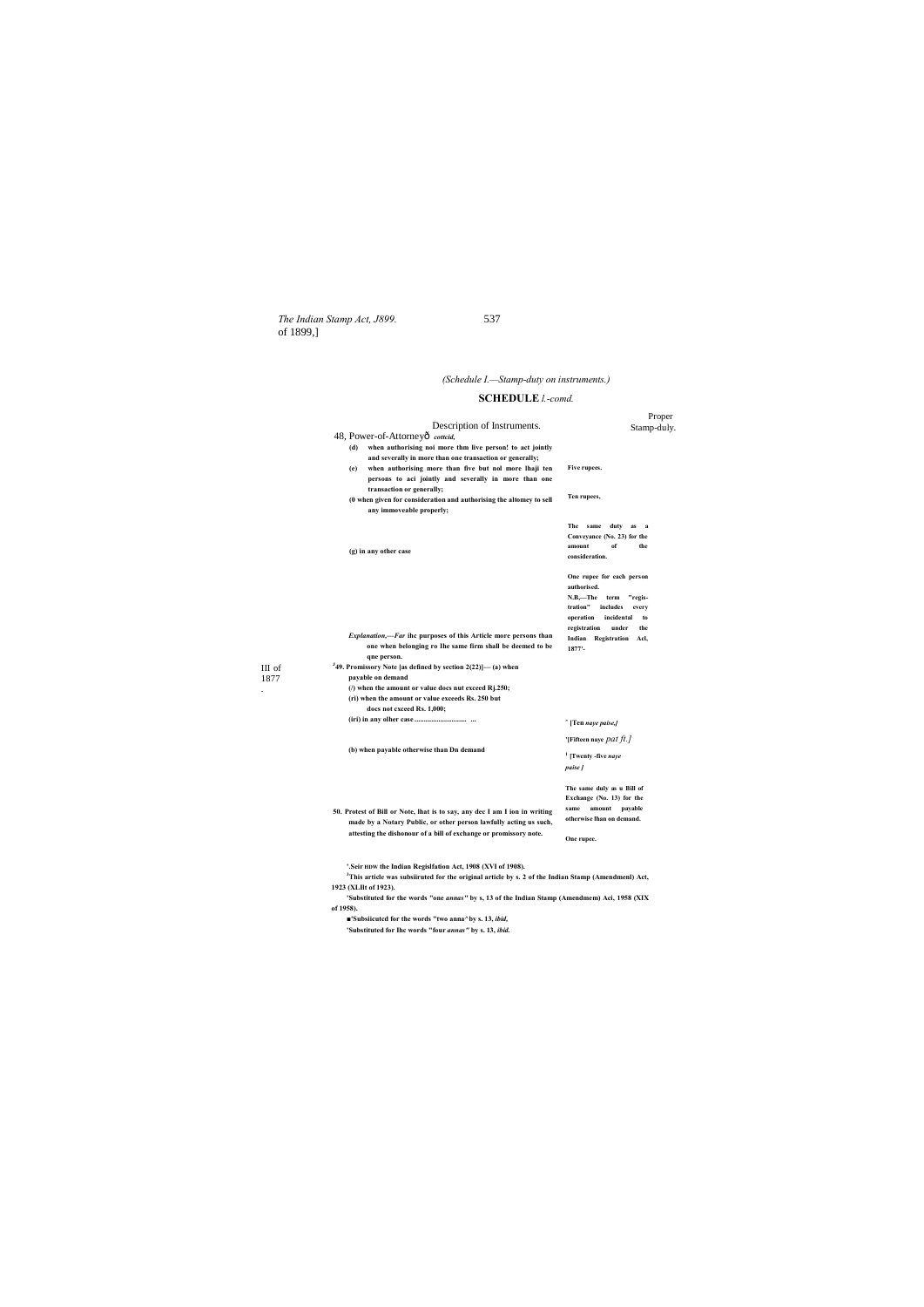(Schedule I.—Stamp-duty on instruments.)

## SCHEDULE *I.-comd.*

| Description of Instruments. | Proper Stamp-duty. |
|---|---|
| 48, Power-of-Attorneyð *cottcid,* | |
| (d) when authorising noi more thm live person! to act jointly and severally in more than one transaction or generally; | Five rupees. |
| (e) when authorising more than five but nol more lhaji ten persons to aci jointly and severally in more than one transaction or generally; | Ten rupees, |
| (0 when given for consideration and authorising the altomey to sell any immoveable properly; | The same duty as a Conveyance (No. 23) for the amount of the consideration. |
| (g) in any other case | One rupee for each person authorised. |
| *Explanation,—Far* ihc purposes of this Article more persons than one when belonging ro Ihe same firm shall be deemed to be qne person. | N.B,—The term "regis-tration" includes every operation incidental to registration under the Indian Registration Acl, 1877'- |
| [2]49. Promissory Note [as defined by section 2(22)]— (a) when payable on demand | |
| (/) when the amount or value docs nut exceed Rj.250; | ' [Ten *naye paise,]* |
| (ri) when the amount or value exceeds Rs. 250 but docs not cxceed Rs. 1,000; | '[Fifteen naye *pat ft.]* |
| (iri) in any olher case ............................. ... | [1] [Twenty -five *naye paise ]* |
| (b) when payable otherwise than Dn demand | The same duly as u Bill of Exchange (No. 13) for the same amount payable otherwise lhan on demand. |
| 50. Protest of Bill or Note, lhat is to say, any dec I am I ion in writing made by a Notary Public, or other person lawfully acting us such, attesting the dishonour of a bill of exchange or promissory note. | One rupee. |

III of 1877

'.Seir HDW the Indian Regislfation Act, 1908 (XVI of 1908).

[2]This article was subsiiruted for the original article by s. 2 of the Indian Stamp (Amendmenl) Act, 1923 (XLIlt of 1923).

'Substituted for the words "one *annas"* by s, 13 of the Indian Stamp (Amendmem) Aci, 1958 (XIX of 1958).

■'Subsiicutcd for the words "two anna^ by s. 13, *ibid,*

'Substituted for Ihc words "four *annas"* by s. 13, *ibid.*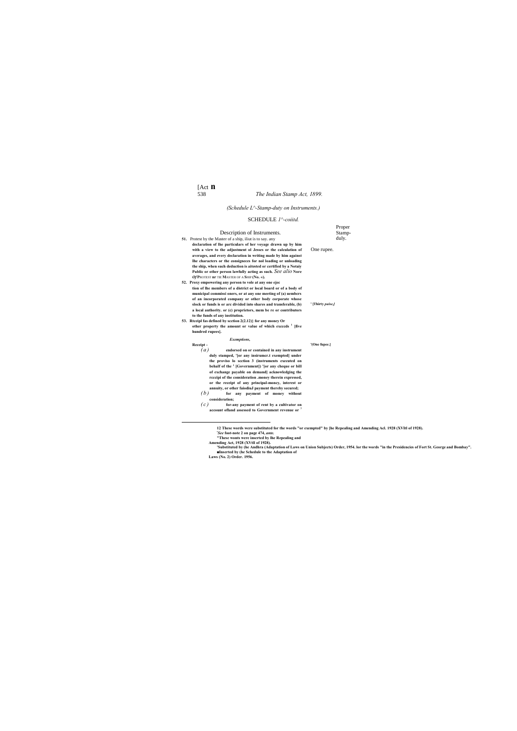(Schedule L^-Stamp-duty on Instruments.)

SCHEDULE 1^-coiitd.

| Description of Instruments. | Proper Stamp-duly. |
|---|---|
| **51.** Protest by the Master of a ship, iliut is to say. any **declaration of lhe particulars of her voyage drawn up by him with a view to the adjustment ol Jesses or the calculation of averages, and every declaration in writing made by him against lhe characters or the consigneces for nol loading or unloading the ship, when such deduction is aitested or certified by a Notaiy Public or other person lawfully acting as such.** *See alio* **Nore** ***Of*** **PROTEST nr TIE MASTER OF A SHIP (No. «).** | One rupee. |
| **52. Proxy empowering any person to vole at any one ejec tion of lhe members of a district or local board or of a body of municipal commissi oners, or at any one meeting of (a) uembers of an incorporated company or other body corporate whose slock or funds is or arc divided into shares and transferable, (b) a local authority. or (c) proprietors, mem be re or contributors to the funds of any institution.** | **' [Thirty** ***paise.]*** |
| **53. Rtceipl fas defined by scction 2(2.12)} for any money Or other property the amount or value of which excecds [1] [five hundred rupees].** | **'(One fupee.]** |

***Exemptions,***

**Receipt -**

*(a)* **endorsed on or contained in any instrument duly stamped, '[or any insirumcr.t exempted] under the proviso lo scction 3 (instruments executed on behalf of the [1] [Government]) '[or any cheque or bill of exchange payable on demand] acknowledging the rcccipi of the consideration .money therein expressed, or the receipt of any principal-moncy, interest or annuity, or other faiodiuJ payment thereby secured;**

*(b)* **for any payment of money without consideration;**

*(c)* **for-any payment of rent by a cultivator on account ofland assessed to Government revenue or [?]**

---

**12 These words were substituted for the words "or exempted" by [he Repealing and Amending Acl. 1928 (XVItl of 1928).**

**'*See* foot-note 2 on page 474, *ante.***

**"These wonts were inserted by lhe Repealing and Amending Act, 1928 (XVtII of 1928).**

**'Substituted by (he Andhra (Adaptation of Laws on Union Subjects) Order, 1954. lor the words "in the Presidencies of Fort St. George and Bombay".**

**■Inserted by (he Schedule to the Adaptation of Laws (No. 2) Order. 1956.**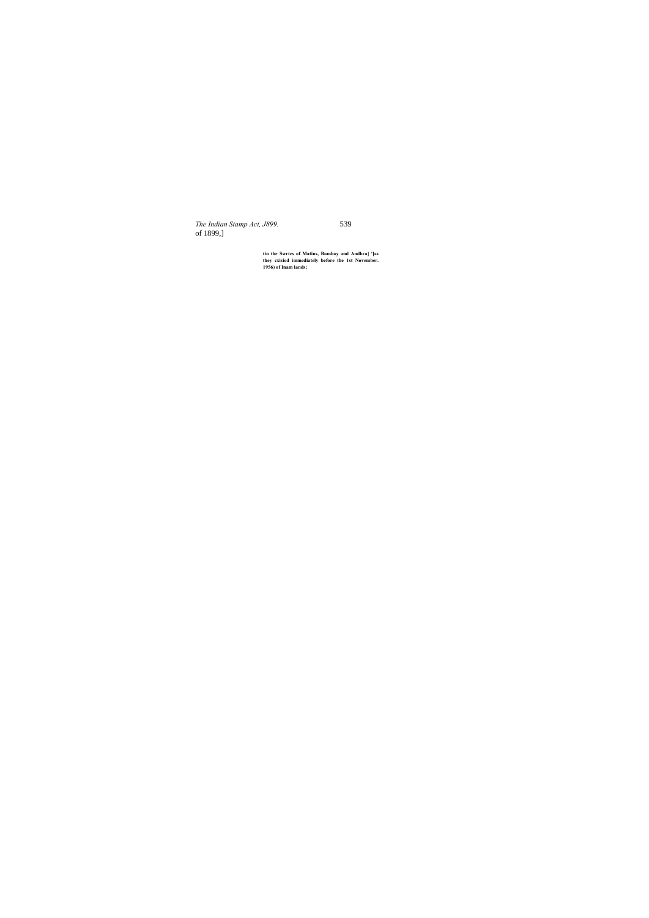of 1899,]

**tin the Swrtcs of Matins, Bombay and Andhra] '[as they exisied immediately before the 1st November. 1956) of Inam lands;**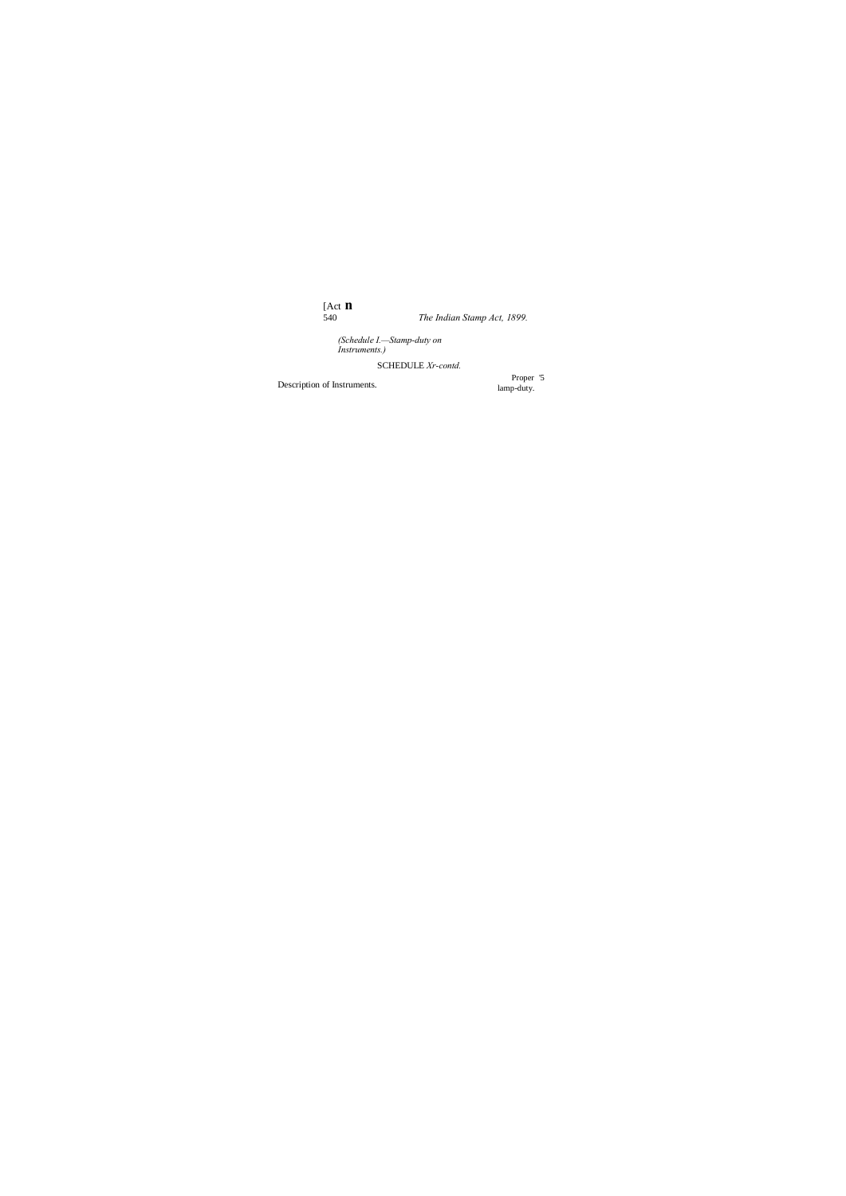(Schedule I.—Stamp-duty on Instruments.)

SCHEDULE Xr-contd.

| Description of Instruments. | Proper '5 lamp-duty. |
| --- | --- |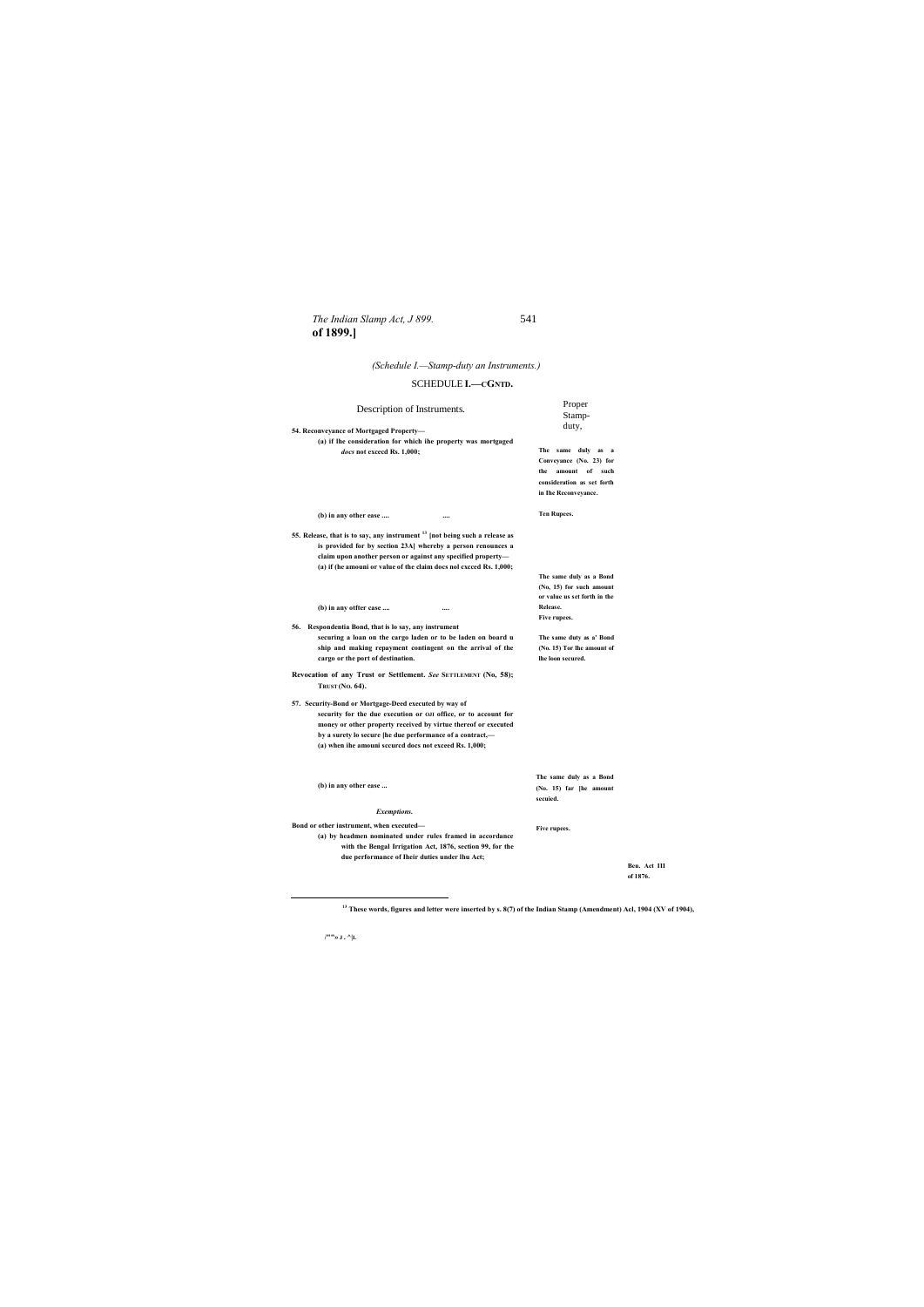(Schedule I.—Stamp-duty an Instruments.)

## SCHEDULE I.—CGNTD.

| Description of Instruments. | Proper Stamp-duty, |
|---|---|
| **54. Reconveyance of Mortgaged Property—** | |
| **(a) if lhe consideration for which ihe property was mortgaged *docs* not exceed Rs. 1,000;** | **The same duly as a Conveyance (No. 23) for the amount of such consideration as set forth in Ihe Reconveyance.** |
| **(b) in any other ease .... ....** | **Ten Rupees.** |
| **55. Release, that is to say, any instrument [13] [not being such a release as is provided for by section 23A] whereby a person renounces a claim upon another person or against any specified property—** | |
| **(a) if (he amouni or value of the claim docs nol cxcccd Rs. 1,000;** | **The same duly as a Bond (No, 15) for such amount or value us set forth in the Release.** |
| **(b) in any otfter case .... ....** | **Five rupees.** |
| **56. Respondentia Bond, that is lo say, any instrument securing a loan on the cargo laden or to be laden on board u ship and making repayment contingent on the arrival of the cargo or the port of destination.** | **The same duty as a' Bond (No. 15) Tor lhe amount of lhe loon secured.** |
| **Revocation of any Trust or Settlement. *See* SETTLEMENT (No, 58); TRUST (NO. 64).** | |
| **57. Security-Bond or Mortgage-Deed executed by way of security for the due execution or OJI office, or to account for money or other property received by virtue thereof or executed by a surety lo secure [he due performance of a contract,—** | |
| **(a) when ihe amouni sccurcd docs not exceed Rs. 1,000;** | **The same duly as a Bond (No. 15) far [he amount secuied.** |
| **(b) in any other ease ...** | **Five rupees.** |
| ***Exemptions.*** | |
| **Bond or other instrument, when executed—** | |
| **(a) by headmen nominated under rules framed in accordance with the Bengal Irrigation Act, 1876, section 99, for the due performance of Iheir duties under lhu Act;** | |

**Ben. Act 111 of 1876.**

[13] These words, figures and letter were inserted by s. 8(7) of the Indian Stamp (Amendment) Acl, 1904 (XV of 1904),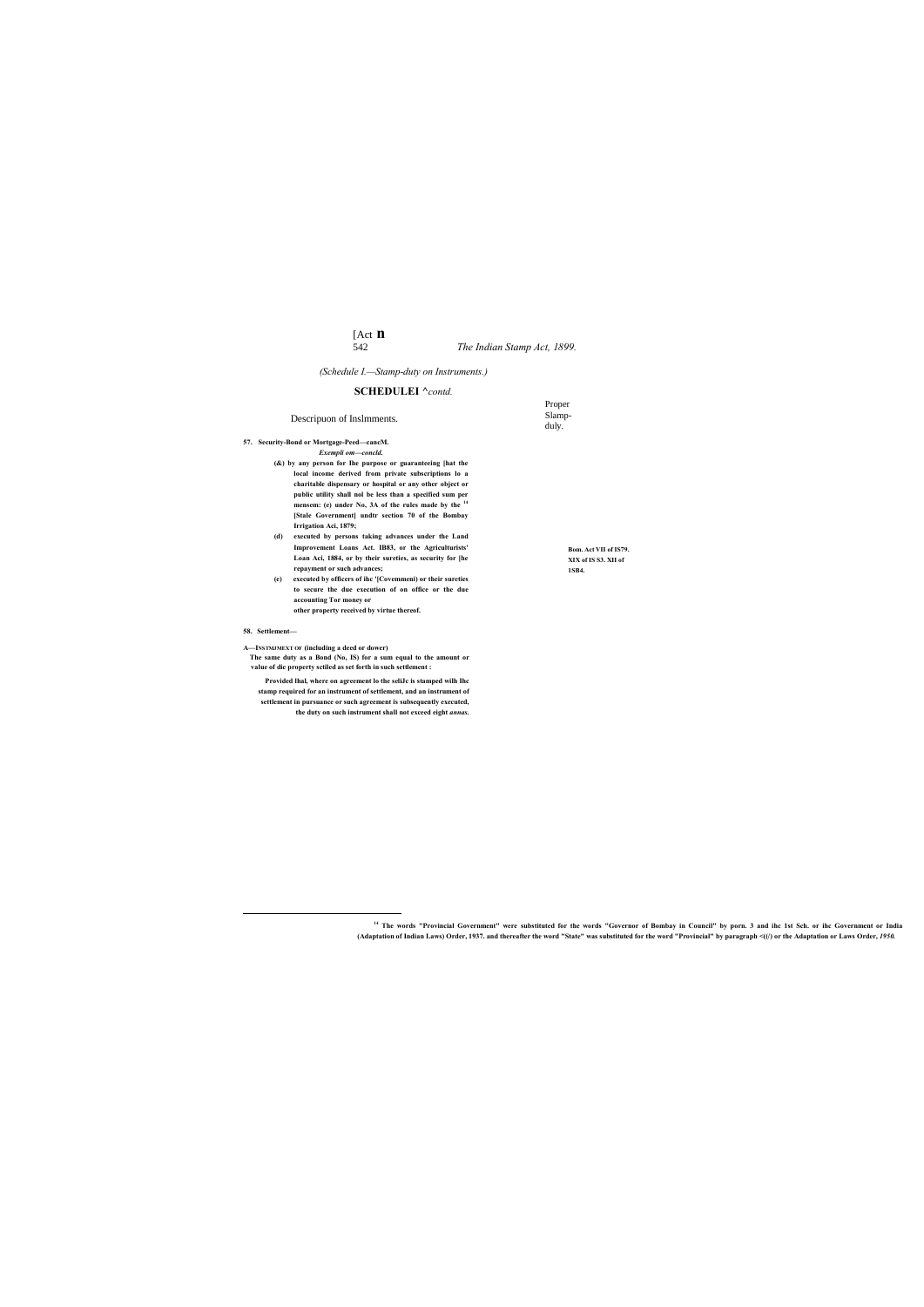(Schedule I.—Stamp-duty on Instruments.)

## SCHEDULEI ^contd.

| Descripuon of Inslmments. | Proper Slamp-duly. |
|---|---|

**57. Security-Bond or Mortgage-Peed—cancM.**

***Exempli om—concld.***

**(&) by any person for Ihe purpose or guaranteeing [hat the local income derived from private subscriptions lo a charitable dispensary or hospital or any other object or public utility shall nol be less than a specified sum per mensem: (e) under No, 3A of the rules made by the [14] [Stale Government] undtr section 70 of the Bombay Irrigation Aci, 1879;**

**(d) executed by persons taking advances under the Land Improvement Loans Act. IB83, or the Agriculturists' Loan Aci, 1884, or by their sureties, as security for [he repayment or such advances;**

**Bom. Act VII of IS79. XIX of IS S3. XII of 1SB4.**

**(e) executed by officers of ihc '[Covemmeni) or their sureties to secure the due execution of on office or the due accounting Tor money or other property received by virtue thereof.**

**58. Settlement—**

**A—INSTMJMEXT OF (including a deed or dower)**

**The same duty as a Bond (No, IS) for a sum equal to the amount or value of die property sctiled as set forth in such settlement :**

**Provided lhal, where on agreement lo the seliJc is stamped wilh Ihc stamp required for an instrument of settlement, and an instrument of settlement in pursuance or such agreement is subsequently executed, the duty on such instrument shall not exceed eight *annas.***

---

**[14] The words "Provincial Government" were substituted for the words "Governor of Bombay in Council" by porn. 3 and ihc 1st Sch. or ihc Government or India (Adaptation of Indian Laws) Order, 1937. and thereafter the word "State" was substituted for the word "Provincial" by paragraph <((/) or the Adaptation or Laws Order, *1950.***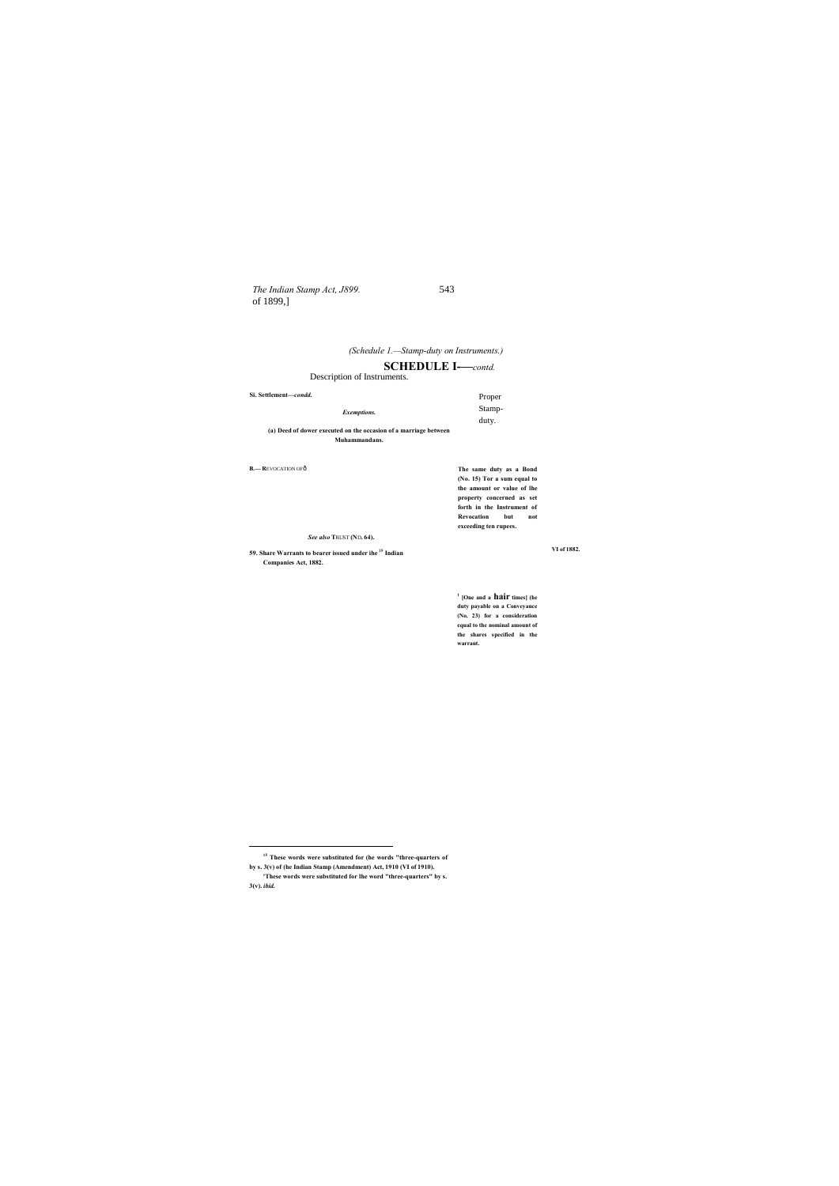of 1899,]

(Schedule 1.—Stamp-duty on Instruments.)

## SCHEDULE I-—*contd.*

| Description of Instruments. | Proper Stamp-duty. |
|---|---|
| **Si. Settlement—*condd.*** | |
| ***Exemptions.*** | |
| **(a) Deed of dower executed on the occasion of a marriage between Muhammandans.** | |
| **B.— R**EVOCATION OF ð | **The same duty as a Bond (No. 15) Tor a sum equal to the amount or value of lhe property concerned as set forth in the Instrument of Revocation but not exceeding ten rupees.** |
| ***See also* T**RUST **(N**D**. 64).** | |
| **59. Share Warrants to bearer issued under ihe [15] Indian Companies Act, 1882.** VI of 1882. | **[1] [One and a hair times] (he duty payable on a Conveyance (No. 23) for a consideration equal to the nominal amount of the shares specified in the warrant.** |

---

**[15] These words were substituted for (he words "three-quarters of by s. 3(v) of (he Indian Stamp (Amendment) Act, 1910 (VI of 1910).**

**"These words were substituted for lhe word "three-quarters" by s. 3(v). *ibid.***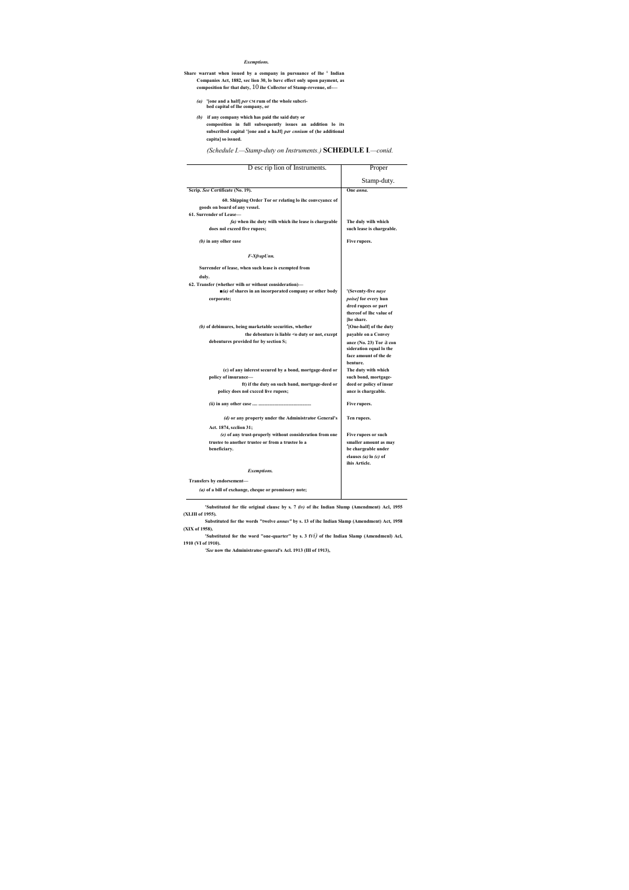*Exemptions.*

Share warrant when issued by a company in pursuance of lhe [1] Indian Companies Act, 1882, sec lion 30, lo bave effect only upon payment, as composition for that duty, 10 ihe Collector of Stamp-revenue, of—

*(a)* '[one and a half] *per* CM rum of the whole subcribed capital of lhe company, or

*(b)* if any company which has paid the said duty or composition in full subsequently issues an addition lo its subscribed capital '[one and a haJf] *per cnnium* of (he additional capita] so issued.

*(Schedule I.—Stamp-duty on Instruments.)* **SCHEDULE I**.*—conid.*

| D esc rip lion of Instruments. | Proper Stamp-duty. |
|---|---|
| Scrip. *See* Certificate (No. 19). | |
| 60. Shipping Order Tor or relating lo ihc convcyancc of goods on board of any vessel. | One *anna.* |
| 61. Surrender of Lease— | |
| *fa)* when ihc duty wilh which ihe lease is chargeable does nol exceed five rupees; | The duly wilh which such lease is chargeable. |
| *(b)* in any olher ease | Five rupees. |
| *F-XfrapUnn.* | |
| Surrender of lease, when such lease is exempted from duly. | |
| 62. Transfer (whether wilh or without consideration)— | |
| ■*(a)* of shares in an incorporated company or other body corporate; | '(Seventy-five *naye poise]* for every hun dred rupees or part thereof of Ihc value of [he share. |
| *(b)* of debimures, being marketable securities, whether the debenture is liable <o duty or not, except debentures provided for by section S; | '[One-half] of the duty payable on a Convey ance (No. 23) Tor a con sideration equal lo the face amount of the de benture. |
| (c) of any inlerest secured by a bond, mortgage-deed or policy of insurance— | |
| ft) if the duty on such band, mortgage-deed or policy does nol cxceed live rupees; | The duty with which such bond, mortgage-deed or policy of insur ance is chargcable. |
| *(ii)* in any other case .... ........................................... | Five rupees. |
| *(d)* or any property under the Administrator General's Act. 1874, scclion 31; | Ten rupees. |
| *(e)* of any trust-properly without consideration from one trustee to another trustee or from a trustee lo a beneficiary. | Five rupees or such smaller amount as may be chargeable under elauses *(a)* lo *(c)* of ihis Article. |
| *Exemptions.* | |
| Transfers by endorsement— | |
| *(a)* of a bill of exchange, cheque or promissory note; | |

'Substituted for tlie original clausc by s. 7 *(iv)* of ihc Indian Slump (Amendment) Acl, 1955 (XLIII of 1955).

Substituted for the words "twelve *annas"* by s. 13 of ihc Indian Slamp (Amendment) Act, 1958 (XIX of 1958).

'Substituted for the word "one-quarter" by s. 3 f*vi)* of the Indian Slamp (Amendmenl) Acl, 1910 (VI of 1910).

*'See* now the Administrator-general's Acl. 1913 (III of 1913),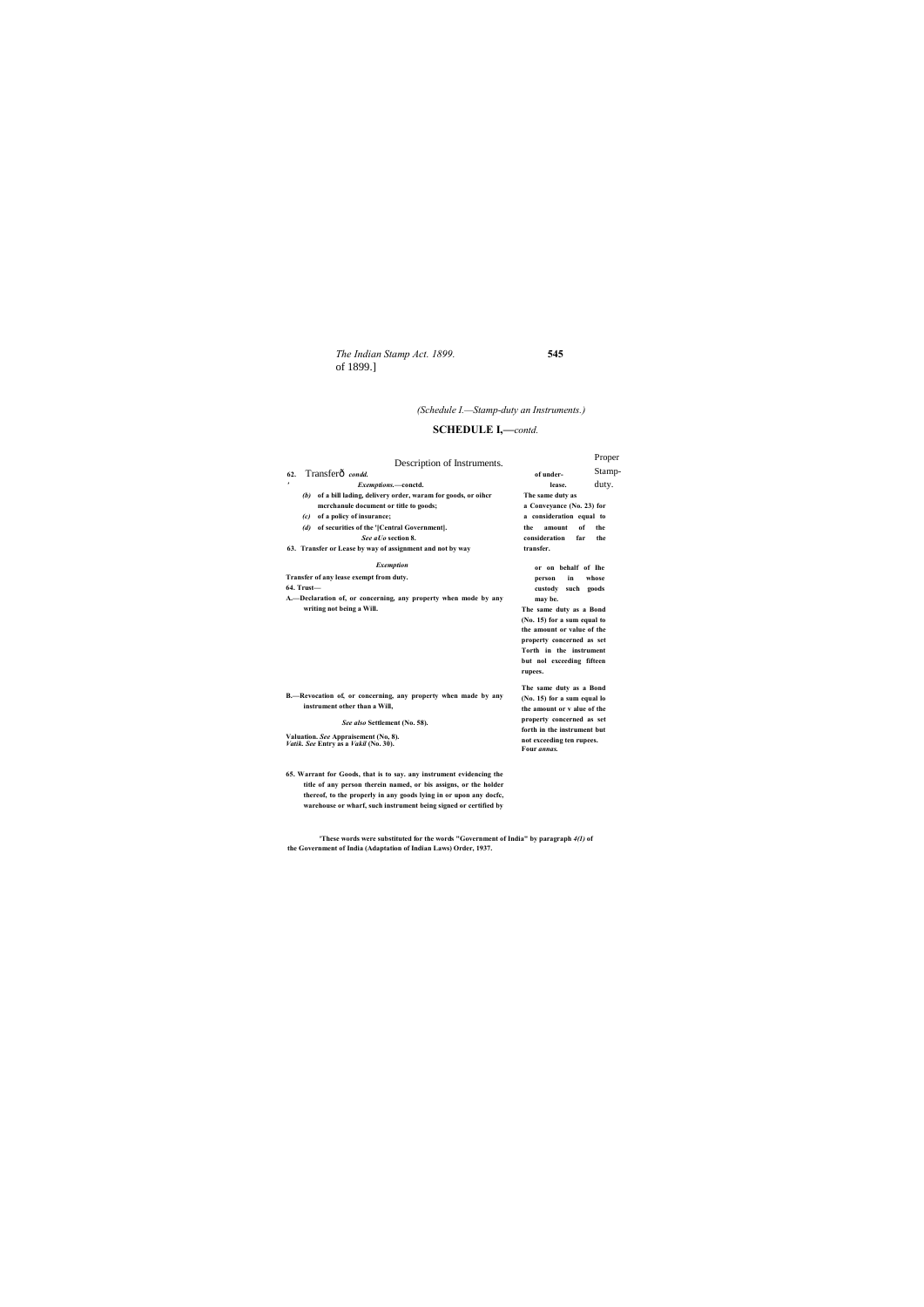*(Schedule I.—Stamp-duty an Instruments.)*

## SCHEDULE I,—*contd.*

| Description of Instruments. | Proper Stamp-duty. |
|---|---|
| **62.** Transferð *condd.* | |
| ' *Exemptions.*—**conctd.** | |
| *(b)* **of a bill lading, delivery order, waram for goods, or oihcr mcrchanule document or title to goods;** | |
| *(c)* **of a policy of insurance;** | |
| *(d)* **of securities of the '[Central Government].** | |
| *See aUo* **section 8.** | |
| **63. Transfer or Lease by way of assignment and not by way of under-lease.** | **The same duty as a Conveyance (No. 23) for a consideration equal to the amount of the consideration far the transfer.** |
| *Exemption* | |
| **Transfer of any lease exempt from duty.** | |
| **64. Trust—** | |
| **A.—Declaration of, or concerning, any property when mode by any writing not being a Will.** | **The same duty as a Bond (No. 15) for a sum equal to the amount or value of the property concerned as set Torth in the instrument but nol exceeding fifteen rupees.** |
| **B.—Revocation of, or concerning, any property when made by any instrument other than a Will,** | **The same duty as a Bond (No. 15) for a sum equal lo the amount or v alue of the property concerned as set forth in the instrument but not exceeding ten rupees.** |
| *See also* **Settlement (No. 58).** | |
| **Valuation.** *See* **Appraisement (No, 8).** | |
| *Vatik. See* **Entry as a** *Vakil* **(No. 30).** | |
| **65. Warrant for Goods, that is to say. any instrument evidencing the title of any person therein named, or bis assigns, or the holder thereof, to the properly in any goods lying in or upon any docfc, warehouse or wharf, such instrument being signed or certified by or on behalf of Ihe person in whose custody such goods may be.** | **Four** ***annas.*** |

'**These words were substituted for the words "Government of India" by paragraph** ***4(1)*** **of the Government of India (Adaptation of Indian Laws) Order, 1937.**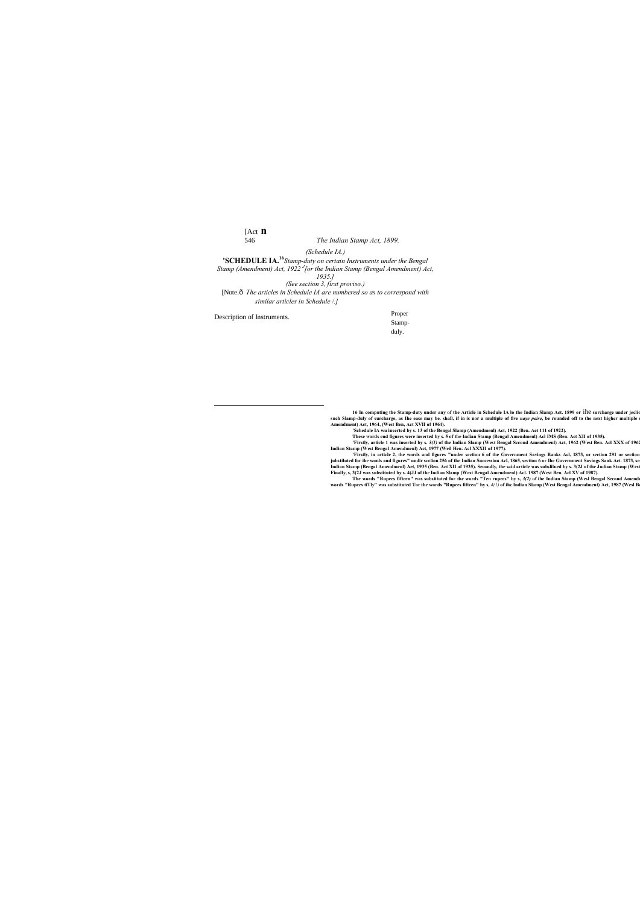[Act II

The Indian Stamp Act, 1899.

(Schedule IA.)

## 'SCHEDULE IA.[16] *Stamp-duty on certain Instruments under the Bengal Stamp (Amendment) Act, 1922 [2][or the Indian Stamp (Bengal Amendment) Act, 1935.]*

*(See section 3, first proviso.)*

[Note.ô *The articles in Schedule IA are numbered so as to correspond with similar articles in Schedule /.]*

| Description of Instruments. | Proper Stamp-duly. |
|---|---|

---

16 In computing the Stamp-duty under any of the Article in Schedule IA lo the Indian Slamp Act. 1899 or ihe surcharge under jeclic such Slamp-duly of surcharge, as Ihe ease may be. shall, if in is nor a multiple of five *naye paise,* be rounded off to the next higher multiple Amendment) Act, 1964, (West Ben, Act XVII of 1964).

'Schedule IA wu inserted by s. 13 of the Bengal Slamp (Amendmenl) Act, 1922 (Ben. Act 111 of 1922).

These words end figures were inserted by s. 5 of the Indian Stamp (Bengal Amendmenl) Acl IMS (Ben. Act XII of 1935).

'Firstly, article 1 was inserted by s. *3(1)* of the Indian Slamp (West Bengal Sccond Amendmenl) Act, 1962 (West Ben. Acl XXX of 1962 Indian Stamp (West Bengal Amendment) Act, 1977 (Weil Hen. Acl XXXII of 1977).

'Firstly, in article 2, the words and figures "under section 6 of the Government Savings Banks Acl, 1873, or section 291 or section jubstiluted for ihe wonls and figures" undir scclion 256 of the Indian Succession Acl, 1865, section 6 or Ihe Government Savings Sank Act. 1873, se Indian Stamp (Bengal Amendmenl) Aet, 1935 (Ben. Act XII of 1935). Secondly, the said article was subslilued by s. 3(2J of the Jndian Stamp (West Finally, s, 3(2J was substituted by s. 4(JJ of the Indian Slamp (West Bengal Amendmenl) Acl. 1987 (West Ben. Acl XV of 1987).

The words "Rupees fifteen" was substituted for the words "Ten rupees" by s, *3(2)* of ihe Indian Stamp (Wesl Bengal Second Amend words "Rupees tiTly" was substituted Tor the words "Rupees fifteen" by s, *4(1)* of ihc Indian Slamp (West Bengal Amendment) Act, 1987 (Wesl B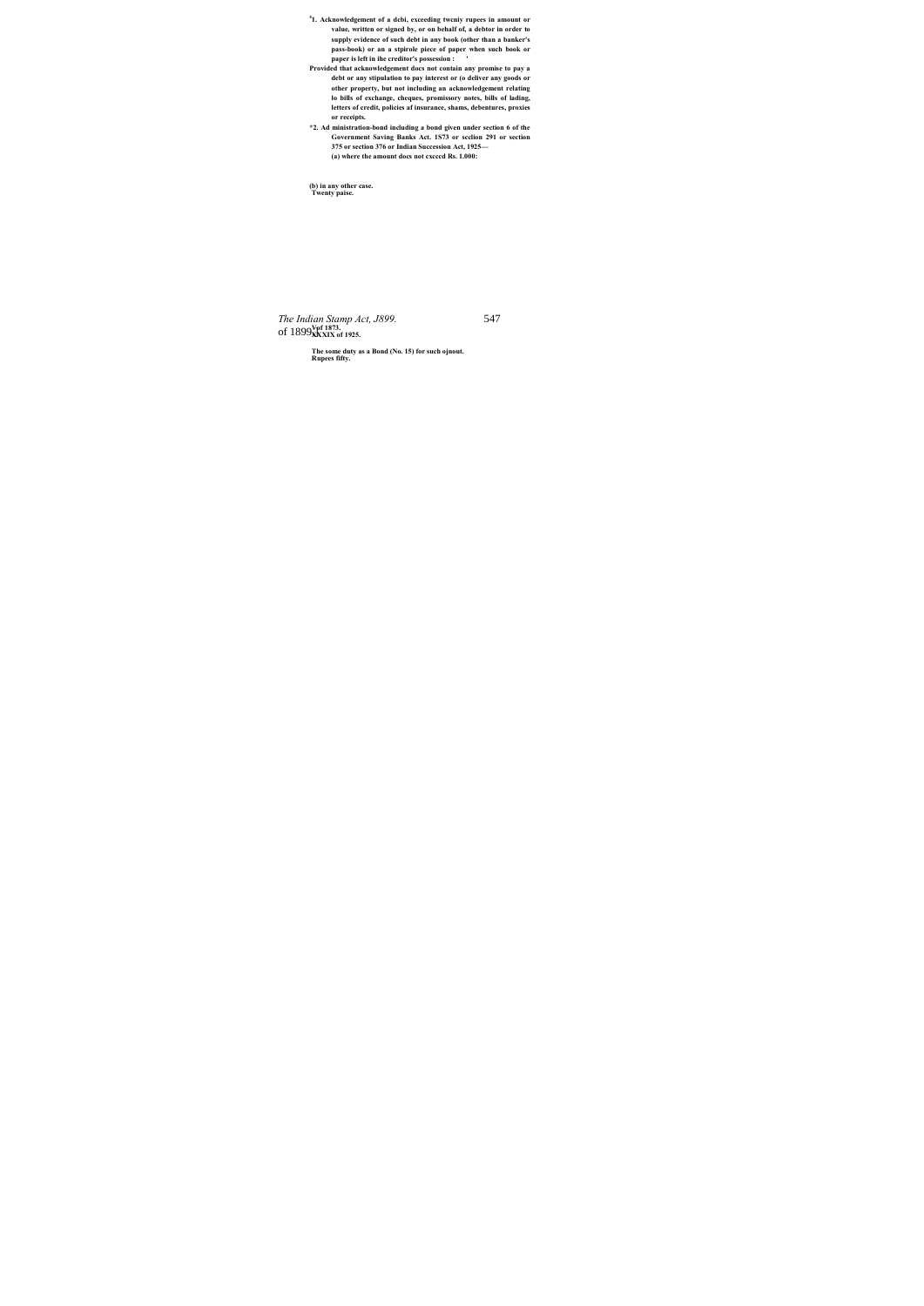[4]1. Acknowledgement of a dcbi, exceeding twcniy rupees in amount or value, written or signed by, or on behalf of, a debtor in order to supply evidence of such debt in any book (other than a banker's pass-book) or an a stpirole piece of paper when such book or paper is left in ihe creditor's possession : '

Provided that acknowledgement docs not contain any promise to pay a debt or any stipulation to pay interest or (o deliver any goods or other property, but not including an acknowledgement relating lo bills of exchange, cheques, promissory notes, bills of lading, letters of credit, policies af insurance, shams, debentures, proxies or receipts.

*2. Ad ministration-bond including a bond given under section 6 of the Government Saving Banks Act. 1S73 or seclion 291 or section 375 or section 376 or Indian Succession Act, 1925—

(a) where the amount docs not cxcccd Rs. 1.000:

(b) in any other case.

Twenty paise.

*The Indian Stamp Act, J899.*

of 1899 Vof 1873. XXXIX of 1925.

The some duty as a Bond (No. 15) for such ojnout.

Rupees fifty.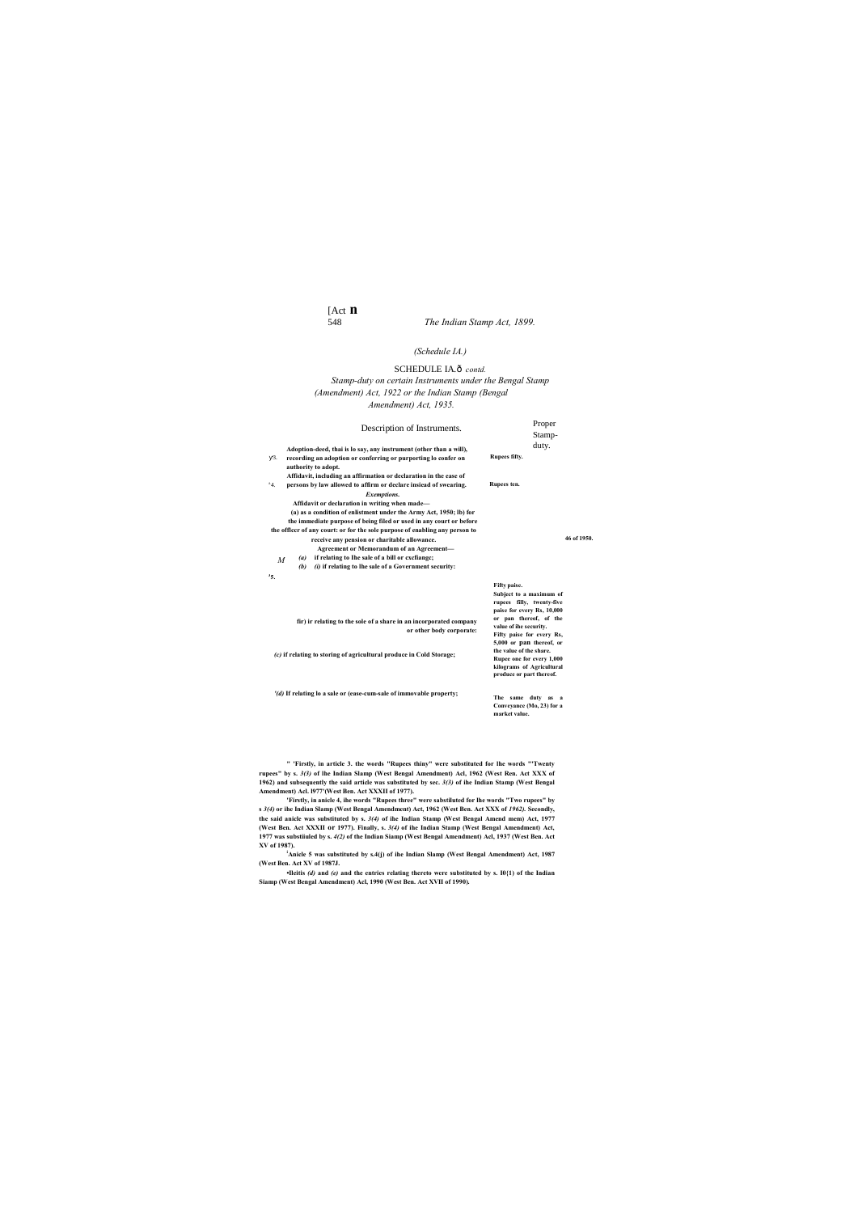[Act II

*(Schedule IA.)*

SCHEDULE IA.— *contd.*

*Stamp-duty on certain Instruments under the Bengal Stamp (Amendment) Act, 1922 or the Indian Stamp (Bengal Amendment) Act, 1935.*

| | Description of Instruments. | Proper Stamp-duty. | |
|---|---|---|---|
| [1]3. | **Adoption-deed, thai is lo say, any instrument (other than a will), recording an adoption or conferring or purporting lo confer on authority to adopt.** | **Rupees fifty.** | |
| [2]4. | **Affidavit, including an affirmation or declaration in the ease of persons by law allowed to affirm or declare insiead of swearing.** | **Rupees ten.** | |
| | ***Exemptions.*** **Affidavit or declaration in writing when made— (a) as a condition of enlistment under the Army Act, 1950; (b) for the immediate purpose of being filed or used in any court or before the officer of any court: or for the sole purpose of enabling any person to receive any pension or charitable allowance.** | | **46 of 1950.** |
| [3]5. | **Agreement or Memorandum of an Agreement—** | | |
| | ***(a)*** **if relating to Ihe sale of a bill or exchange;** | **Fifty paise.** | |
| | ***(b)*** ***(i)*** **if relating to Ihe sale of a Government security:** | **Subject to a maximum of rupees filly, twenty-five paise for every Rs, 10,000 or pan thereof, of the value of ihe security.** | |
| | **(ii) relating to the sole of a share in an incorporated company or other body corporate:** | **Fifty paise for every Rs, 5,000 or pan thereof, or the value of the share.** | |
| | ***(c)*** **if relating to storing of agricultural produce in Cold Storage;** | **Rupee one for every 1,000 kilograms of Agricultural produce or part thereof.** | |
| | [4]***(d)*** **If relating lo a sale or lease-cum-sale of immovable property;** | **The same duty as a Conveyance (No, 23) for a market value.** | |

[1] **Firstly, in article 3. the words "Rupees thiny" were substituted for the words "Twenty rupees" by s. *3(3)* of Ihe Indian Slamp (West Bengal Amendment) Acl, 1962 (West Ben. Act XXX of 1962) and subsequently the said article was substituted by sec. *3(3)* of ihe Indian Stamp (West Bengal Amendment) Acl. 1977 (West Ben. Act XXXII of 1977).**

[2] **Firstly, in anicle 4, ihe words "Rupees three" were substituted for lhe words "Two rupees" by s *3(4)* or ihe Indian Slamp (West Bengal Amendment) Act, 1962 (West Ben. Act XXX of *1962).* Secondly, the said anicle was substituted by s. *3(4)* of ihe Indian Stamp (West Bengal Amend mem) Act, 1977 (West Ben. Act XXXII or 1977). Finally, s. *3(4)* of ihe Indian Stamp (West Bengal Amendment) Act, 1977 was substituled by s. *4(2)* of the Indian Siamp (West Bengal Amendment) Acl, 1937 (West Ben. Act XV of 1987).**

[3] **Anicle 5 was substituted by s.4(j) of ihe Indian Slamp (West Bengal Amendment) Act, 1987 (West Ben. Act XV of 1987).**

[4] **Items *(d)* and *(e)* and the entries relating thereto were substituted by s. l0(1) of the Indian Siamp (West Bengal Amendment) Acl, 1990 (West Ben. Act XVII of 1990).**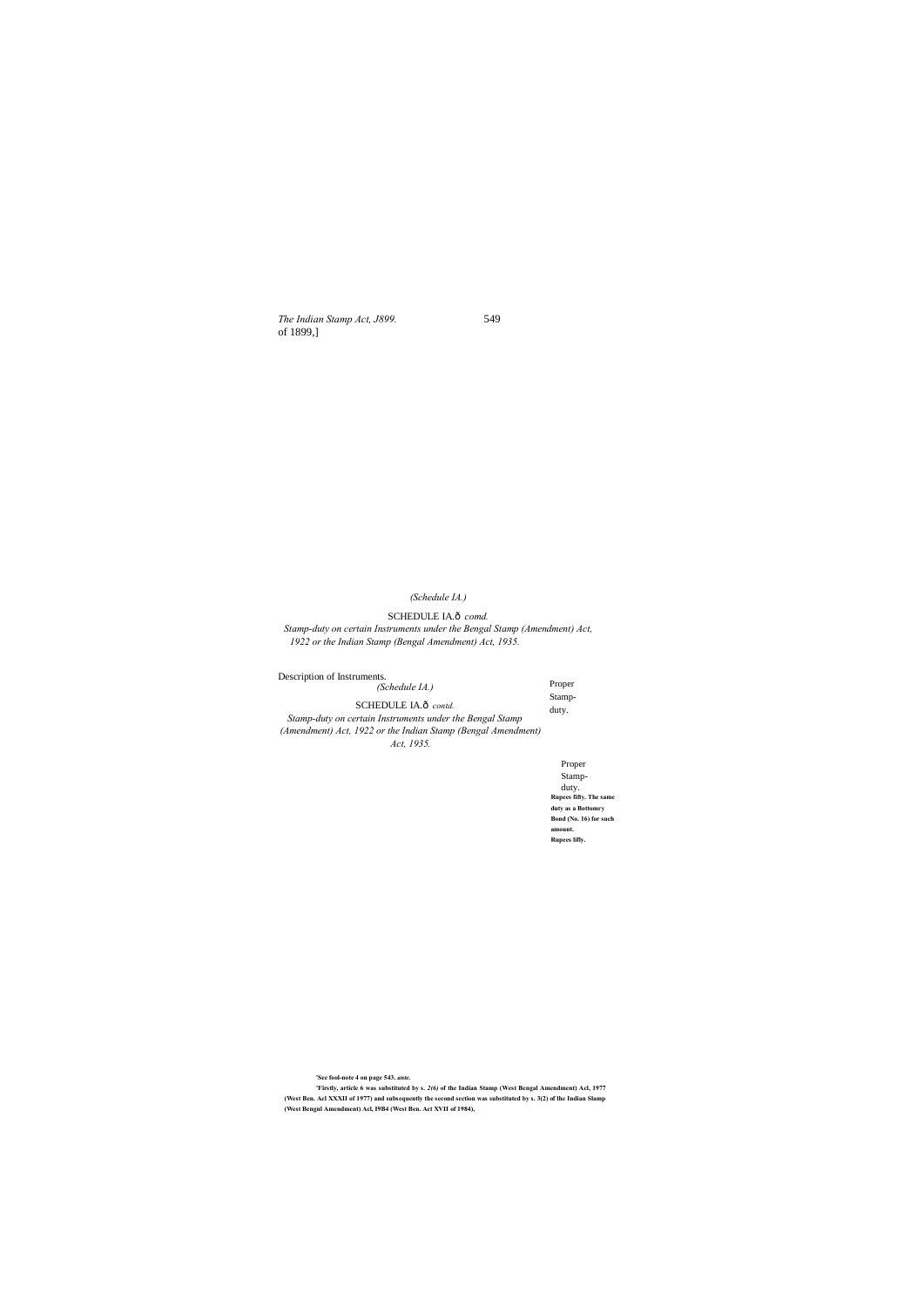*(Schedule IA.)*

SCHEDULE IA.ð *comd.*

*Stamp-duty on certain Instruments under the Bengal Stamp (Amendment) Act, 1922 or the Indian Stamp (Bengal Amendment) Act, 1935.*

| Description of Instruments. | Proper Stamp-duty. |
|---|---|

*(Schedule IA.)*

SCHEDULE IA.ð *contd.*

*Stamp-duty on certain Instruments under the Bengal Stamp (Amendment) Act, 1922 or the Indian Stamp (Bengal Amendment) Act, 1935.*

| | Proper Stamp-duty. |
|---|---|
| | **Rupees fifty. The same duty as a Bottomry Bond (No. 16) for such amount.** |
| | **Rupees lifty.** |

**'See fool-note 4 on page 543. *ante.***

**'Firstly, article 6 was substituted by s. *2(6)* of the Indian Stamp (West Bengal Amendment) Acl, 1977 (West Ben. Acl XXXII of 1977) and subsequently the second section was substituted by s. 3(2) of lhe Indian Slamp (West Bengal Amendment) Acl, I9B4 (West Ben. Act XVII of 1984),**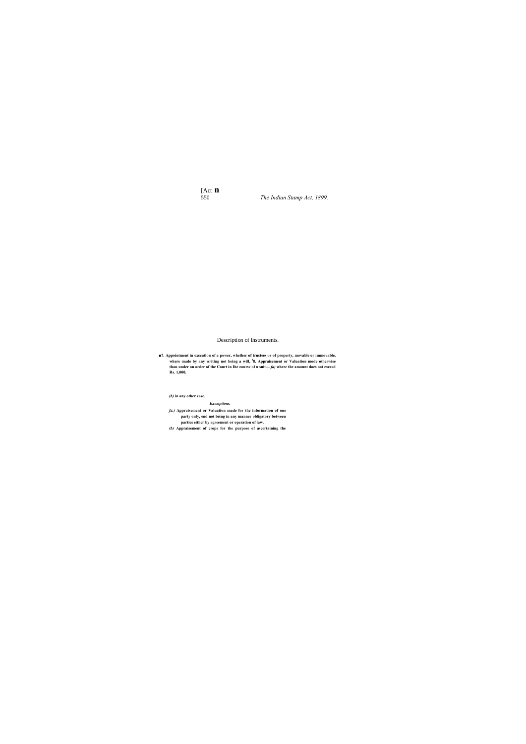Description of Instruments.

**■7. Appointment in cxccution of a power, whether of trustees or of property, movable or immovable, where made by any writing not being a will, [1]8. Appraisement or Valuation mode otherwise than under on order of the Court in Ihe course of u suit—** ***fa)*** **where the amount docs not exceed Rs. 1,000.**

***(b)*** **in any other ease.**

***Exemptions.***

***fa.)*** **Appraisement or Valuation made for the information of one party only, end not being in any manner obligatory between parties either by agreement or operation of law.**

***(b)*** **Appraisement of crops for the purpose of ascertaining the**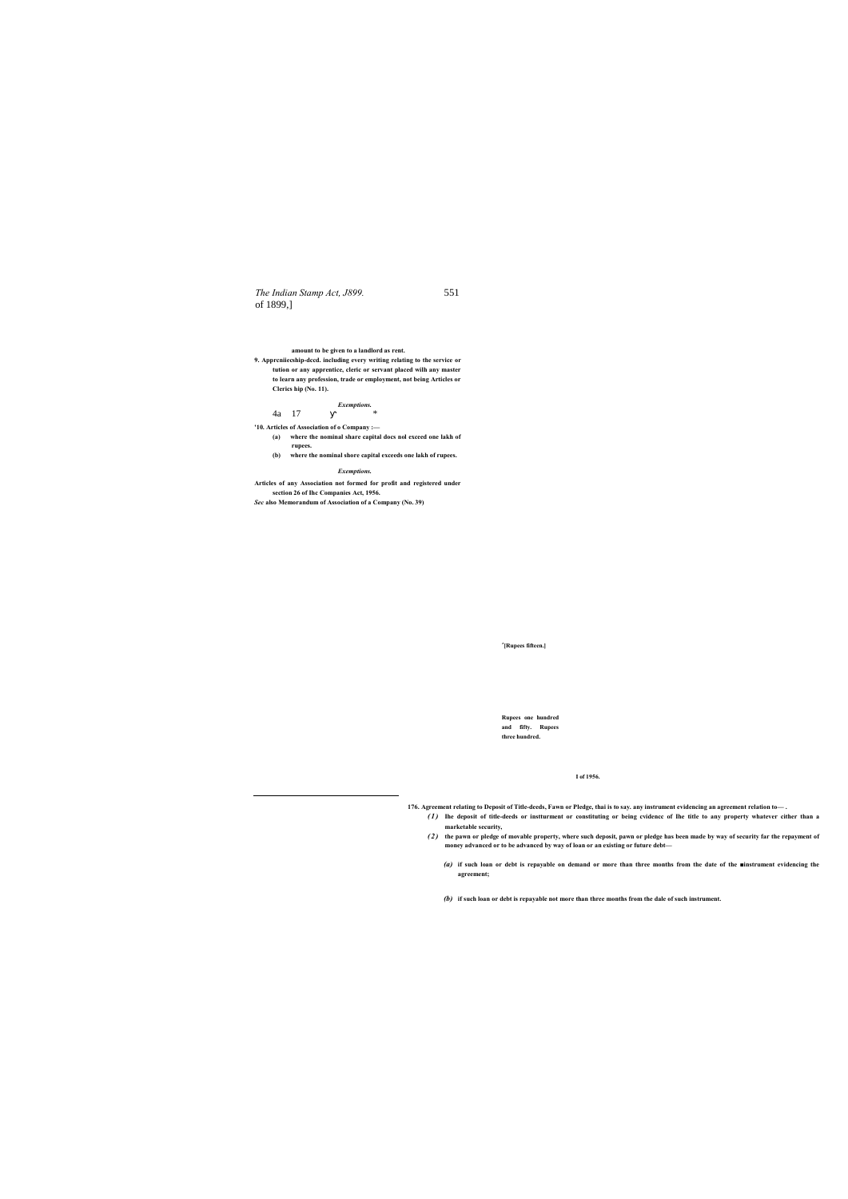of 1899,]

amount to be given to a landlord as rent.

**9. Apprcniiceship-deed. including every writing relating to the service or tution or any apprentice, cleric or servant placed wilh any master to learn any profession, trade or employment, not being Articles or Clerics hip (No. 11).**

*Exemptions.*

4a 17 У *

**'10. Articles of Association of o Company :—**

**(a) where the nominal share capital docs nol exceed one lakh of rupees.**

**(b) where the nominal shore capital exceeds one lakh of rupees.**

*Exemptions.*

**Articles of any Association not formed for profit and registered under section 26 of Ihc Companies Act, 1956.**

***Sec* also Memorandum of Association of a Company (No. 39)**

**'[Rupees fifteen.]**

**Rupees one hundred and fifty. Rupees three hundred.**

**I of 1956.**

---

**176. Agreement relating to Deposit of Title-deeds, Fawn or Pledge, thai is to say. any instrument evidencing an agreement relation to— .**

***(1)*** **Ihe deposit of title-deeds or instturment or constituting or being cvidencc of Ihe title to any property whatever either than a marketable security,**

***(2)*** **the pawn or pledge of movable property, where such deposit, pawn or pledge has been made by way of security far the repayment of money advanced or to be advanced by way of loan or an existing or future debt—**

***(a)*** **if such loan or debt is repayable on demand or more than three months from the date of the ■instrument evidencing the agreement;**

***(b)*** **if such loan or debt is repayable not more than three months from the dale of such instrument.**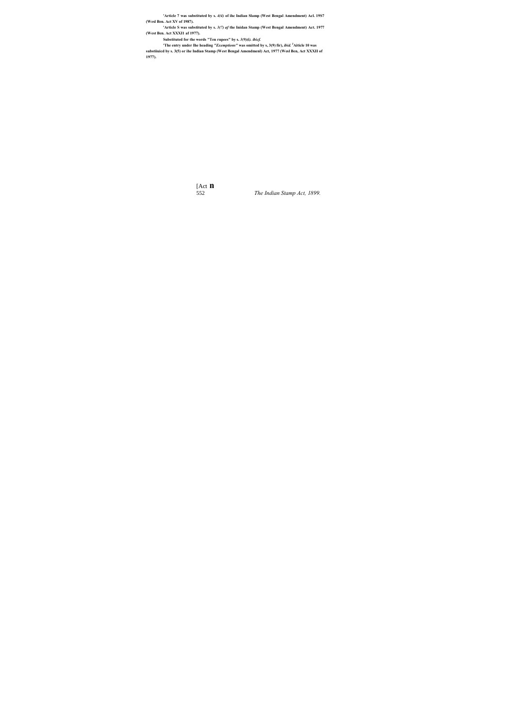[1]Article 7 was substituted by s. *4(4)* of ihc Indian Slamp (West Bengal Amendment) Acl. 19S7 (Wesl Ben. Act XV of 1987).

[2]Article S was substituted by s. *3(7) af* the Inidan Stamp (West Bengal Amendment) Act. 1977 (West Ben. Act XXXI1 af 1977).

Substituted for the words "Ten rupees" by s. *3(9)(i). ibicf.*

[3]The entry under Ihe heading *"Excemptions"* was omitted by s, 3(9) fir), *ibid.* [4]Aiticle 10 was substiiuicd by s. 3(5) or ihe Indian Stamp (West Bengal Amendmenl) Act, 1977 (Wesl Ben, Act XXXII of 1977).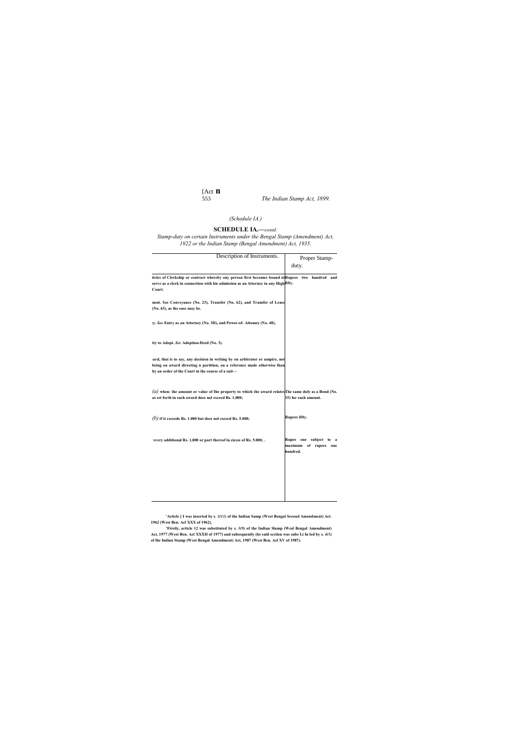*(Schedule IA.)*

## SCHEDULE IA.—*contd.*

*Stamp-duty on certain Instruments under the Bengal Stamp (Amendment) Act, 1922 or the Indian Stamp (Bengal Amendment) Act, 1935.*

| Description of Instruments. | Proper Stamp-duty. |
|---|---|
| **ticles of Clerkship or contract whereby any person first becomes bound to serve as a clerk in connection with his admission as an Attorney in any High Court.** | **Rupees two hundred and fifty.** |
| **nent. See Conveyance (No. 23), Transfer (No. 62), and Transfer of Lease (No. 63), as the ease may be.** | |
| **:y. *See* Entry as an Attorney (No. 3D), and Power-of- Attomey (No. 48),** | |
| **ity to Adopt. *Sec* Adoption-Deed (No. 3).** | |
| **ard, thai is to say, any decision in writing by on arbitrator or umpire, not being on award directing n partition, on a reference made otherwise lhan by an order of the Court in ihe course of a suit—** | |
| *(a)* **when: ihe amount or value of Ihe property to which the award relates as set forth in such award does nol exceed Rs. 1,000;** | **The same duly as a Bond (No. 15) for such amount.** |
| *(b)* **if it cxceeds Rs. 1.000 but docs nol exceed Rs. 5.000;** | **Rupees fifty.** |
| **every additional Rs. 1,000 or part thereof in ciccss of Rs. 5.000; .** | **Rupee one subject to a maximum of rupees one hundred.** |

**'Article { I was inserted by s. *1(11)* of the Indian Sump (West Bengal Second Amendment) Act. 1962 (West Ben. Acl XXX of 1962).**

**'Firstly, article 12 was substituted by s. *3(9)* of the Indian Slamp (Wesl Bengal Amendment) Act, 1977 (West Ben. Act XXXII of 1977) and subsequently (he said section was subs Li In led by s. *4(5)* of Ihe Indian Stamp (West Bengal Amendment) Act, 1987 (West Ben. Acl XV of 1987).**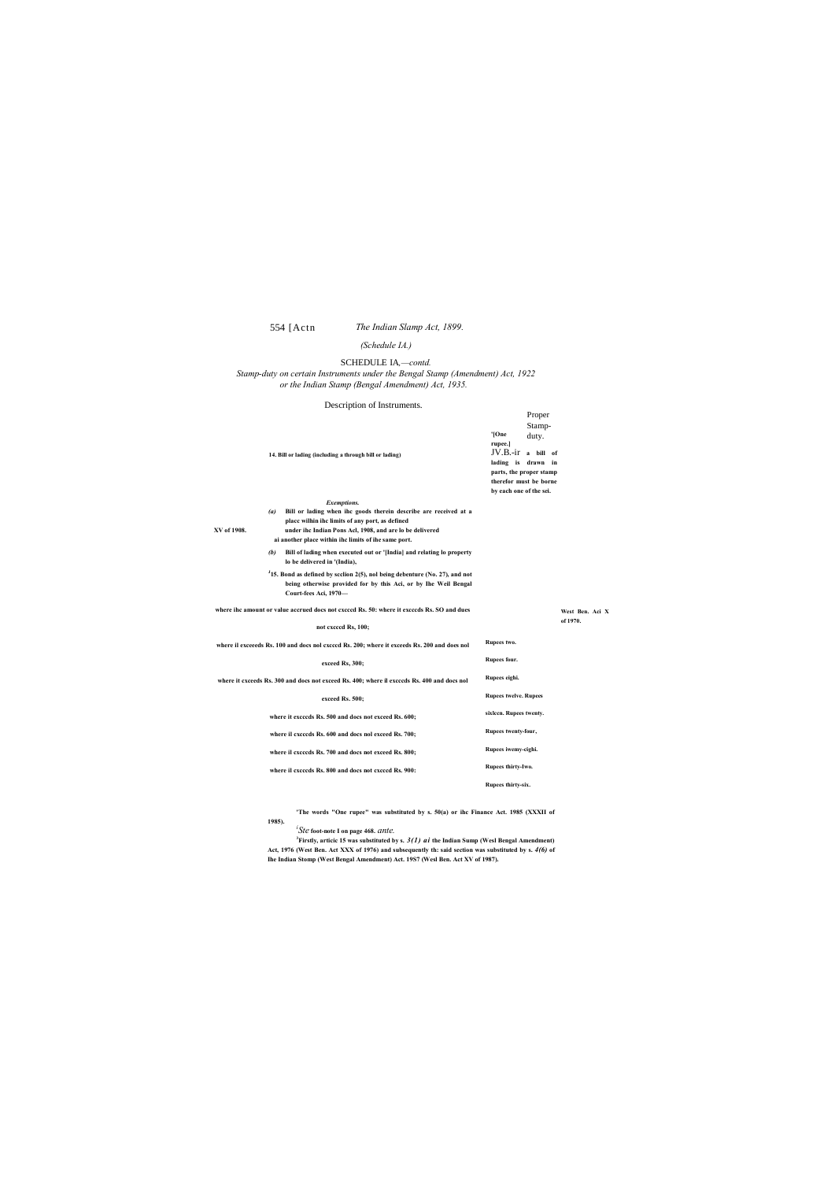*(Schedule IA.)*

SCHEDULE IA,—*contd.*

*Stamp-duty on certain Instruments under the Bengal Stamp (Amendment) Act, 1922 or the Indian Stamp (Bengal Amendment) Act, 1935.*

| Description of Instruments. | Proper Stamp-duty. |
|---|---|
| **14. Bill or lading (including a through bill or lading)** | **'[One rupee.]** JV.B.-ir **a bill of lading is drawn in parts, the proper stamp therefor must be borne by each one of the sei.** |

***Exemptions.***

**(a)** **Bill or lading when ihc goods therein describe are received at a placc wilhin ihc limits of any port, as defined under ihc Indian Pons Acl, 1908, and are lo be delivered ai another place within ihc limits of ihe same port.** **XV of 1908.**

**(b)** **Bill of lading when executed out or '[India] and relating lo property lo be delivered in '(India),**

**[3]15. Bond as defined by scclion 2(5), nol being debenture (No. 27), and not being otherwise provided for by this Aci, or by Ihe Weil Bengal Court-fees Aci, 1970—** **West Ben. Aci X of 1970.**

| | |
|---|---|
| **where ihc amount or value accrued docs not cxcccd Rs. 50:** | |
| **where it cxcccds Rs. SO and dues not cxcccd Rs, 100;** | **Rupees two.** |
| **where il exceeeds Rs. 100 and docs nol cxcccd Rs. 200;** | **Rupees four.** |
| **where it exceeds Rs. 200 and does nol exceed Rs, 300;** | **Rupees eighi.** |
| **where it cxceeds Rs. 300 and docs not exceed Rs. 400;** | **Rupees twelve.** |
| **where il exccedx Rs. 400 and docs nol exceed Rs. 500;** | **Rupees sixlccn.** |
| **where it exccedx Rs. 500 and docs not exceed Rs. 600;** | **Rupees twenty.** |
| **where il cxcccds Rs. 600 and docs nol exceed Rs. 700;** | **Rupees twenty-four,** |
| **where il cxcccds Rs. 700 and docs not exceed Rs. 800;** | **Rupees iwemy-cighi.** |
| **where il cxcccds Rs. 800 and docs not cxcccd Rs. 900:** | **Rupees thirty-Iwo.** |
| | **Rupees thirty-six.** |

**'The words "One rupee" was substituted by s. 50(a) or ihc Finance Act. 1985 (XXXII of 1985).**

[2]*Ste* **foot-note I on page 468.** *ante.*

[3]**Firstly, articic 15 was substituted by s.** ***3(1) ai*** **the Indian Sump (Wesl Bengal Amendment) Act, 1976 (West Ben. Act XXX of 1976) and subsequently th: said section was substituted by s.** ***4(6)*** **of Ihe Indian Stomp (West Bengal Amendment) Act. 19S7 (Wesl Ben. Act XV of 1987).**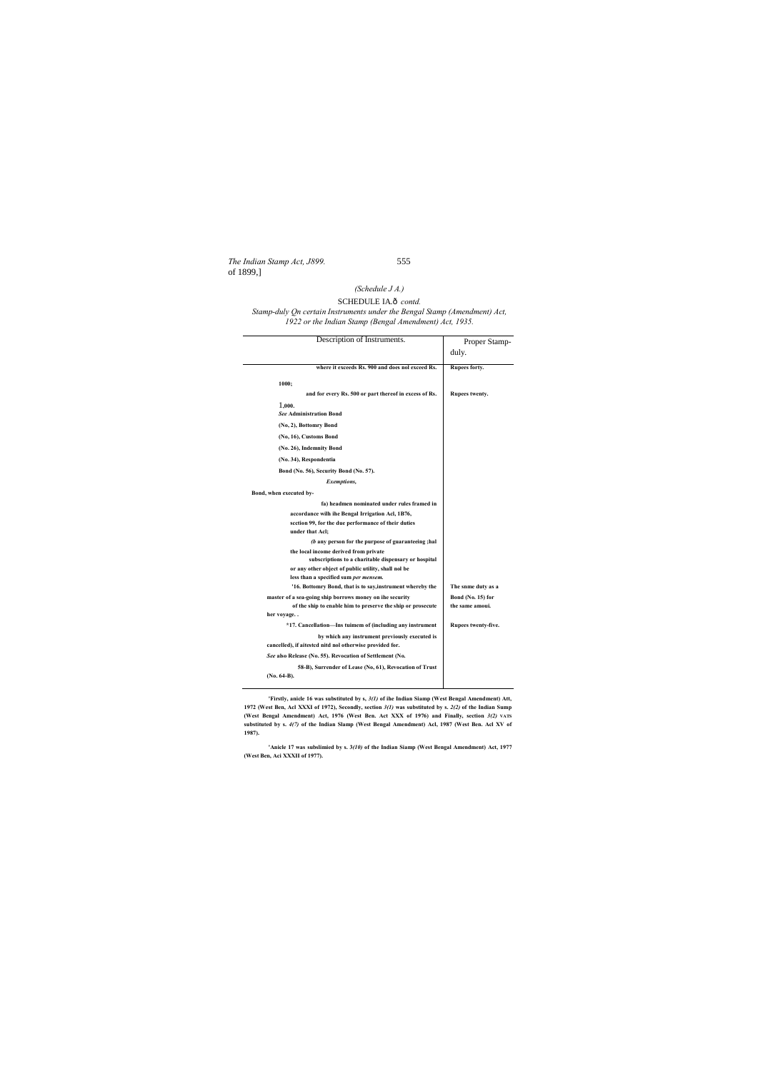*(Schedule J A.)*

SCHEDULE IA.ð *contd.*

*Stamp-duly Qn certain Instruments under the Bengal Stamp (Amendment) Act, 1922 or the Indian Stamp (Bengal Amendment) Act, 1935.*

| Description of Instruments. | Proper Stamp-duly. |
|---|---|
| **where it exceeds Rs. 900 and does nol exceed Rs. 1000;** | **Rupees forty.** |
| **and for every Rs. 500 or part thereof in excess of Rs. 1,000.** | **Rupees twenty.** |
| ***See* Administration Bond (No, 2), Bottomry Bond (No, 16), Customs Bond (No. 26), Indemnity Bond (No. 34), Respondentia Bond (No. 56), Security Bond (No. 57).** | |
| ***Exemptions,*** | |
| **Bond, when executed by-** | |
| **fa) headmen nominated under rules framed in accordance wilh ihe Bengal Irrigation Acl, 1B76, scction 99, for the due performance of their duties under that Acl;** | |
| ***(b* any person for the purpose of guaranteeing ;hal the local income derived from private subscriptions to a charitable dispensary or hospital or any other object of public utility, shall nol be less than a specified sum *per mensem.*** | |
| **'16. Bottomry Bond, that is to say,instrument whereby the master of a sea-going ship borrows money on ihe security of the ship to enable him to preserve the ship or prosecute her voyage. .** | **The snme duty as a Bond (No. 15) for the same amoui.** |
| ***17. Cancellation—Ins tuimem of (including any instrument by which any instrument previously executed is cancelled), if aitestcd nitd nol otherwise provided for.** | **Rupees twenty-five.** |
| ***See* also Release (No. 55). Revocation of Settlement (No. 58-B), Surrender of Lease (No, 61), Revocation of Trust (No. 64-B).** | |

**'Firstly, anicle 16 was substituted by s, *3(1)* of ihe Indian Siamp (West Bengal Amendment) Att, 1972 (West Ben, Acl XXXI of 1972), Secondly, section *3(1)* was substituted by s. *2(2)* of the Indian Sump (West Bengal Amendment) Act, 1976 (West Ben. Act XXX of 1976) and Finally, section *3(2)* VATS substituted by s. *4(7)* of the Indian Slamp (West Bengal Amendment) Acl, 1987 (West Ben. Acl XV of 1987).**

**'Anicle 17 was subslimied by s. 3*(10)* of the Indian Siamp (West Bengal Amendment) Act, 1977 (West Ben, Aci XXXII of 1977).**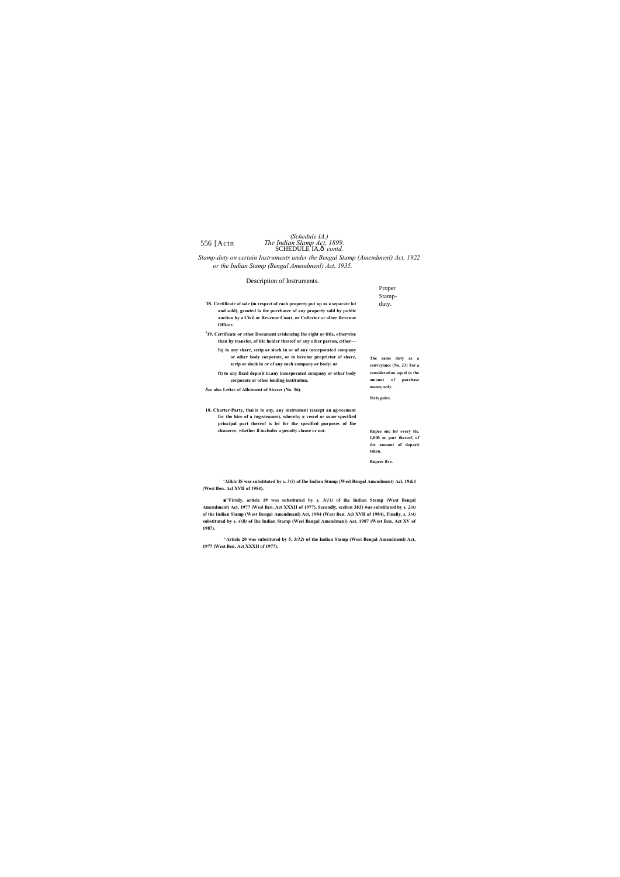(Schedule IA.)
*The Indian Slamp Act, 1899.*

SCHEDULE IA.—*contd.*

*Stamp-duty on certain Instruments under the Bengal Stamp (Amendmenl) Act, 1922 or the Indian Stamp (Bengal Amendmenl) Act, 1935.*

| Description of Instruments. | Proper Stamp-duty. |
|---|---|
| **'IS. Certificate af sale (in respcet of each property put up as a separate lot and sold), granted lo ihe purchaser of any property sold by public auction by a Civil or Revenue Court, or Collector *or* olher Revenue Officer.** | **The same duty as a conveyance (No, 23) Tor a consideration equal (o the amount of purchase money only.** |
| **[1]19. Certificate or other Document evidencing Ihe right or title, otherwise than by transfer, of tilc holder theresf or any olher person, either—** | |
| **faj to any share, scrip or slock in or of any incorporated company or other body corporate, or to become proprietor of share, scrip or slock in or of any such company or body; or** | **Sixty paise.** |
| **ft) to any fixed deposit in.any incorporated company or other body corporate or other lending institution.** | **Rupee one for every Rs. 1,000 or part thereof, of the amount of deposit taken.** |
| ***See* also Letter of Allotment of Shares (No. 36).** | |
| **10. Charter-Party, thai is to any, any instrument (except an ag-reement for the hire of a tug-steamer), whereby a vessel or some specified principal part thereof is let for the specified purposes of Ihe chanerer, whether il includes a penalty clause or not.** | **Rupees five.** |

**'Ailklc IS was substituted by s. *3(3)* of Ihe Indian Stump (Wesl Bengal Amendment) Acl, 19&4 (West Ben. Acl XVII of 1984).**

**■"Firsily, article 19 was substituted by s. *3(11)* of ihe Indian Stamp (West Bengal Amendment) Act, 1977 (Wesl Ben. Act XXXII of 1977). Secondly, scclion 3f/J) was subsliluted by s. *2(4)* of the Indian Slamp (West Bengal Amendmenl) Act, 1984 (West Ben. Acl XVII of 1984), Finally, s. *3(4)* substituted by s. *4(B)* of Ihe Indian Stamp (Wesl Bengal Amendmenl) Act. 1987 (West Ben. Act XV of 1987).**

**^Article 20 was substituted by 5. *3(12)* of the Indian Stamp (West Bengal Amendmenl) Act, 1977 (West Ben. Act XXXII of 1977).**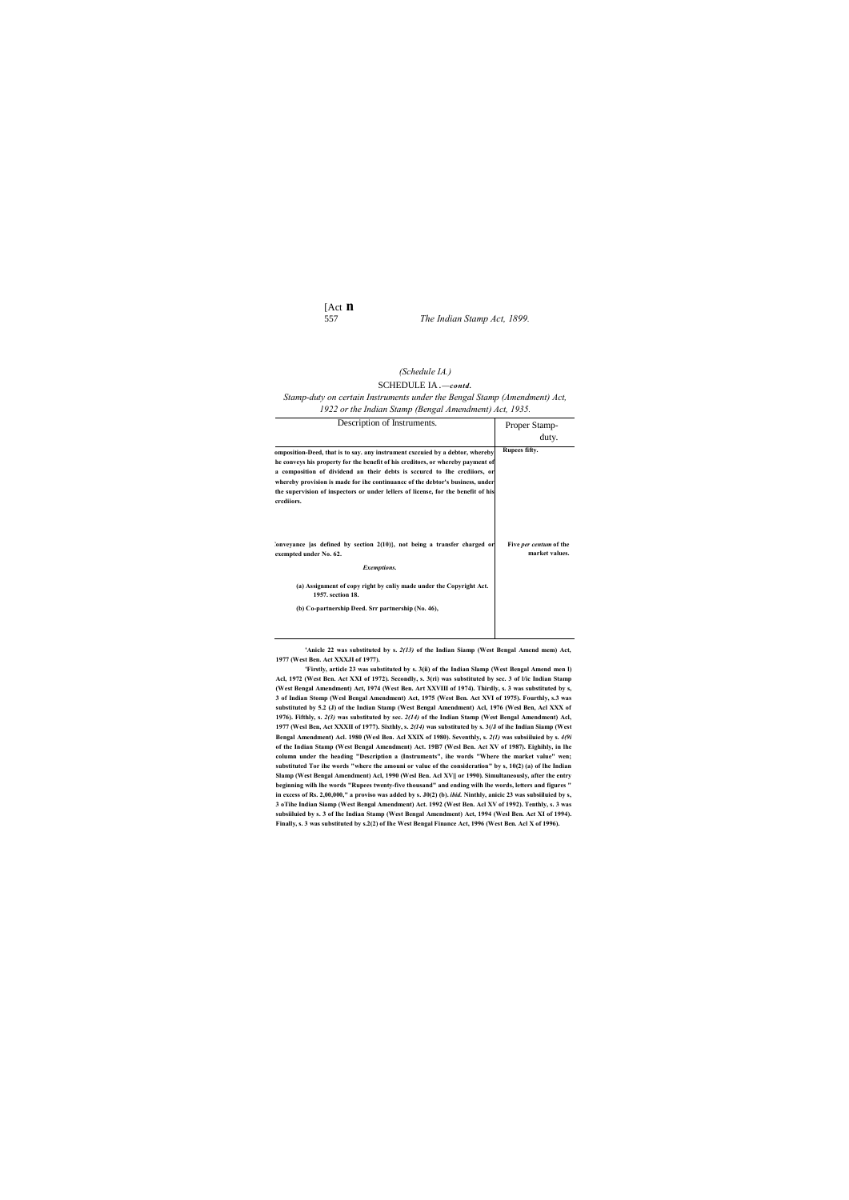*(Schedule IA.)*

SCHEDULE IA.—*contd.*

*Stamp-duty on certain Instruments under the Bengal Stamp (Amendment) Act, 1922 or the Indian Stamp (Bengal Amendment) Act, 1935.*

| Description of Instruments. | Proper Stamp-duty. |
|---|---|
| **omposition-Deed, that is to say. any instrument cxccuied by a debtor, whereby he conveys his property for the benefit of his creditors, or whereby payment of a composition of dividend an their debts is sccurcd to lhe crcdiiors, or whereby provision is made for ihe continuance of the debtor's business, under the supervision of inspectors or under lellers of license, for the benefit of his crcdiiors.** | **Rupees fifty.** |
| **:onveyance [as defined by section 2(10)], not being a transfer charged or exempted under No. 62.** | **Five *per centum* of the market values.** |
| ***Exemptions.*** | |
| **(a) Assignment of copy right by cnliy made under the Copyright Act. 1957. section 18.** | |
| **(b) Co-partnership Deed. Srr partnership (No. 46),** | |

**'Anicle 22 was substituted by s. *2(13)* of the Indian Siamp (West Bengal Amend mem) Act, 1977 (West Ben. Act XXXII of 1977).**

**'Firstly, article 23 was substituted by s. 3(ii) of the Indian Slamp (West Bengal Amend men l) Acl, 1972 (West Ben. Act XXI of 1972). Secondly, s. 3(ri) was substituted by sec. 3 of l/ic Indian Stamp (West Bengal Amendment) Act, 1974 (West Ben. Art XXVIII of 1974). Thirdly, s. 3 was substituted by s, 3 of Indian Stomp (Wesl Bengal Amendment) Act, 1975 (West Ben. Act XVI of 1975). Fourthly, s.3 was substituted by 5.2 (J) of the Indian Stamp (West Bengal Amendment) Acl, 1976 (Wesl Ben, Acl XXX of 1976). Fifthly, s. *2(3)* was substituted by sec. *2(14)* of the Indian Stamp (West Bengal Amendment) Acl, 1977 (Wesl Ben, Act XXXII of 1977). Sixthly, s. *2(14)* was substituted by s. 3(/J of ihe Indian Siamp (West Bengal Amendment) Acl. 1980 (Wesl Ben. Acl XXIX of 1980). Seventhly, s. *2(1)* was subsiiluied by s. *4(9i* of the Indian Stamp (West Bengal Amendment) Act. 19B7 (Wesl Ben. Act XV of 1987). Eighihly, in lhe column under the heading "Description a (Instruments", ihe words "Where the market value" wen; substituted Tor ihe words "where the amouni or value of the consideration" by s, 10(2) (a) of lhe Indian Slamp (West Bengal Amendment) Acl, 1990 (Wesl Ben. Acl XV|| or 1990). Simultaneously, after the entry beginning wilh lhe words "Rupees twenty-five thousand" and ending wilh ihe words, letters and figures " in excess of Rs. 2,00,000," a proviso was added by s. J0(2) (b). *ibid.* Ninthly, anicic 23 was subsiiluied by s, 3 oTihe Indian Siamp (West Bengal Amendment) Act. 1992 (West Ben. Acl XV of 1992). Tenthly, s. 3 was subsiiluied by s. 3 of lhe Indian Stamp (West Bengal Amendment) Act, 1994 (Wesl Ben. Act XI of 1994). Finally, s. 3 was substituted by s.2(2) of Ihe West Bengal Finance Act, 1996 (West Ben. Acl X of 1996).**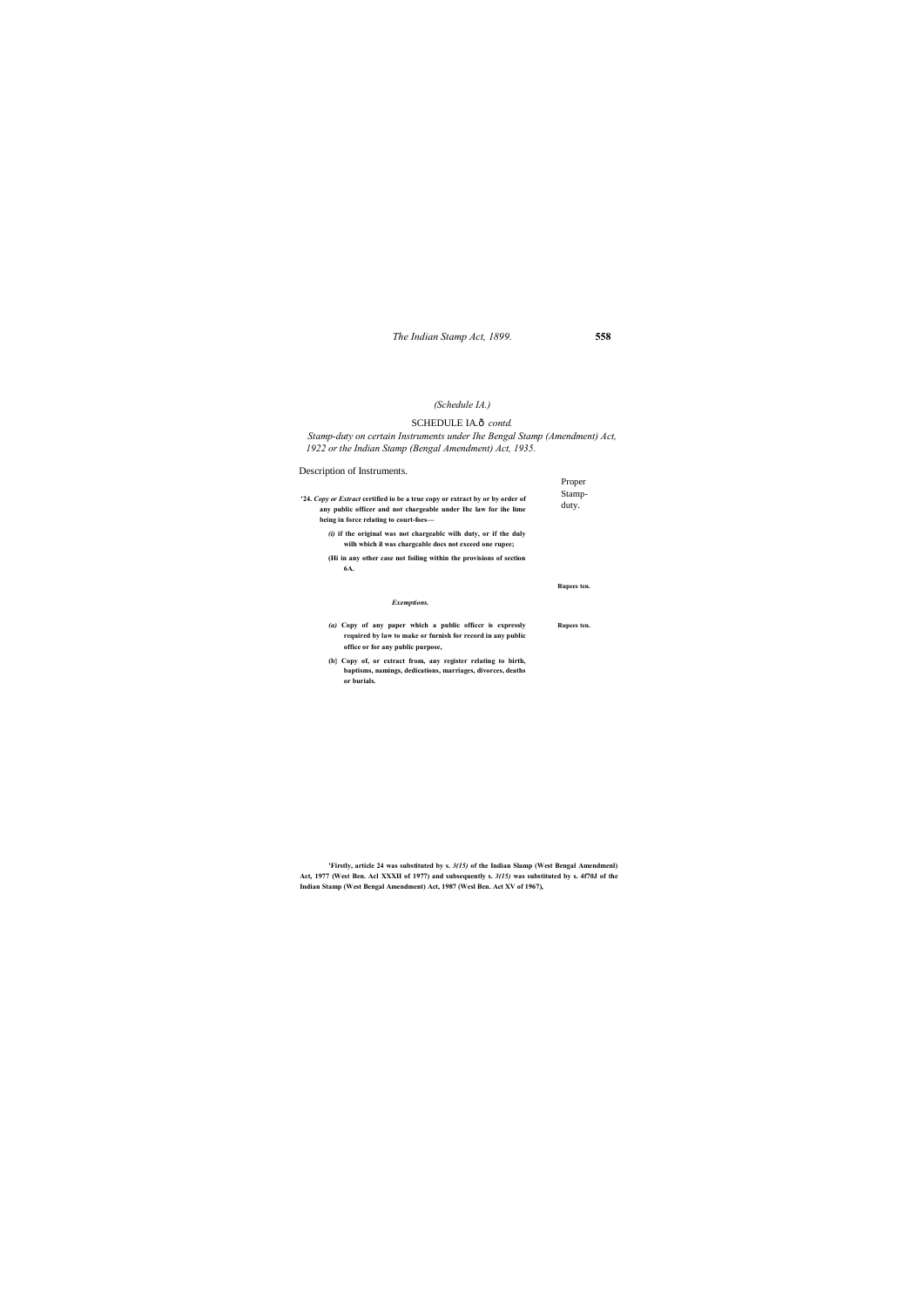*(Schedule IA.)*

SCHEDULE IA.ð *contd.*

*Stamp-duty on certain Instruments under Ihe Bengal Stamp (Amendment) Act, 1922 or the Indian Stamp (Bengal Amendment) Act, 1935.*

| Description of Instruments. | Proper Stamp-duty. |
|---|---|
| '24. ***Copy or Extract*** **certified io be a true copy or extract by or by order of any public officer and not chargeable under Ihc law for ihe lime being in force relating to court-foes—** | |
| ***(i)*** **if the original was not chargeablc wilh duty, or if the duly wilh which il was chargeable docs not exceed one rupee;** | |
| **(Hi in any other case not foiling within the provisions of section 6A.** | |
| | **Rupees ten.** |
| ***Exemptions.*** | |
| ***(a)*** **Copy of any paper which a public officer is expressly required by law to make or furnish for record in any public office or for any public purpose,** | **Rupees ten.** |
| **(b) Copy of, or extract from, any register relating to birth, baptisms, namings, dedications, marriages, divorces, deaths or burials.** | |

**'Firstly, article 24 was substituted by s.** ***3(15)*** **of the Indian Slamp (West Bengal Amendmeni) Act, 1977 (West Ben. Acl XXXII of 1977) and subsequently s.** ***3(15)*** **was substituted by s. 4f70J of the Indian Stamp (West Bengal Amendment) Act, 1987 (Wesl Ben. Act XV of 1967),**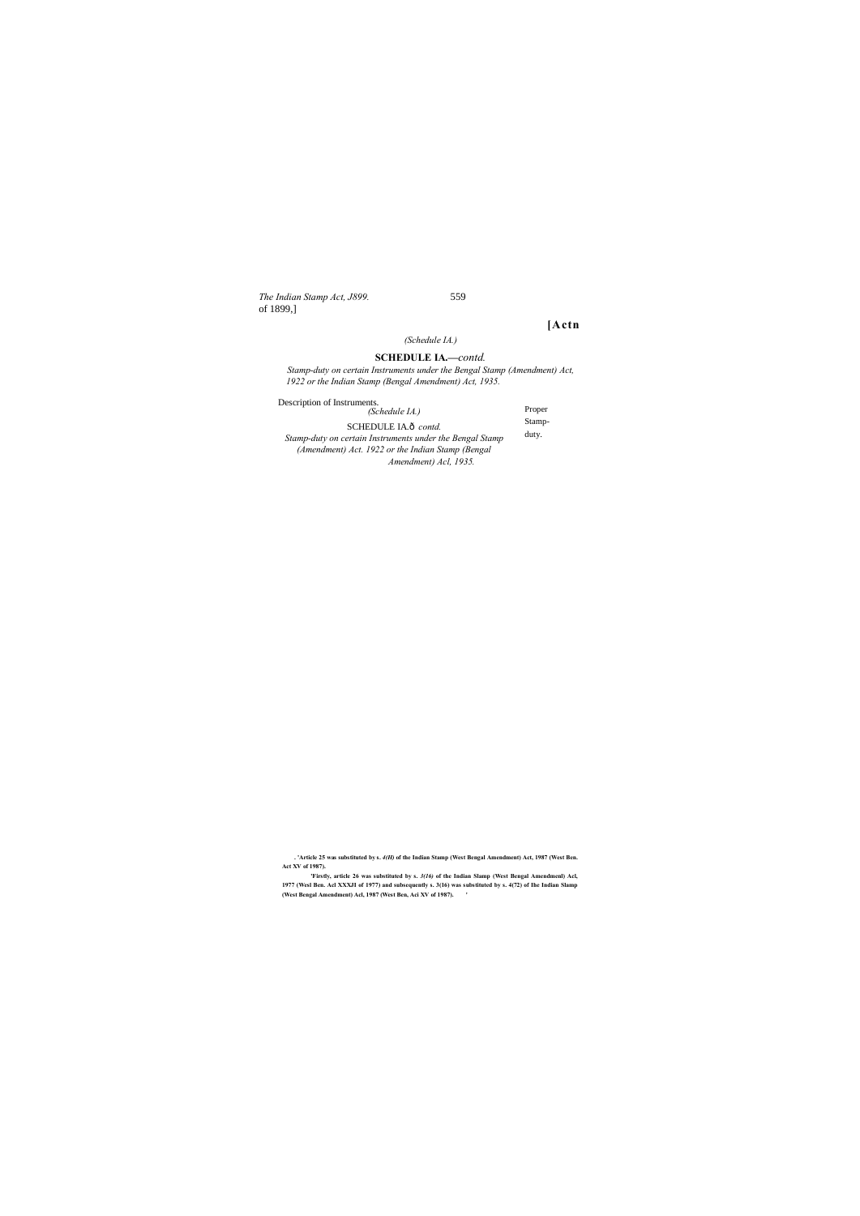(Schedule IA.)

## SCHEDULE IA.—*contd.*

*Stamp-duty on certain Instruments under the Bengal Stamp (Amendment) Act, 1922 or the Indian Stamp (Bengal Amendment) Act, 1935.*

| Description of Instruments. | Proper Stamp-duty. |
|---|---|
| *(Schedule IA.)*<br>SCHEDULE IA.ð *contd.*<br>*Stamp-duty on certain Instruments under the Bengal Stamp (Amendment) Act. 1922 or the Indian Stamp (Bengal Amendment) Acl, 1935.* | |

. 'Article 25 was substituted by s. *4(H)* of the Indian Stamp (West Bengal Amendment) Act, 1987 (West Ben. Act XV of 1987).

'Firstly, article 26 was substituted by s. *3(16)* of the Indian Slamp (West Bengal Amendmenl) Acl, 1977 (Wesl Ben. Acl XXXJI of 1977) and subsequently s. 3(16) was substituted by s. 4(72) of Ihe Indian Slamp (West Bengal Amendment) Acl, 1987 (West Ben, Aci XV of 1987).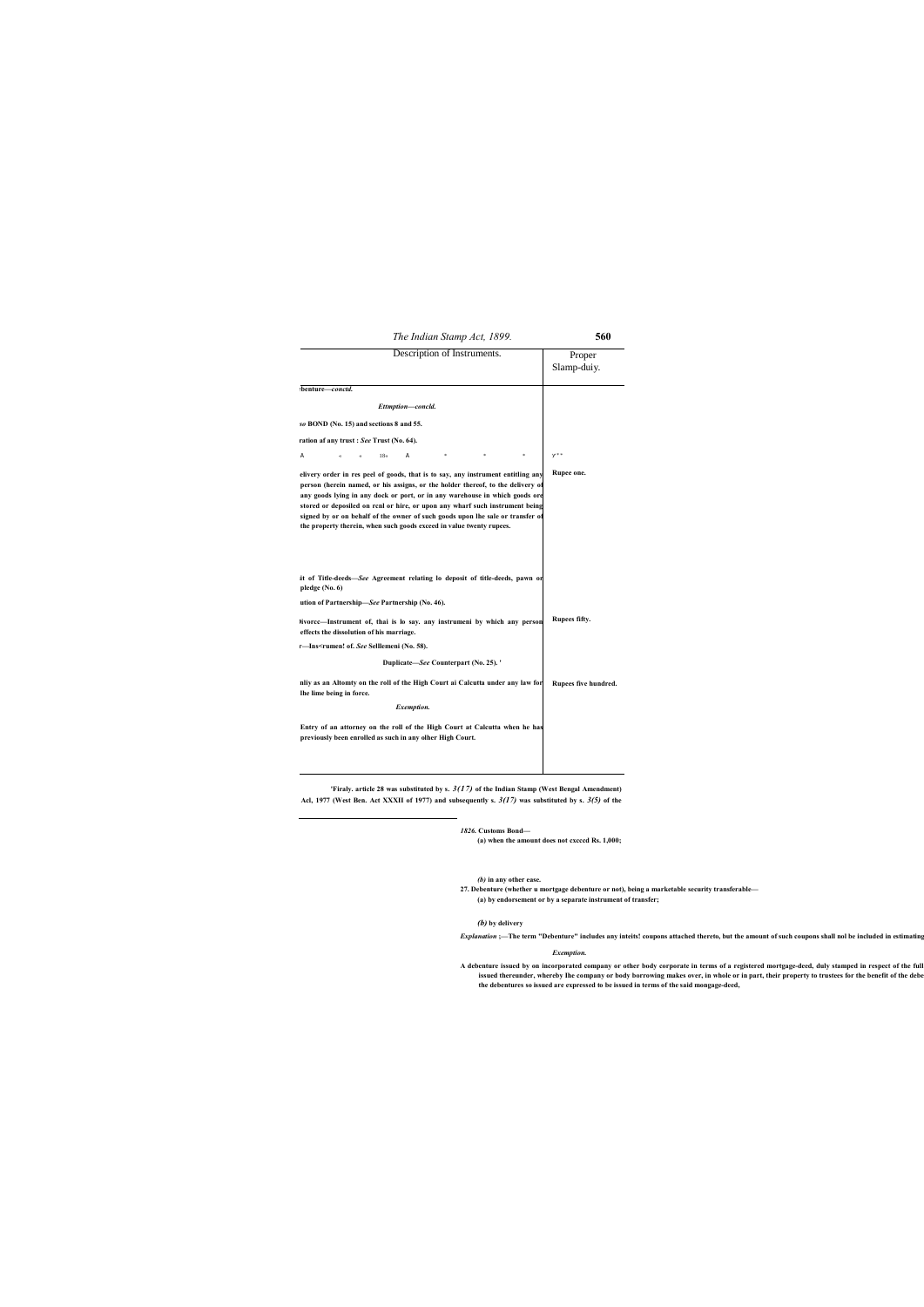| Description of Instruments. | Proper Slamp-duiy. |
|---|---|
| ·benture—*conctd.* | |
| *Ettmption—concld.* | |
| *so* BOND (No. 15) and sections 8 and 55. | |
| ration af any trust : *See* Trust (No. 64). | |
| A « « 18» A * * * | Y** |
| elivery order in res peel of goods, that is to say, any instrument entitling any person (herein named, or his assigns, or the holder thereof, to the delivery of any goods lying in any dock or port, or in any warehouse in which goods ore stored or deposiled on rcnl or hire, or upon any wharf such instrument being signed by or on behalf of the owner of such goods upon lhe sale or transfer of the property therein, when such goods exceed in value twenty rupees. | Rupee one. |
| ίit of Title-deeds—*See* Agreement relating lo deposit of title-deeds, pawn or pledge (No. 6) | |
| ution of Partnership—*See* Partnership (No. 46). | |
| )ivorce—Instrument of, thai is lo say. any instrumeni by which any person effects the dissolution of his marriage. | Rupees fifty. |
| r—Ins<rumen! of. *See* Sellleme​ni (No. 58). | |
| Duplicate—*See* Counterpart (No. 25). ' | |
| nliy as an Altomty on the roll of the High Court ai Calcutta under any law for lhe lime being in force. | Rupees five hundred. |
| *Exemption.* | |
| Entry of an attorney on the roll of the High Court at Calcutta when he has previously been enrolled as such in any olher High Court. | |

'Firaly. article 28 was substituted by s. *3(17)* of the Indian Stamp (West Bengal Amendment) Acl, 1977 (West Ben. Act XXXII of 1977) and subsequently s. *3(17)* was substituted by s. *3(5)* of the

*1826.* Customs Bond—

(a) when the amount does not cxcccd Rs. 1,000;

*(b)* in any other ease.

27. Debenture (whether u mortgage debenture or not), being a marketable security transferable—

(a) by endorsement or by a separate instrument of transfer;

*(b)* by delivery

*Explanation* ;—The term "Debenture" includes any inteits! coupons attached thereto, but the amount of such coupons shall nol be included in estimating

*Exemption.*

A debenture issued by on incorporated company or other body corporate in terms of a registered mortgage-deed, duly stamped in respect of the full issued thereunder, whereby lhe company or body borrowing makes over, in whole or in part, their property to trustees for the benefit of the debe the debentures so issued are expressed to be issued in terms of the said mongage-deed,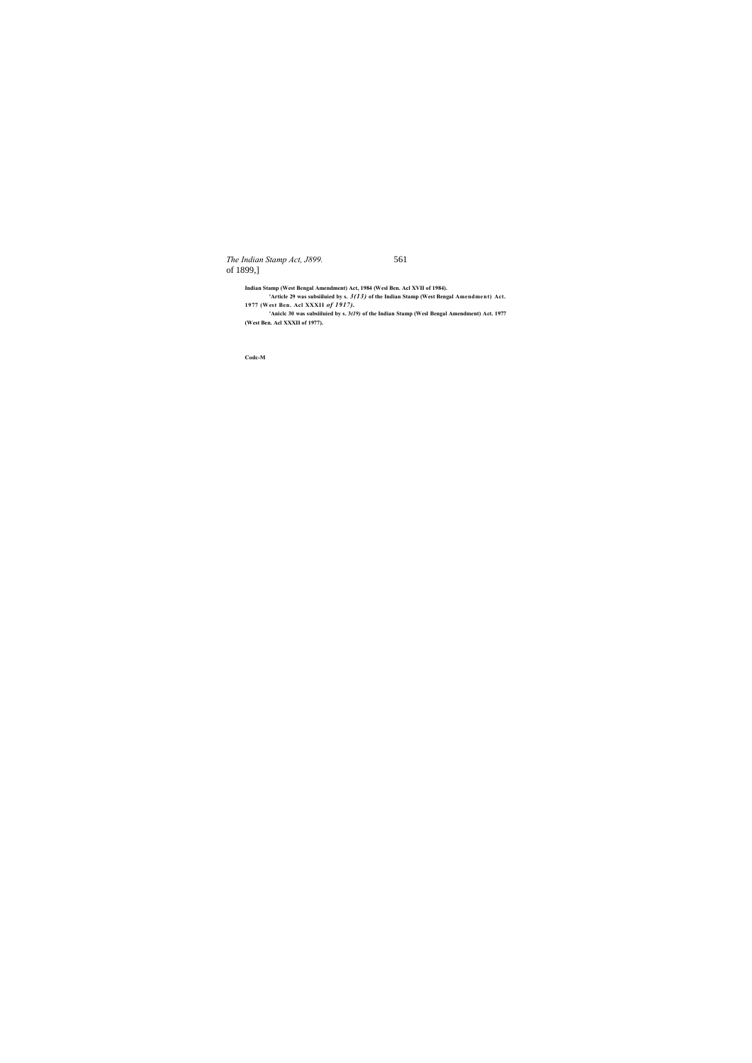of 1899,]

Indian Stamp (West Bengal Amendment) Act, 1984 (Wesl Ben. Acl XVII of 1984).

'Article 29 was subsiiluied by s. *3(13)* of the Indian Stamp (West Bengal Amendment) Act. 1977 (West Ben. Acl XXXII *of 1917).*

'Aniclc 30 was subsiiluied by s. 3*(19)* of the Indian Stamp (Wesl Bengal Amendment) Act. 1977 (West Ben. Acl XXXII of 1977).

Code-M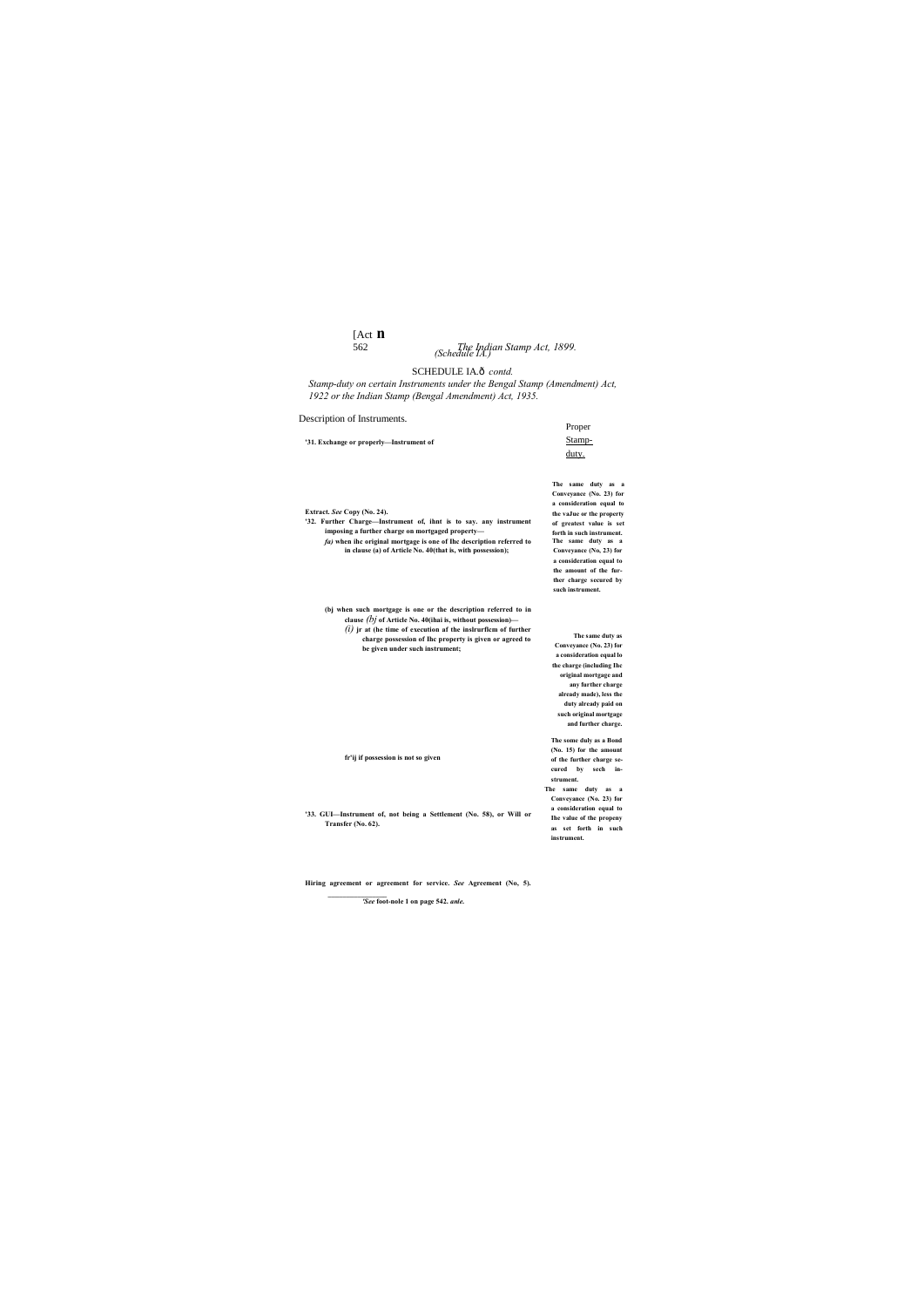SCHEDULE IA.ð *contd.*

*Stamp-duty on certain Instruments under the Bengal Stamp (Amendment) Act, 1922 or the Indian Stamp (Bengal Amendment) Act, 1935.*

| Description of Instruments. | Proper Stamp-duty. |
|---|---|
| **'31. Exchange or properly—Instrument of** | **The same duty as a Conveyance (No. 23) for a consideration equal to the vaJue or the property of greatest value is set forth in such instrument.** |
| **Extract.** ***See*** **Copy (No. 24).** | |
| **'32. Further Charge—Instrument of, ihnt is to say. any instrument imposing a further charge on mortgaged property—** | |
| ***fa)*** **when ihc original mortgage is one of Ihc description referred to in clause (a) of Article No. 40(that is, with possession);** | **The same duty as a Conveyance (No, 23) for a consideration equal to the amount of the further charge secured by such instrument.** |
| **(bj when such mortgage is one or the description referred to in clause** *(bj* **of Article No. 40(ihai is, without possession)—** | |
| *(i)* **jr at (he time of execution af the inslrurflcm of further charge possession of Ihc property is given or agreed to be given under such instrument;** | **The same duty as Conveyance (No. 23) for a consideration equal lo the charge (including Ihc original mortgage and any further charge already made), less the duty already paid on such original mortgage and further charge.** |
| **fr'ij if possession is not so given** | **The some duly as a Bond (No. 15) for the amount of the further charge secured by sech instrument.** |
| **'33. GUI—Instrument of, not being a Settlement (No. 58), or Will or Transfer (No. 62).** | **The same duty as a Conveyance (No. 23) for a consideration equal to Ihe value of the propeny as set forth in such instrument.** |
| **Hiring agreement or agreement for service.** ***See*** **Agreement (No, 5).** | |

---

**'*See* foot-nole 1 on page 542.** ***ante.***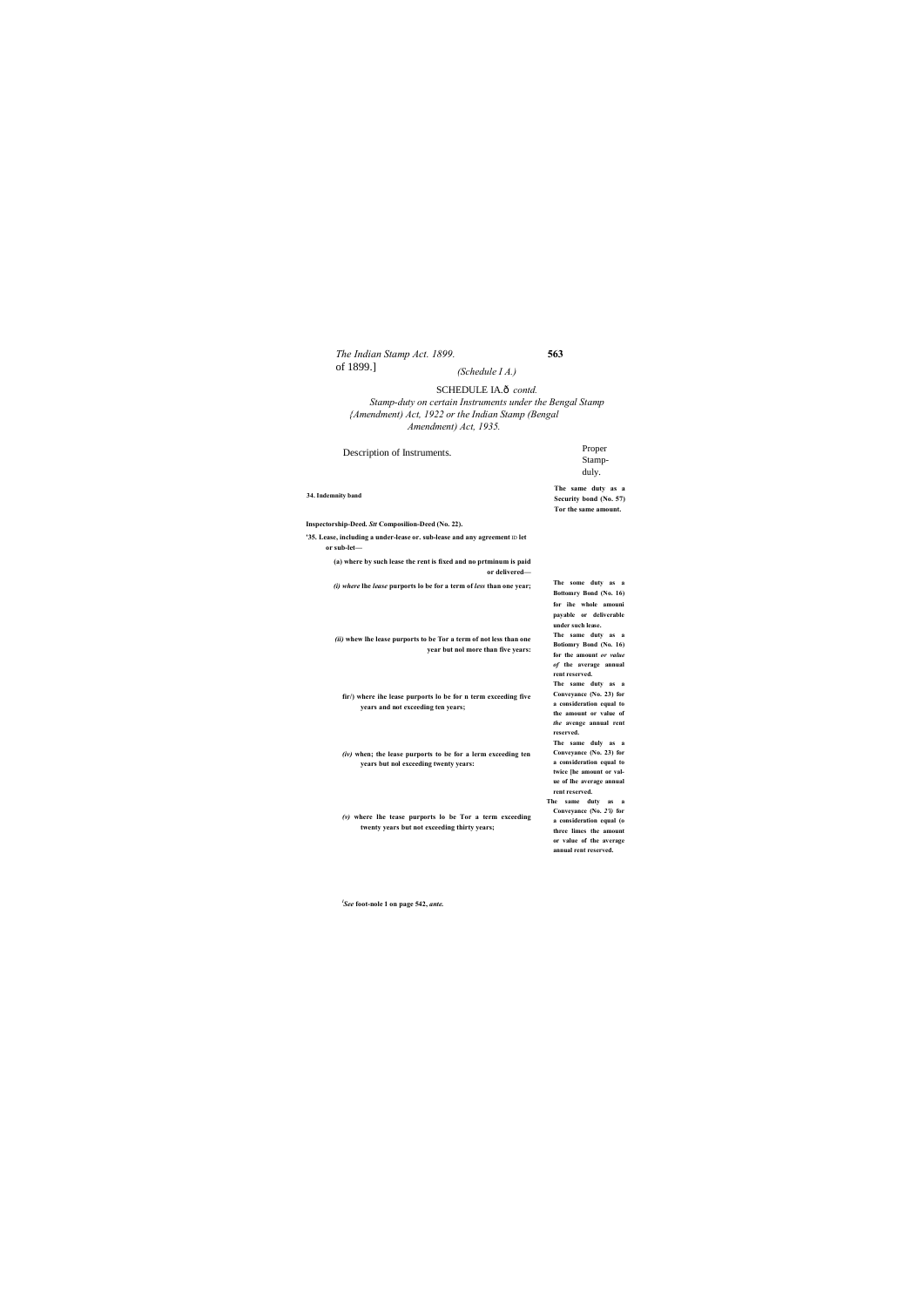(Schedule I A.)

SCHEDULE IA.ð *contd.*

*Stamp-duty on certain Instruments under the Bengal Stamp {Amendment) Act, 1922 or the Indian Stamp (Bengal Amendment) Act, 1935.*

| Description of Instruments. | Proper Stamp-duly. |
|---|---|
| **34. Indemnity band** | **The same duty as a Security bond (No. 57) Tor the same amount.** |
| **Inspectorship-Deed.** ***Stt*** **Composilion-Deed (No. 22).** | |
| **'35. Lease, including a under-lease or. sub-lease and any agreement** ID **let or sub-let—** | |
| **(a) where by such lease the rent is fixed and no prtminum is paid or delivered—** | |
| ***(i) where*** **lhe** ***lease*** **purports lo be for a term of** ***less*** **than one year;** | **The some duty as a Bottomry Bond (No. 16) for ihe whole amouni payable or deliverable under such lease.** |
| ***(ii)*** **whew lhe lease purports to be Tor a term of not less than one year but nol more than five years:** | **The same duty as a Botiomry Bond (No. 16) for the amount** ***or value of*** **the average annual rent reserved.** |
| **fir/) where ihe lease purports lo be for n term exceeding five years and not exceeding ten years;** | **The same duty as a Conveyance (No. 23) for a consideration equal to the amount or value of** ***the*** **avenge annual rent reserved.** |
| ***(iv)*** **when; the lease purports to be for a lerm exceeding ten years but nol exceeding twenty years:** | **The same duly as a Conveyance (No. 23) for a consideration equal to twice [he amount or val-ue of lhe average annual rent reserved.** |
| ***(v)*** **where lhe tease purports lo be Tor a term exceeding twenty years but not exceeding thirty years;** | **The same duty as a Conveyance (No.** ***2'i)*** **for a consideration equal (o three limes the amount or value of the average annual rent reserved.** |

[1]*See* **foot-nole 1 on page 542,** ***ante.***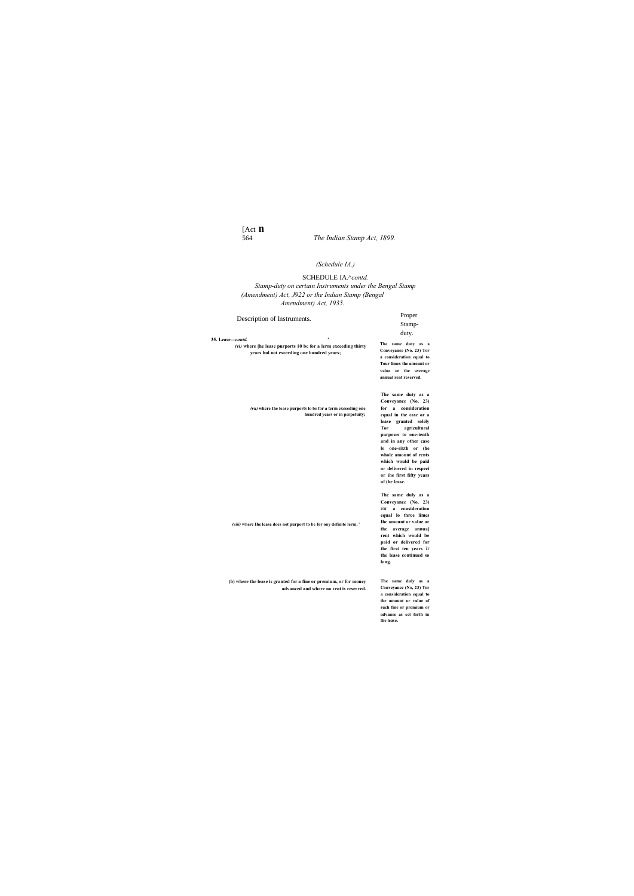(Schedule IA.)

SCHEDULE IA.^*contd.*

*Stamp-duty on certain Instruments under the Bengal Stamp (Amendment) Act, J922 or the Indian Stamp (Bengal Amendment) Act, 1935.*

| Description of Instruments. | Proper Stamp-duty. |
|---|---|
| **35. Lease—*contd.*** | |
| ***(vi)* where [he lease purports 10 be for a lerm exceeding thirty years bul not exceeding one hundred years;** | **The same duty as a Conveyance (No. 23) Tor a consideration equal to Tour limes the amount or value or the average annual rent reserved.** |
| ***(vii)* where Ihe lease purports lo be for a term exceeding one hundred years or in perpetuity;** | **The same duty as a Conveyance (No. 23) for a consideration equal in the case or a lease granted solely Tor agricultural purposes to one-tenth and in any other case lo one-sixth or (he whole amount of rents which would be paid or delivered in respeci or ihe first fifty years of (he lease.** |
| ***(viii)* where Ihe lease does not purport to be for ony definite lerm,** | **The same duly as a Conveyance (No. 23) ror a consideration equal lo three limes Ihe amount or value or the average annua\| rent which would be paid or delivered for the first ten years ir the lease continued so long.** |
| **(b) where the lease is granted for a fine or premium, or for money advanced and where no rent is reserved.** | **The same duly as a Conveyance (No, 23) Tor a consideration equal to the amount or value of such fine or premium or advance as set forth in the lease.** |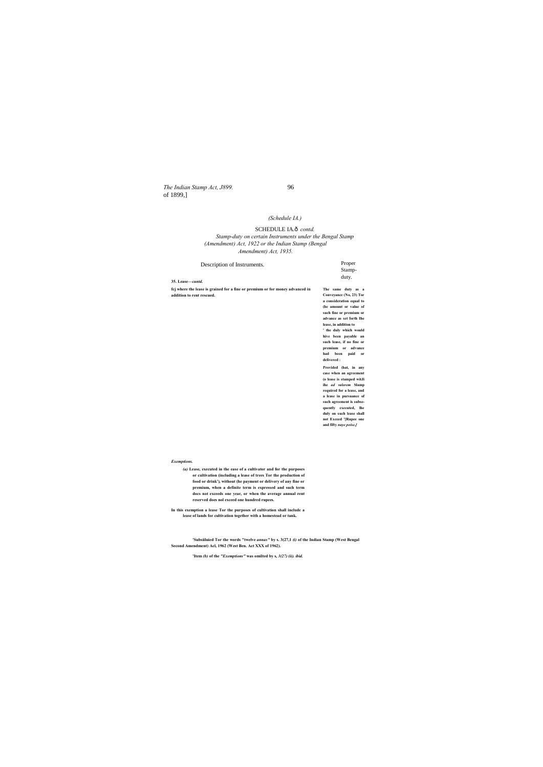*(Schedule IA.)*

SCHEDULE IA.ð *contd.*

*Stamp-duty on certain Instruments under the Bengal Stamp (Amendment) Act, 1922 or the Indian Stamp (Bengal Amendment) Act, 1935.*

| Description of Instruments. | Proper Stamp-duty. |
|---|---|
| **35. Lease—*cuntd.*** | |
| **fcj where the lease is grained for a fine or premium or for money advanced in addition to rent rescued.** | **The same duty as a Conveyance (No, 23) Tor a consideration equal to (he amount or value of such fine or premium or advance as set forth Ihe lease, in addition to ' the duly which would hive been payable an such lease, if no fine or premium or advance had been paid or delivered :** <br> **Provided (hat, in any case when an agreement (o lease is stamped wit.li ihe *ad valorem* Slamp required for a lease, and a lease in pursuance of such agreement is subsequently executed, Ihe duly on such lease shall not Exceed '[Rupee one and fifty *naye poise.]*** |

***Exemptions.***

**(a) Lease, executed in the ease of a cultivator and for the purposes or cultivation (including a lease of trees Tor the production of food or drink'), without (he payment or delivery of any fine or premium, when a definite term is expressed and such term docs not exceeds one year, or when the average annual rent reserved does nol exceed one hundred rupees.**

**In this exemption a lease Tor the purposes of cultivation shall includc a lease of lands for cultivation together with a homestead or tank.**

**'Subsiiluied Tor the words "twelve *annas"* by s. 3(27,1 *(i)* of the Indian Stamp (West Bengal Second Amendment) Acl, 1962 (West Ben. Act XXX of 1962).**

**'Item *(b)* of the *"Exemptions"* was omilted by s, *3(27) (ii). ibid.***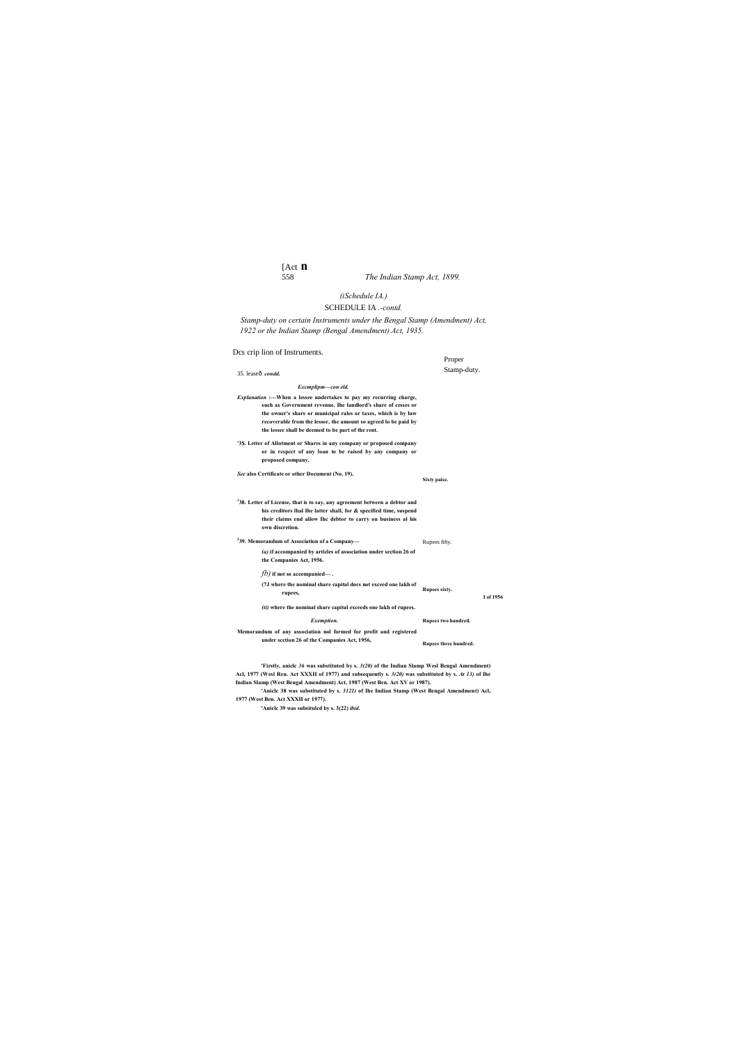*(Schedule IA.)*

SCHEDULE IA .-*contd.*

*Stamp-duty on certain Instruments under the Bengal Stamp (Amendment) Act, 1922 or the Indian Stamp (Bengal Amendment) Act, 1935.*

| Description of Instruments. | Proper Stamp-duty. |
|---|---|
| 35. lease— *contd.* | |
| *Exemptions—contd.* | |
| ***Explanation*** **:—When a lessee undertakes to pay any recurring charge, such as Government revenue, the landlord's share of cesses or the owner's share or municipal rates or taxes, which is by law recoverable from the lessor, the amount so agreed to be paid by the lessee shall be deemed to be part of the rent.** | |
| **[1]36. Letter of Allotment or Shares in any company or proposed company or in respect of any loan to be raised by any company or proposed company.** | |
| ***See* also Certificate or other Document (No. 19).** | **Sixty paise.** |
| **[2]38. Letter of License, that is to say, any agreement between a debtor and his creditors that the latter shall, for a specified time, suspend their claims and allow the debtor to carry on business at his own discretion.** | Rupees fifty. |
| **[3]39. Memorandum of Association of a Company—** | |
| ***(a)*** **if accompanied by articles of association under section 26 of the Companies Act, 1956.** | **Rupees sixty.** |
| *(b)* **if not so accompanied—** | |
| **(i) where the nominal share capital does not exceed one lakh of rupees,** | **Rupees two hundred.** |
| ***(ii)*** **where the nominal share capital exceeds one lakh of rupees.** | **Rupees three hundred.** |
| ***Exemption.*** | |
| **Memorandum of any association not formed for profit and registered under section 26 of the Companies Act, 1956,** | |

I of 1956

**[1]Firstly, article** ***36*** **was substituted by s.** ***3(20)*** **of the Indian Stamp West Bengal Amendment) Act, 1977 (West Ben. Act XXXII of 1977) and subsequently s.** ***3(20)*** **was substituted by s.** ***At 13)*** **of the Indian Stamp (West Bengal Amendment) Act, 1987 (West Ben. Act XV or 1987).**

**[2]Article 38 was substituted by s.** ***3(21)*** **of the Indian Stamp (West Bengal Amendment) Act, 1977 (West Ben. Act XXXII or 1977).**

**[3]Article 39 was substituted by s. 3(22)** ***ibid.***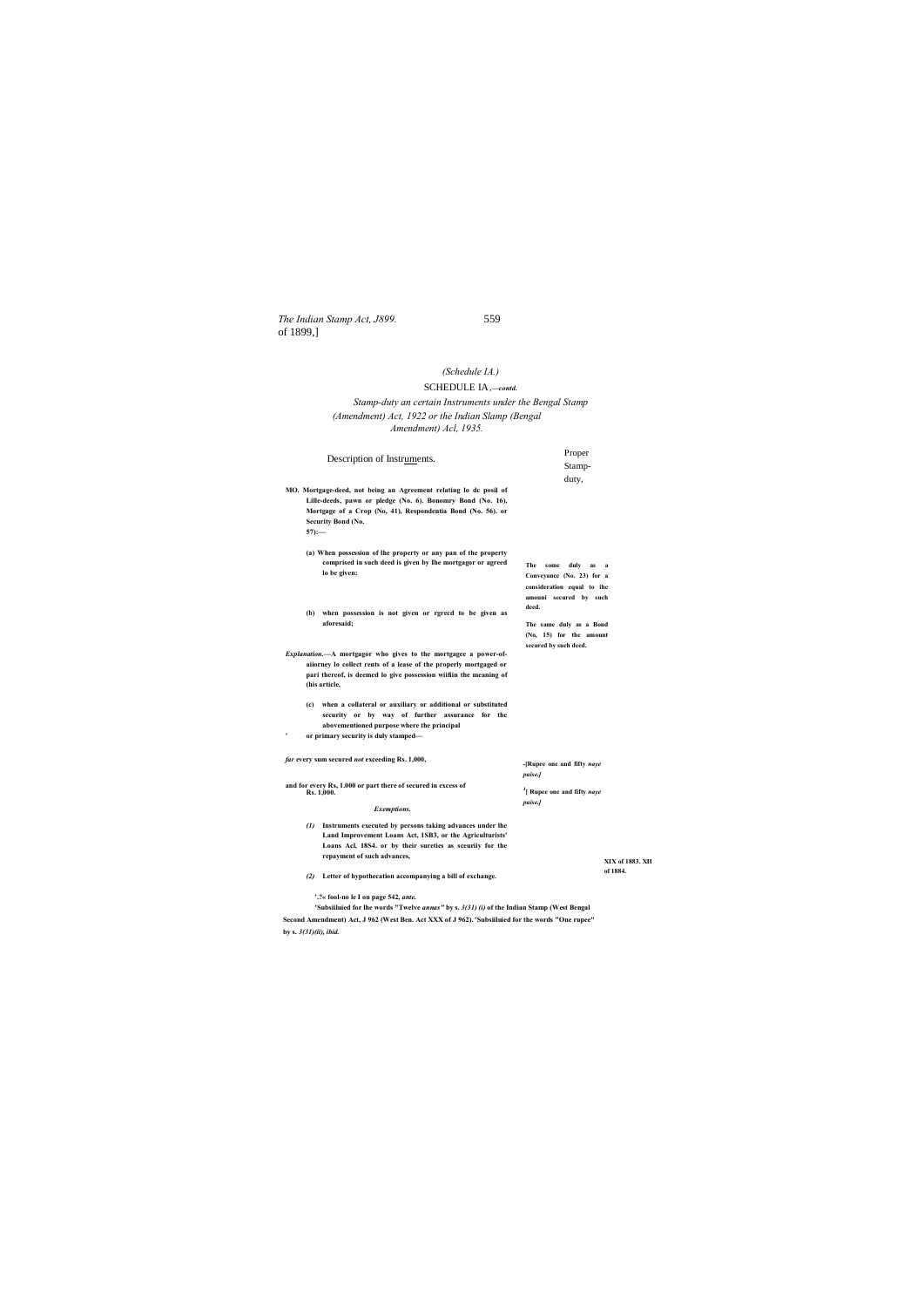(Schedule IA.)

SCHEDULE IA.—*contd.*

*Stamp-duty an certain Instruments under the Bengal Stamp (Amendment) Act, 1922 or the Indian Slamp (Bengal Amendment) Acl, 1935.*

| Description of Instruments. | Proper Stamp-duty, |
|---|---|
| **MO. Mortgage-deed, not being an Agreement relating lo dc posil of Lille-deeds, pawn or pledge (No. 6). Bonomry Bond (No. 16), Mortgage of a Crop (No, 41), Respondentia Bond (No. 56). or Security Bond (No. 57):—** | |
| **(a) When possession of lhe property or any pan of the property comprised in such deed is given by Ihe mortgagor or agreed lo be given;** | **The some duly as a Conveyance (No. 23) for a consideration equal to ihe amouni secured by such deed.** |
| **(b) when possession is not given or rgreed to be given as aforesaid;** | **The same duly as a Bond (No, 15) for the amount secured by such deed.** |
| ***Explanation.*—A mortgagor who gives to the mortgagee a power-of-aiiorney lo collect rents of a lease of the properly mortgaged or pari thereof, is deemed lo give possession wiifiin the meaning of (his article,** | |
| **(c) when a collateral or auxiliary or additional or substituted security or by way of further assurance for the abovementioned purpose where the principal or primary security is duly stamped—** | |
| ***far* every sum secured *not* exceeding Rs. 1,000,** | **-[Rupec one and fifty *naye paise.]*** |
| **and for every Rs, 1.000 or part there of secured in excess of Rs. 1,000.** | **[3][ Rupee one and fifty *naye paise.]*** |
| ***Exemptions.*** | |
| ***(1)* Instruments executed by persons taking advances under lhe Land Improvement Loans Act, 1SB3, or the Agriculturists' Loans Acl, 18S4. or by their sureties as sceuriiy for the repayment of such advances,** | **XIX of 1883. XII of 1884.** |
| ***(2)* Letter of hypothecation accompanying a bill of exchange.** | |

**'.?« fool-no le I on page 542, *ante.***

**'Subsiiluied for lhe words "Twelve *annas"* by s. *3(31) (i)* of the Indian Stamp (West Bengal Second Amendment) Act, J 962 (West Ben. Act XXX of J 962). 'Subsiiluied for the words "One rupee" by s. *3(31)(ii), ibid.***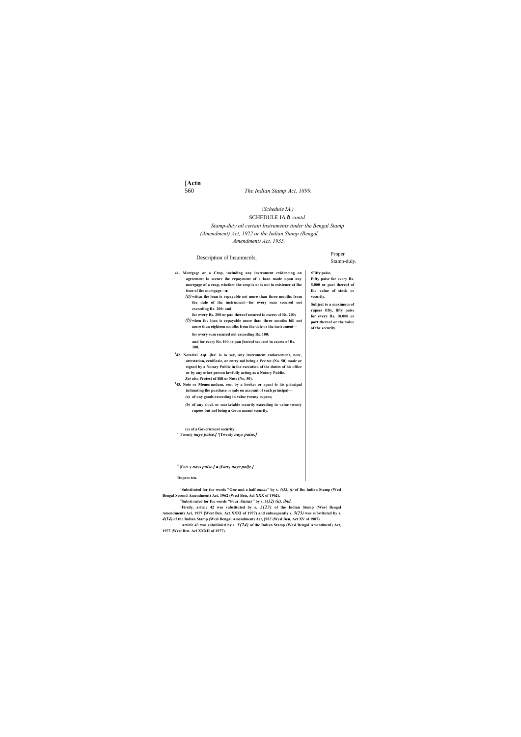[Actn

*{Schedule IA.)*

SCHEDULE IA.ð *contd.*

*Stamp-duty oil certain Instruments tinder the Bengal Stamp (Amendment) Act, 1922 or the Indian Stamp (Bengal Amendment) Act, 1935.*

| Description of Insunmcnls. | Proper Stamp-duly. |
|---|---|
| **41. Mortgage or a Crop, including any instrument evidencing on agreement lo securc ihc repayment of a loan made upon any mortgage of a crap, whether the crop is or is not in existence at Ihe time of ihc mortgage—■** | |
| *(a)* **wtit;n ihe loan is repayable net more than three months from the dale of ihc instrument—for every sum secured noi exceeding Rs. 200: and** | **•Fifty paise,** |
| **for every Rs. 200 or pan thereof secured in excess of Rs. 200;** | **Fifty paise for every Rs. 5.000 or part thereof of Ihc value of stock or sccurily.** |
| *(b)* **when ihc loan is repayable more than three months bill not more than eighteen monlhs from ihe dale or ihc instrument—** | **Subject to a maximum of rupees fifty, fifty paise for every Rs. 10,000 or port thereof or the value of the sccurily.** |
| **for every sum secured not exceeding Rs. 100;** | '[Twenty *naye paise.]* |
| **and for every Rs. 100 or pan [hereof secured in cxcess of Rs. 100.** | '[Twenty *naye paise.]* |
| [J]**42. Notarial Aqt, [ha! is io say, any instrument endorsement, note, attestation, cenificaic, or entry nol being a** ***Pre tea*** **(No. 50) made or signed by a Notary Public in ihe execution of ihc duties of his office or by any other person lawfully acting as a Notary Public.** ***Set*** **also Protest of Bill or Note (No. 50).** | [s] **[Fori y** ***nays poise.]*** |
| [J]**43. Note or Memorandum, sent by a broker or agent lo his principal intimating ihe purchase or sale on account of such principal—** | |
| *(a)* **of ony goods exceeding in value twenty rupees;** | ■ **[Forty** ***naye paije.]*** |
| *(b)* **of any slock or marketable sccurily exceeding in value twenty rupees but nol being a Government sccurily;** | |
| **(c) of a Government security.** | **Rupees ten.** |

'**Substituted for the words "One and a half** ***annas"*** **by s,** ***3(32) (i)*** **of Ihc Indian Stamp (Wesl Bengal Second Amendment) Act. 1962 (Wesl Ben, Acl XXX of 1962).**

[s]**Substi ruled for Ihc words "Four** ***Annas"*** **by s,** ***3(32) (ii). ibid.***

'**Firsily, article 42 was substituted by s.** ***3(23)*** **of the Indian Stomp (West Bengal Amendment) Aci, 1977 [West Ben. Act XXXI of 1977) and subsequently s.** ***3(23)*** **was substituted by s.** ***4(14)*** **of the Indian Stamp (Wesl Bengal Amendment) Act, [987 (Wesl Ben, Act XV of 1987).**

'**Article 43 was subsliiuied by s.** ***3(24)*** **of ihe Indian Stamp (Wesl Bengal Amendmenl) Act, 1977 (West Ben. Acl XXXII of 1977).**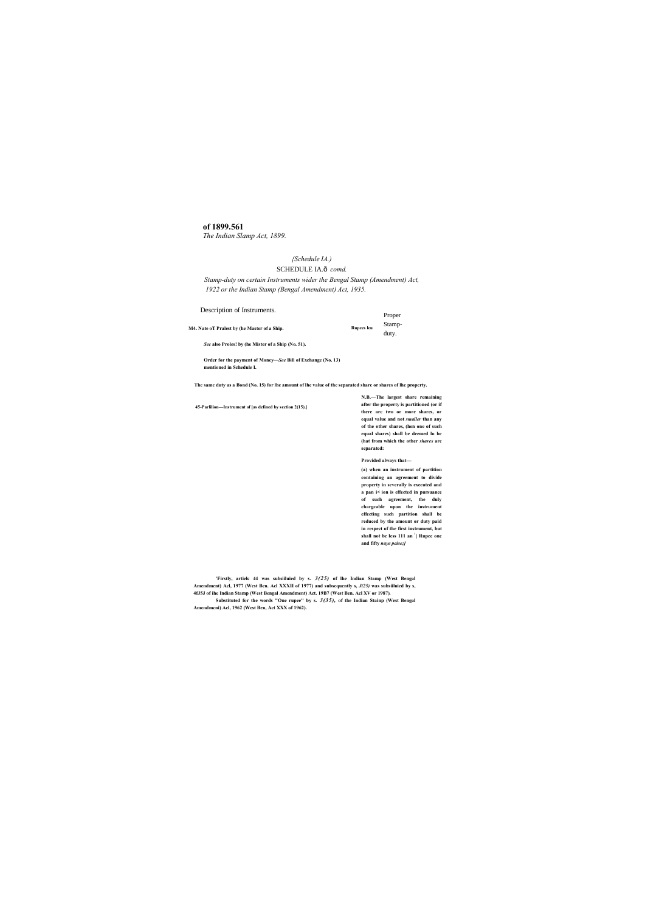*{Schedule IA.)*

SCHEDULE IA.ð *comd.*

*Stamp-duty on certain Instruments wider the Bengal Stamp (Amendment) Act, 1922 or the Indian Stamp (Bengal Amendment) Act, 1935.*

| Description of Instruments. | Proper Stamp-duty. |
| --- | --- |
| **M4. Nate oT Pralest by (he Master of a Ship.** | **Rupees leu** |
| ***Sec* also Proles! by (he Mister of a Ship (No. 51).** | |
| **Order for the payment of Money—*See* Bill of Exchange (No. 13) mentioned in Schedule I.** | |
| **45-Parlilion—Instrument of [as defined by section 2(15).]** | **The same duty as a Bond (No. 15) for lhe amount of lhe value of the separated share or shares of lhe property.** |
| | **N.B.—The largest share remaining after the property is partitioned (or if there arc two or more shares, or equal value and not *smaller* than any of the other shares, (hen one of such equal shares) shall be deemed lo be (hat from which the other *shares* arc separated:** |
| | **Provided always that—** |
| | **(a) when an instrument of partition containing an agreement to divide property in severally is executed and a pan i< ion is effected in pursuance of such agreement, the duly chargcable upon the instrument effecting such partition shall be reduced by the amount or duty paid in respect of the first instrument, but shall not be less 111 an '[ Rupee one and fifty *naye paise;]*** |

**'Firstly, articlc 44 was subsiiluied by s. *3(25)* of lhe Indian Stamp (West Bengal Amendment) Acl, 1977 (West Ben. Acl XXXII of 1977) and subsequently s, *J(25)* was subsiiluied by s, 4fJ5J of ihe Indian Stamp (West Bengal Amendment) Act. 19B7 (West Ben. Acl XV or 1987).**

**Substituted for the words "One rupee" by s. *3(35)*, of the Indian Stainp (West Bengal Amcndmcni) Acl, 1962 (West Ben, Act XXX of 1962).**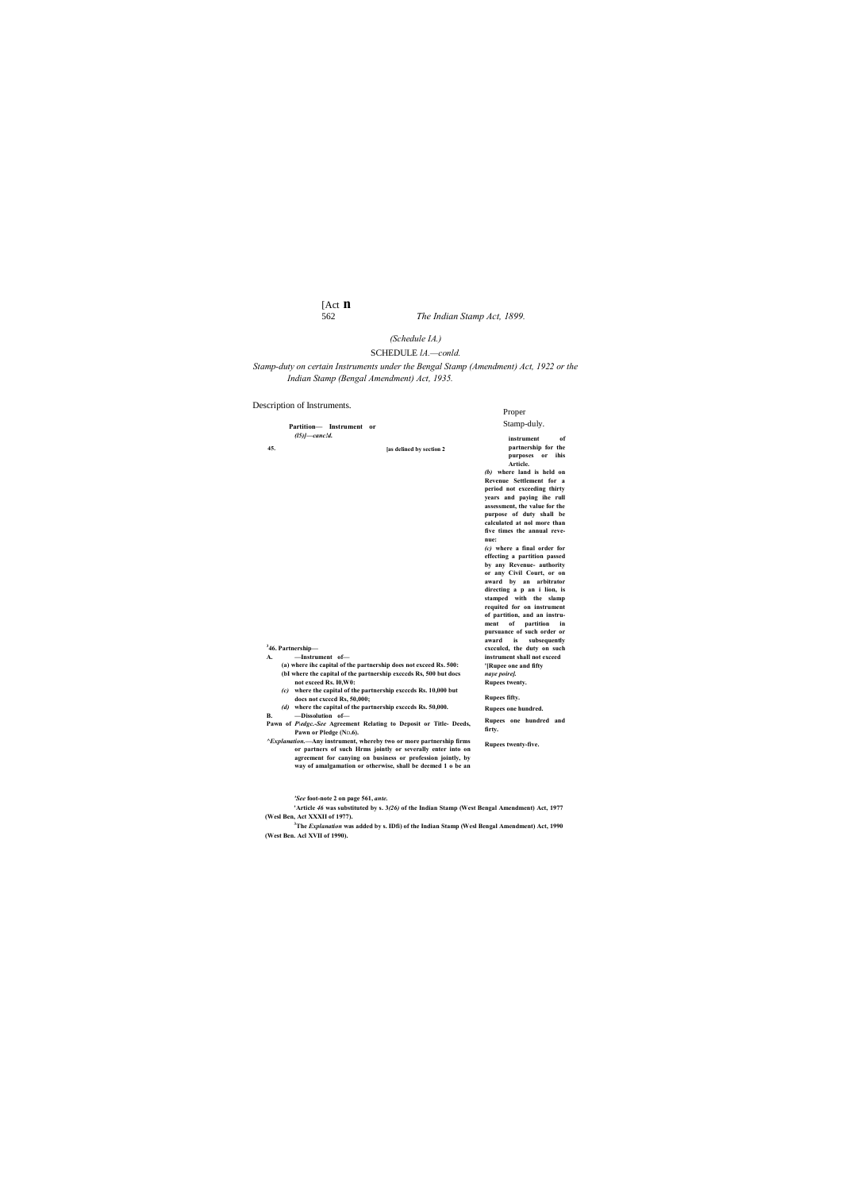(Schedule IA.)

SCHEDULE lA.—conld.

*Stamp-duty on certain Instruments under the Bengal Stamp (Amendment) Act, 1922 or the Indian Stamp (Bengal Amendment) Act, 1935.*

| Description of Instruments. | Proper Stamp-duly. |
|---|---|
| 45. **Partition— Instrument or** *(l5)]—canc!d.* [as defined by section 2 | instrument of partnership for the purposes or ihis Article. |
| | *(b)* where land is held on Revenue Settlement for a period not exceeding thirty years and paying ihe rull assessment, the value for the purpose of duty shall be calculated at nol more than five times the annual revenue: |
| | *(c)* where a final order for effecting a partition passed by any Revenue- authority or any Civil Court, or on award by an arbitrator directing a p an i lion, is stamped with the slamp requited for on instrument of partition, and an instrument of partition in pursuance of such order or award is subsequently excculed, the duty on such instrument shall not exceed '[Rupee one and fifty *naye poire].* |
| [1]46. **Partnership—** | |
| A. —Instrument of— | |
| (a) where ihc capital of the partnership does not exceed Rs. 500: | Rupees twenty. |
| (bl where the capital of the partnership excccds Rs, 500 but docs not exceed Rs. I0,W0: | Rupees fifty. |
| *(c)* where the capital of the partnership excccds Rs. 10,000 but docs not exceed Rs, 50,000; | Rupees one hundred. |
| *(d)* where the capital of the partnership excccds Rs. 50,000. | Rupees one hundred and firty. |
| B. —Dissolution of— | Rupees twenty-five. |
| **Pawn of** *P\edgc.--See* Agreement Relating to Deposit or Title- Deeds, Pawn or Pledge (No.6). | |

^*Explanation.*—Any instrument, whereby two or more partnership firms or partners of such Hrms jointly or severally enter into on agreement for canying on business or profession jointly, by way of amalgamation or otherwise, shall be deemed 1 o be an

'*See* foot-note 2 on page 561, *ante.*

[1]Article *46* was substituted by s. 3*(26)* of the Indian Stamp (West Bengal Amendment) Act, 1977 (Wesl Ben, Act XXXII of 1977).

[3]The *Explanation* was added by s. IDfi) of the Indian Stamp (Wesl Bengal Amendment) Act, 1990 (West Ben. Acl XVII of 1990).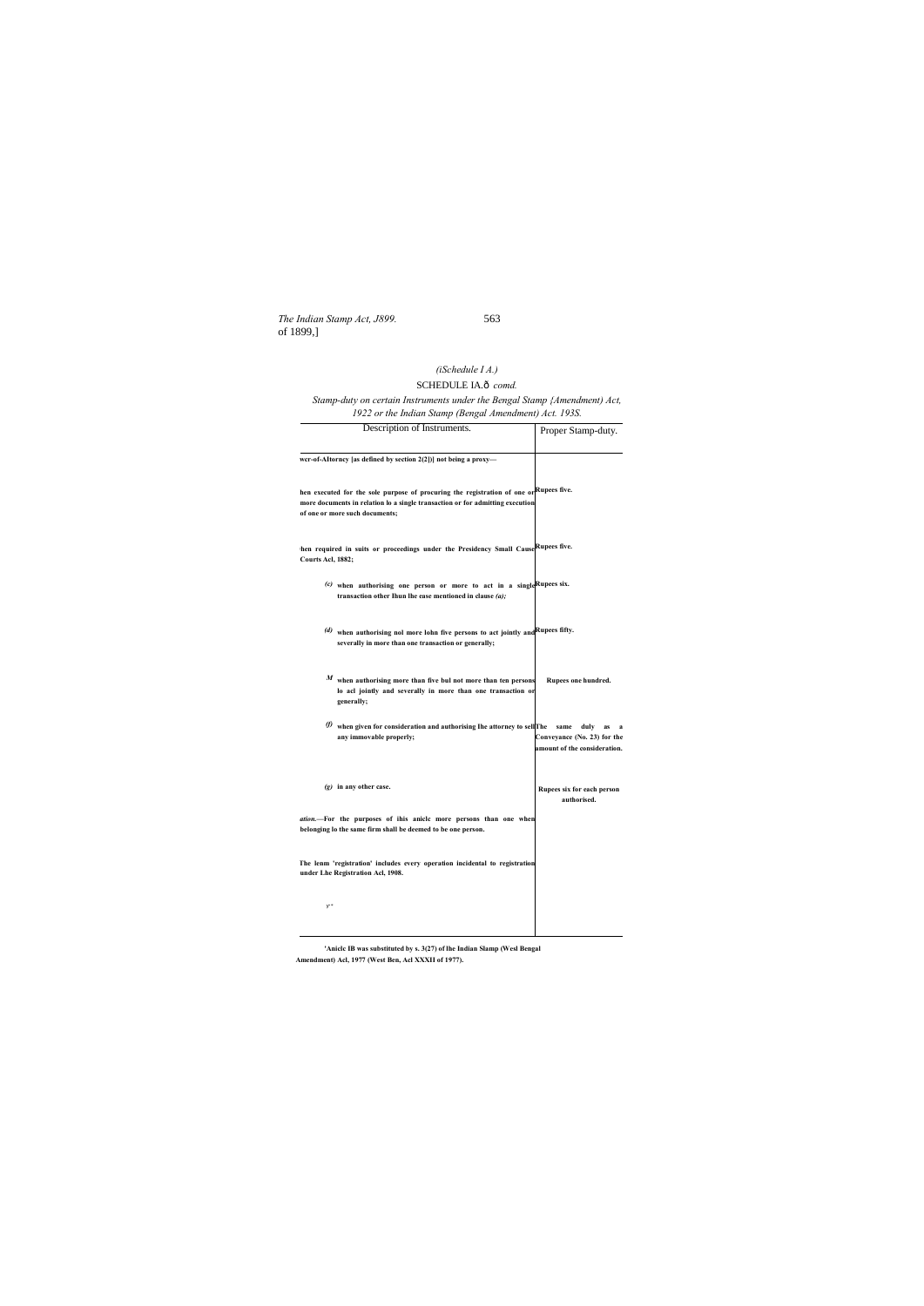*(iSchedule I A.)*

SCHEDULE IA.ð *comd.*

*Stamp-duty on certain Instruments under the Bengal Stamp {Amendment) Act, 1922 or the Indian Stamp (Bengal Amendment) Act. 193S.*

| Description of Instruments. | Proper Stamp-duty. |
|---|---|
| **wer-of-AItorncy [as defined by section 2(2)Ị not being a proxy—** | |
| **hen executed for the sole purpose of procuring the registration of one or more documents in relation lo a single transaction or for admitting execution of onc or more such documents;** | **Rupees five.** |
| **'hen required in suits or proceedings under the Presidency Small Cause Courts Acl, 1882;** | **Rupees five.** |
| *(c)* **when authorising one person or more to act in a single transaction other Ihun lhe ease mentioned in clause** ***(a);*** | **Rupees six.** |
| *(d)* **when authorising nol more lohn five persons to act jointly and severally in more than one transaction or generally;** | **Rupees fifty.** |
| *M* **when authorising more than five bul not more than ten persons lo acl jointly and severally in more than one transaction or generally;** | **Rupees one hundred.** |
| *(f)* **when given for consideration and authorising Ihe attorney to sell any immovable properly;** | **The same duly as a Conveyance (No. 23) for the amount of the consideration.** |
| *(g)* **in any other case.** | **Rupees six for each person authorised.** |
| ***ation.***—**For the purposes of ihis aniclc more persons than one when belonging lo the same firm shall be deemed to be one person.** | |
| **The lenm 'registration' includes every operation incidental to registration under Lhe Registration Acl, 1908.** | |
| *y-"* | |

**'Aniclc IB was substituted by s. 3(27) of lhe Indian Slamp (Wesl Bengal Amendment) Acl, 1977 (West Ben, Acl XXXII of 1977).**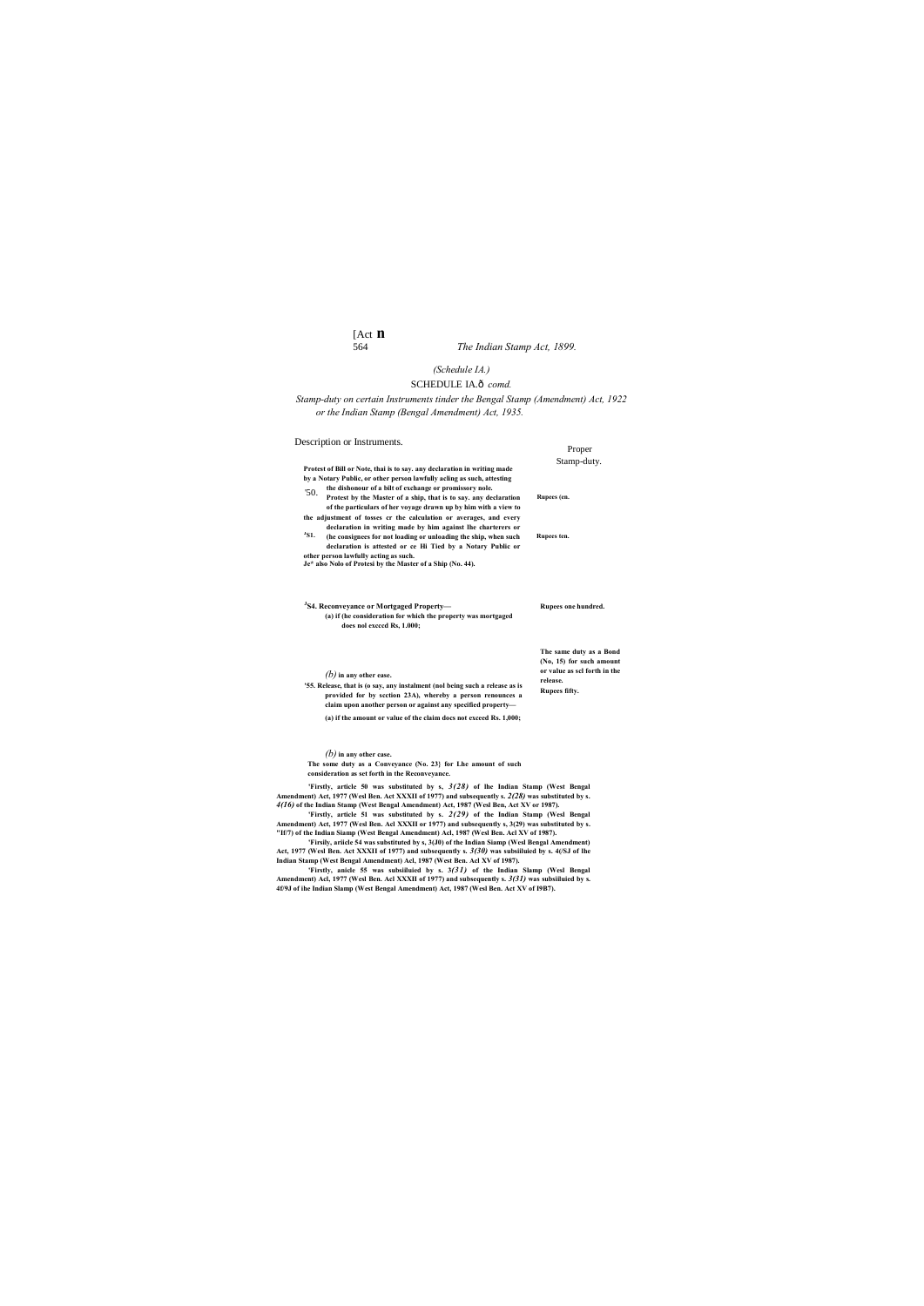*(Schedule IA.)*

SCHEDULE IA.—*contd.*

*Stamp-duty on certain Instruments tinder the Bengal Stamp (Amendment) Act, 1922 or the Indian Stamp (Bengal Amendment) Act, 1935.*

| Description or Instruments. | Proper Stamp-duty. |
|---|---|
| '50. Protest of Bill or Note, thai is to say. any declaration in writing made by a Notary Public, or other person lawfully acling as such, attesting the dishonour of a bilt of exchange or promissory nole. | Rupees (en. |
| ²S1. Protest by the Master of a ship, that is to say. any declaration of the particulars of her voyage drawn up by him with a view to the adjustment of tosses cr the calculation or averages, and every declaration in writing made by him against lhe charterers or (he consignees for not loading or unloading the ship, when such declaration is attested or ce Hi Tied by a Notary Public or other person lawfully acting as such. Je* also Nolo of Protesi by the Master of a Ship (No. 44). | Rupees ten. |
| ³S4. Reconveyance or Mortgaged Property— | |
| (a) if (he consideration for which the property was mortgaged does nol excccd Rs, 1.000; | Rupees one hundred. |
| *(b)* in any other ease. | The same duty as a Bond (No, 15) for such amount or value as scl forth in the release. |
| '55. Release, that is (o say, any instalment (nol being such a release as is provided for by section 23A), whereby a person renounces a claim upon another person or against any specified property— | |
| (a) if the amount or value of the claim docs not exceed Rs. 1,000; | Rupees fifty. |
| *(b)* in any other case. | The some duty as a Conveyance (No. 23} for Lhe amount of such consideration as set forth in the Reconveyance. |

'Firstly, article 50 was substituted by s, *3(28)* of lhe Indian Stamp (West Bengal Amendment) Act, 1977 (Wesl Ben. Act XXXII of 1977) and subsequently s. *2(28)* was substituted by s. *4(16)* of the Indian Stamp (West Bengal Amendment) Act, 1987 (Wesl Ben, Act XV or 1987).

'Firstly, article 51 was substituted by s. *2(29)* of the Indian Stamp (Wesl Bengal Amendment) Act, 1977 (Wesl Ben. Acl XXXII or 1977) and subsequently s, 3(29) was substituted by s. "If/7) of the Indian Siamp (West Bengal Amendment) Acl, 1987 (Wesl Ben. Acl XV of 1987).

'Firsily, ariicle 54 was substituted by s, 3(J0) of the Indian Siamp (Wesl Bengal Amendment) Act, 1977 (Wesl Ben. Act XXXII of 1977) and subsequently s. *3(30)* was subsiiluied by s. 4(/SJ of lhe Indian Stamp (West Bengal Amendment) Acl, 1987 (West Ben. Acl XV of 1987).

'Firstly, anicle 55 was subsiiluied by s. 3*(31)* of the Indian Slamp (Wesl Bengal Amendment) Acl, 1977 (Wesl Ben. Acl XXXII of 1977) and subsequently s. *3(31)* was subsiiluied by s. 4f/9J of ihe Indian Slamp (West Bengal Amendment) Act, 1987 (Wesl Ben. Act XV of I9B7).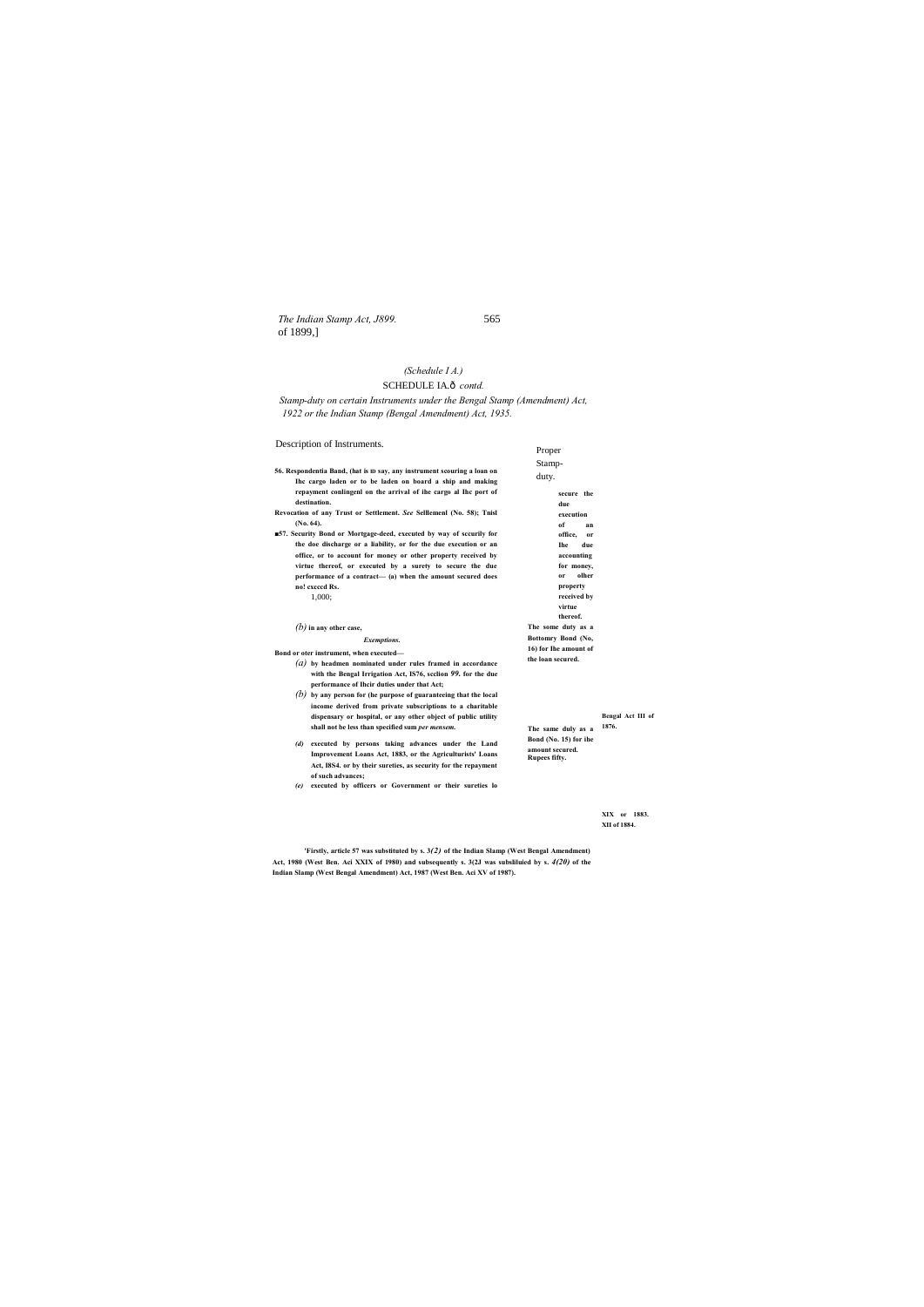(*Schedule I A.*)

SCHEDULE IA.ð *contd.*

*Stamp-duty on certain Instruments under the Bengal Stamp (Amendment) Act, 1922 or the Indian Stamp (Bengal Amendment) Act, 1935.*

| Description of Instruments. | Proper Stamp-duty. | |
|---|---|---|
| **56. Respondentia Band, (hat is ID say, any instrument scouring a loan on Ihc cargo laden or to be laden on board a ship and making repayment conlingenl on the arrival of ihe cargo al Ihc port of destination.** | | |
| **Revocation of any Trust or Settlement.** ***See*** **Selllemenl (No. 58); Tnisl (No. 64).** | | |
| **■57. Security Bond or Mortgage-deed, executed by way of sccurily for the doe discharge or a liability, or for the due execution or an office, or to account for money or other property received by virtue thereof, or executed by a surety to secure the due performance of a contract— (a) when the amount secured does no! exccd Rs.** 1,000; | **secure the due execution of an office, or Ihe due accounting for money, or olher property received by virtue thereof.** | |
| *(b)* **in any other case,** | **The some duty as a Bottomry Bond (No, 16) for Ihe amount of the loan secured.** | |
| ***Exemptions.*** | | |
| **Bond or oter instrument, when executed—** | | |
| *(a)* **by headmen nominated under rules framed in accordance with the Bengal Irrigation Act, IS76, scclion** ***99.*** **for the due performance of Iheir duties under that Act;** | | **Bengal Act III of 1876.** |
| *(b)* **by any person for (he purpose of guaranteeing that the local income derived from private subscriptions to a charitable dispensary or hospital, or any other object of public utility shall not be less than specified sum** ***per mensem.*** | **The same duly as a Bond (No. 15) for ihe amount secured. Rupees fifty.** | |
| ***(d)*** **executed by persons taking advances under the Land Improvement Loans Act, 1883, or the Agriculturists' Loans Act, I8S4. or by their sureties, as security for the repayment of such advances;** | | **XIX or 1883. XII of 1884.** |
| ***(e)*** **executed by officers or Government or their sureties lo** | | |

**'Firstly, article 57 was substituted by s. 3*****(2)*** **of the Indian Slamp (West Bengal Amendment) Act, 1980 (West Ben. Aci XXIX of 1980) and subsequently s. 3(2J was subsliluied by s.** ***4(20)*** **of the Indian Slamp (West Bengal Amendment) Act, 1987 (West Ben. Aci XV of 1987).**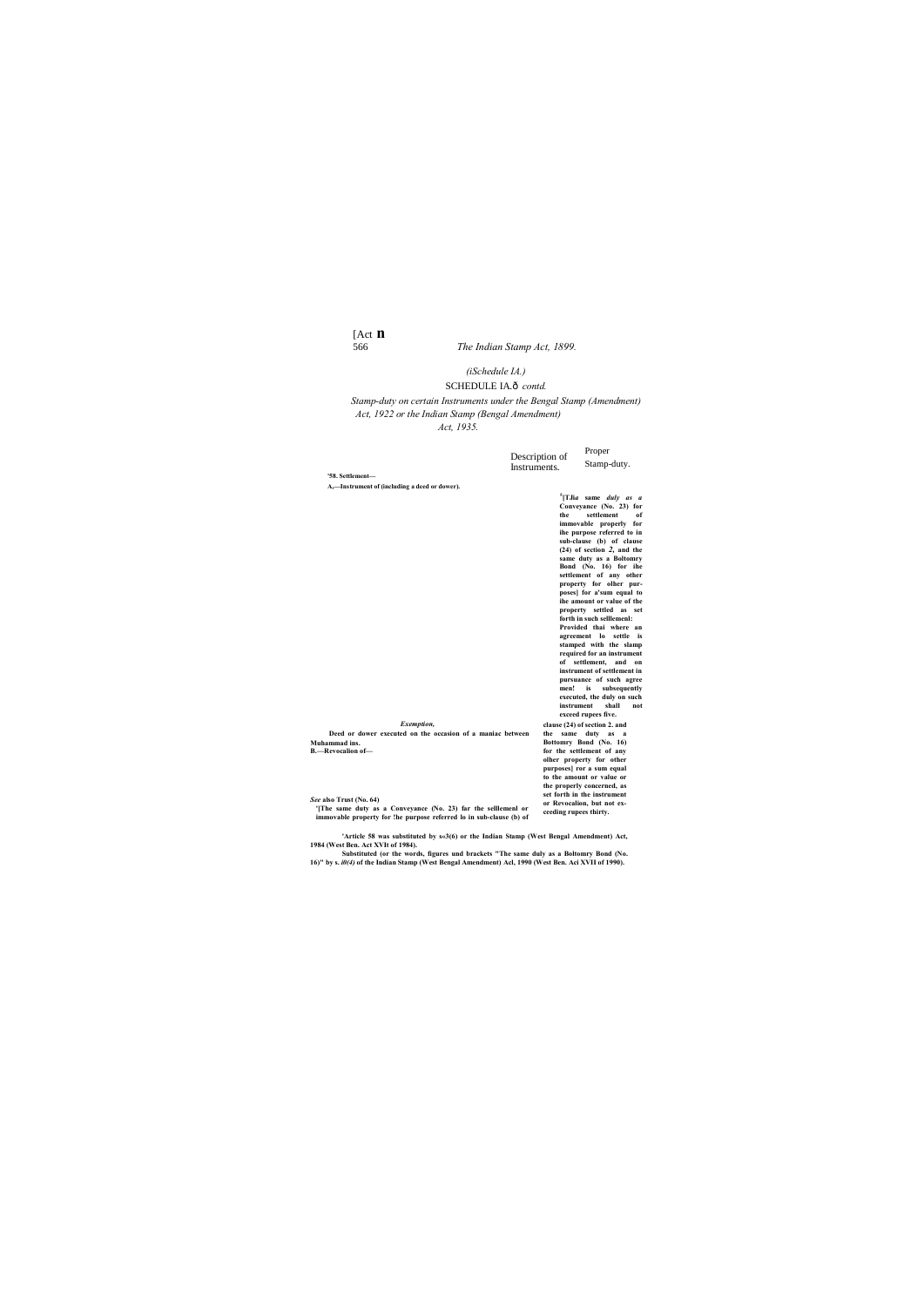*(Schedule IA.)*

SCHEDULE IA.—*contd.*

*Stamp-duty on certain Instruments under the Bengal Stamp (Amendment) Act, 1922 or the Indian Stamp (Bengal Amendment) Act, 1935.*

| Description of Instruments. | Proper Stamp-duty. |
|---|---|
| **'58. Settlement—** | |
| **A.—Instrument of (including a deed or dower).** | **²[The same *duty as a* Conveyance (No. 23) for the settlement of immovable properly for ihe purpose referred to in sub-clause (b) of clause (24) of section *2,* and the same duty as a Boltomry Bond (No. 16) for ihe settlement of any other property for olher purposes] for a'sum equal to ihe amount or value of the property settled as set forth in such selllemenl: Provided thai where an agreement lo settle is stamped with the slamp required for an instrument of settlement, and on instrument of settlement in pursuance of such agree men! is subsequently executed, the duly on such instrument shall not exceed rupees five.** |
| ***Exemption,*** **Deed or dower executed on the occasion of a maniac between Muhammad ins.** | |
| **B.—Revocalion of—** | **²[The same duty as a Conveyance (No. 23) far the selllemenl or immovable property for !he purpose referred lo in sub-clause (b) of clause (24) of section 2. and the same duty as a Bottomry Bond (No. 16) for the settlement of any olher property for other purposes] ror a sum equal to the amount or value or the properly concerned, as set forth in the instrument or Revocalion, but not exceeding rupees thirty.** |
| ***See* also Trust (No. 64)** | |

**'Article 58 was substituted by s«3(6) or the Indian Stamp (West Bengal Amendment) Act, 1984 (West Ben. Act XVIt of 1984).**

**²Substituted (or the words, figures und brackets "The same duly as a Boltomry Bond (No. 16)" by s. *i0(4)* of the Indian Stamp (West Bengal Amendment) Acl, 1990 (West Ben. Aci XVII of 1990).**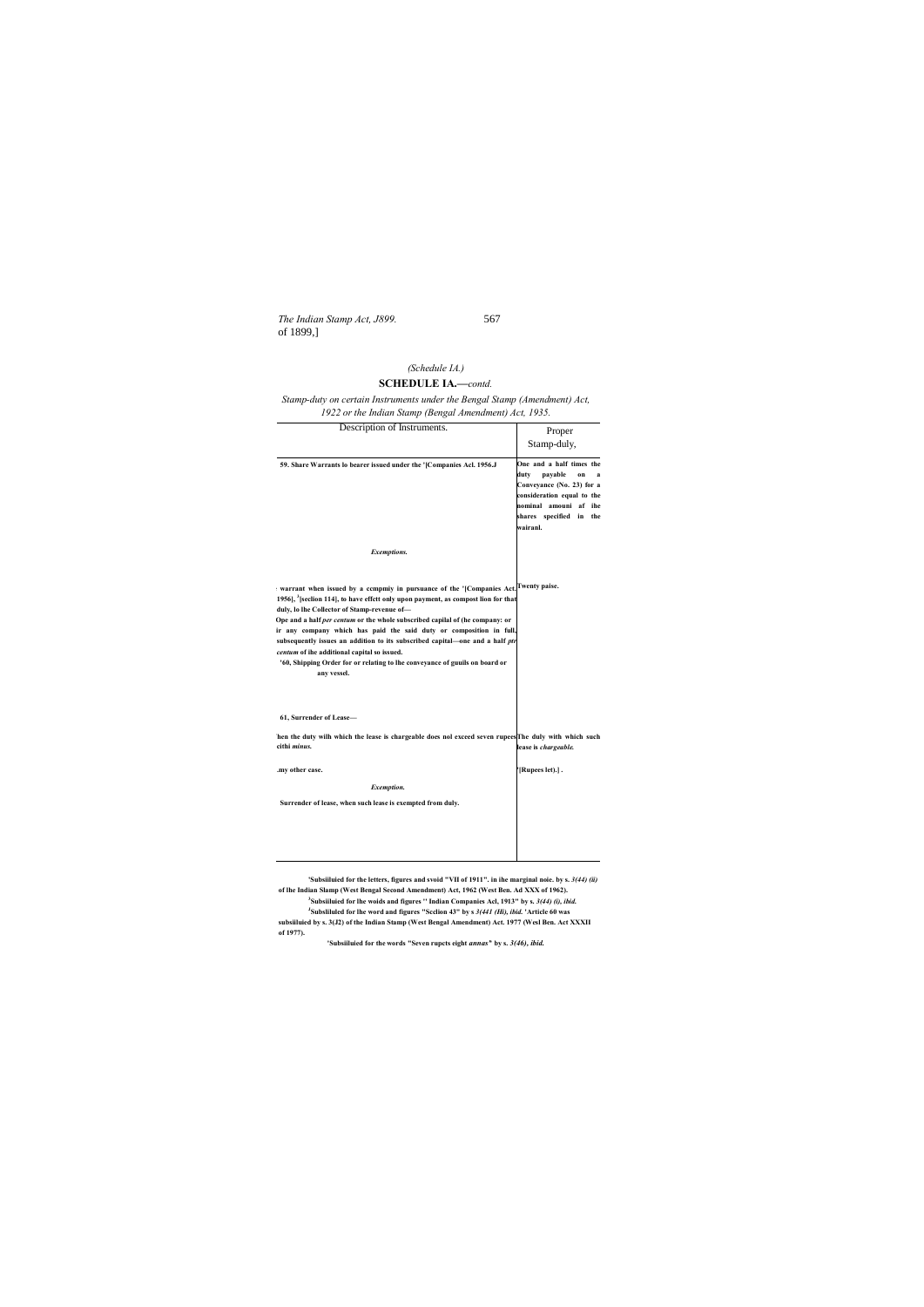(Schedule IA.)

## SCHEDULE IA.—*contd.*

*Stamp-duty on certain Instruments under the Bengal Stamp (Amendment) Act, 1922 or the Indian Stamp (Bengal Amendment) Act, 1935.*

| Description of Instruments. | Proper Stamp-duly, |
|---|---|
| **59. Share Warrants lo bearer issued under the '[Companies Acl. 1956.J** | **One and a half times the duty payable on a Conveyance (No. 23) for a consideration equal to the nominal amouni af ihe shares specified in the wairanl.** |
| ***Exemptions.*** | |
| **: warrant when issued by a ccmpmiy in pursuance of the '[Companies Act. 1956], [3][seclion 114], to have effctt only upon payment, as compost lion for that duly, lo lhe Collector of Stamp-revenue of—** | **Twenty paise.** |
| **Ope and a half *per centum* or the whole subscribed capilal of (he company: or** | |
| **ir any company which has paid the said duty or composition in full, subsequently issues an addition to its subscribed capital—one and a half *ptr centum* of ihe additional capital so issued.** | |
| **'60, Shipping Order for or relating to lhe conveyance of guuils on board or any vessel.** | |
| **61, Surrender of Lease—** | |
| **:hen the duty wilh which the lease is chargeable does nol exceed seven rupees eithi *minus.*** | **The duly with which such lease is *chargeable.*** |
| **.my other case.** | **'[Rupees let).] .** |
| ***Exemption.*** | |
| **Surrender of lease, when such lease is exempted from duly.** | |

'Subsiiluied for the letters, figures and svoid "VII of 1911". in ihe marginal noie. by s. *3(44) (ii)* of lhe Indian Slamp (West Bengal Second Amendment) Act, 1962 (West Ben. Ad XXX of 1962).

[3]Subsiiluied for lhe woids and figures '' Indian Companies Acl, 1913" by s. *3(44) (i), ibid.*

[J]Subsliluled for lhe word and figures "Seclion 43" by s *3(441 (Hi), ibid.* 'Article 60 was subsiiluied by s. 3(J2) of the Indian Stamp (West Bengal Amendment) Act. 1977 (Wesl Ben. Act XXXII of 1977).

'Subsiiluied for the words "Seven rupcts eight *annas"* by s. *3(46), ibid.*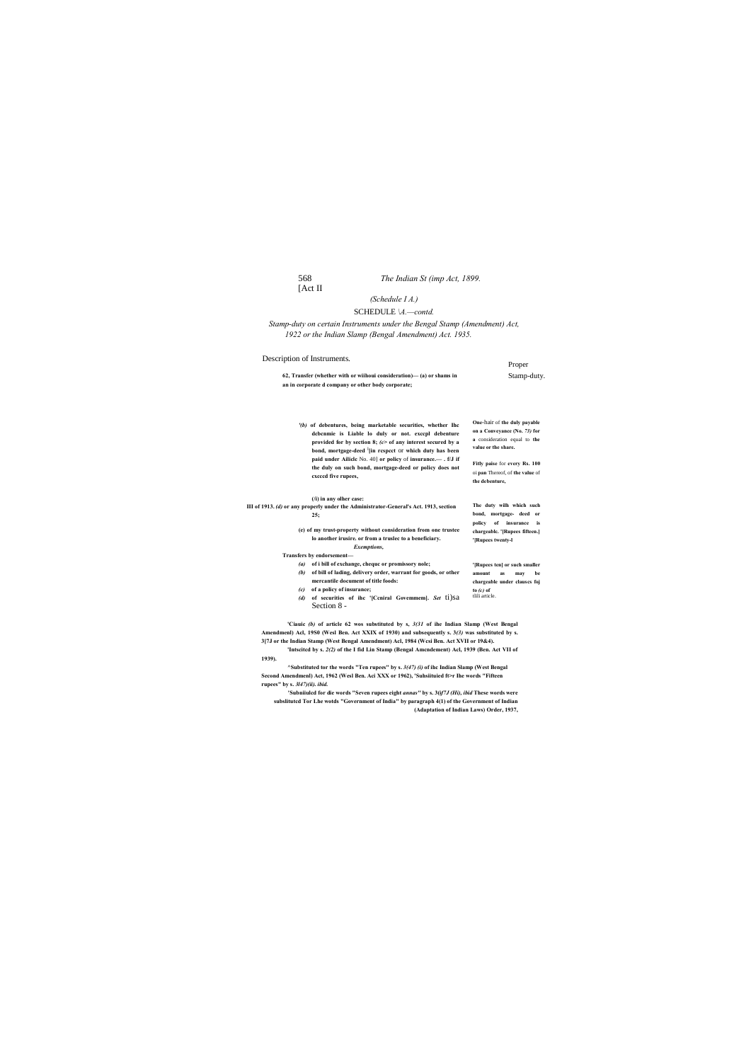*(Schedule I A.)*

SCHEDULE *IA.—contd.*

*Stamp-duty on certain Instruments under the Bengal Stamp (Amendment) Act, 1922 or the Indian Slamp (Bengal Amendment) Act. 1935.*

| Description of Instruments. | Proper Stamp-duty. |
|---|---|
| **62. Transfer (whether with or wiihoui consideration)— (a) or shams in an in corporate d company or other body corporate;** | |
| **'(b) of debentures, being marketable securities, whether Ihe dcbcnmie is Liable lo duly or not. exccpl debenture provided for by section 8; (c> of any interest secured by a bond, mortgage-deed [1]lin rcspect** or **which duty has been paid under Ailiclc** No. 40] **or policy** of **insurance.— . f/J if the duly on such bond, mortgage-deed or policy does not cxcccd five rupees,** | **One-**hair of **the duly payable on a Conveyance (No. 73) for a** consideration equal to **the value or the share.** **Fitly paise** for **every Rs. 100** oi **pan** Thereof, of **the value** of **the debenture,** |
| **(/i) in any olher case:** **III of 1913. (d) or any properly under the Administrator-General's Act. 1913, section 25;** **(e) of my trust-property without consideration from one trustee lo another irusire. or from a truslec to a beneficiary.** | **The duty wilh which such bond, mortgage- deed or policy of insurance is chargeablc. '[Rupees fifteen.] '[Rupees twenty-I** |
| ***Exemptions,*** **Transfers by endorsement—** ***(a)*** **of i bill of exchange, chequc or promissory nole;** ***(b)*** **of bill of lading, delivery order, warrant for goods, or other mercantile document of title foods:** ***(c)*** **of a policy of insurance;** ***(d)*** **of securities of ihc '[Ccniral Govemmem]. *Set* ti)sa** Section 8 - | **'[Rupees ten] or such smaller amount as may be chargeable under clauses foj to *(c)* of** tlili article. |

**'Ciauic *(b)* of article 62 wos substituted by s, *3(31* of ihe Indian Slamp (West Bengal Amendmenl) Acl, 19S0 (Wesl Ben. Act XXIX of 1930) and subsequently s. 3*(3)* was substituted by s. 3[7J or the Indian Stamp (West Bengal Amendment) Acl, 1984 (Wcsi Ben. Act XVII or 19&4).**

**'Intscited by s. *2(2)* of the I fid Lin Stamp (Bengal Amcndement) Acl, 1939 (Ben. Act VII of 1939).**

**^Substituted tor the words "Ten rupees" by s. *3(47) (i)* of ihc Indian Slamp (West Bengal Second Amendmenl) Act, 1962 (Wesl Ben. Aci XXX or 1962), 'Suhsiituied ft>r Ihe words "Fifteen rupees" by s. *3l47)(ii). ibid.***

**'Subniiulcd for die words "Seven rupees eight *annas"* by s. 3(*j*f*7J (Hi), ibid* These words were subslitutcd Tor Lhe wotds "Government of India" by paragraph 4(1) of the Government of Indian (Adaptation of Indian Laws) Order, 1937,**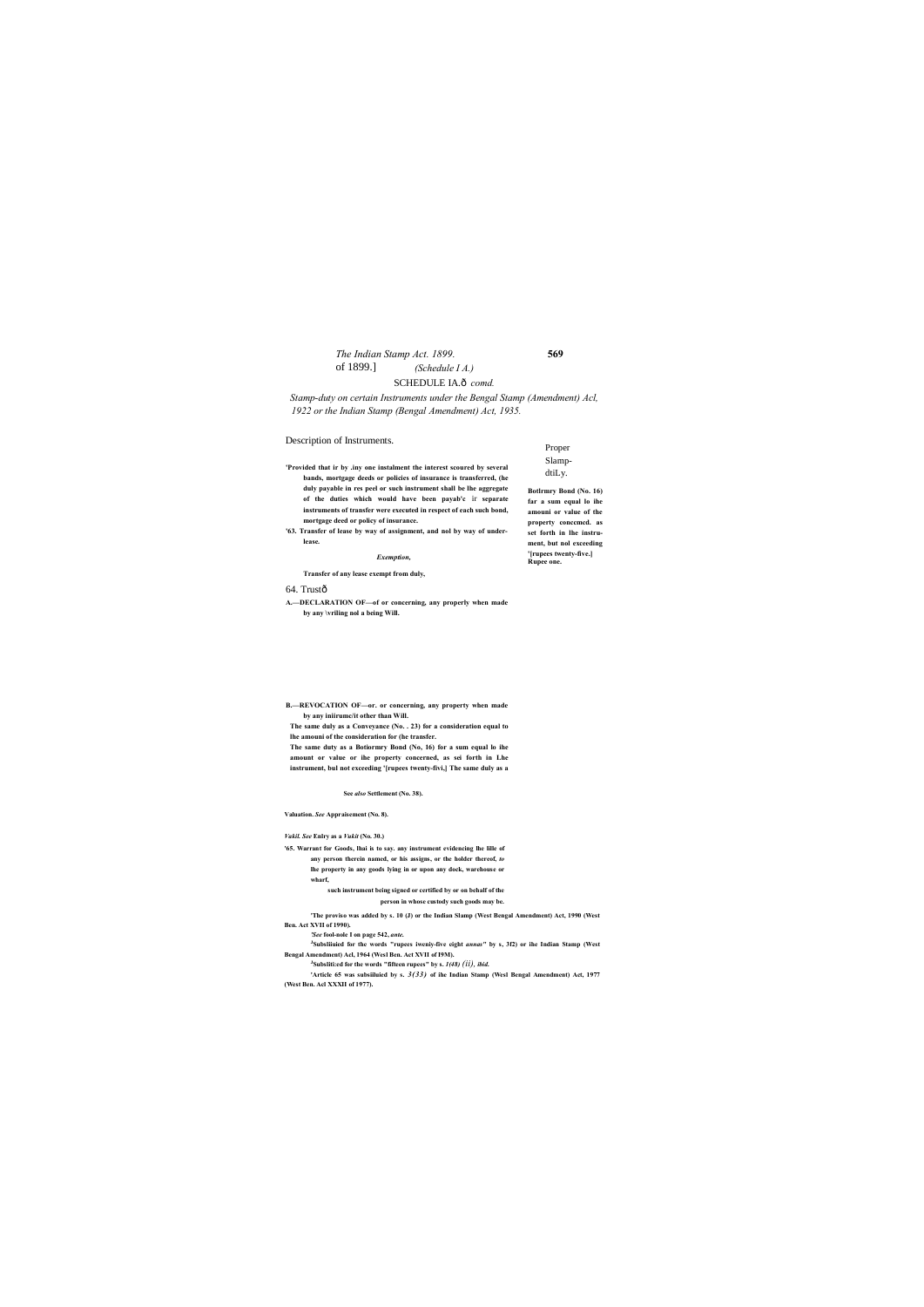SCHEDULE IA.ô *comd.*

*Stamp-duty on certain Instruments under the Bengal Stamp (Amendment) Acl, 1922 or the Indian Stamp (Bengal Amendment) Act, 1935.*

| Description of Instruments. | Proper Slamp-dtiLy. |
|---|---|
| **'Provided that ir by .iny one instalment the interest scoured by several bands, mortgage deeds or policies of insurance is transferred, (he duly payable in res peel or such instrument shall be lhe aggregate of the duties which would have been payab'e** ir **separate instruments of transfer were executed in respect of each such bond, mortgage deed or policy of insurance.** | |
| **'63. Transfer of lease by way of assignment, and nol by way of under-lease.** | **Botlrmry Bond (No. 16) far a sum equal lo ihe amouni or value of the property concemed. as set forth in lhe instru-ment, but nol exceeding '[rupees twenty-five.] Rupee one.** |
| ***Exemption,*** | |
| **Transfer of any lease exempt from duly,** | |
| 64. Trustô | |
| **A.—DECLARATION OF—of or concerning, any properly when made by any \vriling nol a being Will.** | |
| **B.—REVOCATION OF—or. or concerning, any property when made by any iniirume/it other than Will.** | |
| | **The same duly as a Conveyance (No. . 23) for a consideration equal to lhe amouni of the consideration for (he transfer.** |
| | **The same duty as a Botiormry Bond (No, 16) for a sum equal lo ihe amount or value or ihe property concerned, as sei forth in I.he instrument, bul not exceeding '[rupees twenty-fivi,] The same duly as a** |
| **See *also* Settlement (No. 38).** | |
| **Valuation.** ***See*** **Appraisement (No. 8).** | |
| ***Vakil. See*** **Enlry as a** ***Vukit*** **(No. 30.)** | |
| **'65. Warrant for Goods, lhai is to say. any instrument evidencing lhe lille of any person therein named, or his assigns, or the holder thereof,** ***to*** **lhe property in any goods lying in or upon any dock, warehouse or wharf,** | |
| **such instrument being signed or certified by or on behalf of the person in whose custody such goods may be.** | |

**'The proviso was added by s. 10 (J) or the Indian Slamp (West Bengal Amendment) Act, 1990 (West Ben. Act XVII of 1990).**

***'See*** **fool-nole I on page 542,** ***ante.***

**[J]Subsliiuied for the words "rupees iweniy-five eight** ***annas"*** **by s, 3f2) or ihe Indian Stamp (West Bengal Amendment) Acl, 1964 (Wesl Ben. Act XVII of I9M).**

**[J]Subslil:ed for the words "fifteen rupees" by s.** ***1(48) (ii), ibid.***

**'Article 65 was subsiluied by s.** ***3(33)*** **of ihe Indian Stamp (Wesl Bengal Amendment) Act, 1977 (West Ben. Acl XXXII of 1977).**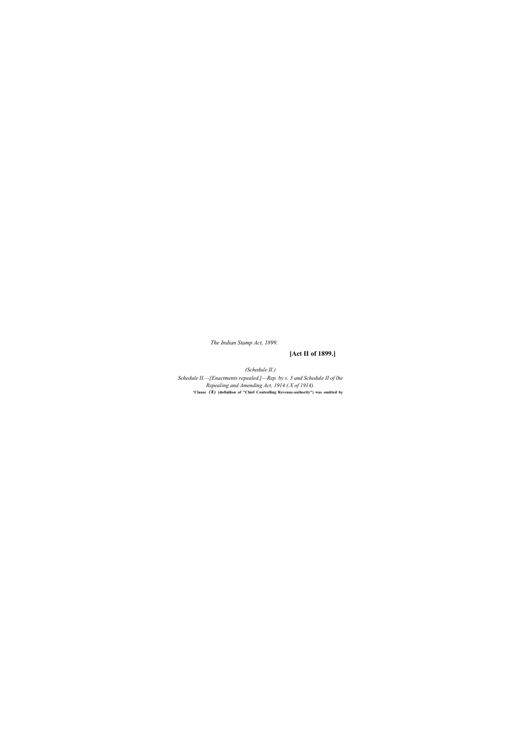*(Schedule II.)*

*Schedule II.—[Enactments repealed.]—Rep. by s. 3 and Schedule II of lhe Repealing and Amending Act, 1914 (.X of 1914).*

**'Clause *(8)* (dofinilion of "Chief Controlling Revenue-authority") was omitted by**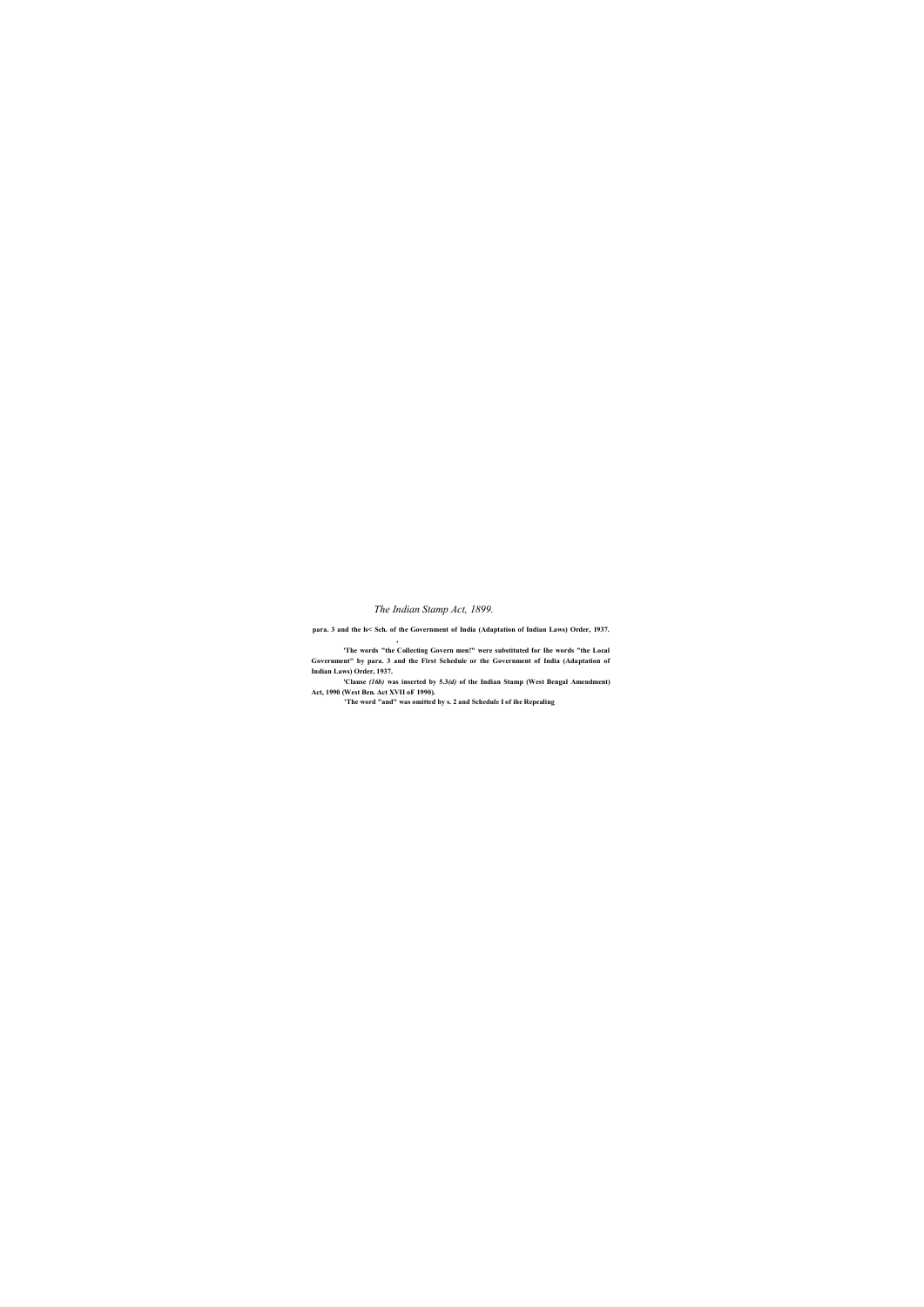para. 3 and the ls< Sch. of the Government of India (Adaptation of Indian Laws) Order, 1937.

'The words "the Collecting Govern men!" were substituted for Ihe words "the Local Government" by para. 3 and the First Schedule or the Government of India (Adaptation of Indian Laws) Order, 1937.

'Clause *(16b)* was inserted by 5.3*(d)* of the Indian Stamp (West Bengal Amendment) Act, 1990 (West Ben. Act XVII oF 1990).

'The word "and" was omitted by s. 2 and Schedule I of ihe Repealing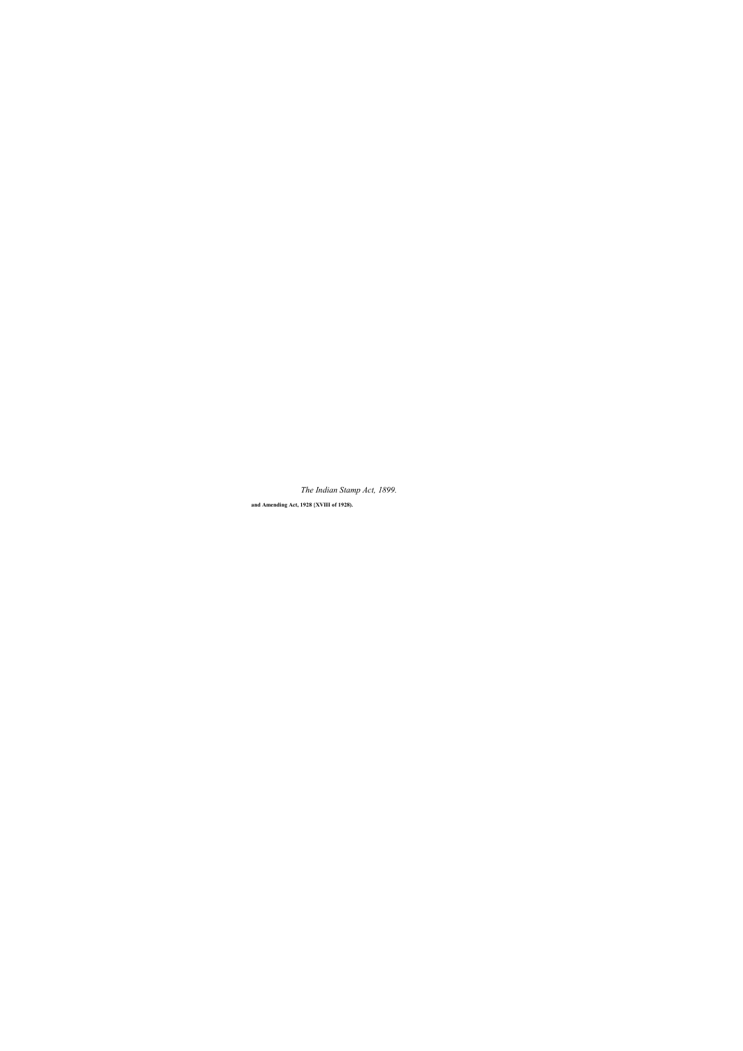*The Indian Stamp Act, 1899.*

**and Amending Act, 1928 (XVIII of 1928).**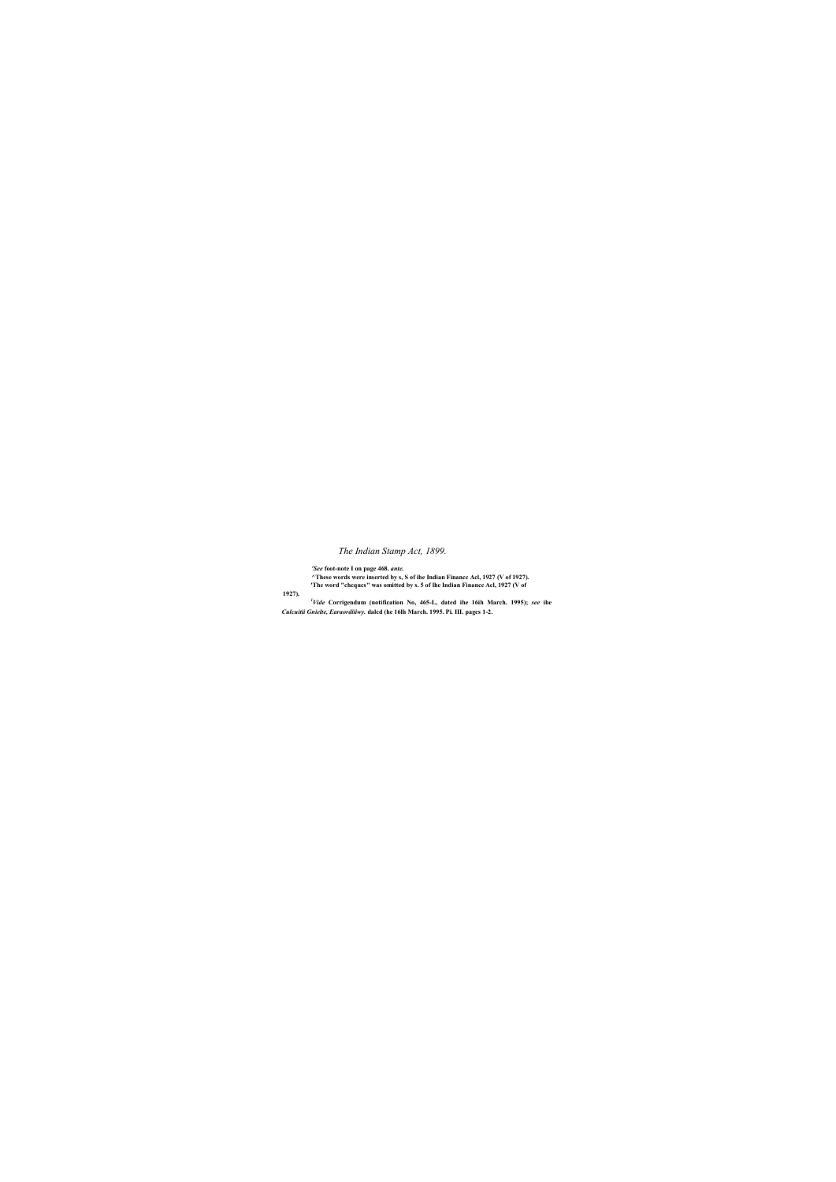*The Indian Stamp Act, 1899.*

'*See* foot-note I on page 468. *ante.*

^These words were inserted by s, S of ihe Indian Financc Acl, 1927 (V of 1927).

'The word "chcqucs" was omitted by s. 5 of lhe Indian Financc Acl, 1927 (V of 1927),

[f]*Vide* Corrigendum (notification No, 465-L, dated ihe 16ih March. 1995); *see* ihe *Culcuitti Gnielte, Earaordiiiwy.* dalcd (he 16lh March. 1995. Pi. III. pages 1-2.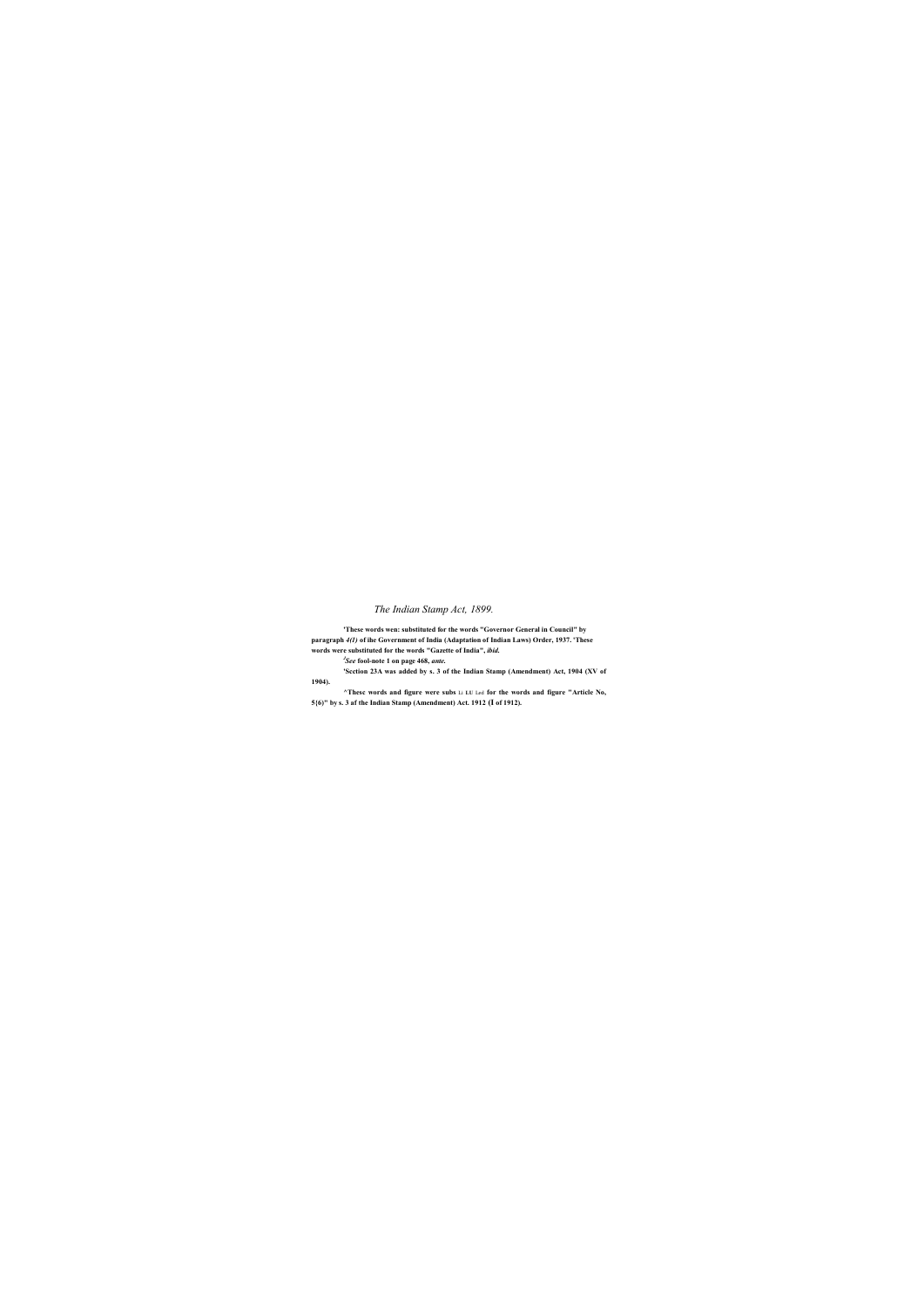*The Indian Stamp Act, 1899.*

'These words wen: substituted for the words "Governor General in Council" by paragraph *4(1)* of ihe Government of India (Adaptation of Indian Laws) Order, 1937. 'These words were substituted for the words "Gazette of India", *ibid.*

[J]*See* fool-note 1 on page 468, *ante.*

'Scction 23A was added by s. 3 of the Indian Stamp (Amendment) Act, 1904 (XV of 1904).

^These words and figure were subs Li LU Led for the words and figure "Article No, 5{6)" by s. 3 af the Indian Stamp (Amendment) Act. 1912 (Ī of 1912).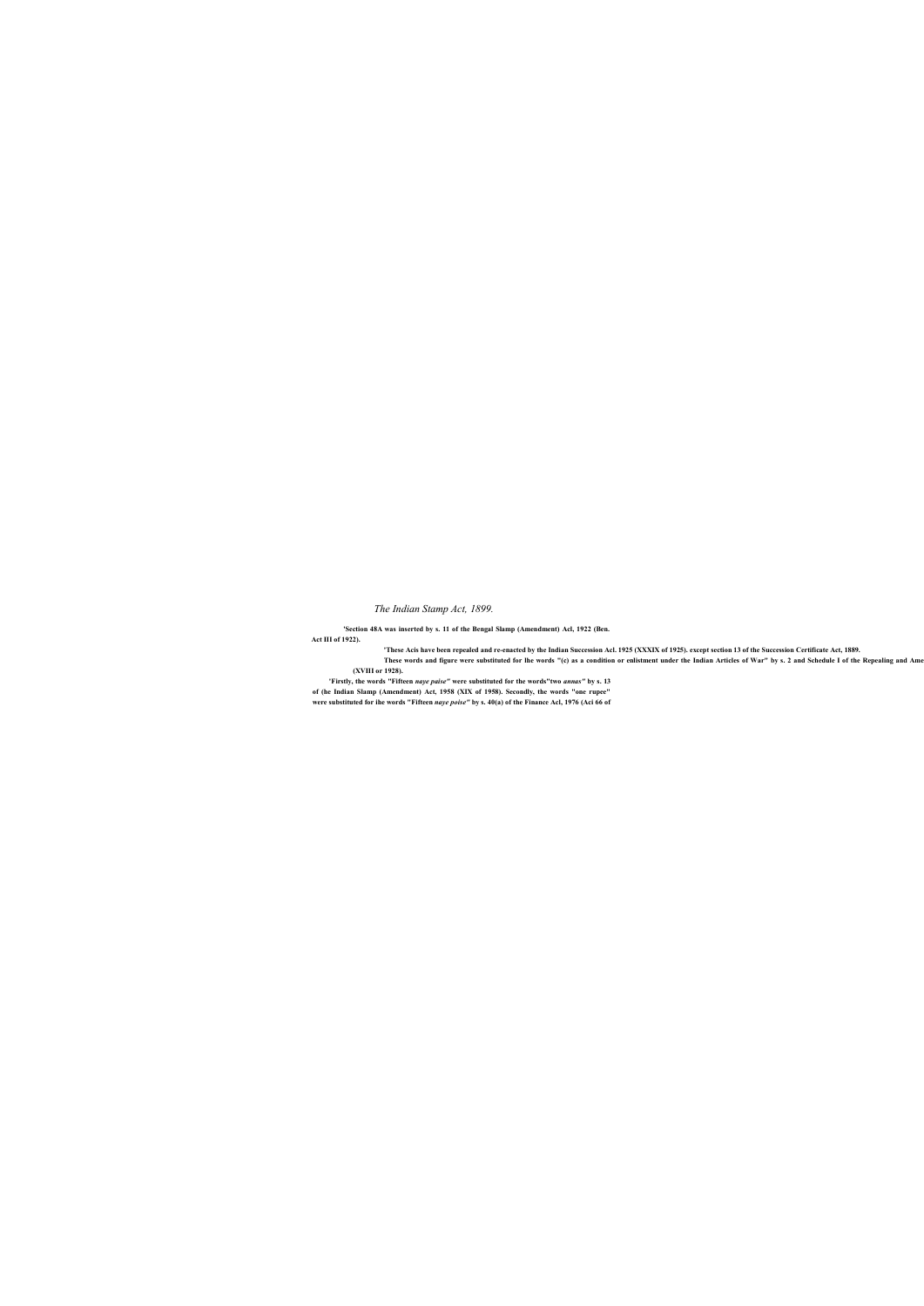*The Indian Stamp Act, 1899.*

**'Section 48A was inserted by s. 11 of the Bengal Slamp (Amendment) Acl, 1922 (Ben. Act III of 1922).**

**"These Acis have been repealed and re-enacted by the Indian Succession Acl. 1925 (XXXIX of 1925). except section 13 of the Succession Certificate Act, 1889.**

**These words and figure were substituted for lhe words "(c) as a condition or enlistment under the Indian Articles of War" by s. 2 and Schedule I of the Repealing and Ame (XVIII or 1928).**

**'Firstly, the words "Fifteen *naye paise*" were substituted for the words"two *annas*" by s. 13 of (he Indian Slamp (Amendment) Act, 1958 (XIX of 1958). Secondly, the words "one rupee" were substituted for ihe words "Fifteen *naye poise*" by s. 40(a) of the Finance Acl, 1976 (Aci 66 of**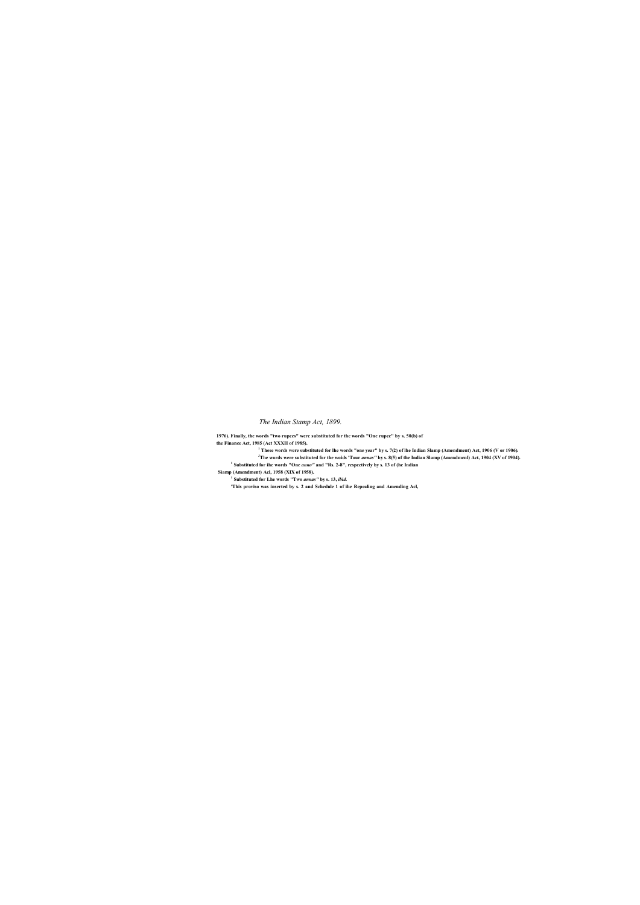*The Indian Stamp Act, 1899.*

**1976). Finally, the words "two rupees" were substituted for the words "One rupee" by s. 50(b) of the Finance Act, 1985 (Act XXXII of 1985).**

**[1] These words were substituted for lhe words "one year" by s. 7(2) of lhe Indian Slamp (Amendment) Act, 1906 (V or 1906).**

**[J]The words were substituted for the woids 'Tour *annas"* by s. 8(5) of the Indian Slamp (Amcndmcnl) Act, 1904 (XV of 1904).**

**[1] Substituted for ihe words "One *anno"* and "Rs. 2-8", respectively by s. 13 of (he Indian Siamp (Amendment) Acl, 1958 (XIX of 1958).**

**[1] Substituted for Lhe words "Two *annas"* by s. 13, *ibid.***

**'This proviso was inserted by s. 2 and Schedule 1 of ihe Repealing and Amending Acl,**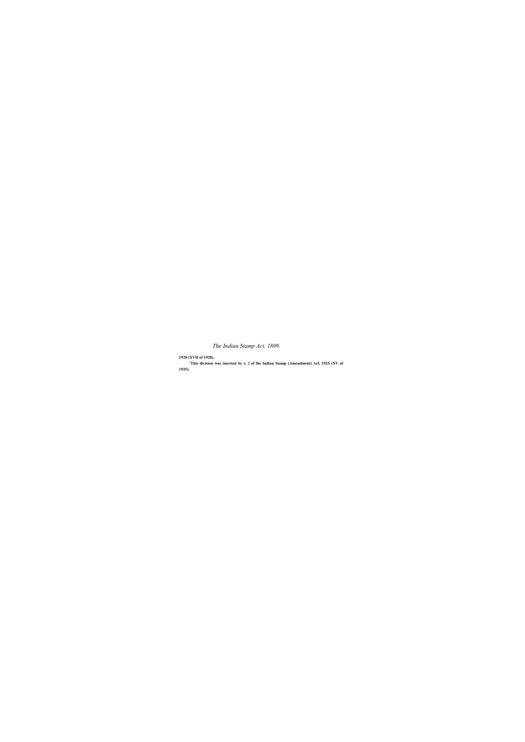1928 (XVII of 1928).

[1]This division was inserted by s. 2 of lhe Indian Siamp (Amendment) Acl. 1925 (XV of 1925).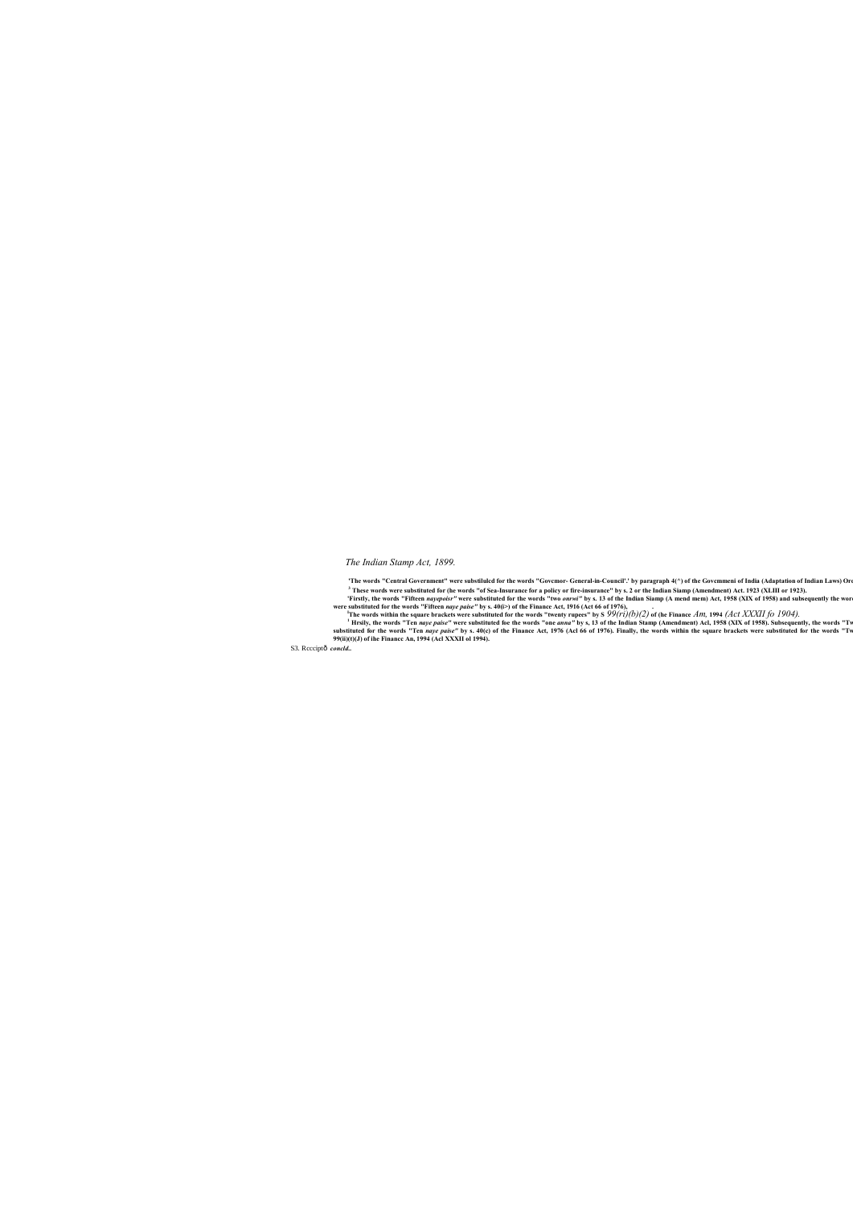*The Indian Stamp Act, 1899.*

**'The words "Central Government" were substilulcd for the words "Govcmor- General-in-Council'.' by paragraph 4(^) of the Govcmmeni of India (Adaptation of Indian Laws) Ord**

**[3] These words were substituted for (he words "of Sea-Insurance for a policy or fire-insurance" by s. 2 or the Indian Siamp (Amendment) Act. 1923 (XLIII or 1923).**

**'Firstly, the words "Fifteen *nayepoisr"* were substituted for the words "two *onrwi"* by s. 13 of the Indian Siamp (A mend mem) Act, 1958 (XIX of 1958) and subsequently the word were substituted for the words "Fifteen *naye paise"* by s. 40(i>) of the Finance Act, 1916 (Act 66 of 1976),**

**[b]The words within the square brackets were substituted for the words "twenty rupees" by S** *99(ri)(b)(2)* **of (he Finance** *Am,* **1994** *(Act XXXII fo 1904).*

**[1] Hrsily, the words "Ten *naye paise"* were substituted foe the words "one *anna"* by s, 13 of the Indian Stamp (Amendment) Acl, 1958 (XIX of 1958). Subsequently, the words "Tw substituted for the words "Ten *naye paise"* by s. 40(c) of the Finance Act, 1976 (Acl 66 of 1976). Finally, the words within the square brackets were substituted for the words "Tw 99(ii)(t)(J) of ihe Financc An, 1994 (Acl XXXII ol 1994).**

S3. Rcccipt— ***concld..***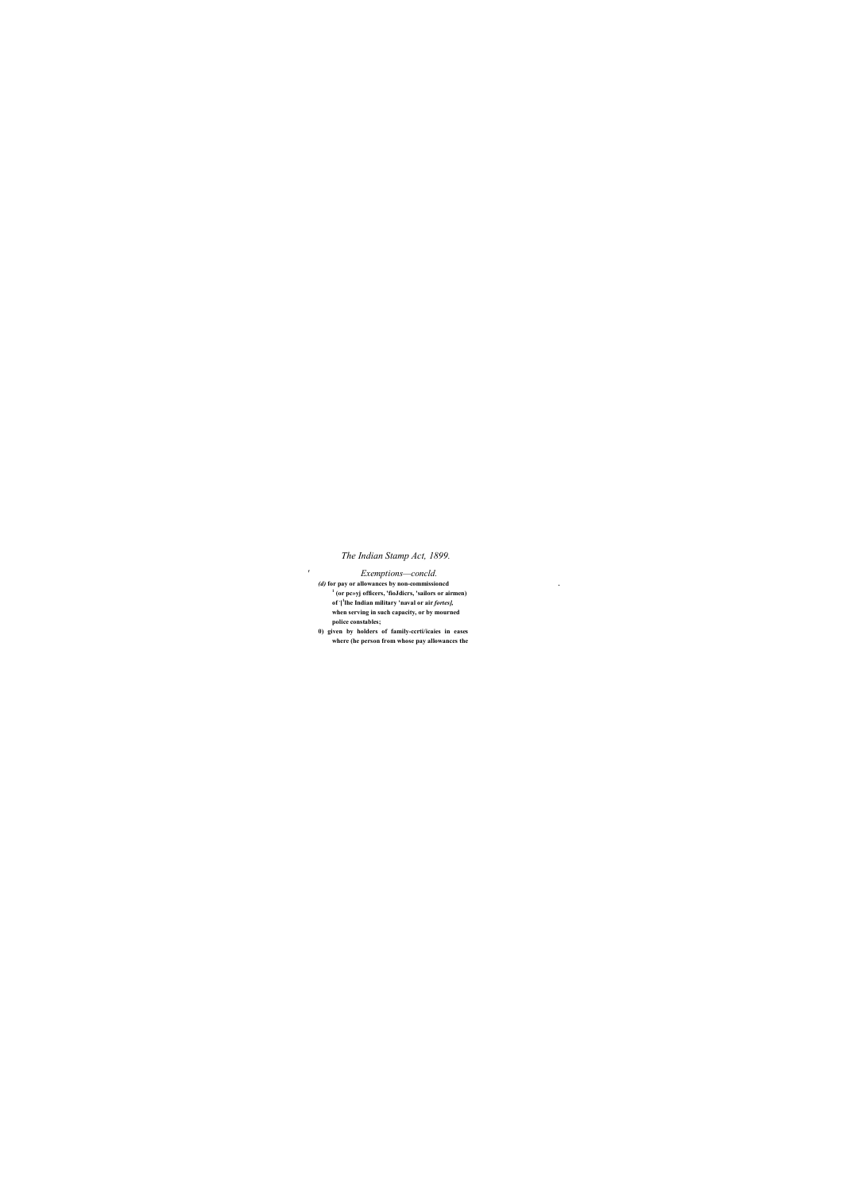*Exemptions—concld.*

*(d)* **for pay or allowances by non-commissioned** **[1] (or pc»yj officers, 'fioJdicrs, 'sailors or airmen) of '['lhe Indian military 'naval or air *fortes],* when serving in such capacity, or by mourned police constables;**

**0) given by holders of family-certi/icaies in eases where (he person from whose pay allowances the**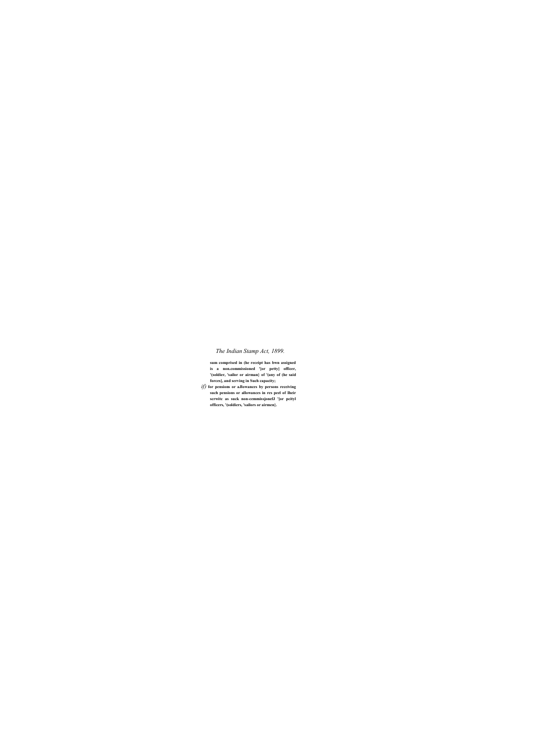sum comprised in (he receipt has bwn assigned is a non.commissioned '[or petty] officer, '(soldier, 'sailor or airman} of '(any of (he said forces], and serving in Such capacity;

*if)* for pensions or aJlowances by persons receiving such pensions or allowances in res peel of Iheir scrwitc as suck non-cemmissjonefJ '[or pcityl officers, '(soldiers, 'sailors or airmen}.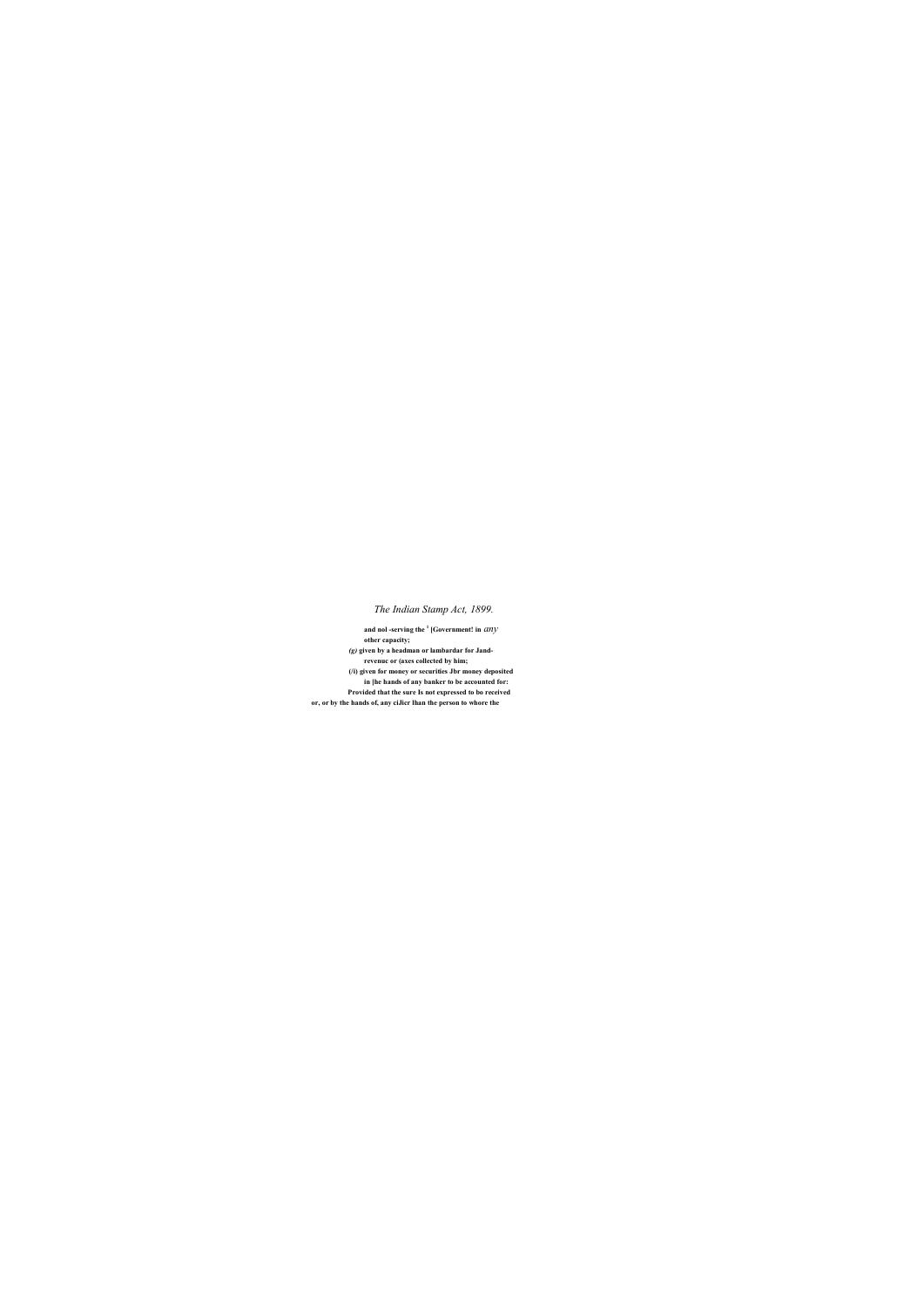and nol -serving the [1] [Government! in *any* other capacity;

*(g)* given by a headman or lambardar for Jand-revenuc or (axes collected by him;

(/i) given for money or securities Jbr money deposited in [he hands of any banker to be accounted for:

Provided that the sure Is not expressed to bo received or, or by the hands of, any ciJicr lhan the person to whore the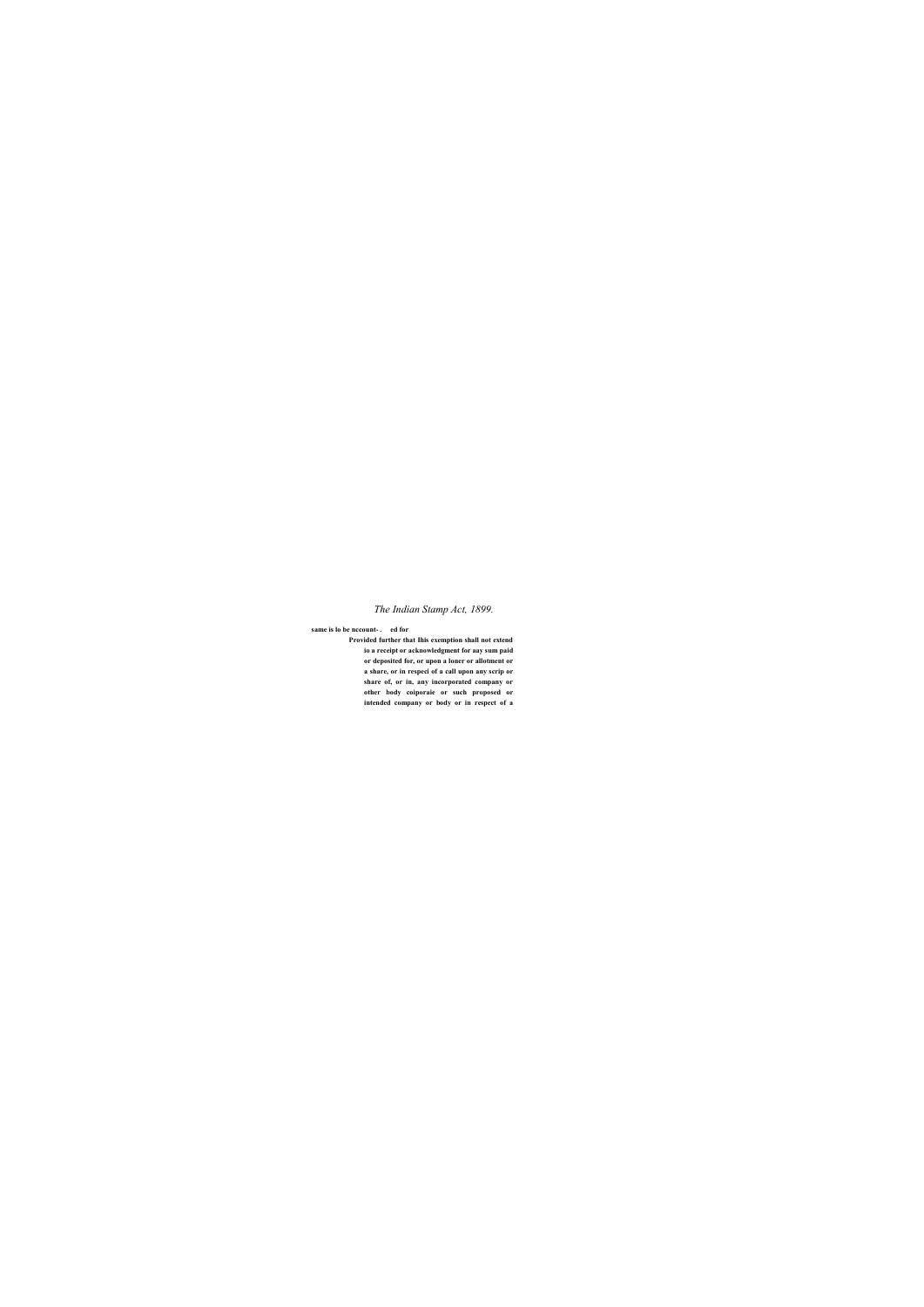same is lo be nccount- . ed for

**Provided further that Ihis exemption shall not extend io a receipt or acknowledgment for aay sum paid or deposited for, or upon a loner or allotment or a share, or in respeci of a call upon any scrip or share of, or in, any incorporated company or other body coiporaie or such proposed or intended company or body or in respect of a**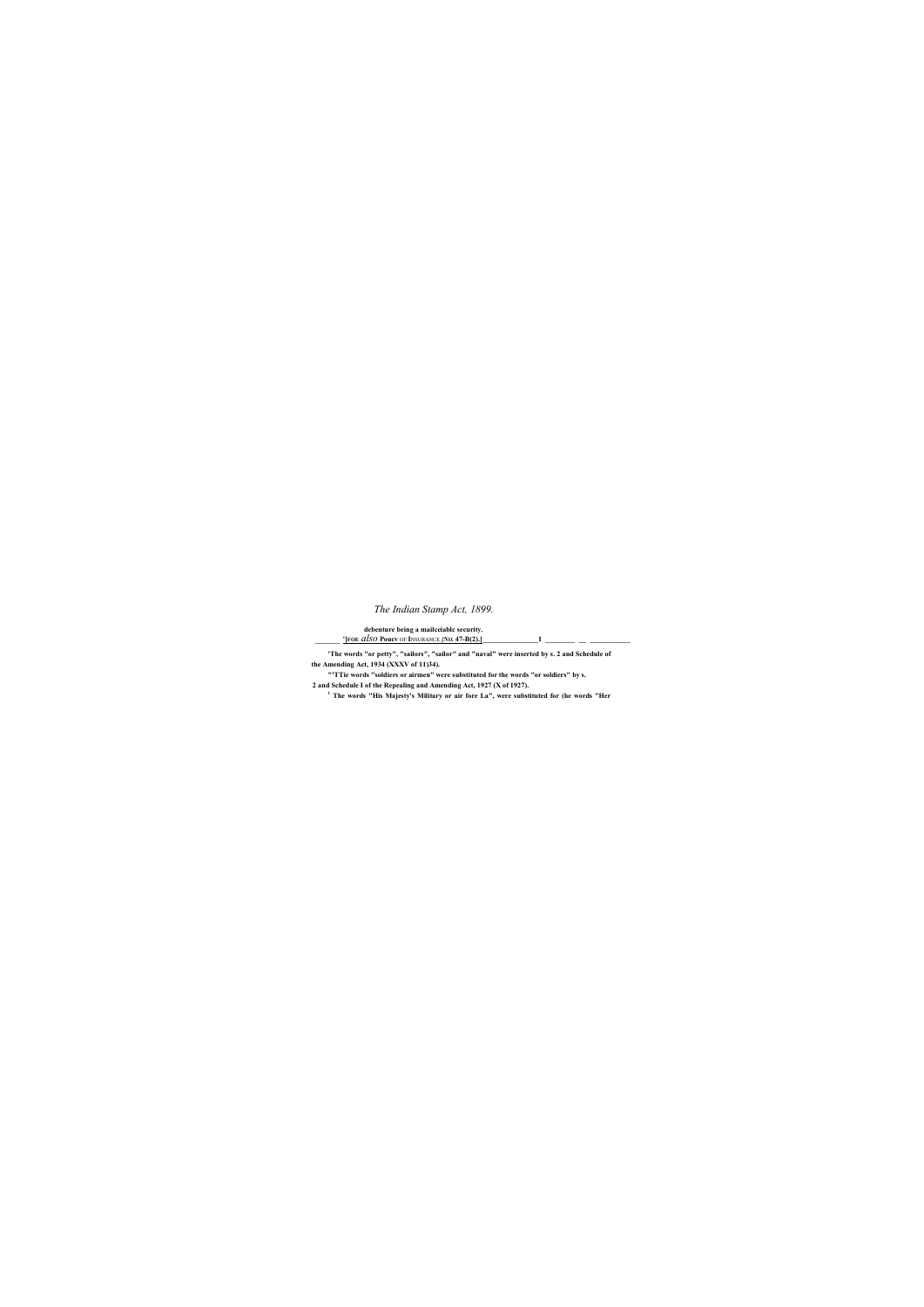debenture being a mailceiable security.

______ '[FOR *also* Poucv OF INSURANCE *[No.* 47-B(2).] ______________I ________ __ ___________

'The words "or petty", "sailors", "sailor" and "naval" were inserted by s. 2 and Schedule of the Amending Act, 1934 (XXXV of 11)34).

"'TTie words "soldiers or airmen" were substituted for the words "or soldiers" by s. 2 and Schedule I of the Repealing and Amending Act, 1927 (X of 1927).

[t] The words "His Majesty's Military or air fore La", were substituted for (he words "Her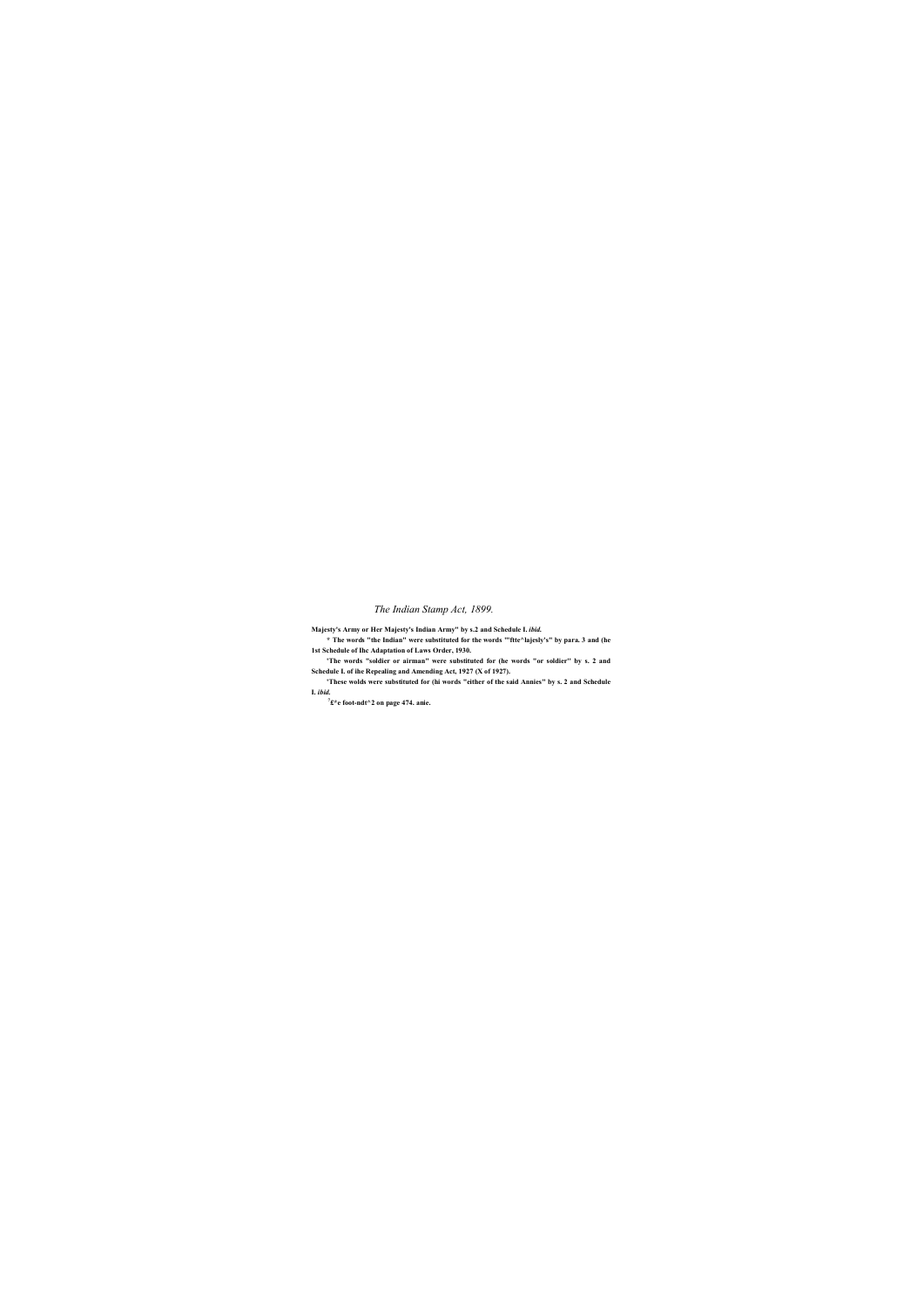Majesty's Army or Her Majesty's Indian Army" by s.2 and Schedule I. *ibid.*

* The words "the Indian" were substituted for the words "'ftte^lajesly's" by para. 3 and (he 1st Schedule of Ihc Adaptation of Laws Order, 1930.

[5]The words "soldier or airman" were substituted for (he words "or soldier" by s. 2 and Schedule I. of ihe Repealing and Amending Act, 1927 (X of 1927).

[6]These wolds were substituted for (hi words "either of the said Annies" by s. 2 and Schedule I. *ibid.*

[7]£°e foot-ndt^2 on page 474. anie.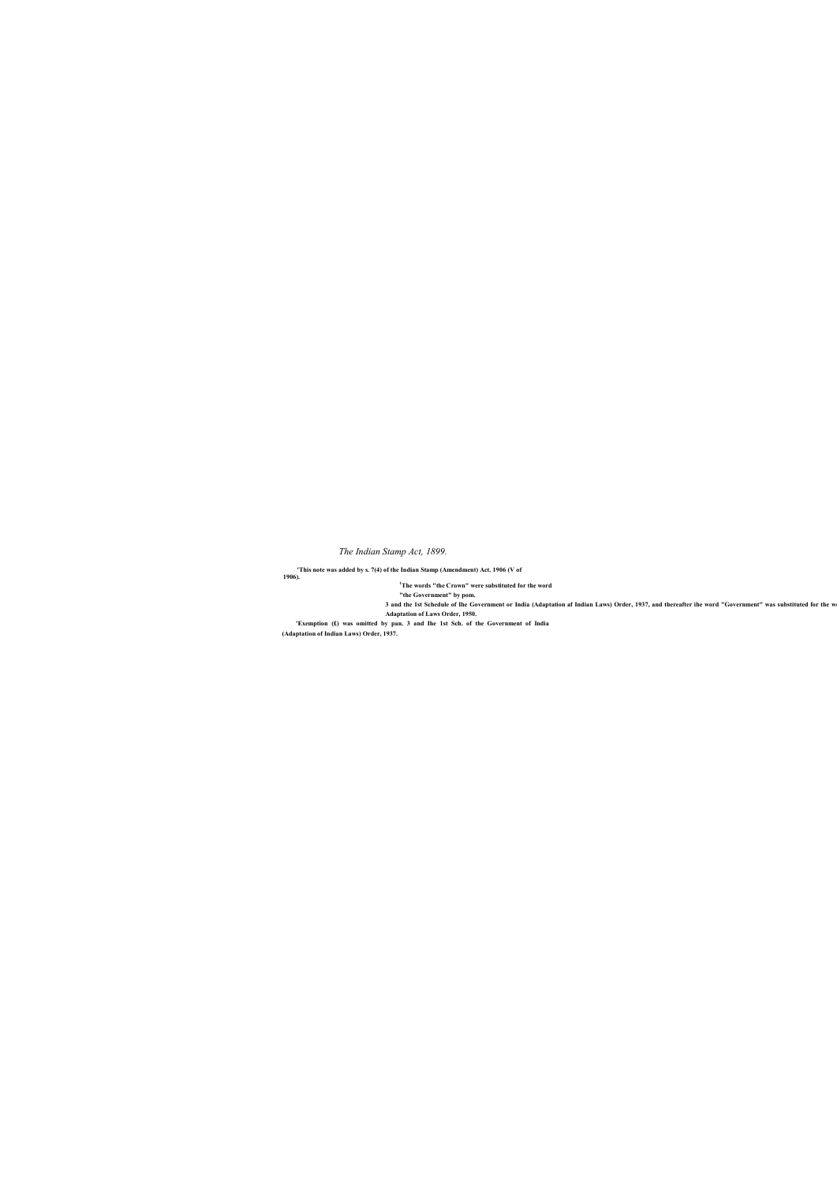*The Indian Stamp Act, 1899.*

**'This note was added by s. 7(4) of the Indian Stamp (Amendment) Act. 1906 (V of 1906).**

**[1]The words "the Crown" were substituted for the word "the Government" by pom.**

**3 and the 1st Schedule of Ihe Government or India (Adaptation af Indian Laws) Order, 1937, and thereafter ihe word "Government" was substituted for the w Adaptation of Laws Order, 1950.**

**'Exemption (£) was omitted by pan. 3 and Ihe 1st Sch. of the Government of India (Adaptation of Indian Laws) Order, 1937.**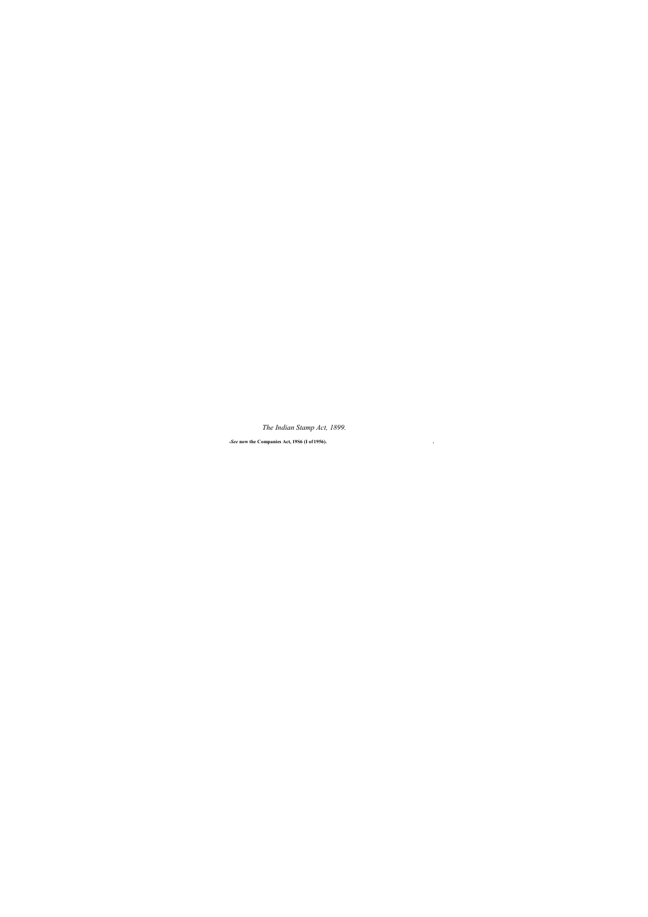-*See* now the Companies Act, 1956 (I of 1956).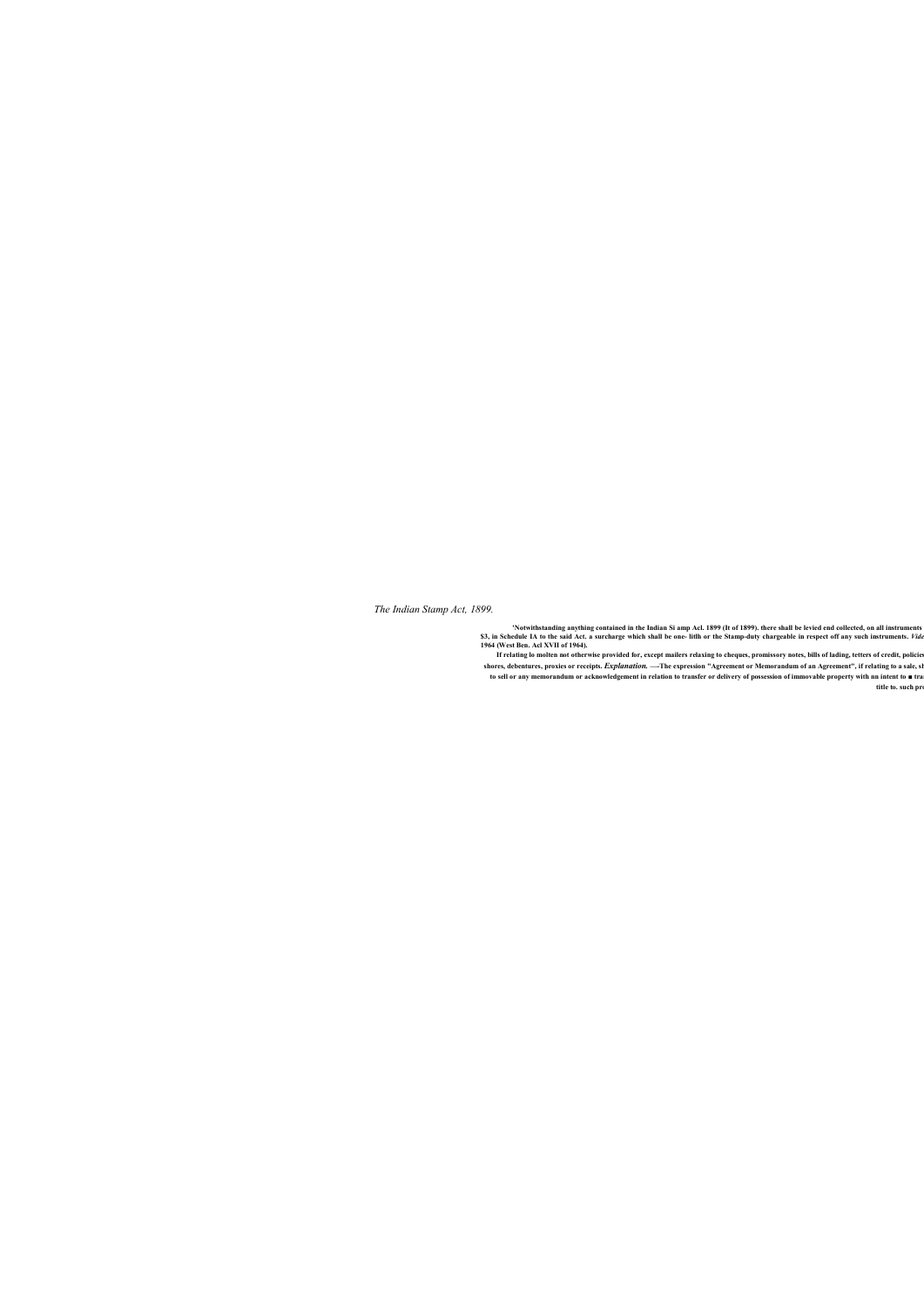*The Indian Stamp Act, 1899.*

**'Notwithstanding anything contained in the Indian Si amp Acl. 1899 (It of 1899). there shall be levied end collected, on all instruments**
**$3, in Schedule IA to the said Act. a surcharge which shall be one- litlh or the Stamp-duty chargeable in respect off any such instruments. *Vide***
**1964 (West Ben. Acl XVII of 1964).**

**If relating lo molten not otherwise provided for, except mailers relaxing to cheques, promissory notes, bills of lading, tetters of credit, policies**
**shores, debentures, proxies or receipts. *Explanation.* —-The expression "Agreement or Memorandum of an Agreement", if relating to a sale, sl**
**to sell or any memorandum or acknowledgement in relation to transfer or delivery of possession of immovable property with nn intent to ■ tra**
**title to. such pro**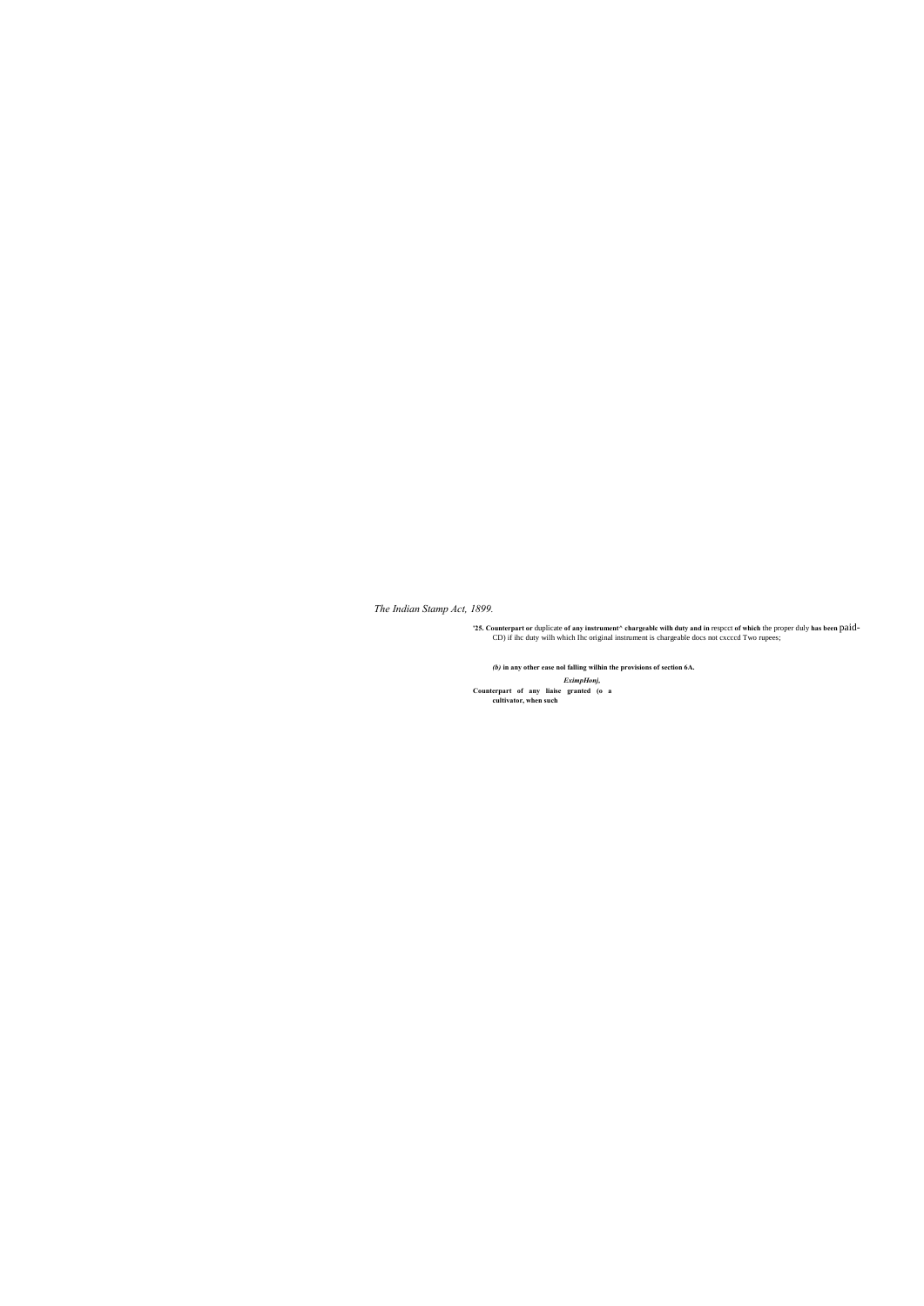*The Indian Stamp Act, 1899.*

'**25. Counterpart or** duplicate **of any instrument^ chargeable wilh duty and in** respcct **of which** the proper duly **has been** paid-
CD) if ihc duty wilh which Ihc original instrument is chargeable docs not cxcccd Two rupees;

***(b)* in any other ease nol falling wilhin the provisions of section 6A.**

***ExirnpHonj.***

**Counterpart of any liaise granted (o a cultivator, when such**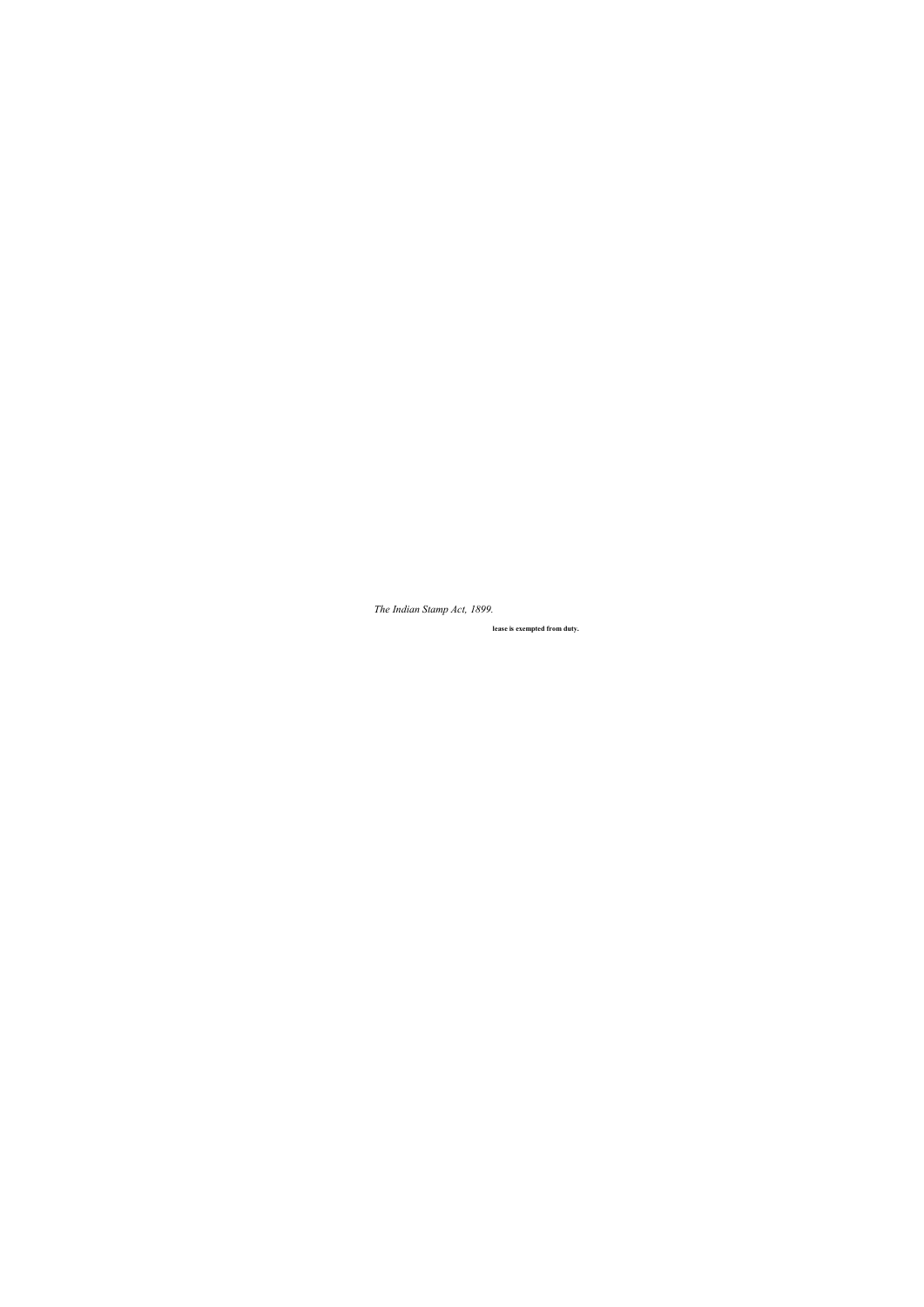**lease is exempted from duty.**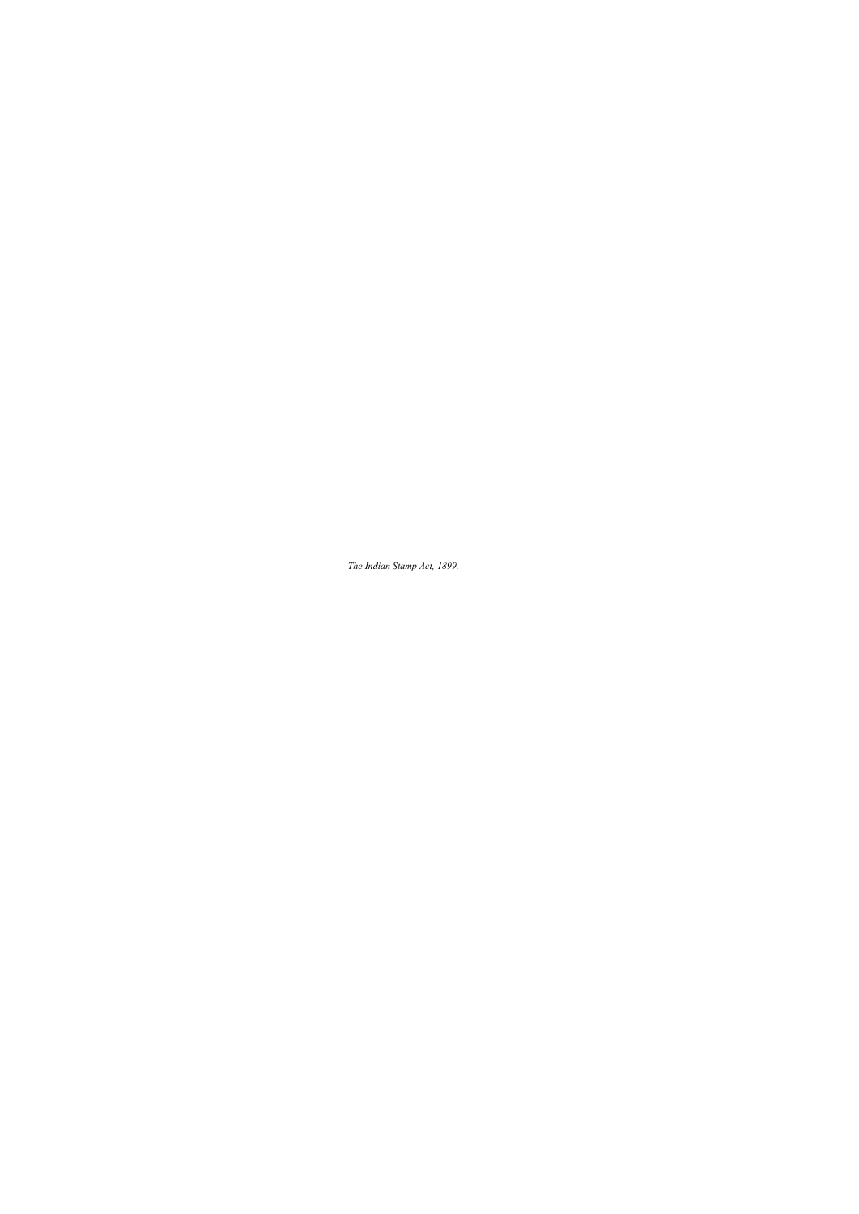*The Indian Stamp Act, 1899.*